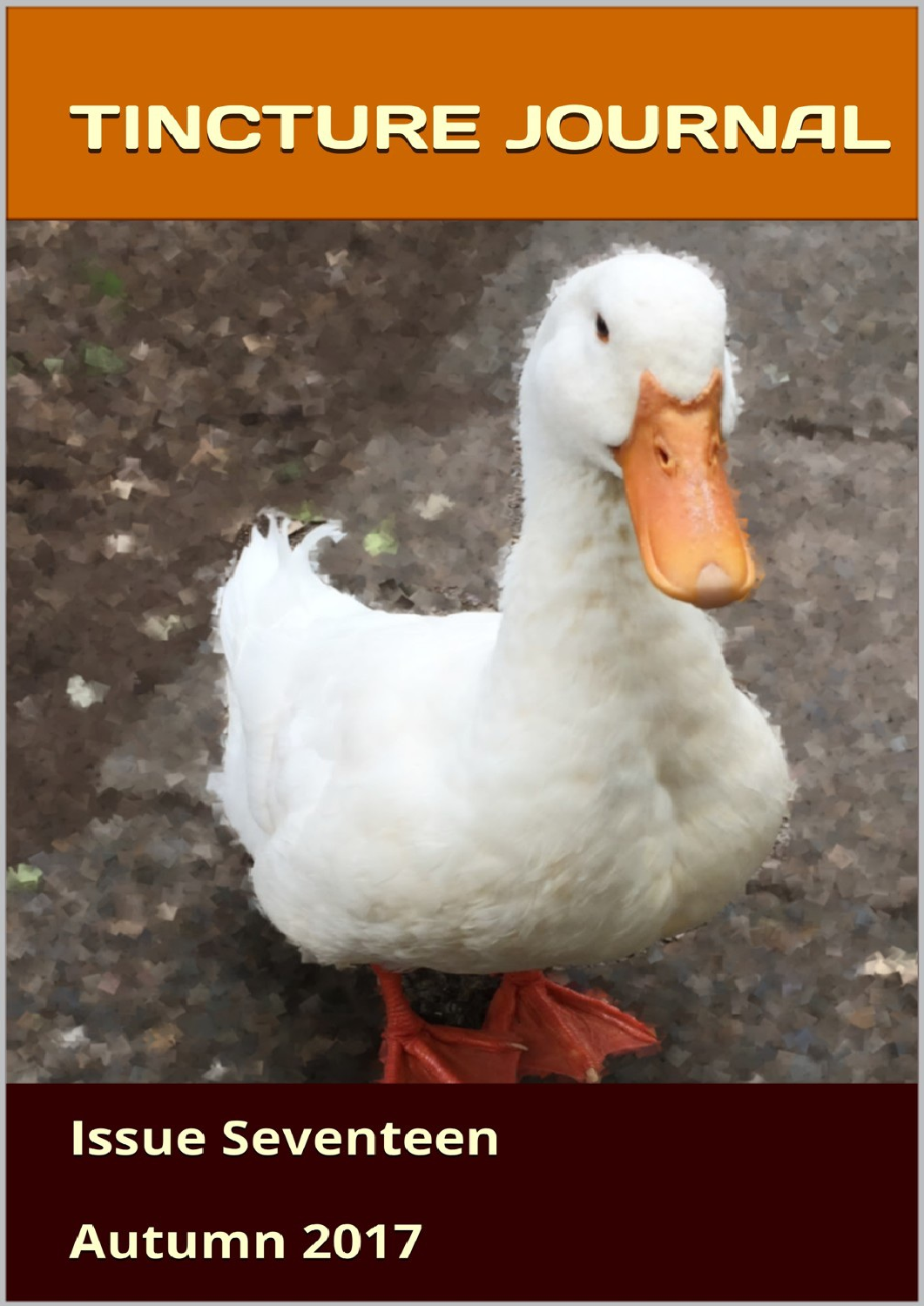# TINCTURE JOURNAL

Issue Seventeen

Autumn 2017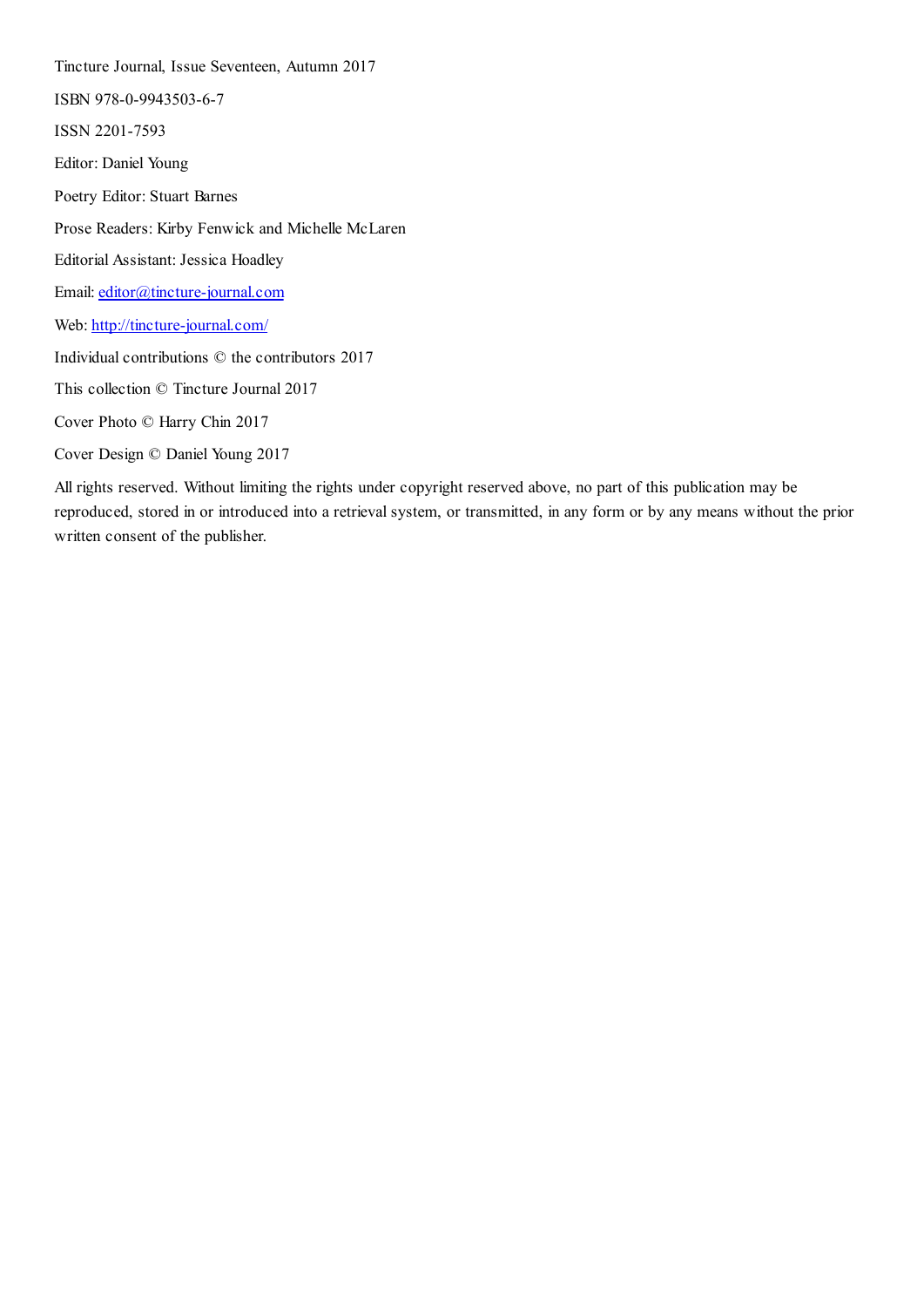Tincture Journal, Issue Seventeen, Autumn 2017

ISBN 978-0-9943503-6-7

ISSN 2201-7593

Editor: Daniel Young

Poetry Editor: Stuart Barnes

Prose Readers: Kirby Fenwick and Michelle McLaren

Editorial Assistant: Jessica Hoadley

Email: [editor@tincture-journal.com](mailto:editor@tincture-journal.com)

Web: [http://tincture-journal.com/](http://tincture-journal.com/)

Individual contributions © the contributors 2017

This collection © Tincture Journal 2017

Cover Photo © Harry Chin 2017

Cover Design © Daniel Young 2017

All rights reserved. Without limiting the rights under copyright reserved above, no part of this publication may be reproduced, stored in or introduced into a retrieval system, or transmitted, in any form or by any means without the prior written consent of the publisher.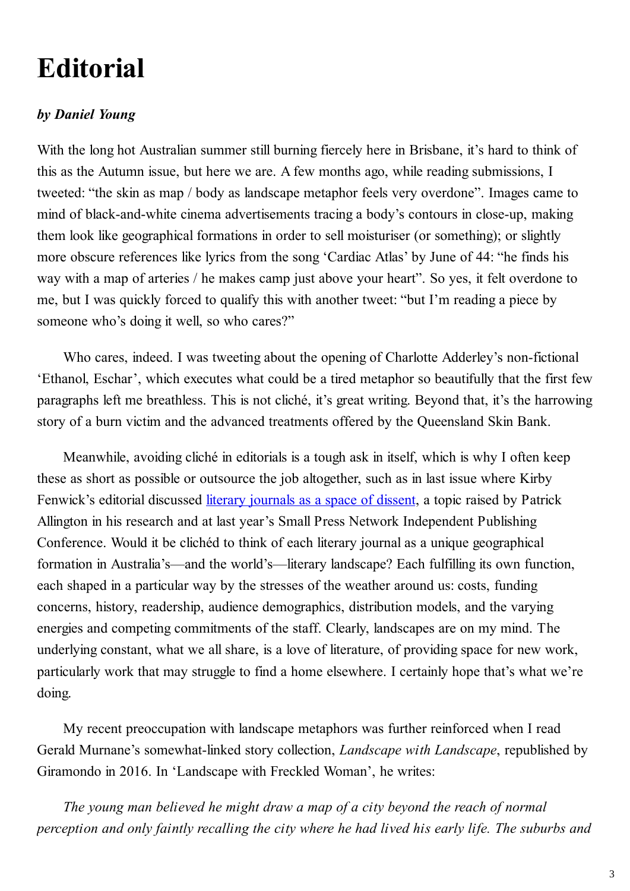# Editorial

***by Daniel Young***

With the long hot Australian summer still burning fiercely here in Brisbane, it's hard to think of this as the Autumn issue, but here we are. A few months ago, while reading submissions, I tweeted: "the skin as map / body as landscape metaphor feels very overdone". Images came to mind of black-and-white cinema advertisements tracing a body's contours in close-up, making them look like geographical formations in order to sell moisturiser (or something); or slightly more obscure references like lyrics from the song 'Cardiac Atlas' by June of 44: "he finds his way with a map of arteries / he makes camp just above your heart". So yes, it felt overdone to me, but I was quickly forced to qualify this with another tweet: "but I'm reading a piece by someone who's doing it well, so who cares?"

Who cares, indeed. I was tweeting about the opening of Charlotte Adderley's non-fictional 'Ethanol, Eschar', which executes what could be a tired metaphor so beautifully that the first few paragraphs left me breathless. This is not cliché, it's great writing. Beyond that, it's the harrowing story of a burn victim and the advanced treatments offered by the Queensland Skin Bank.

Meanwhile, avoiding cliché in editorials is a tough ask in itself, which is why I often keep these as short as possible or outsource the job altogether, such as in last issue where Kirby Fenwick's editorial discussed literary journals as a space of dissent, a topic raised by Patrick Allington in his research and at last year's Small Press Network Independent Publishing Conference. Would it be clichéd to think of each literary journal as a unique geographical formation in Australia's—and the world's—literary landscape? Each fulfilling its own function, each shaped in a particular way by the stresses of the weather around us: costs, funding concerns, history, readership, audience demographics, distribution models, and the varying energies and competing commitments of the staff. Clearly, landscapes are on my mind. The underlying constant, what we all share, is a love of literature, of providing space for new work, particularly work that may struggle to find a home elsewhere. I certainly hope that's what we're doing.

My recent preoccupation with landscape metaphors was further reinforced when I read Gerald Murnane's somewhat-linked story collection, *Landscape with Landscape*, republished by Giramondo in 2016. In 'Landscape with Freckled Woman', he writes:

*The young man believed he might draw a map of a city beyond the reach of normal perception and only faintly recalling the city where he had lived his early life. The suburbs and*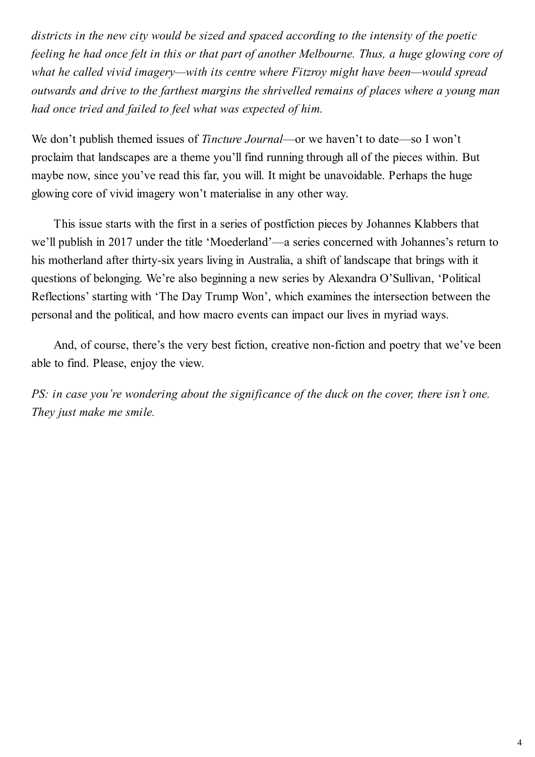*districts in the new city would be sized and spaced according to the intensity of the poetic feeling he had once felt in this or that part of another Melbourne. Thus, a huge glowing core of what he called vivid imagery—with its centre where Fitzroy might have been—would spread outwards and drive to the farthest margins the shrivelled remains of places where a young man had once tried and failed to feel what was expected of him.*

We don't publish themed issues of *Tincture Journal*—or we haven't to date—so I won't proclaim that landscapes are a theme you'll find running through all of the pieces within. But maybe now, since you've read this far, you will. It might be unavoidable. Perhaps the huge glowing core of vivid imagery won't materialise in any other way.

This issue starts with the first in a series of postfiction pieces by Johannes Klabbers that we'll publish in 2017 under the title 'Moederland'—a series concerned with Johannes's return to his motherland after thirty-six years living in Australia, a shift of landscape that brings with it questions of belonging. We're also beginning a new series by Alexandra O'Sullivan, 'Political Reflections' starting with 'The Day Trump Won', which examines the intersection between the personal and the political, and how macro events can impact our lives in myriad ways.

And, of course, there's the very best fiction, creative non-fiction and poetry that we've been able to find. Please, enjoy the view.

*PS: in case you're wondering about the significance of the duck on the cover, there isn't one. They just make me smile.*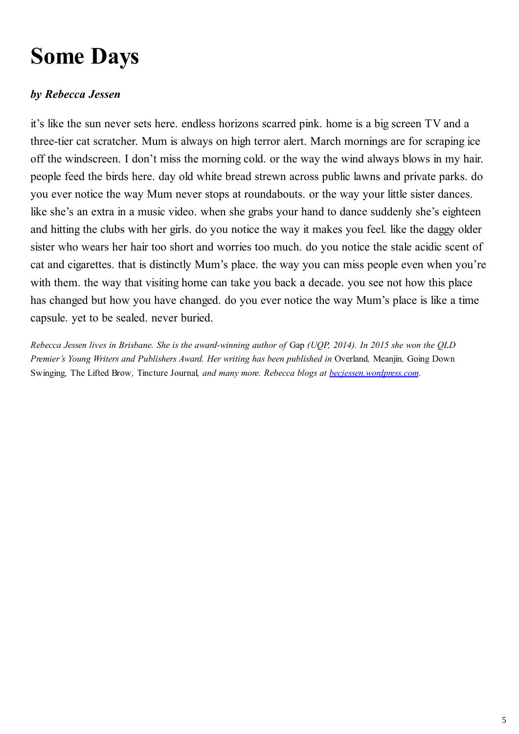# Some Days

***by Rebecca Jessen***

it's like the sun never sets here. endless horizons scarred pink. home is a big screen TV and a three-tier cat scratcher. Mum is always on high terror alert. March mornings are for scraping ice off the windscreen. I don't miss the morning cold. or the way the wind always blows in my hair. people feed the birds here. day old white bread strewn across public lawns and private parks. do you ever notice the way Mum never stops at roundabouts. or the way your little sister dances. like she's an extra in a music video. when she grabs your hand to dance suddenly she's eighteen and hitting the clubs with her girls. do you notice the way it makes you feel. like the daggy older sister who wears her hair too short and worries too much. do you notice the stale acidic scent of cat and cigarettes. that is distinctly Mum's place. the way you can miss people even when you're with them. the way that visiting home can take you back a decade. you see not how this place has changed but how you have changed. do you ever notice the way Mum's place is like a time capsule. yet to be sealed. never buried.

*Rebecca Jessen lives in Brisbane. She is the award-winning author of* Gap *(UQP, 2014). In 2015 she won the QLD Premier's Young Writers and Publishers Award. Her writing has been published in* Overland, Meanjin, Going Down Swinging, The Lifted Brow, Tincture Journal, *and many more. Rebecca blogs at [becjessen.wordpress.com](becjessen.wordpress.com).*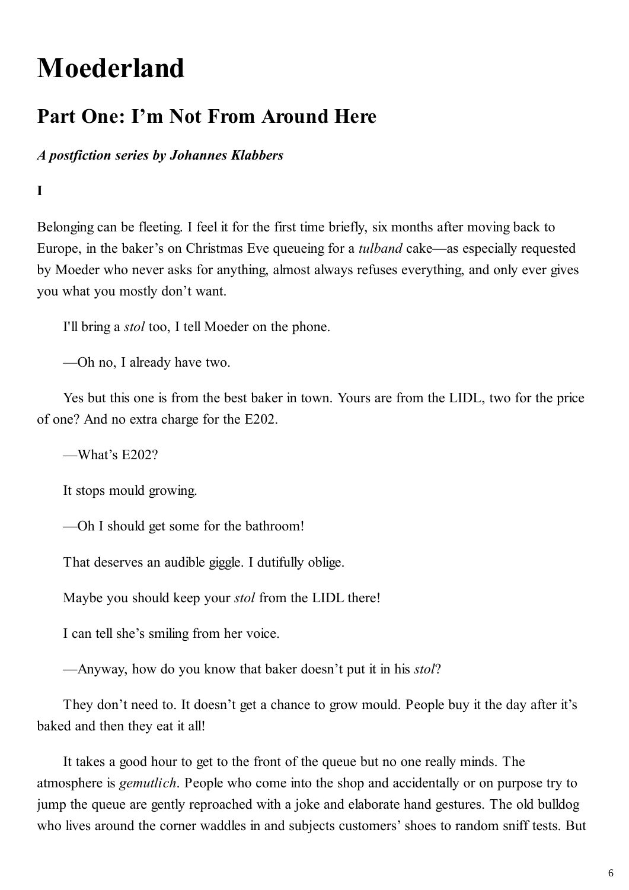# Moederland

## Part One: I’m Not From Around Here

***A postfiction series by Johannes Klabbers***

**I**

Belonging can be fleeting. I feel it for the first time briefly, six months after moving back to Europe, in the baker’s on Christmas Eve queueing for a *tulband* cake—as especially requested by Moeder who never asks for anything, almost always refuses everything, and only ever gives you what you mostly don’t want.

I'll bring a *stol* too, I tell Moeder on the phone.

—Oh no, I already have two.

Yes but this one is from the best baker in town. Yours are from the LIDL, two for the price of one? And no extra charge for the E202.

—What’s E202?

It stops mould growing.

—Oh I should get some for the bathroom!

That deserves an audible giggle. I dutifully oblige.

Maybe you should keep your *stol* from the LIDL there!

I can tell she’s smiling from her voice.

—Anyway, how do you know that baker doesn’t put it in his *stol*?

They don’t need to. It doesn’t get a chance to grow mould. People buy it the day after it’s baked and then they eat it all!

It takes a good hour to get to the front of the queue but no one really minds. The atmosphere is *gemutlich*. People who come into the shop and accidentally or on purpose try to jump the queue are gently reproached with a joke and elaborate hand gestures. The old bulldog who lives around the corner waddles in and subjects customers’ shoes to random sniff tests. But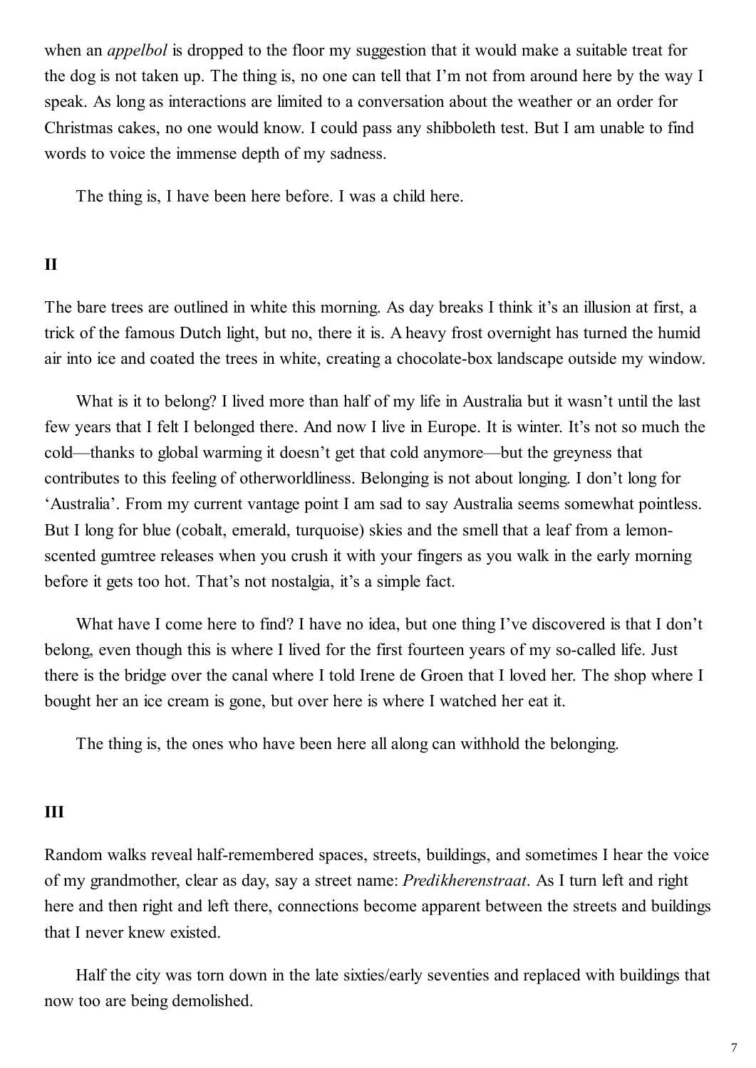when an *appelbol* is dropped to the floor my suggestion that it would make a suitable treat for the dog is not taken up. The thing is, no one can tell that I'm not from around here by the way I speak. As long as interactions are limited to a conversation about the weather or an order for Christmas cakes, no one would know. I could pass any shibboleth test. But I am unable to find words to voice the immense depth of my sadness.

The thing is, I have been here before. I was a child here.

**II**

The bare trees are outlined in white this morning. As day breaks I think it's an illusion at first, a trick of the famous Dutch light, but no, there it is. A heavy frost overnight has turned the humid air into ice and coated the trees in white, creating a chocolate-box landscape outside my window.

What is it to belong? I lived more than half of my life in Australia but it wasn't until the last few years that I felt I belonged there. And now I live in Europe. It is winter. It's not so much the cold—thanks to global warming it doesn't get that cold anymore—but the greyness that contributes to this feeling of otherworldliness. Belonging is not about longing. I don't long for 'Australia'. From my current vantage point I am sad to say Australia seems somewhat pointless. But I long for blue (cobalt, emerald, turquoise) skies and the smell that a leaf from a lemon-scented gumtree releases when you crush it with your fingers as you walk in the early morning before it gets too hot. That's not nostalgia, it's a simple fact.

What have I come here to find? I have no idea, but one thing I've discovered is that I don't belong, even though this is where I lived for the first fourteen years of my so-called life. Just there is the bridge over the canal where I told Irene de Groen that I loved her. The shop where I bought her an ice cream is gone, but over here is where I watched her eat it.

The thing is, the ones who have been here all along can withhold the belonging.

**III**

Random walks reveal half-remembered spaces, streets, buildings, and sometimes I hear the voice of my grandmother, clear as day, say a street name: *Predikherenstraat*. As I turn left and right here and then right and left there, connections become apparent between the streets and buildings that I never knew existed.

Half the city was torn down in the late sixties/early seventies and replaced with buildings that now too are being demolished.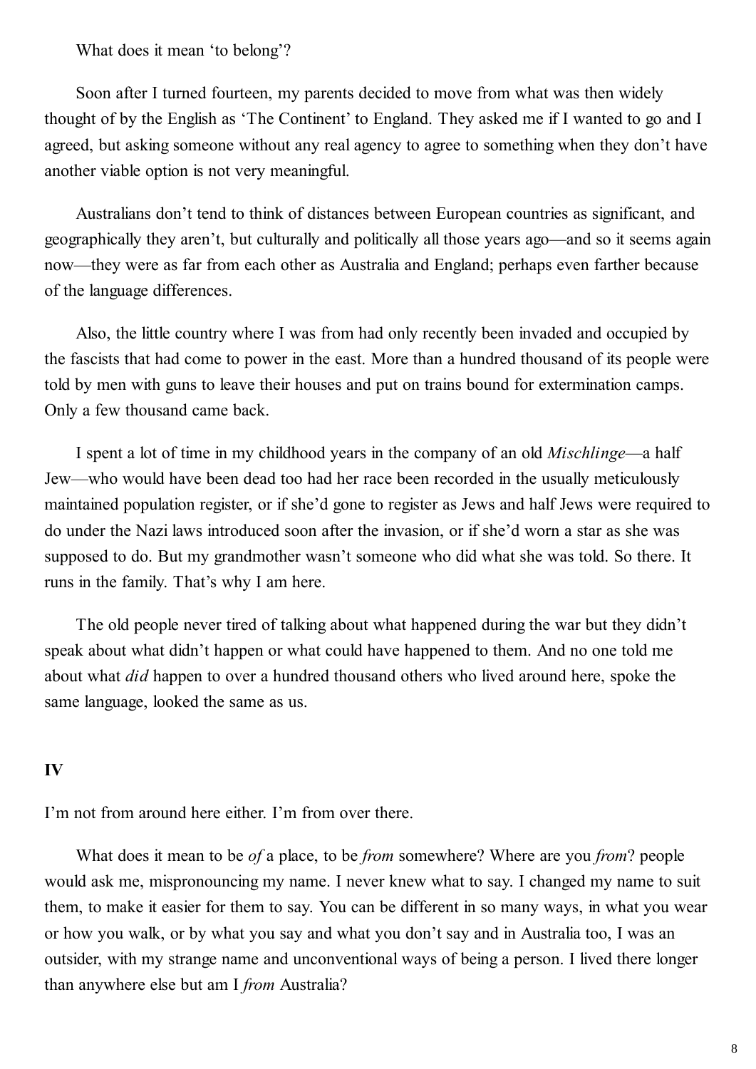What does it mean 'to belong'?

Soon after I turned fourteen, my parents decided to move from what was then widely thought of by the English as 'The Continent' to England. They asked me if I wanted to go and I agreed, but asking someone without any real agency to agree to something when they don't have another viable option is not very meaningful.

Australians don't tend to think of distances between European countries as significant, and geographically they aren't, but culturally and politically all those years ago—and so it seems again now—they were as far from each other as Australia and England; perhaps even farther because of the language differences.

Also, the little country where I was from had only recently been invaded and occupied by the fascists that had come to power in the east. More than a hundred thousand of its people were told by men with guns to leave their houses and put on trains bound for extermination camps. Only a few thousand came back.

I spent a lot of time in my childhood years in the company of an old *Mischlinge*—a half Jew—who would have been dead too had her race been recorded in the usually meticulously maintained population register, or if she'd gone to register as Jews and half Jews were required to do under the Nazi laws introduced soon after the invasion, or if she'd worn a star as she was supposed to do. But my grandmother wasn't someone who did what she was told. So there. It runs in the family. That's why I am here.

The old people never tired of talking about what happened during the war but they didn't speak about what didn't happen or what could have happened to them. And no one told me about what *did* happen to over a hundred thousand others who lived around here, spoke the same language, looked the same as us.

**IV**

I'm not from around here either. I'm from over there.

What does it mean to be *of* a place, to be *from* somewhere? Where are you *from*? people would ask me, mispronouncing my name. I never knew what to say. I changed my name to suit them, to make it easier for them to say. You can be different in so many ways, in what you wear or how you walk, or by what you say and what you don't say and in Australia too, I was an outsider, with my strange name and unconventional ways of being a person. I lived there longer than anywhere else but am I *from* Australia?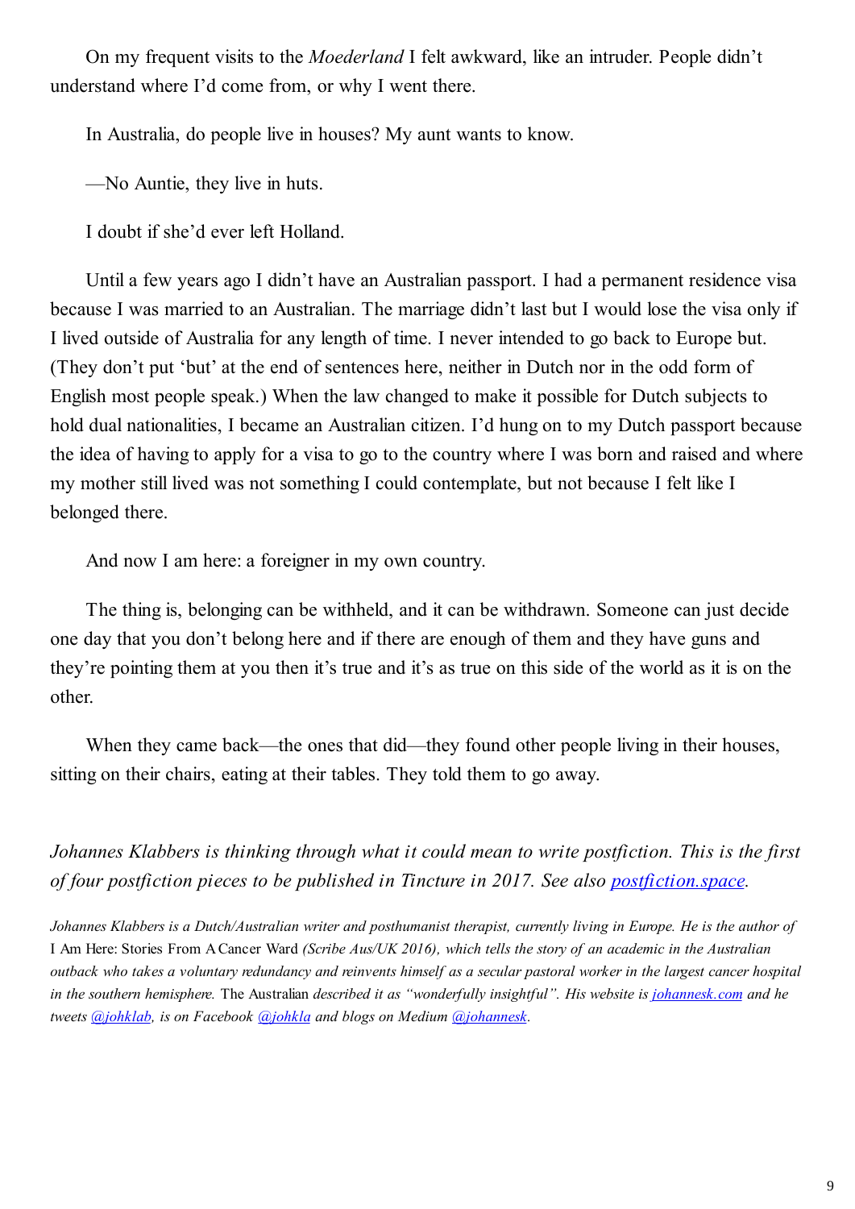On my frequent visits to the *Moederland* I felt awkward, like an intruder. People didn't understand where I'd come from, or why I went there.

In Australia, do people live in houses? My aunt wants to know.

—No Auntie, they live in huts.

I doubt if she'd ever left Holland.

Until a few years ago I didn't have an Australian passport. I had a permanent residence visa because I was married to an Australian. The marriage didn't last but I would lose the visa only if I lived outside of Australia for any length of time. I never intended to go back to Europe but. (They don't put 'but' at the end of sentences here, neither in Dutch nor in the odd form of English most people speak.) When the law changed to make it possible for Dutch subjects to hold dual nationalities, I became an Australian citizen. I'd hung on to my Dutch passport because the idea of having to apply for a visa to go to the country where I was born and raised and where my mother still lived was not something I could contemplate, but not because I felt like I belonged there.

And now I am here: a foreigner in my own country.

The thing is, belonging can be withheld, and it can be withdrawn. Someone can just decide one day that you don't belong here and if there are enough of them and they have guns and they're pointing them at you then it's true and it's as true on this side of the world as it is on the other.

When they came back—the ones that did—they found other people living in their houses, sitting on their chairs, eating at their tables. They told them to go away.

*Johannes Klabbers is thinking through what it could mean to write postfiction. This is the first of four postfiction pieces to be published in Tincture in 2017. See also [postfiction.space](postfiction.space).*

*Johannes Klabbers is a Dutch/Australian writer and posthumanist therapist, currently living in Europe. He is the author of* I Am Here: Stories From A Cancer Ward *(Scribe Aus/UK 2016), which tells the story of an academic in the Australian outback who takes a voluntary redundancy and reinvents himself as a secular pastoral worker in the largest cancer hospital in the southern hemisphere.* The Australian *described it as "wonderfully insightful". His website is [johannesk.com](johannesk.com) and he tweets [@johklab](@johklab), is on Facebook [@johkla](@johkla) and blogs on Medium [@johannesk](@johannesk).*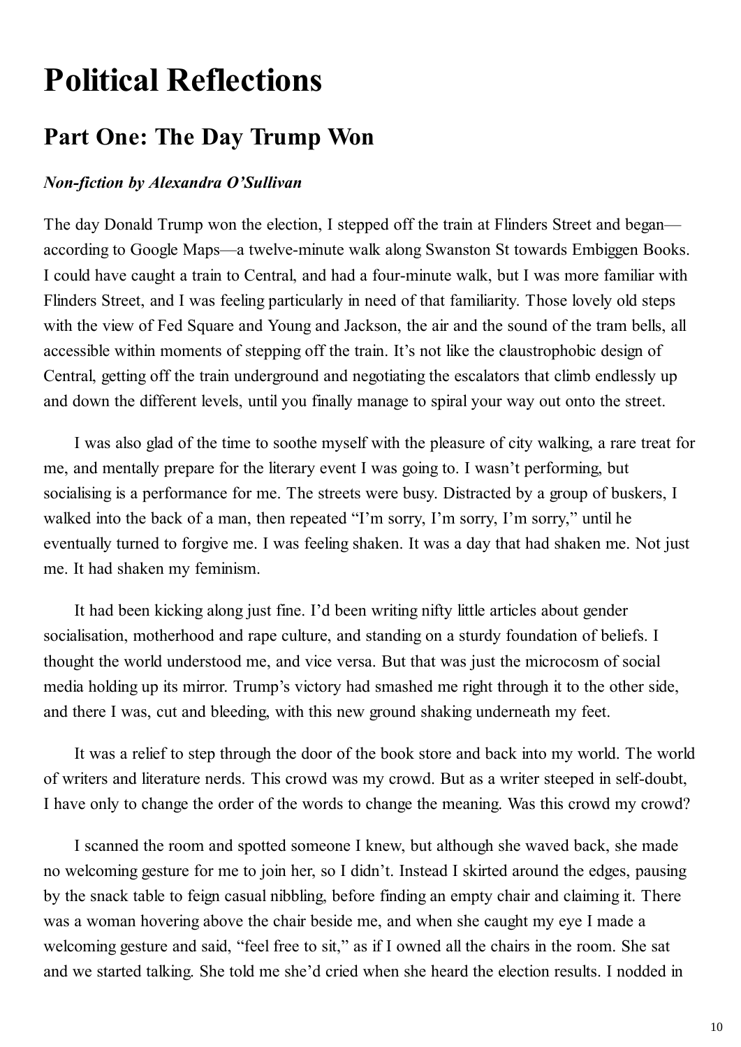# Political Reflections

## Part One: The Day Trump Won

***Non-fiction by Alexandra O'Sullivan***

The day Donald Trump won the election, I stepped off the train at Flinders Street and began—according to Google Maps—a twelve-minute walk along Swanston St towards Embiggen Books. I could have caught a train to Central, and had a four-minute walk, but I was more familiar with Flinders Street, and I was feeling particularly in need of that familiarity. Those lovely old steps with the view of Fed Square and Young and Jackson, the air and the sound of the tram bells, all accessible within moments of stepping off the train. It's not like the claustrophobic design of Central, getting off the train underground and negotiating the escalators that climb endlessly up and down the different levels, until you finally manage to spiral your way out onto the street.

I was also glad of the time to soothe myself with the pleasure of city walking, a rare treat for me, and mentally prepare for the literary event I was going to. I wasn't performing, but socialising is a performance for me. The streets were busy. Distracted by a group of buskers, I walked into the back of a man, then repeated "I'm sorry, I'm sorry, I'm sorry," until he eventually turned to forgive me. I was feeling shaken. It was a day that had shaken me. Not just me. It had shaken my feminism.

It had been kicking along just fine. I'd been writing nifty little articles about gender socialisation, motherhood and rape culture, and standing on a sturdy foundation of beliefs. I thought the world understood me, and vice versa. But that was just the microcosm of social media holding up its mirror. Trump's victory had smashed me right through it to the other side, and there I was, cut and bleeding, with this new ground shaking underneath my feet.

It was a relief to step through the door of the book store and back into my world. The world of writers and literature nerds. This crowd was my crowd. But as a writer steeped in self-doubt, I have only to change the order of the words to change the meaning. Was this crowd my crowd?

I scanned the room and spotted someone I knew, but although she waved back, she made no welcoming gesture for me to join her, so I didn't. Instead I skirted around the edges, pausing by the snack table to feign casual nibbling, before finding an empty chair and claiming it. There was a woman hovering above the chair beside me, and when she caught my eye I made a welcoming gesture and said, "feel free to sit," as if I owned all the chairs in the room. She sat and we started talking. She told me she'd cried when she heard the election results. I nodded in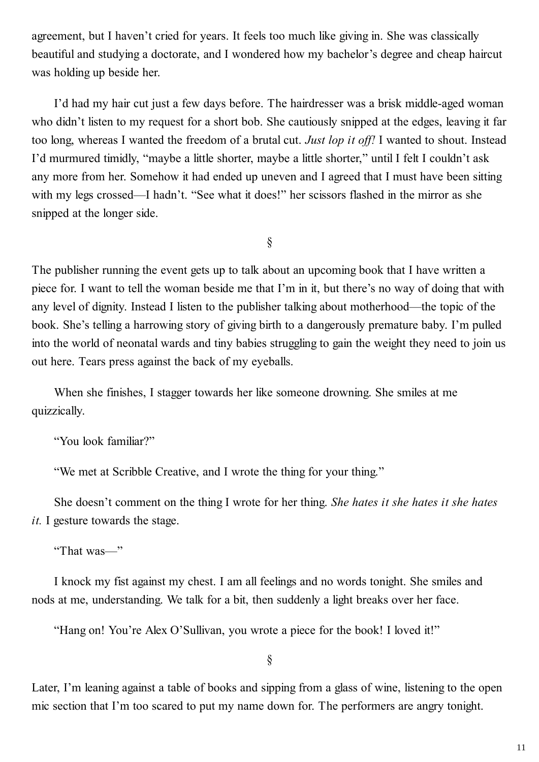agreement, but I haven't cried for years. It feels too much like giving in. She was classically beautiful and studying a doctorate, and I wondered how my bachelor's degree and cheap haircut was holding up beside her.

I'd had my hair cut just a few days before. The hairdresser was a brisk middle-aged woman who didn't listen to my request for a short bob. She cautiously snipped at the edges, leaving it far too long, whereas I wanted the freedom of a brutal cut. *Just lop it off!* I wanted to shout. Instead I'd murmured timidly, "maybe a little shorter, maybe a little shorter," until I felt I couldn't ask any more from her. Somehow it had ended up uneven and I agreed that I must have been sitting with my legs crossed—I hadn't. "See what it does!" her scissors flashed in the mirror as she snipped at the longer side.

§

The publisher running the event gets up to talk about an upcoming book that I have written a piece for. I want to tell the woman beside me that I'm in it, but there's no way of doing that with any level of dignity. Instead I listen to the publisher talking about motherhood—the topic of the book. She's telling a harrowing story of giving birth to a dangerously premature baby. I'm pulled into the world of neonatal wards and tiny babies struggling to gain the weight they need to join us out here. Tears press against the back of my eyeballs.

When she finishes, I stagger towards her like someone drowning. She smiles at me quizzically.

"You look familiar?"

"We met at Scribble Creative, and I wrote the thing for your thing."

She doesn't comment on the thing I wrote for her thing. *She hates it she hates it she hates it.* I gesture towards the stage.

"That was—"

I knock my fist against my chest. I am all feelings and no words tonight. She smiles and nods at me, understanding. We talk for a bit, then suddenly a light breaks over her face.

"Hang on! You're Alex O'Sullivan, you wrote a piece for the book! I loved it!"

§

Later, I'm leaning against a table of books and sipping from a glass of wine, listening to the open mic section that I'm too scared to put my name down for. The performers are angry tonight.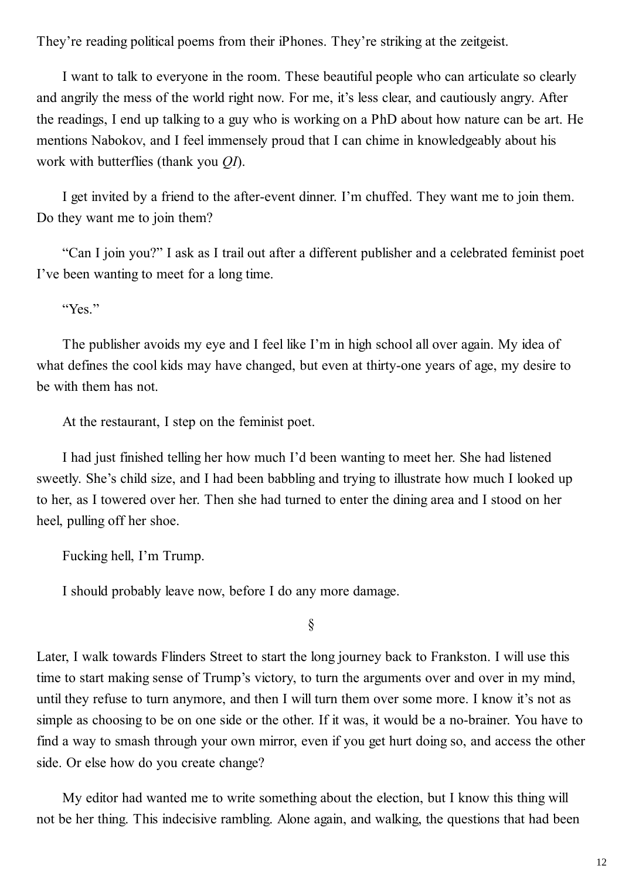They're reading political poems from their iPhones. They're striking at the zeitgeist.

I want to talk to everyone in the room. These beautiful people who can articulate so clearly and angrily the mess of the world right now. For me, it's less clear, and cautiously angry. After the readings, I end up talking to a guy who is working on a PhD about how nature can be art. He mentions Nabokov, and I feel immensely proud that I can chime in knowledgeably about his work with butterflies (thank you *QI*).

I get invited by a friend to the after-event dinner. I'm chuffed. They want me to join them. Do they want me to join them?

"Can I join you?" I ask as I trail out after a different publisher and a celebrated feminist poet I've been wanting to meet for a long time.

"Yes."

The publisher avoids my eye and I feel like I'm in high school all over again. My idea of what defines the cool kids may have changed, but even at thirty-one years of age, my desire to be with them has not.

At the restaurant, I step on the feminist poet.

I had just finished telling her how much I'd been wanting to meet her. She had listened sweetly. She's child size, and I had been babbling and trying to illustrate how much I looked up to her, as I towered over her. Then she had turned to enter the dining area and I stood on her heel, pulling off her shoe.

Fucking hell, I'm Trump.

I should probably leave now, before I do any more damage.

§

Later, I walk towards Flinders Street to start the long journey back to Frankston. I will use this time to start making sense of Trump's victory, to turn the arguments over and over in my mind, until they refuse to turn anymore, and then I will turn them over some more. I know it's not as simple as choosing to be on one side or the other. If it was, it would be a no-brainer. You have to find a way to smash through your own mirror, even if you get hurt doing so, and access the other side. Or else how do you create change?

My editor had wanted me to write something about the election, but I know this thing will not be her thing. This indecisive rambling. Alone again, and walking, the questions that had been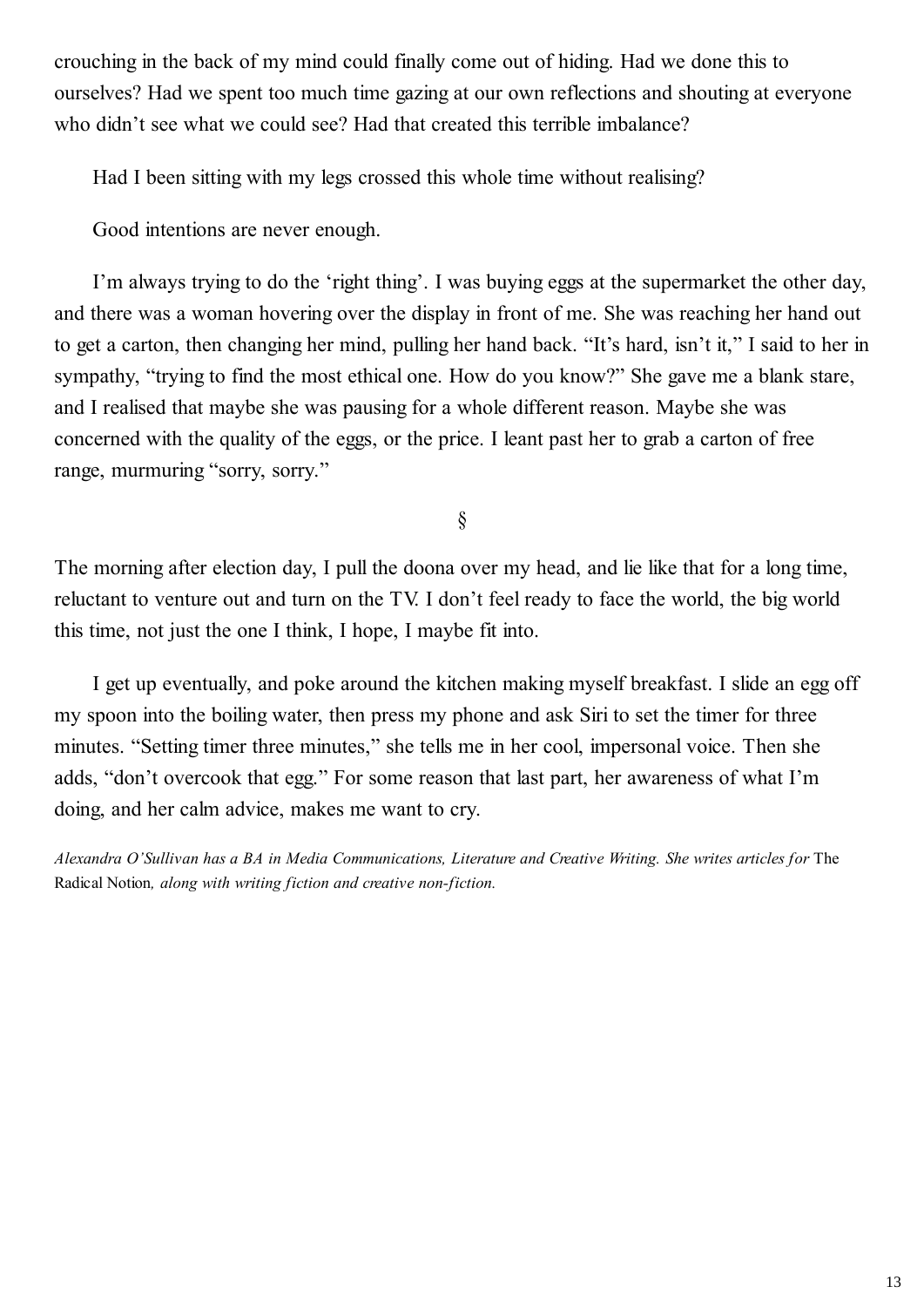crouching in the back of my mind could finally come out of hiding. Had we done this to ourselves? Had we spent too much time gazing at our own reflections and shouting at everyone who didn't see what we could see? Had that created this terrible imbalance?

Had I been sitting with my legs crossed this whole time without realising?

Good intentions are never enough.

I'm always trying to do the 'right thing'. I was buying eggs at the supermarket the other day, and there was a woman hovering over the display in front of me. She was reaching her hand out to get a carton, then changing her mind, pulling her hand back. "It's hard, isn't it," I said to her in sympathy, "trying to find the most ethical one. How do you know?" She gave me a blank stare, and I realised that maybe she was pausing for a whole different reason. Maybe she was concerned with the quality of the eggs, or the price. I leant past her to grab a carton of free range, murmuring "sorry, sorry."

§

The morning after election day, I pull the doona over my head, and lie like that for a long time, reluctant to venture out and turn on the TV. I don't feel ready to face the world, the big world this time, not just the one I think, I hope, I maybe fit into.

I get up eventually, and poke around the kitchen making myself breakfast. I slide an egg off my spoon into the boiling water, then press my phone and ask Siri to set the timer for three minutes. "Setting timer three minutes," she tells me in her cool, impersonal voice. Then she adds, "don't overcook that egg." For some reason that last part, her awareness of what I'm doing, and her calm advice, makes me want to cry.

*Alexandra O'Sullivan has a BA in Media Communications, Literature and Creative Writing. She writes articles for* The Radical Notion*, along with writing fiction and creative non-fiction.*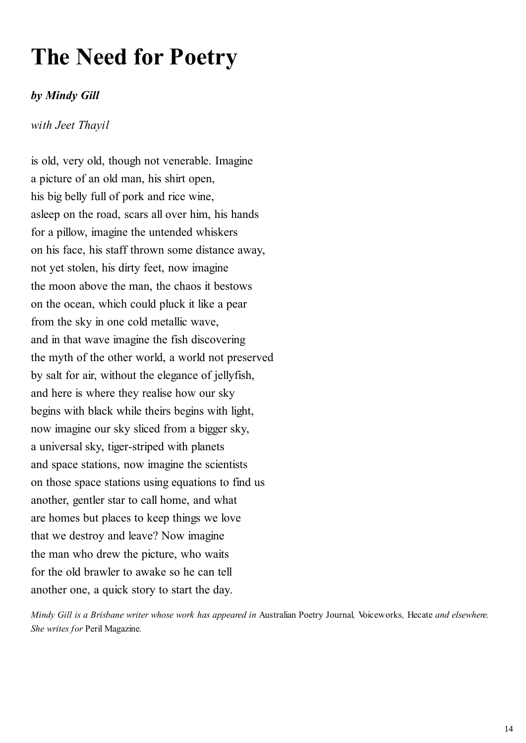# The Need for Poetry

***by Mindy Gill***

*with Jeet Thayil*

is old, very old, though not venerable. Imagine
a picture of an old man, his shirt open,
his big belly full of pork and rice wine,
asleep on the road, scars all over him, his hands
for a pillow, imagine the untended whiskers
on his face, his staff thrown some distance away,
not yet stolen, his dirty feet, now imagine
the moon above the man, the chaos it bestows
on the ocean, which could pluck it like a pear
from the sky in one cold metallic wave,
and in that wave imagine the fish discovering
the myth of the other world, a world not preserved
by salt for air, without the elegance of jellyfish,
and here is where they realise how our sky
begins with black while theirs begins with light,
now imagine our sky sliced from a bigger sky,
a universal sky, tiger-striped with planets
and space stations, now imagine the scientists
on those space stations using equations to find us
another, gentler star to call home, and what
are homes but places to keep things we love
that we destroy and leave? Now imagine
the man who drew the picture, who waits
for the old brawler to awake so he can tell
another one, a quick story to start the day.

*Mindy Gill is a Brisbane writer whose work has appeared in* Australian Poetry Journal*,* Voiceworks*,* Hecate *and elsewhere. She writes for* Peril Magazine*.*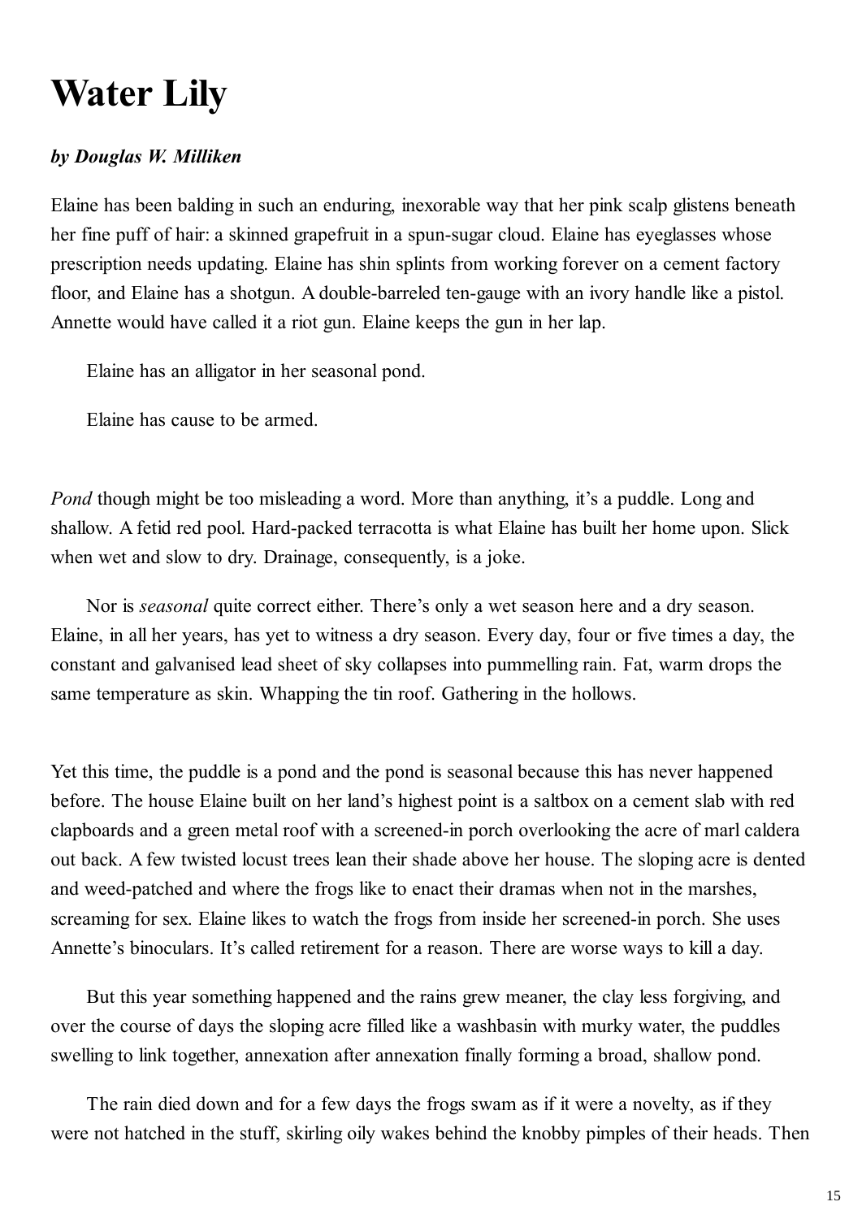# Water Lily

***by Douglas W. Milliken***

Elaine has been balding in such an enduring, inexorable way that her pink scalp glistens beneath her fine puff of hair: a skinned grapefruit in a spun-sugar cloud. Elaine has eyeglasses whose prescription needs updating. Elaine has shin splints from working forever on a cement factory floor, and Elaine has a shotgun. A double-barreled ten-gauge with an ivory handle like a pistol. Annette would have called it a riot gun. Elaine keeps the gun in her lap.

Elaine has an alligator in her seasonal pond.

Elaine has cause to be armed.

*Pond* though might be too misleading a word. More than anything, it's a puddle. Long and shallow. A fetid red pool. Hard-packed terracotta is what Elaine has built her home upon. Slick when wet and slow to dry. Drainage, consequently, is a joke.

Nor is *seasonal* quite correct either. There's only a wet season here and a dry season. Elaine, in all her years, has yet to witness a dry season. Every day, four or five times a day, the constant and galvanised lead sheet of sky collapses into pummelling rain. Fat, warm drops the same temperature as skin. Whapping the tin roof. Gathering in the hollows.

Yet this time, the puddle is a pond and the pond is seasonal because this has never happened before. The house Elaine built on her land's highest point is a saltbox on a cement slab with red clapboards and a green metal roof with a screened-in porch overlooking the acre of marl caldera out back. A few twisted locust trees lean their shade above her house. The sloping acre is dented and weed-patched and where the frogs like to enact their dramas when not in the marshes, screaming for sex. Elaine likes to watch the frogs from inside her screened-in porch. She uses Annette's binoculars. It's called retirement for a reason. There are worse ways to kill a day.

But this year something happened and the rains grew meaner, the clay less forgiving, and over the course of days the sloping acre filled like a washbasin with murky water, the puddles swelling to link together, annexation after annexation finally forming a broad, shallow pond.

The rain died down and for a few days the frogs swam as if it were a novelty, as if they were not hatched in the stuff, skirling oily wakes behind the knobby pimples of their heads. Then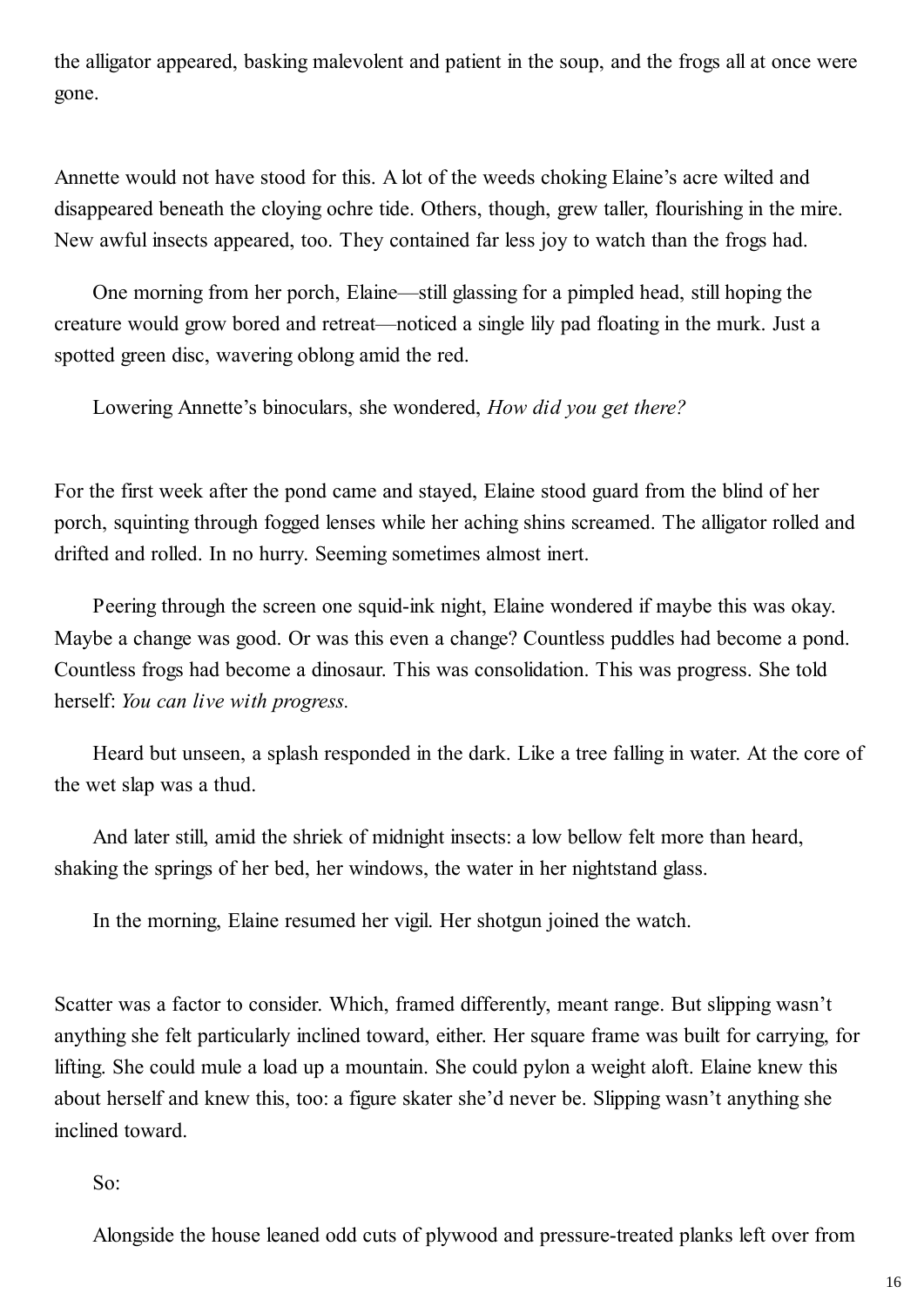the alligator appeared, basking malevolent and patient in the soup, and the frogs all at once were gone.

Annette would not have stood for this. A lot of the weeds choking Elaine's acre wilted and disappeared beneath the cloying ochre tide. Others, though, grew taller, flourishing in the mire. New awful insects appeared, too. They contained far less joy to watch than the frogs had.

One morning from her porch, Elaine—still glassing for a pimpled head, still hoping the creature would grow bored and retreat—noticed a single lily pad floating in the murk. Just a spotted green disc, wavering oblong amid the red.

Lowering Annette's binoculars, she wondered, *How did you get there?*

For the first week after the pond came and stayed, Elaine stood guard from the blind of her porch, squinting through fogged lenses while her aching shins screamed. The alligator rolled and drifted and rolled. In no hurry. Seeming sometimes almost inert.

Peering through the screen one squid-ink night, Elaine wondered if maybe this was okay. Maybe a change was good. Or was this even a change? Countless puddles had become a pond. Countless frogs had become a dinosaur. This was consolidation. This was progress. She told herself: *You can live with progress.*

Heard but unseen, a splash responded in the dark. Like a tree falling in water. At the core of the wet slap was a thud.

And later still, amid the shriek of midnight insects: a low bellow felt more than heard, shaking the springs of her bed, her windows, the water in her nightstand glass.

In the morning, Elaine resumed her vigil. Her shotgun joined the watch.

Scatter was a factor to consider. Which, framed differently, meant range. But slipping wasn't anything she felt particularly inclined toward, either. Her square frame was built for carrying, for lifting. She could mule a load up a mountain. She could pylon a weight aloft. Elaine knew this about herself and knew this, too: a figure skater she'd never be. Slipping wasn't anything she inclined toward.

So:

Alongside the house leaned odd cuts of plywood and pressure-treated planks left over from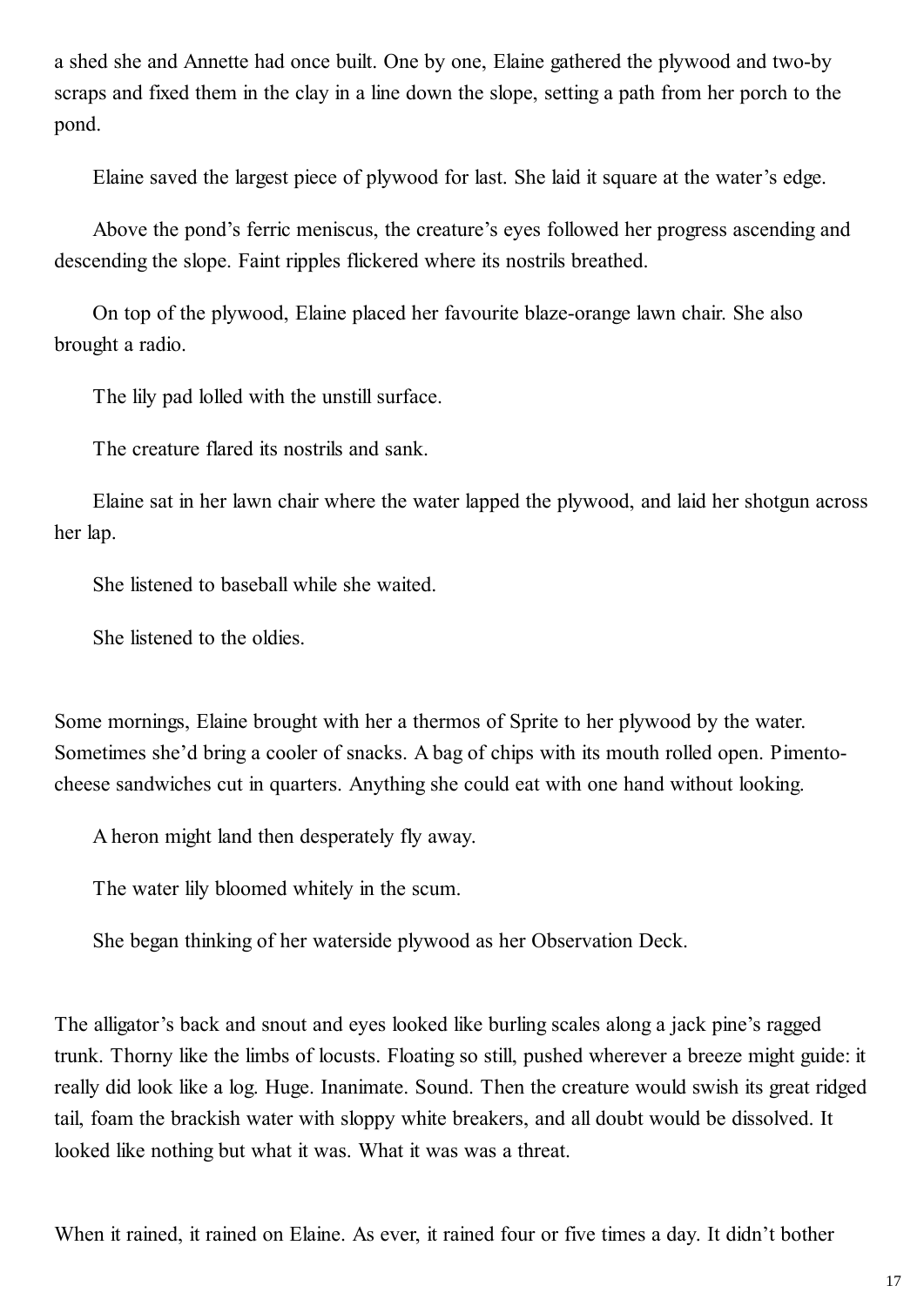a shed she and Annette had once built. One by one, Elaine gathered the plywood and two-by scraps and fixed them in the clay in a line down the slope, setting a path from her porch to the pond.

Elaine saved the largest piece of plywood for last. She laid it square at the water's edge.

Above the pond's ferric meniscus, the creature's eyes followed her progress ascending and descending the slope. Faint ripples flickered where its nostrils breathed.

On top of the plywood, Elaine placed her favourite blaze-orange lawn chair. She also brought a radio.

The lily pad lolled with the unstill surface.

The creature flared its nostrils and sank.

Elaine sat in her lawn chair where the water lapped the plywood, and laid her shotgun across her lap.

She listened to baseball while she waited.

She listened to the oldies.

Some mornings, Elaine brought with her a thermos of Sprite to her plywood by the water. Sometimes she'd bring a cooler of snacks. A bag of chips with its mouth rolled open. Pimento-cheese sandwiches cut in quarters. Anything she could eat with one hand without looking.

A heron might land then desperately fly away.

The water lily bloomed whitely in the scum.

She began thinking of her waterside plywood as her Observation Deck.

The alligator's back and snout and eyes looked like burling scales along a jack pine's ragged trunk. Thorny like the limbs of locusts. Floating so still, pushed wherever a breeze might guide: it really did look like a log. Huge. Inanimate. Sound. Then the creature would swish its great ridged tail, foam the brackish water with sloppy white breakers, and all doubt would be dissolved. It looked like nothing but what it was. What it was was a threat.

When it rained, it rained on Elaine. As ever, it rained four or five times a day. It didn't bother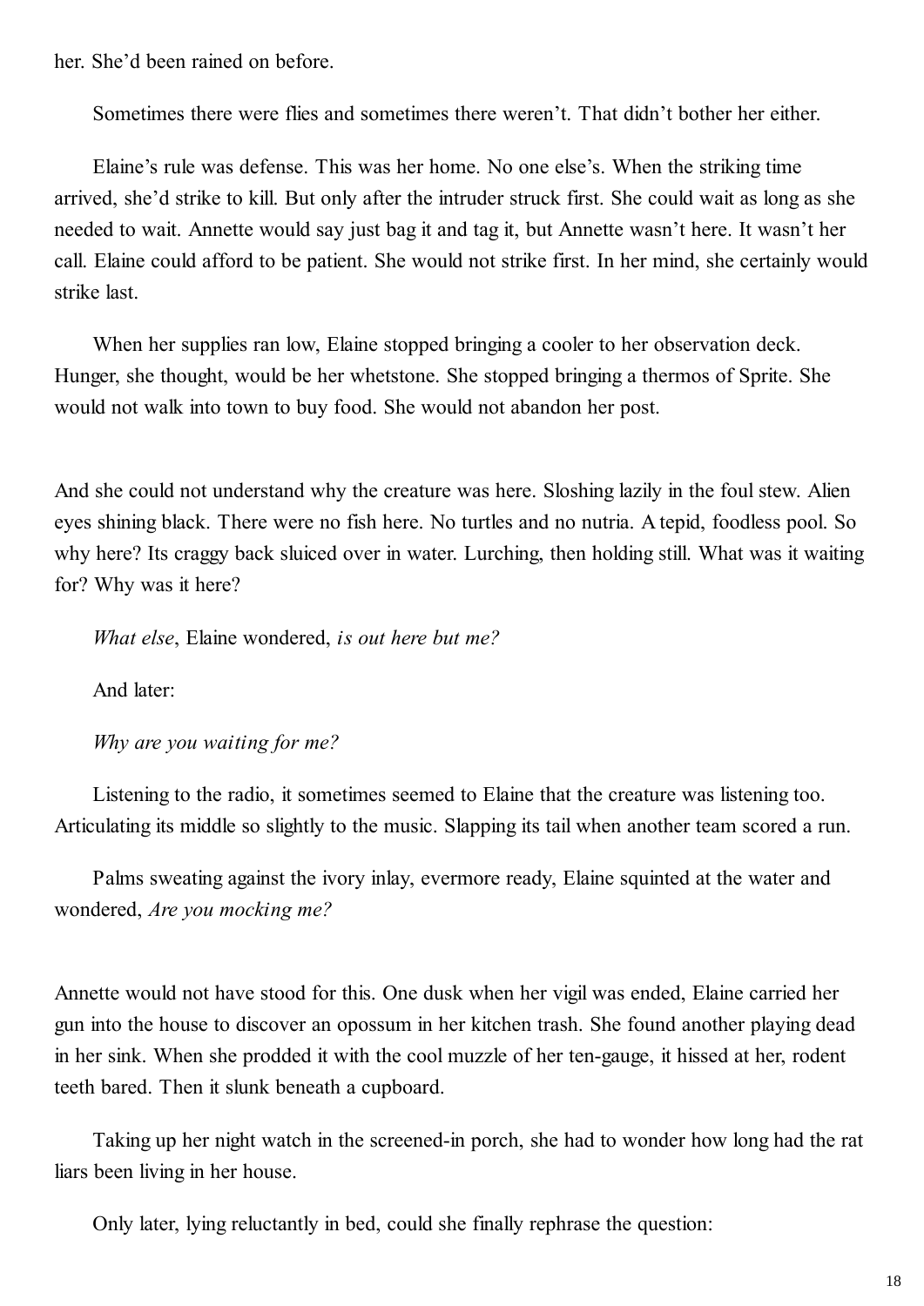her. She'd been rained on before.

Sometimes there were flies and sometimes there weren't. That didn't bother her either.

Elaine's rule was defense. This was her home. No one else's. When the striking time arrived, she'd strike to kill. But only after the intruder struck first. She could wait as long as she needed to wait. Annette would say just bag it and tag it, but Annette wasn't here. It wasn't her call. Elaine could afford to be patient. She would not strike first. In her mind, she certainly would strike last.

When her supplies ran low, Elaine stopped bringing a cooler to her observation deck. Hunger, she thought, would be her whetstone. She stopped bringing a thermos of Sprite. She would not walk into town to buy food. She would not abandon her post.

And she could not understand why the creature was here. Sloshing lazily in the foul stew. Alien eyes shining black. There were no fish here. No turtles and no nutria. A tepid, foodless pool. So why here? Its craggy back sluiced over in water. Lurching, then holding still. What was it waiting for? Why was it here?

*What else*, Elaine wondered, *is out here but me?*

And later:

*Why are you waiting for me?*

Listening to the radio, it sometimes seemed to Elaine that the creature was listening too. Articulating its middle so slightly to the music. Slapping its tail when another team scored a run.

Palms sweating against the ivory inlay, evermore ready, Elaine squinted at the water and wondered, *Are you mocking me?*

Annette would not have stood for this. One dusk when her vigil was ended, Elaine carried her gun into the house to discover an opossum in her kitchen trash. She found another playing dead in her sink. When she prodded it with the cool muzzle of her ten-gauge, it hissed at her, rodent teeth bared. Then it slunk beneath a cupboard.

Taking up her night watch in the screened-in porch, she had to wonder how long had the rat liars been living in her house.

Only later, lying reluctantly in bed, could she finally rephrase the question: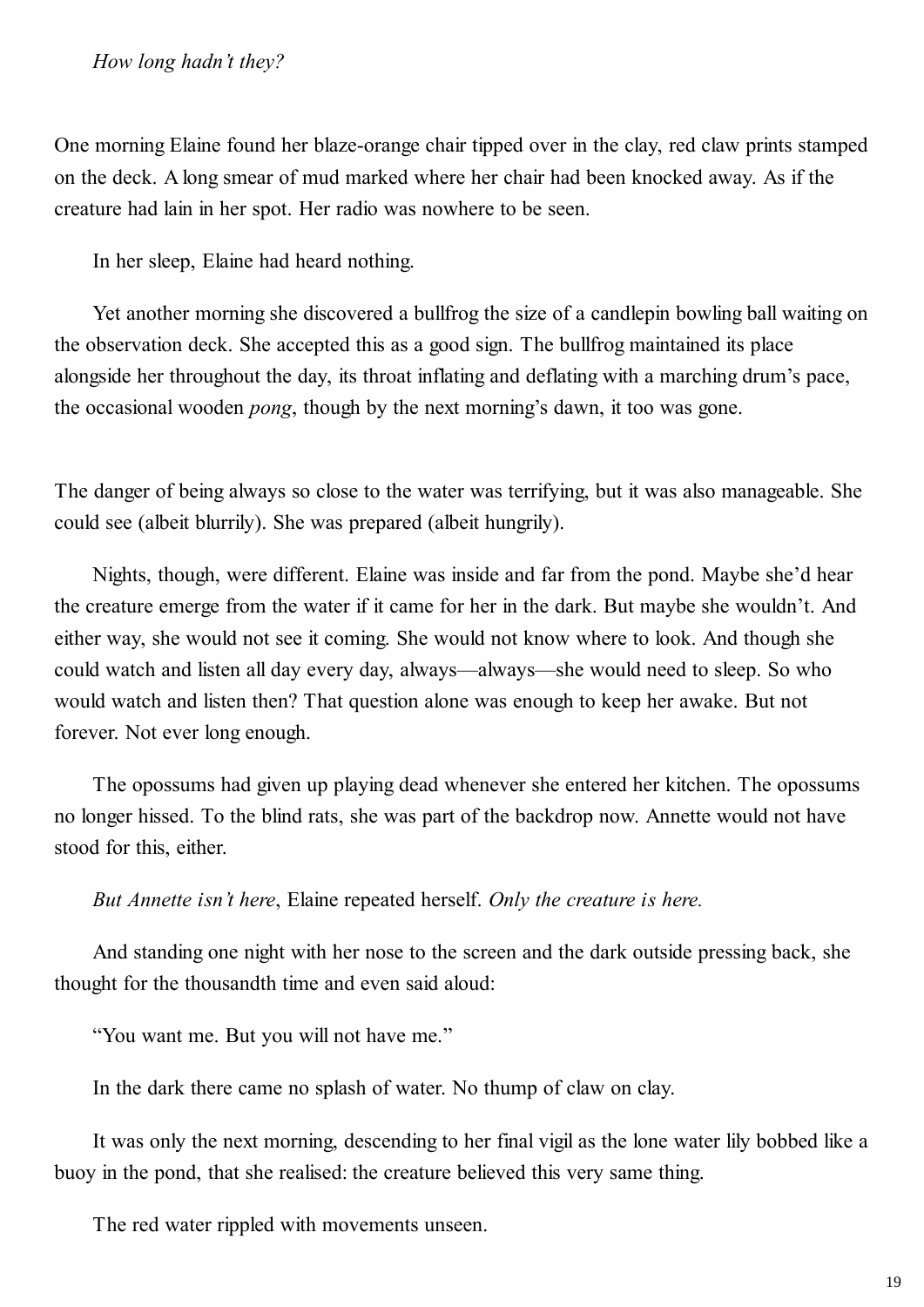*How long hadn't they?*

One morning Elaine found her blaze-orange chair tipped over in the clay, red claw prints stamped on the deck. A long smear of mud marked where her chair had been knocked away. As if the creature had lain in her spot. Her radio was nowhere to be seen.

In her sleep, Elaine had heard nothing.

Yet another morning she discovered a bullfrog the size of a candlepin bowling ball waiting on the observation deck. She accepted this as a good sign. The bullfrog maintained its place alongside her throughout the day, its throat inflating and deflating with a marching drum's pace, the occasional wooden *pong*, though by the next morning's dawn, it too was gone.

The danger of being always so close to the water was terrifying, but it was also manageable. She could see (albeit blurrily). She was prepared (albeit hungrily).

Nights, though, were different. Elaine was inside and far from the pond. Maybe she'd hear the creature emerge from the water if it came for her in the dark. But maybe she wouldn't. And either way, she would not see it coming. She would not know where to look. And though she could watch and listen all day every day, always—always—she would need to sleep. So who would watch and listen then? That question alone was enough to keep her awake. But not forever. Not ever long enough.

The opossums had given up playing dead whenever she entered her kitchen. The opossums no longer hissed. To the blind rats, she was part of the backdrop now. Annette would not have stood for this, either.

*But Annette isn't here*, Elaine repeated herself. *Only the creature is here.*

And standing one night with her nose to the screen and the dark outside pressing back, she thought for the thousandth time and even said aloud:

"You want me. But you will not have me."

In the dark there came no splash of water. No thump of claw on clay.

It was only the next morning, descending to her final vigil as the lone water lily bobbed like a buoy in the pond, that she realised: the creature believed this very same thing.

The red water rippled with movements unseen.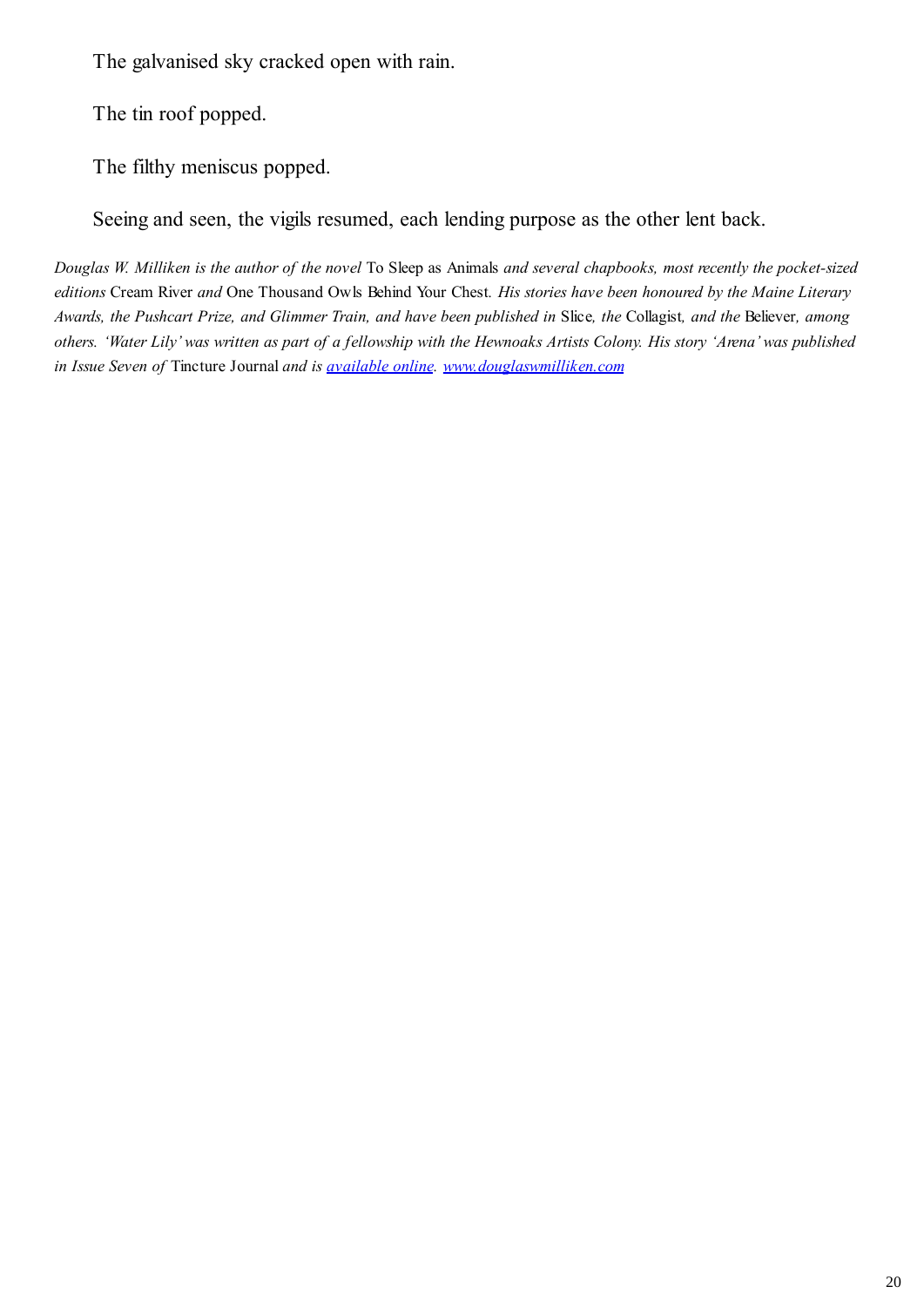The galvanised sky cracked open with rain.

The tin roof popped.

The filthy meniscus popped.

Seeing and seen, the vigils resumed, each lending purpose as the other lent back.

*Douglas W. Milliken is the author of the novel* To Sleep as Animals *and several chapbooks, most recently the pocket-sized editions* Cream River *and* One Thousand Owls Behind Your Chest*. His stories have been honoured by the Maine Literary Awards, the Pushcart Prize, and Glimmer Train, and have been published in* Slice*, the* Collagist*, and the* Believer*, among others. 'Water Lily' was written as part of a fellowship with the Hewnoaks Artists Colony. His story 'Arena' was published in Issue Seven of* Tincture Journal *and is [available online](). [www.douglaswmilliken.com]()*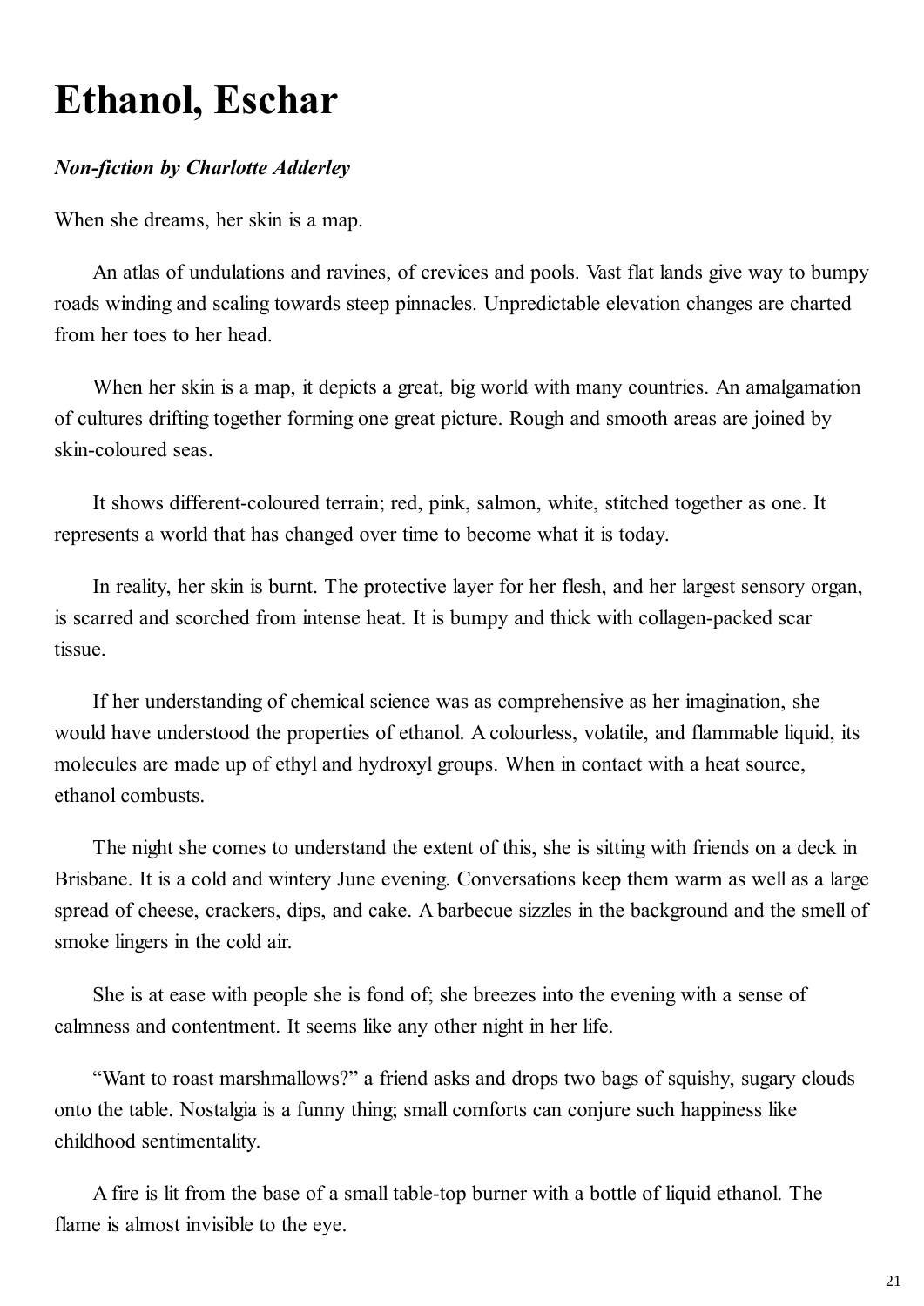# Ethanol, Eschar

***Non-fiction by Charlotte Adderley***

When she dreams, her skin is a map.

An atlas of undulations and ravines, of crevices and pools. Vast flat lands give way to bumpy roads winding and scaling towards steep pinnacles. Unpredictable elevation changes are charted from her toes to her head.

When her skin is a map, it depicts a great, big world with many countries. An amalgamation of cultures drifting together forming one great picture. Rough and smooth areas are joined by skin-coloured seas.

It shows different-coloured terrain; red, pink, salmon, white, stitched together as one. It represents a world that has changed over time to become what it is today.

In reality, her skin is burnt. The protective layer for her flesh, and her largest sensory organ, is scarred and scorched from intense heat. It is bumpy and thick with collagen-packed scar tissue.

If her understanding of chemical science was as comprehensive as her imagination, she would have understood the properties of ethanol. A colourless, volatile, and flammable liquid, its molecules are made up of ethyl and hydroxyl groups. When in contact with a heat source, ethanol combusts.

The night she comes to understand the extent of this, she is sitting with friends on a deck in Brisbane. It is a cold and wintery June evening. Conversations keep them warm as well as a large spread of cheese, crackers, dips, and cake. A barbecue sizzles in the background and the smell of smoke lingers in the cold air.

She is at ease with people she is fond of; she breezes into the evening with a sense of calmness and contentment. It seems like any other night in her life.

"Want to roast marshmallows?" a friend asks and drops two bags of squishy, sugary clouds onto the table. Nostalgia is a funny thing; small comforts can conjure such happiness like childhood sentimentality.

A fire is lit from the base of a small table-top burner with a bottle of liquid ethanol. The flame is almost invisible to the eye.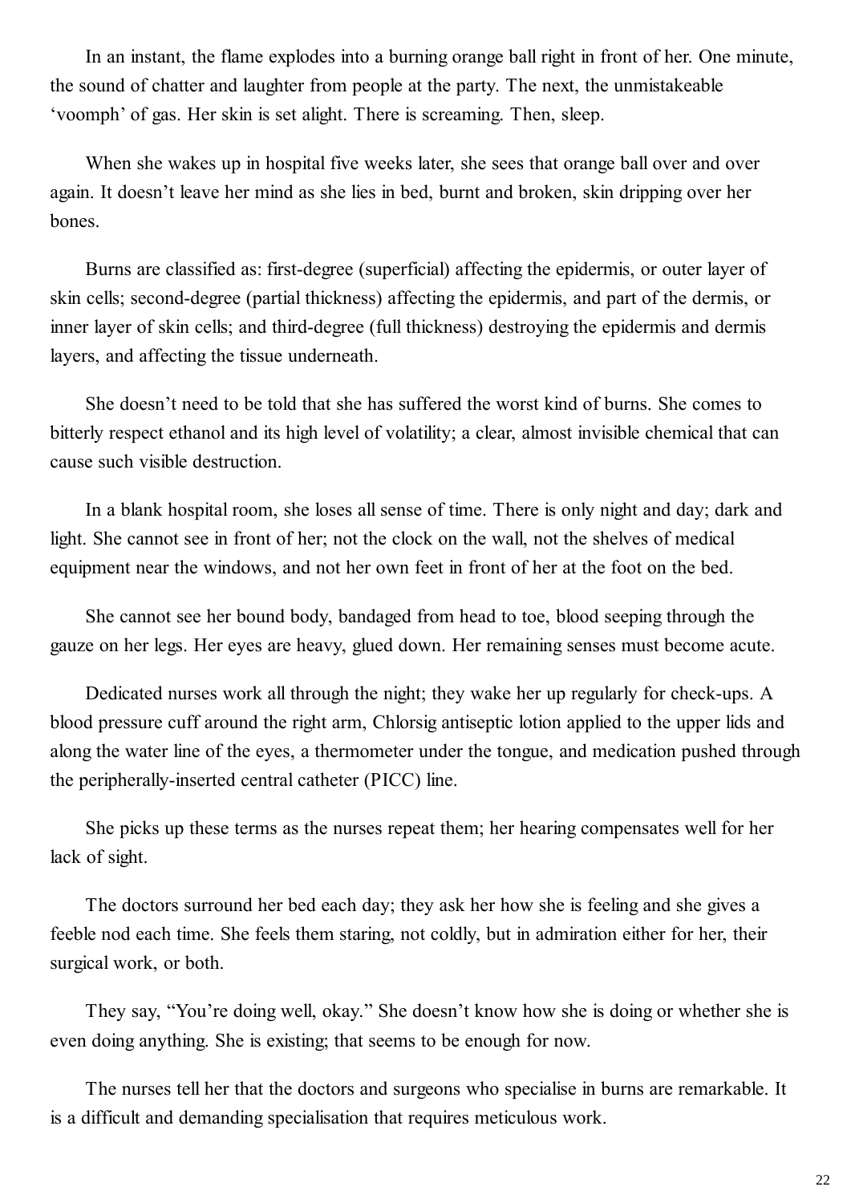In an instant, the flame explodes into a burning orange ball right in front of her. One minute, the sound of chatter and laughter from people at the party. The next, the unmistakeable 'voomph' of gas. Her skin is set alight. There is screaming. Then, sleep.

When she wakes up in hospital five weeks later, she sees that orange ball over and over again. It doesn't leave her mind as she lies in bed, burnt and broken, skin dripping over her bones.

Burns are classified as: first-degree (superficial) affecting the epidermis, or outer layer of skin cells; second-degree (partial thickness) affecting the epidermis, and part of the dermis, or inner layer of skin cells; and third-degree (full thickness) destroying the epidermis and dermis layers, and affecting the tissue underneath.

She doesn't need to be told that she has suffered the worst kind of burns. She comes to bitterly respect ethanol and its high level of volatility; a clear, almost invisible chemical that can cause such visible destruction.

In a blank hospital room, she loses all sense of time. There is only night and day; dark and light. She cannot see in front of her; not the clock on the wall, not the shelves of medical equipment near the windows, and not her own feet in front of her at the foot on the bed.

She cannot see her bound body, bandaged from head to toe, blood seeping through the gauze on her legs. Her eyes are heavy, glued down. Her remaining senses must become acute.

Dedicated nurses work all through the night; they wake her up regularly for check-ups. A blood pressure cuff around the right arm, Chlorsig antiseptic lotion applied to the upper lids and along the water line of the eyes, a thermometer under the tongue, and medication pushed through the peripherally-inserted central catheter (PICC) line.

She picks up these terms as the nurses repeat them; her hearing compensates well for her lack of sight.

The doctors surround her bed each day; they ask her how she is feeling and she gives a feeble nod each time. She feels them staring, not coldly, but in admiration either for her, their surgical work, or both.

They say, "You're doing well, okay." She doesn't know how she is doing or whether she is even doing anything. She is existing; that seems to be enough for now.

The nurses tell her that the doctors and surgeons who specialise in burns are remarkable. It is a difficult and demanding specialisation that requires meticulous work.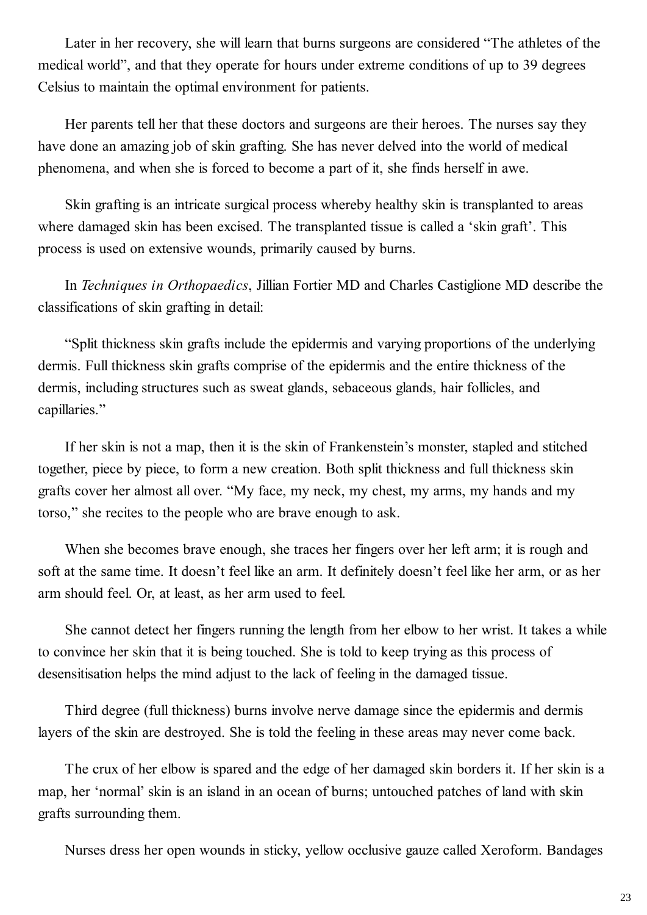Later in her recovery, she will learn that burns surgeons are considered “The athletes of the medical world”, and that they operate for hours under extreme conditions of up to 39 degrees Celsius to maintain the optimal environment for patients.

Her parents tell her that these doctors and surgeons are their heroes. The nurses say they have done an amazing job of skin grafting. She has never delved into the world of medical phenomena, and when she is forced to become a part of it, she finds herself in awe.

Skin grafting is an intricate surgical process whereby healthy skin is transplanted to areas where damaged skin has been excised. The transplanted tissue is called a ‘skin graft’. This process is used on extensive wounds, primarily caused by burns.

In *Techniques in Orthopaedics*, Jillian Fortier MD and Charles Castiglione MD describe the classifications of skin grafting in detail:

“Split thickness skin grafts include the epidermis and varying proportions of the underlying dermis. Full thickness skin grafts comprise of the epidermis and the entire thickness of the dermis, including structures such as sweat glands, sebaceous glands, hair follicles, and capillaries.”

If her skin is not a map, then it is the skin of Frankenstein’s monster, stapled and stitched together, piece by piece, to form a new creation. Both split thickness and full thickness skin grafts cover her almost all over. “My face, my neck, my chest, my arms, my hands and my torso,” she recites to the people who are brave enough to ask.

When she becomes brave enough, she traces her fingers over her left arm; it is rough and soft at the same time. It doesn’t feel like an arm. It definitely doesn’t feel like her arm, or as her arm should feel. Or, at least, as her arm used to feel.

She cannot detect her fingers running the length from her elbow to her wrist. It takes a while to convince her skin that it is being touched. She is told to keep trying as this process of desensitisation helps the mind adjust to the lack of feeling in the damaged tissue.

Third degree (full thickness) burns involve nerve damage since the epidermis and dermis layers of the skin are destroyed. She is told the feeling in these areas may never come back.

The crux of her elbow is spared and the edge of her damaged skin borders it. If her skin is a map, her ‘normal’ skin is an island in an ocean of burns; untouched patches of land with skin grafts surrounding them.

Nurses dress her open wounds in sticky, yellow occlusive gauze called Xeroform. Bandages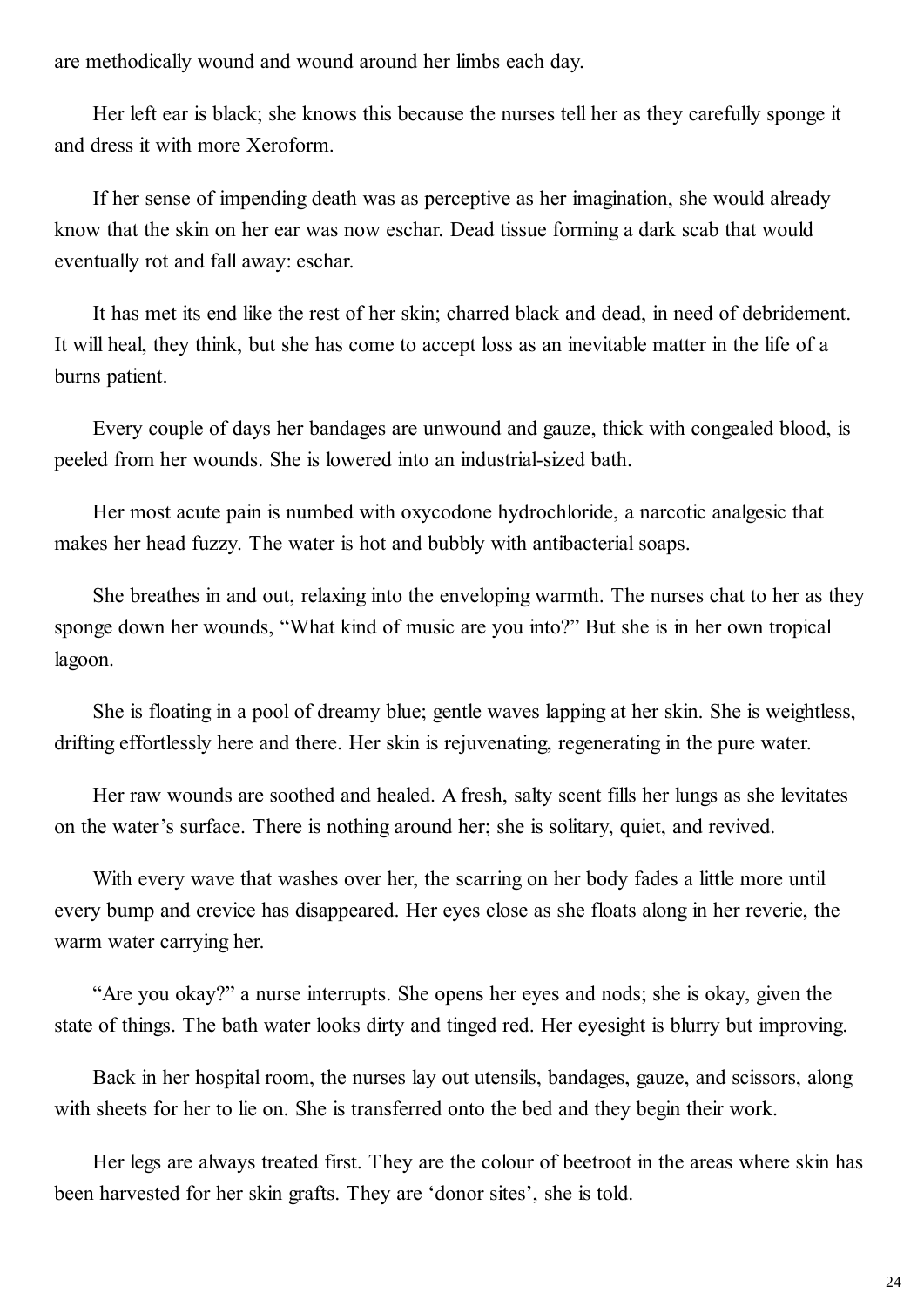are methodically wound and wound around her limbs each day.

Her left ear is black; she knows this because the nurses tell her as they carefully sponge it and dress it with more Xeroform.

If her sense of impending death was as perceptive as her imagination, she would already know that the skin on her ear was now eschar. Dead tissue forming a dark scab that would eventually rot and fall away: eschar.

It has met its end like the rest of her skin; charred black and dead, in need of debridement. It will heal, they think, but she has come to accept loss as an inevitable matter in the life of a burns patient.

Every couple of days her bandages are unwound and gauze, thick with congealed blood, is peeled from her wounds. She is lowered into an industrial-sized bath.

Her most acute pain is numbed with oxycodone hydrochloride, a narcotic analgesic that makes her head fuzzy. The water is hot and bubbly with antibacterial soaps.

She breathes in and out, relaxing into the enveloping warmth. The nurses chat to her as they sponge down her wounds, "What kind of music are you into?" But she is in her own tropical lagoon.

She is floating in a pool of dreamy blue; gentle waves lapping at her skin. She is weightless, drifting effortlessly here and there. Her skin is rejuvenating, regenerating in the pure water.

Her raw wounds are soothed and healed. A fresh, salty scent fills her lungs as she levitates on the water's surface. There is nothing around her; she is solitary, quiet, and revived.

With every wave that washes over her, the scarring on her body fades a little more until every bump and crevice has disappeared. Her eyes close as she floats along in her reverie, the warm water carrying her.

"Are you okay?" a nurse interrupts. She opens her eyes and nods; she is okay, given the state of things. The bath water looks dirty and tinged red. Her eyesight is blurry but improving.

Back in her hospital room, the nurses lay out utensils, bandages, gauze, and scissors, along with sheets for her to lie on. She is transferred onto the bed and they begin their work.

Her legs are always treated first. They are the colour of beetroot in the areas where skin has been harvested for her skin grafts. They are 'donor sites', she is told.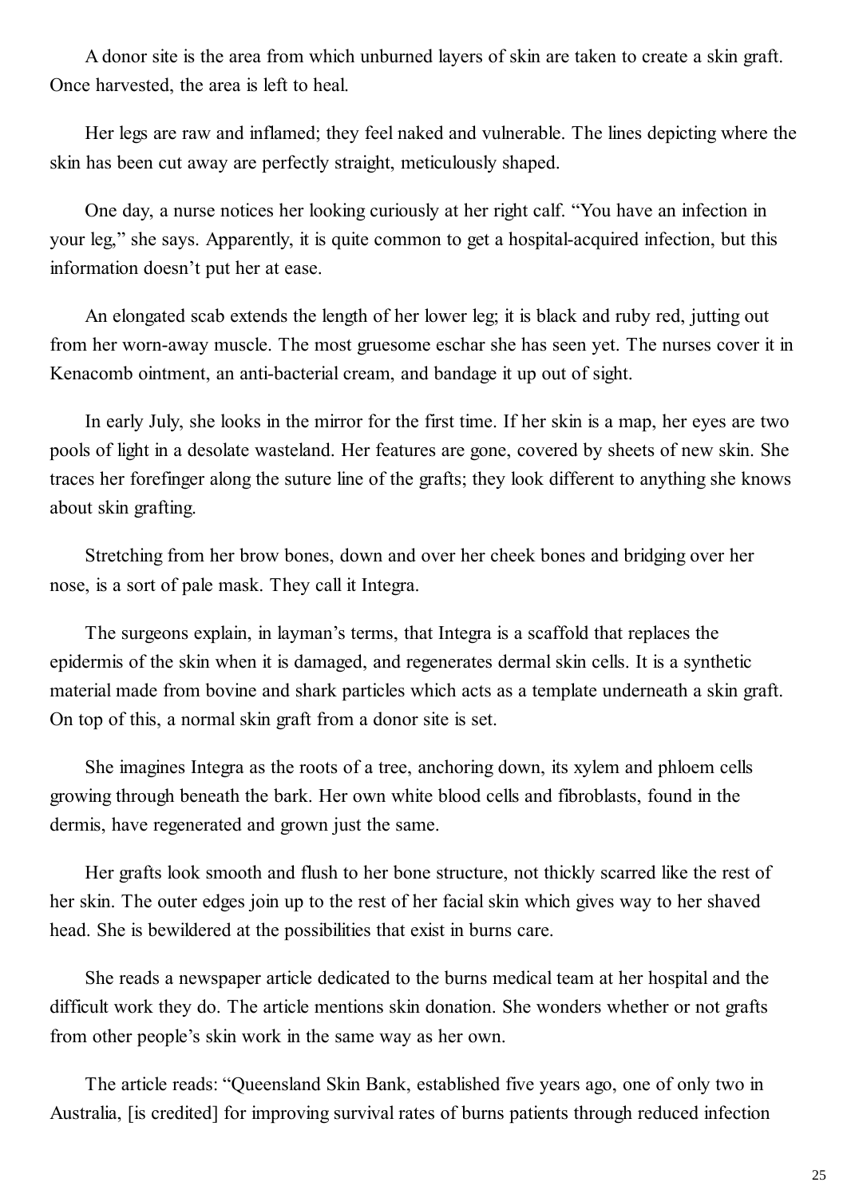A donor site is the area from which unburned layers of skin are taken to create a skin graft. Once harvested, the area is left to heal.

Her legs are raw and inflamed; they feel naked and vulnerable. The lines depicting where the skin has been cut away are perfectly straight, meticulously shaped.

One day, a nurse notices her looking curiously at her right calf. "You have an infection in your leg," she says. Apparently, it is quite common to get a hospital-acquired infection, but this information doesn't put her at ease.

An elongated scab extends the length of her lower leg; it is black and ruby red, jutting out from her worn-away muscle. The most gruesome eschar she has seen yet. The nurses cover it in Kenacomb ointment, an anti-bacterial cream, and bandage it up out of sight.

In early July, she looks in the mirror for the first time. If her skin is a map, her eyes are two pools of light in a desolate wasteland. Her features are gone, covered by sheets of new skin. She traces her forefinger along the suture line of the grafts; they look different to anything she knows about skin grafting.

Stretching from her brow bones, down and over her cheek bones and bridging over her nose, is a sort of pale mask. They call it Integra.

The surgeons explain, in layman's terms, that Integra is a scaffold that replaces the epidermis of the skin when it is damaged, and regenerates dermal skin cells. It is a synthetic material made from bovine and shark particles which acts as a template underneath a skin graft. On top of this, a normal skin graft from a donor site is set.

She imagines Integra as the roots of a tree, anchoring down, its xylem and phloem cells growing through beneath the bark. Her own white blood cells and fibroblasts, found in the dermis, have regenerated and grown just the same.

Her grafts look smooth and flush to her bone structure, not thickly scarred like the rest of her skin. The outer edges join up to the rest of her facial skin which gives way to her shaved head. She is bewildered at the possibilities that exist in burns care.

She reads a newspaper article dedicated to the burns medical team at her hospital and the difficult work they do. The article mentions skin donation. She wonders whether or not grafts from other people's skin work in the same way as her own.

The article reads: "Queensland Skin Bank, established five years ago, one of only two in Australia, [is credited] for improving survival rates of burns patients through reduced infection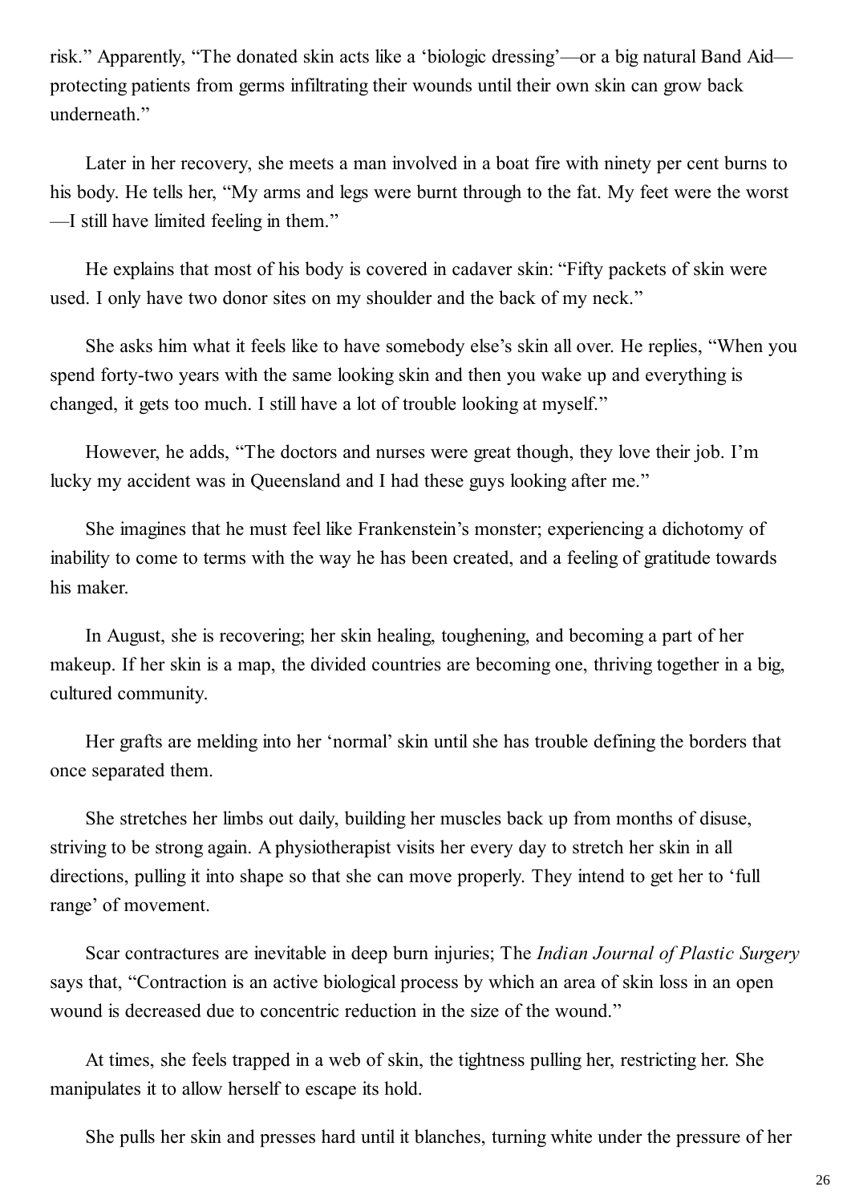risk." Apparently, "The donated skin acts like a 'biologic dressing'—or a big natural Band Aid—protecting patients from germs infiltrating their wounds until their own skin can grow back underneath."

Later in her recovery, she meets a man involved in a boat fire with ninety per cent burns to his body. He tells her, "My arms and legs were burnt through to the fat. My feet were the worst—I still have limited feeling in them."

He explains that most of his body is covered in cadaver skin: "Fifty packets of skin were used. I only have two donor sites on my shoulder and the back of my neck."

She asks him what it feels like to have somebody else's skin all over. He replies, "When you spend forty-two years with the same looking skin and then you wake up and everything is changed, it gets too much. I still have a lot of trouble looking at myself."

However, he adds, "The doctors and nurses were great though, they love their job. I'm lucky my accident was in Queensland and I had these guys looking after me."

She imagines that he must feel like Frankenstein's monster; experiencing a dichotomy of inability to come to terms with the way he has been created, and a feeling of gratitude towards his maker.

In August, she is recovering; her skin healing, toughening, and becoming a part of her makeup. If her skin is a map, the divided countries are becoming one, thriving together in a big, cultured community.

Her grafts are melding into her 'normal' skin until she has trouble defining the borders that once separated them.

She stretches her limbs out daily, building her muscles back up from months of disuse, striving to be strong again. A physiotherapist visits her every day to stretch her skin in all directions, pulling it into shape so that she can move properly. They intend to get her to 'full range' of movement.

Scar contractures are inevitable in deep burn injuries; The *Indian Journal of Plastic Surgery* says that, "Contraction is an active biological process by which an area of skin loss in an open wound is decreased due to concentric reduction in the size of the wound."

At times, she feels trapped in a web of skin, the tightness pulling her, restricting her. She manipulates it to allow herself to escape its hold.

She pulls her skin and presses hard until it blanches, turning white under the pressure of her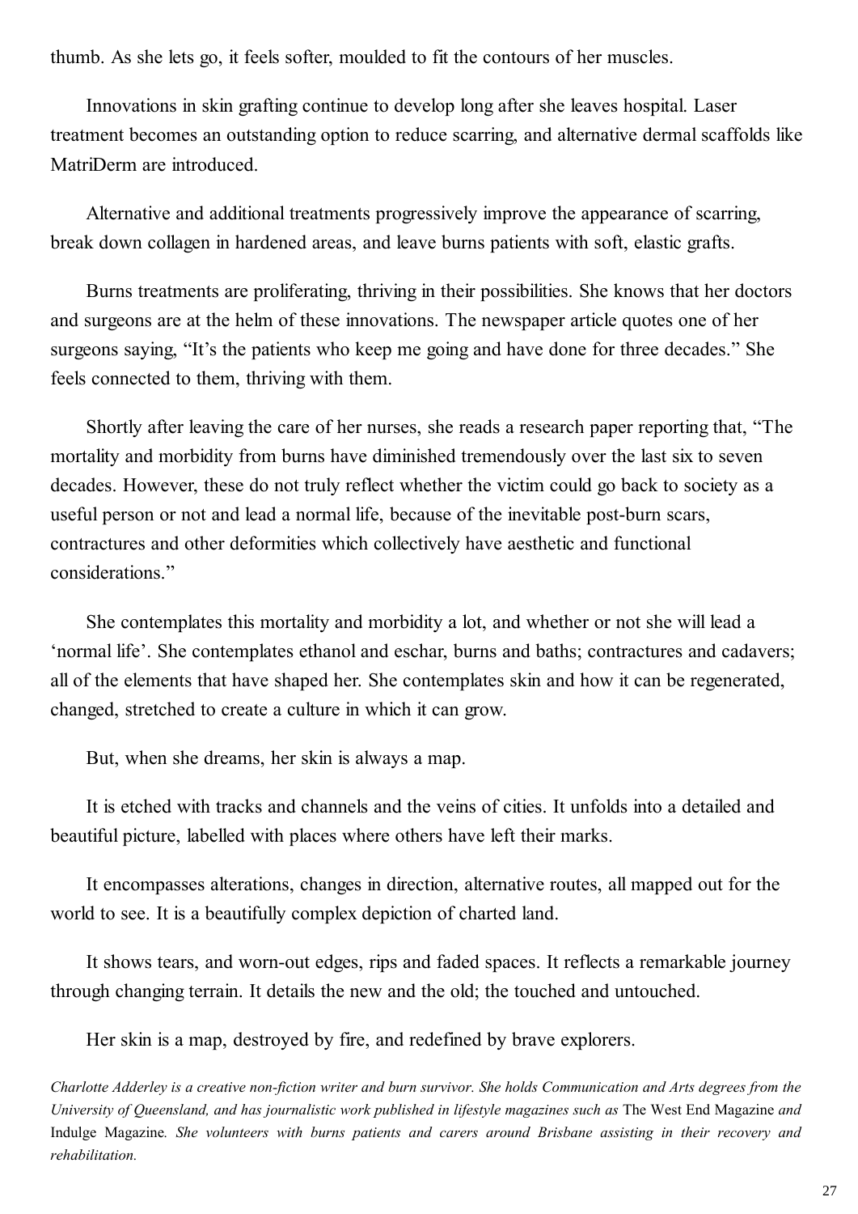thumb. As she lets go, it feels softer, moulded to fit the contours of her muscles.

Innovations in skin grafting continue to develop long after she leaves hospital. Laser treatment becomes an outstanding option to reduce scarring, and alternative dermal scaffolds like MatriDerm are introduced.

Alternative and additional treatments progressively improve the appearance of scarring, break down collagen in hardened areas, and leave burns patients with soft, elastic grafts.

Burns treatments are proliferating, thriving in their possibilities. She knows that her doctors and surgeons are at the helm of these innovations. The newspaper article quotes one of her surgeons saying, "It's the patients who keep me going and have done for three decades." She feels connected to them, thriving with them.

Shortly after leaving the care of her nurses, she reads a research paper reporting that, "The mortality and morbidity from burns have diminished tremendously over the last six to seven decades. However, these do not truly reflect whether the victim could go back to society as a useful person or not and lead a normal life, because of the inevitable post-burn scars, contractures and other deformities which collectively have aesthetic and functional considerations."

She contemplates this mortality and morbidity a lot, and whether or not she will lead a 'normal life'. She contemplates ethanol and eschar, burns and baths; contractures and cadavers; all of the elements that have shaped her. She contemplates skin and how it can be regenerated, changed, stretched to create a culture in which it can grow.

But, when she dreams, her skin is always a map.

It is etched with tracks and channels and the veins of cities. It unfolds into a detailed and beautiful picture, labelled with places where others have left their marks.

It encompasses alterations, changes in direction, alternative routes, all mapped out for the world to see. It is a beautifully complex depiction of charted land.

It shows tears, and worn-out edges, rips and faded spaces. It reflects a remarkable journey through changing terrain. It details the new and the old; the touched and untouched.

Her skin is a map, destroyed by fire, and redefined by brave explorers.

*Charlotte Adderley is a creative non-fiction writer and burn survivor. She holds Communication and Arts degrees from the University of Queensland, and has journalistic work published in lifestyle magazines such as* The West End Magazine *and* Indulge Magazine*. She volunteers with burns patients and carers around Brisbane assisting in their recovery and rehabilitation.*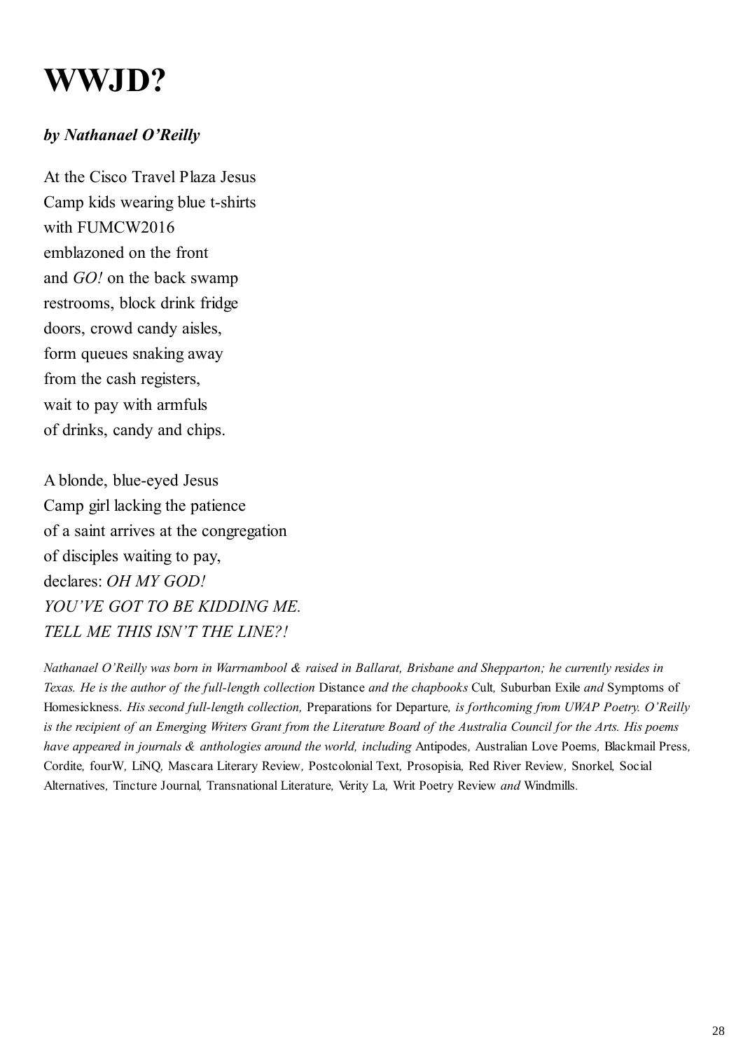# WWJD?

***by Nathanael O'Reilly***

At the Cisco Travel Plaza Jesus  
Camp kids wearing blue t-shirts  
with FUMCW2016  
emblazoned on the front  
and *GO!* on the back swamp  
restrooms, block drink fridge  
doors, crowd candy aisles,  
form queues snaking away  
from the cash registers,  
wait to pay with armfuls  
of drinks, candy and chips.

A blonde, blue-eyed Jesus  
Camp girl lacking the patience  
of a saint arrives at the congregation  
of disciples waiting to pay,  
declares: *OH MY GOD!*  
*YOU'VE GOT TO BE KIDDING ME.*  
*TELL ME THIS ISN'T THE LINE?!*

*Nathanael O'Reilly was born in Warrnambool & raised in Ballarat, Brisbane and Shepparton; he currently resides in Texas. He is the author of the full-length collection* Distance *and the chapbooks* Cult, Suburban Exile *and* Symptoms of Homesickness. *His second full-length collection,* Preparations for Departure, *is forthcoming from UWAP Poetry. O'Reilly is the recipient of an Emerging Writers Grant from the Literature Board of the Australia Council for the Arts. His poems have appeared in journals & anthologies around the world, including* Antipodes, Australian Love Poems, Blackmail Press, Cordite, fourW, LiNQ, Mascara Literary Review, Postcolonial Text, Prosopisia, Red River Review, Snorkel, Social Alternatives, Tincture Journal, Transnational Literature, Verity La, Writ Poetry Review *and* Windmills.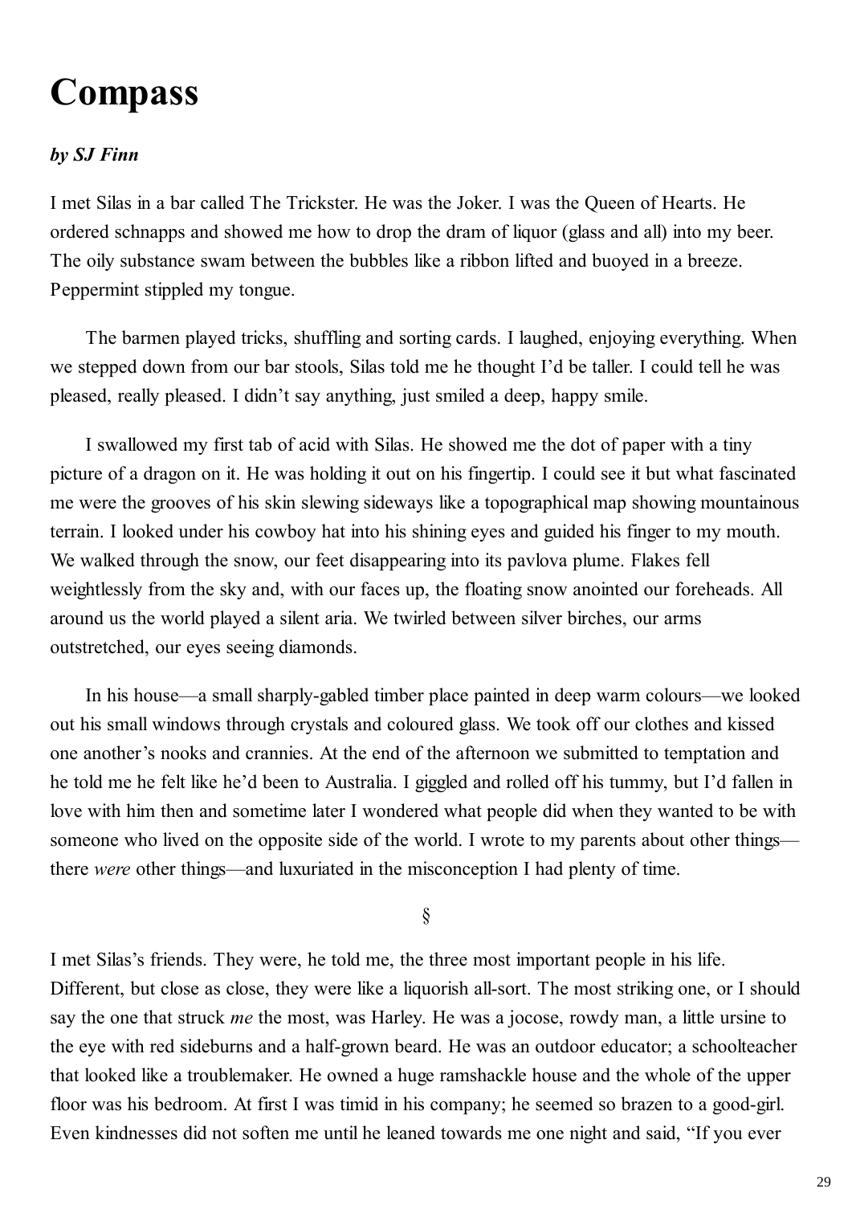# Compass

***by SJ Finn***

I met Silas in a bar called The Trickster. He was the Joker. I was the Queen of Hearts. He ordered schnapps and showed me how to drop the dram of liquor (glass and all) into my beer. The oily substance swam between the bubbles like a ribbon lifted and buoyed in a breeze. Peppermint stippled my tongue.

The barmen played tricks, shuffling and sorting cards. I laughed, enjoying everything. When we stepped down from our bar stools, Silas told me he thought I'd be taller. I could tell he was pleased, really pleased. I didn't say anything, just smiled a deep, happy smile.

I swallowed my first tab of acid with Silas. He showed me the dot of paper with a tiny picture of a dragon on it. He was holding it out on his fingertip. I could see it but what fascinated me were the grooves of his skin slewing sideways like a topographical map showing mountainous terrain. I looked under his cowboy hat into his shining eyes and guided his finger to my mouth. We walked through the snow, our feet disappearing into its pavlova plume. Flakes fell weightlessly from the sky and, with our faces up, the floating snow anointed our foreheads. All around us the world played a silent aria. We twirled between silver birches, our arms outstretched, our eyes seeing diamonds.

In his house—a small sharply-gabled timber place painted in deep warm colours—we looked out his small windows through crystals and coloured glass. We took off our clothes and kissed one another's nooks and crannies. At the end of the afternoon we submitted to temptation and he told me he felt like he'd been to Australia. I giggled and rolled off his tummy, but I'd fallen in love with him then and sometime later I wondered what people did when they wanted to be with someone who lived on the opposite side of the world. I wrote to my parents about other things—there *were* other things—and luxuriated in the misconception I had plenty of time.

§

I met Silas's friends. They were, he told me, the three most important people in his life. Different, but close as close, they were like a liquorish all-sort. The most striking one, or I should say the one that struck *me* the most, was Harley. He was a jocose, rowdy man, a little ursine to the eye with red sideburns and a half-grown beard. He was an outdoor educator; a schoolteacher that looked like a troublemaker. He owned a huge ramshackle house and the whole of the upper floor was his bedroom. At first I was timid in his company; he seemed so brazen to a good-girl. Even kindnesses did not soften me until he leaned towards me one night and said, "If you ever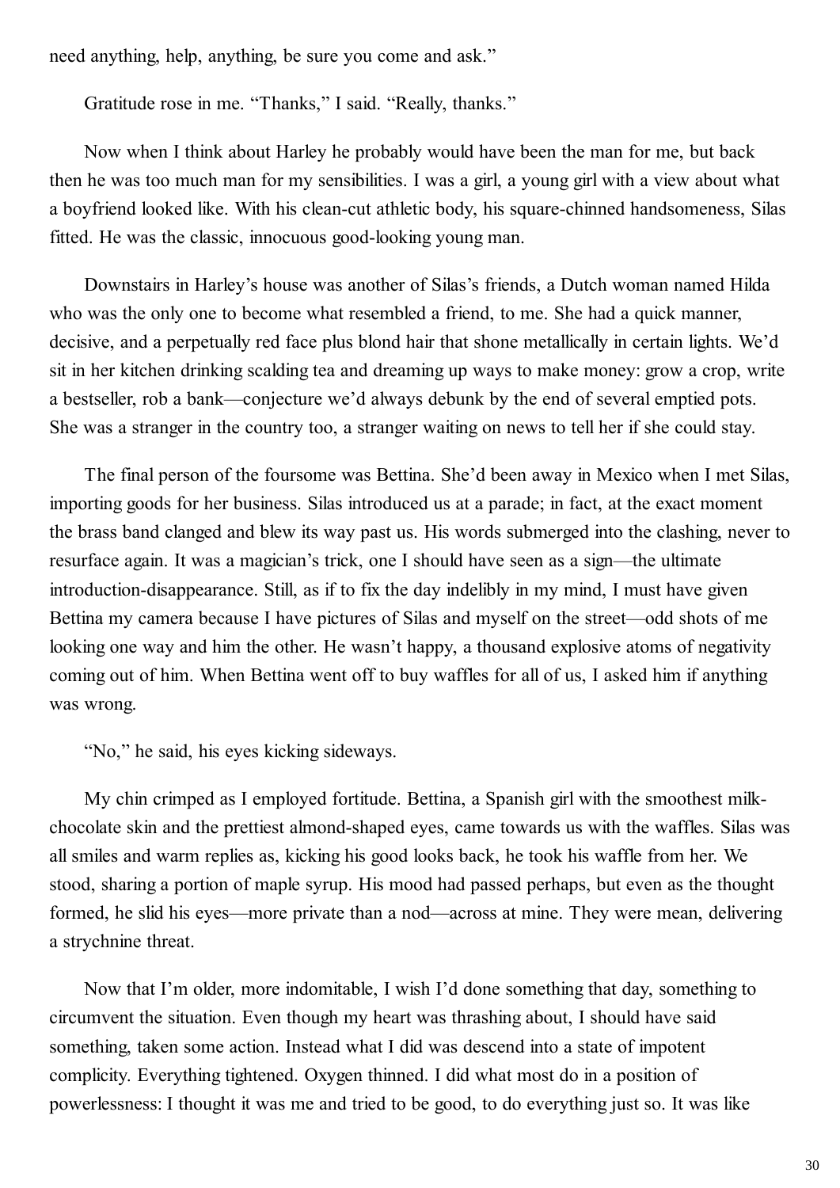need anything, help, anything, be sure you come and ask."

Gratitude rose in me. "Thanks," I said. "Really, thanks."

Now when I think about Harley he probably would have been the man for me, but back then he was too much man for my sensibilities. I was a girl, a young girl with a view about what a boyfriend looked like. With his clean-cut athletic body, his square-chinned handsomeness, Silas fitted. He was the classic, innocuous good-looking young man.

Downstairs in Harley's house was another of Silas's friends, a Dutch woman named Hilda who was the only one to become what resembled a friend, to me. She had a quick manner, decisive, and a perpetually red face plus blond hair that shone metallically in certain lights. We'd sit in her kitchen drinking scalding tea and dreaming up ways to make money: grow a crop, write a bestseller, rob a bank—conjecture we'd always debunk by the end of several emptied pots. She was a stranger in the country too, a stranger waiting on news to tell her if she could stay.

The final person of the foursome was Bettina. She'd been away in Mexico when I met Silas, importing goods for her business. Silas introduced us at a parade; in fact, at the exact moment the brass band clanged and blew its way past us. His words submerged into the clashing, never to resurface again. It was a magician's trick, one I should have seen as a sign—the ultimate introduction-disappearance. Still, as if to fix the day indelibly in my mind, I must have given Bettina my camera because I have pictures of Silas and myself on the street—odd shots of me looking one way and him the other. He wasn't happy, a thousand explosive atoms of negativity coming out of him. When Bettina went off to buy waffles for all of us, I asked him if anything was wrong.

"No," he said, his eyes kicking sideways.

My chin crimped as I employed fortitude. Bettina, a Spanish girl with the smoothest milk-chocolate skin and the prettiest almond-shaped eyes, came towards us with the waffles. Silas was all smiles and warm replies as, kicking his good looks back, he took his waffle from her. We stood, sharing a portion of maple syrup. His mood had passed perhaps, but even as the thought formed, he slid his eyes—more private than a nod—across at mine. They were mean, delivering a strychnine threat.

Now that I'm older, more indomitable, I wish I'd done something that day, something to circumvent the situation. Even though my heart was thrashing about, I should have said something, taken some action. Instead what I did was descend into a state of impotent complicity. Everything tightened. Oxygen thinned. I did what most do in a position of powerlessness: I thought it was me and tried to be good, to do everything just so. It was like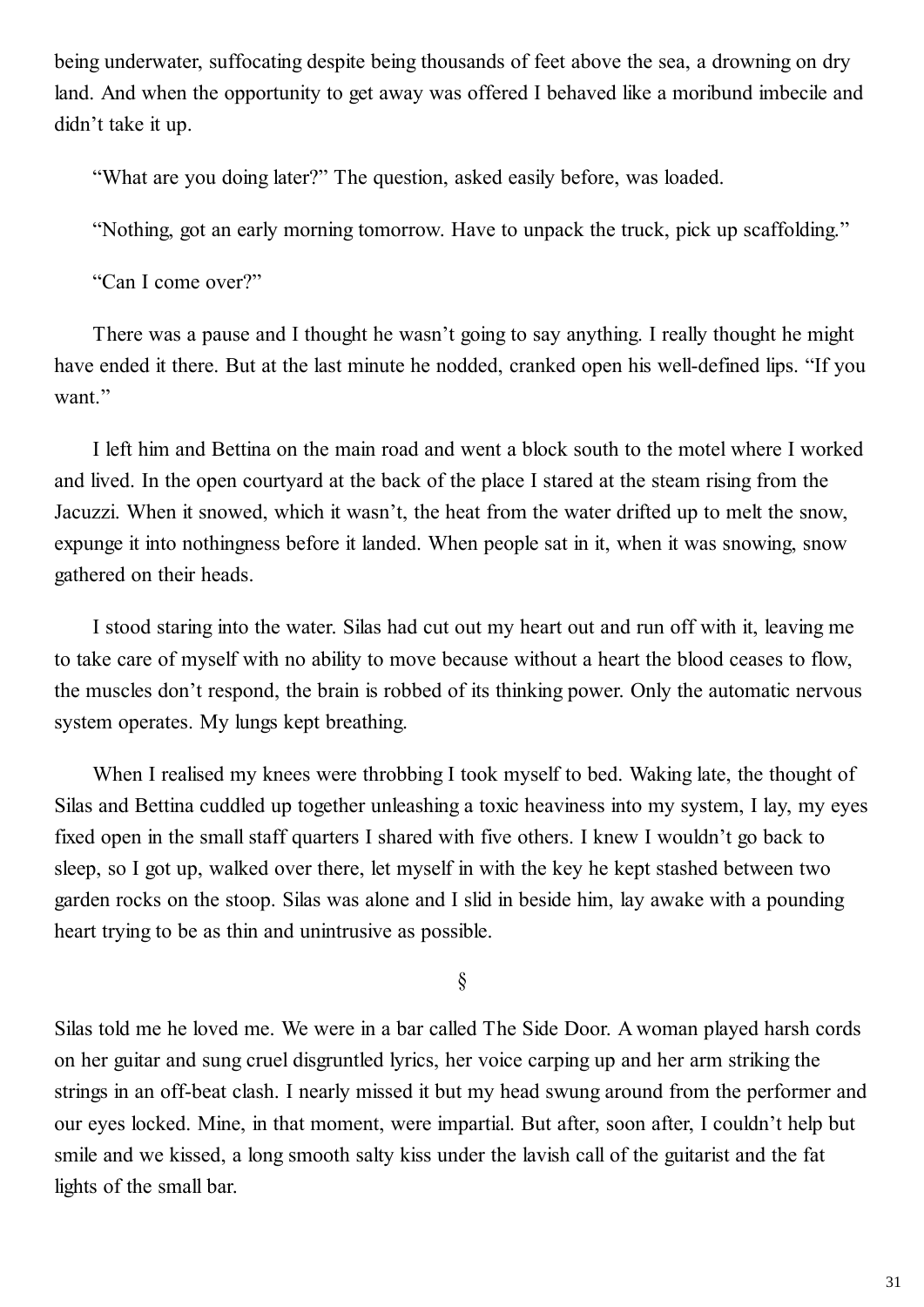being underwater, suffocating despite being thousands of feet above the sea, a drowning on dry land. And when the opportunity to get away was offered I behaved like a moribund imbecile and didn't take it up.

"What are you doing later?" The question, asked easily before, was loaded.

"Nothing, got an early morning tomorrow. Have to unpack the truck, pick up scaffolding."

"Can I come over?"

There was a pause and I thought he wasn't going to say anything. I really thought he might have ended it there. But at the last minute he nodded, cranked open his well-defined lips. "If you want."

I left him and Bettina on the main road and went a block south to the motel where I worked and lived. In the open courtyard at the back of the place I stared at the steam rising from the Jacuzzi. When it snowed, which it wasn't, the heat from the water drifted up to melt the snow, expunge it into nothingness before it landed. When people sat in it, when it was snowing, snow gathered on their heads.

I stood staring into the water. Silas had cut out my heart out and run off with it, leaving me to take care of myself with no ability to move because without a heart the blood ceases to flow, the muscles don't respond, the brain is robbed of its thinking power. Only the automatic nervous system operates. My lungs kept breathing.

When I realised my knees were throbbing I took myself to bed. Waking late, the thought of Silas and Bettina cuddled up together unleashing a toxic heaviness into my system, I lay, my eyes fixed open in the small staff quarters I shared with five others. I knew I wouldn't go back to sleep, so I got up, walked over there, let myself in with the key he kept stashed between two garden rocks on the stoop. Silas was alone and I slid in beside him, lay awake with a pounding heart trying to be as thin and unintrusive as possible.

§

Silas told me he loved me. We were in a bar called The Side Door. A woman played harsh cords on her guitar and sung cruel disgruntled lyrics, her voice carping up and her arm striking the strings in an off-beat clash. I nearly missed it but my head swung around from the performer and our eyes locked. Mine, in that moment, were impartial. But after, soon after, I couldn't help but smile and we kissed, a long smooth salty kiss under the lavish call of the guitarist and the fat lights of the small bar.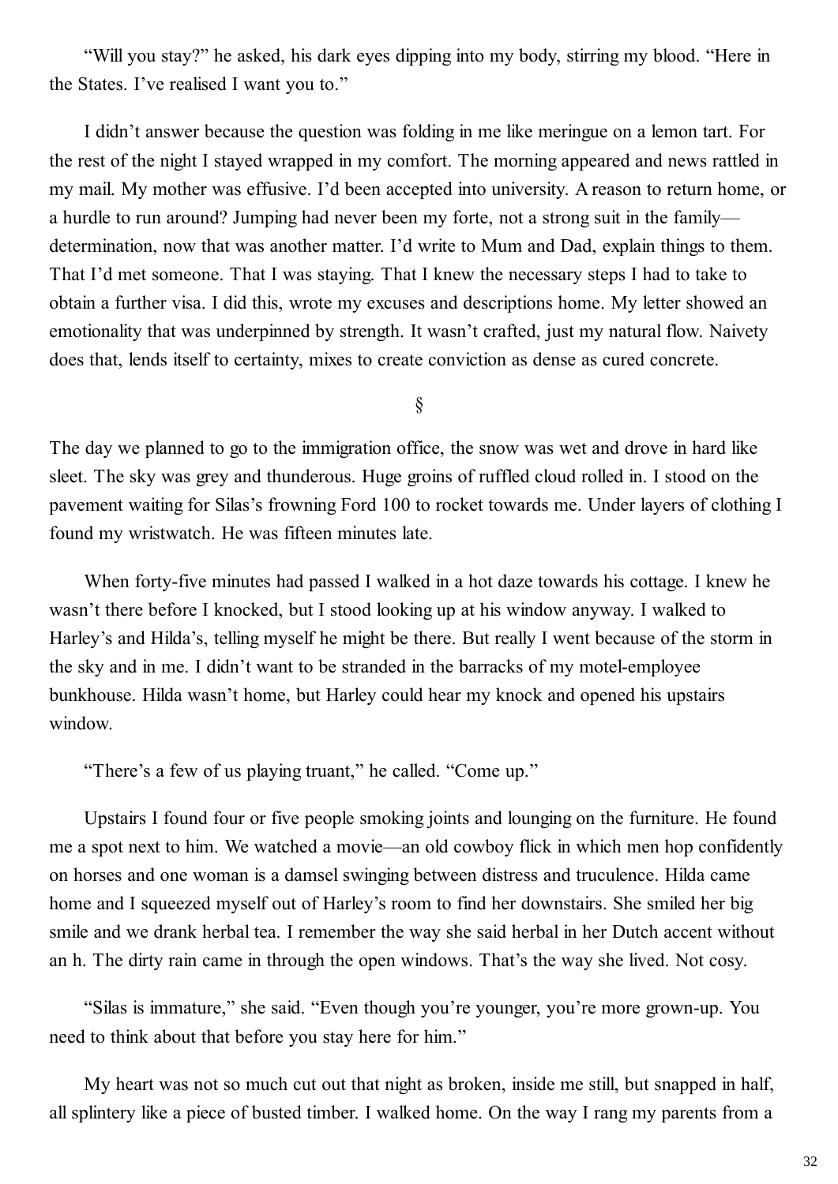"Will you stay?" he asked, his dark eyes dipping into my body, stirring my blood. "Here in the States. I've realised I want you to."

I didn't answer because the question was folding in me like meringue on a lemon tart. For the rest of the night I stayed wrapped in my comfort. The morning appeared and news rattled in my mail. My mother was effusive. I'd been accepted into university. A reason to return home, or a hurdle to run around? Jumping had never been my forte, not a strong suit in the family—determination, now that was another matter. I'd write to Mum and Dad, explain things to them. That I'd met someone. That I was staying. That I knew the necessary steps I had to take to obtain a further visa. I did this, wrote my excuses and descriptions home. My letter showed an emotionality that was underpinned by strength. It wasn't crafted, just my natural flow. Naivety does that, lends itself to certainty, mixes to create conviction as dense as cured concrete.

§

The day we planned to go to the immigration office, the snow was wet and drove in hard like sleet. The sky was grey and thunderous. Huge groins of ruffled cloud rolled in. I stood on the pavement waiting for Silas's frowning Ford 100 to rocket towards me. Under layers of clothing I found my wristwatch. He was fifteen minutes late.

When forty-five minutes had passed I walked in a hot daze towards his cottage. I knew he wasn't there before I knocked, but I stood looking up at his window anyway. I walked to Harley's and Hilda's, telling myself he might be there. But really I went because of the storm in the sky and in me. I didn't want to be stranded in the barracks of my motel-employee bunkhouse. Hilda wasn't home, but Harley could hear my knock and opened his upstairs window.

"There's a few of us playing truant," he called. "Come up."

Upstairs I found four or five people smoking joints and lounging on the furniture. He found me a spot next to him. We watched a movie—an old cowboy flick in which men hop confidently on horses and one woman is a damsel swinging between distress and truculence. Hilda came home and I squeezed myself out of Harley's room to find her downstairs. She smiled her big smile and we drank herbal tea. I remember the way she said herbal in her Dutch accent without an h. The dirty rain came in through the open windows. That's the way she lived. Not cosy.

"Silas is immature," she said. "Even though you're younger, you're more grown-up. You need to think about that before you stay here for him."

My heart was not so much cut out that night as broken, inside me still, but snapped in half, all splintery like a piece of busted timber. I walked home. On the way I rang my parents from a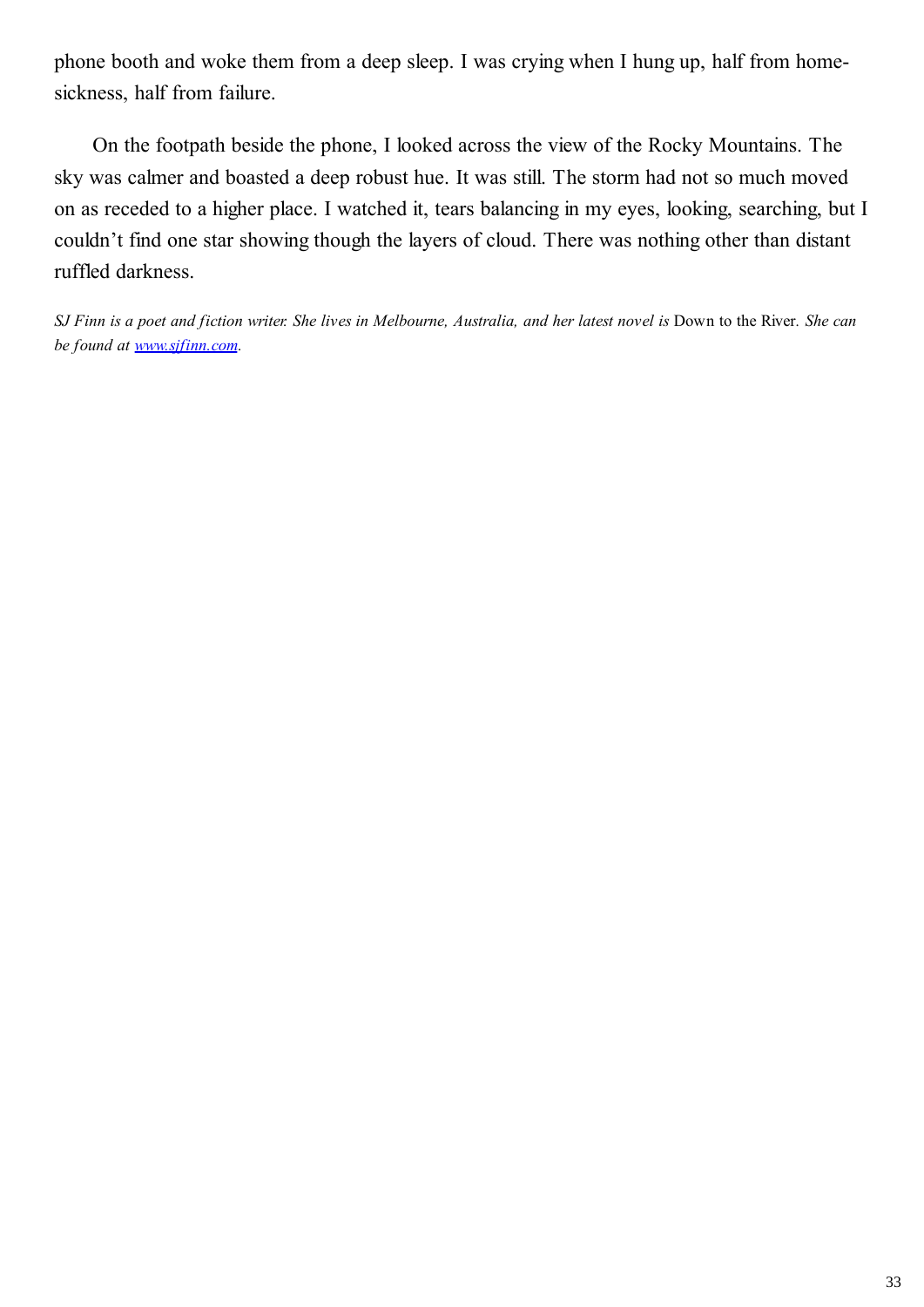phone booth and woke them from a deep sleep. I was crying when I hung up, half from home-sickness, half from failure.

On the footpath beside the phone, I looked across the view of the Rocky Mountains. The sky was calmer and boasted a deep robust hue. It was still. The storm had not so much moved on as receded to a higher place. I watched it, tears balancing in my eyes, looking, searching, but I couldn't find one star showing though the layers of cloud. There was nothing other than distant ruffled darkness.

*SJ Finn is a poet and fiction writer. She lives in Melbourne, Australia, and her latest novel is* Down to the River. *She can be found at [www.sjfinn.com](http://www.sjfinn.com).*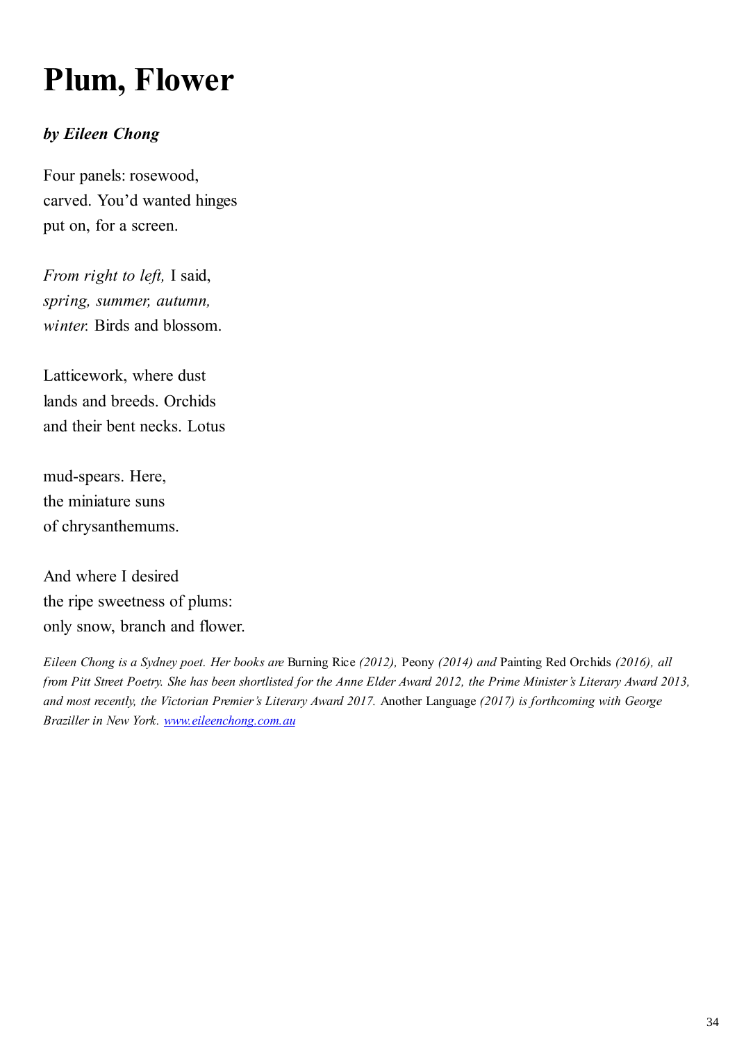# Plum, Flower

***by Eileen Chong***

Four panels: rosewood,  
carved. You'd wanted hinges  
put on, for a screen.

*From right to left,* I said,  
*spring, summer, autumn,*  
*winter.* Birds and blossom.

Latticework, where dust  
lands and breeds. Orchids  
and their bent necks. Lotus

mud-spears. Here,  
the miniature suns  
of chrysanthemums.

And where I desired  
the ripe sweetness of plums:  
only snow, branch and flower.

*Eileen Chong is a Sydney poet. Her books are* Burning Rice *(2012),* Peony *(2014) and* Painting Red Orchids *(2016), all from Pitt Street Poetry. She has been shortlisted for the Anne Elder Award 2012, the Prime Minister's Literary Award 2013, and most recently, the Victorian Premier's Literary Award 2017.* Another Language *(2017) is forthcoming with George Braziller in New York. [www.eileenchong.com.au](http://www.eileenchong.com.au)*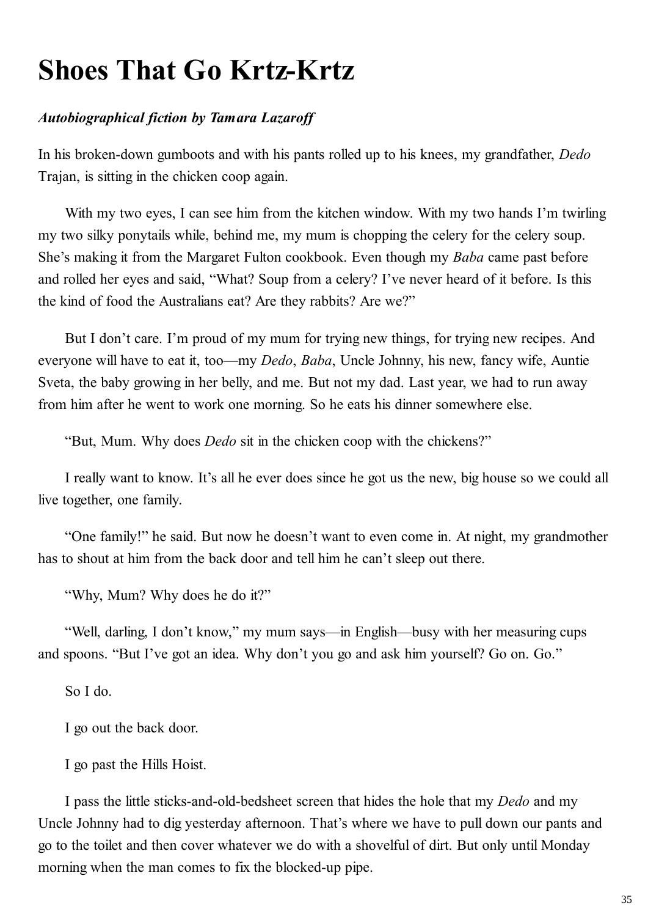# Shoes That Go Krtz-Krtz

***Autobiographical fiction by Tamara Lazaroff***

In his broken-down gumboots and with his pants rolled up to his knees, my grandfather, *Dedo* Trajan, is sitting in the chicken coop again.

With my two eyes, I can see him from the kitchen window. With my two hands I'm twirling my two silky ponytails while, behind me, my mum is chopping the celery for the celery soup. She's making it from the Margaret Fulton cookbook. Even though my *Baba* came past before and rolled her eyes and said, "What? Soup from a celery? I've never heard of it before. Is this the kind of food the Australians eat? Are they rabbits? Are we?"

But I don't care. I'm proud of my mum for trying new things, for trying new recipes. And everyone will have to eat it, too—my *Dedo*, *Baba*, Uncle Johnny, his new, fancy wife, Auntie Sveta, the baby growing in her belly, and me. But not my dad. Last year, we had to run away from him after he went to work one morning. So he eats his dinner somewhere else.

"But, Mum. Why does *Dedo* sit in the chicken coop with the chickens?"

I really want to know. It's all he ever does since he got us the new, big house so we could all live together, one family.

"One family!" he said. But now he doesn't want to even come in. At night, my grandmother has to shout at him from the back door and tell him he can't sleep out there.

"Why, Mum? Why does he do it?"

"Well, darling, I don't know," my mum says—in English—busy with her measuring cups and spoons. "But I've got an idea. Why don't you go and ask him yourself? Go on. Go."

So I do.

I go out the back door.

I go past the Hills Hoist.

I pass the little sticks-and-old-bedsheet screen that hides the hole that my *Dedo* and my Uncle Johnny had to dig yesterday afternoon. That's where we have to pull down our pants and go to the toilet and then cover whatever we do with a shovelful of dirt. But only until Monday morning when the man comes to fix the blocked-up pipe.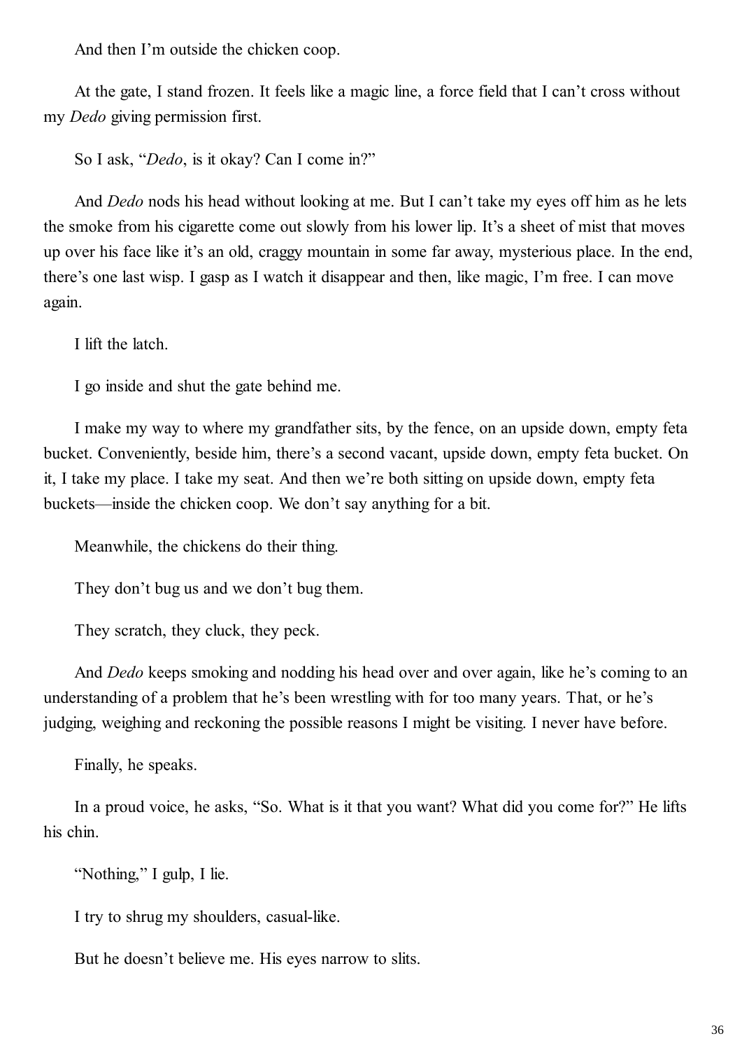And then I'm outside the chicken coop.

At the gate, I stand frozen. It feels like a magic line, a force field that I can't cross without my *Dedo* giving permission first.

So I ask, "*Dedo*, is it okay? Can I come in?"

And *Dedo* nods his head without looking at me. But I can't take my eyes off him as he lets the smoke from his cigarette come out slowly from his lower lip. It's a sheet of mist that moves up over his face like it's an old, craggy mountain in some far away, mysterious place. In the end, there's one last wisp. I gasp as I watch it disappear and then, like magic, I'm free. I can move again.

I lift the latch.

I go inside and shut the gate behind me.

I make my way to where my grandfather sits, by the fence, on an upside down, empty feta bucket. Conveniently, beside him, there's a second vacant, upside down, empty feta bucket. On it, I take my place. I take my seat. And then we're both sitting on upside down, empty feta buckets—inside the chicken coop. We don't say anything for a bit.

Meanwhile, the chickens do their thing.

They don't bug us and we don't bug them.

They scratch, they cluck, they peck.

And *Dedo* keeps smoking and nodding his head over and over again, like he's coming to an understanding of a problem that he's been wrestling with for too many years. That, or he's judging, weighing and reckoning the possible reasons I might be visiting. I never have before.

Finally, he speaks.

In a proud voice, he asks, "So. What is it that you want? What did you come for?" He lifts his chin.

"Nothing," I gulp, I lie.

I try to shrug my shoulders, casual-like.

But he doesn't believe me. His eyes narrow to slits.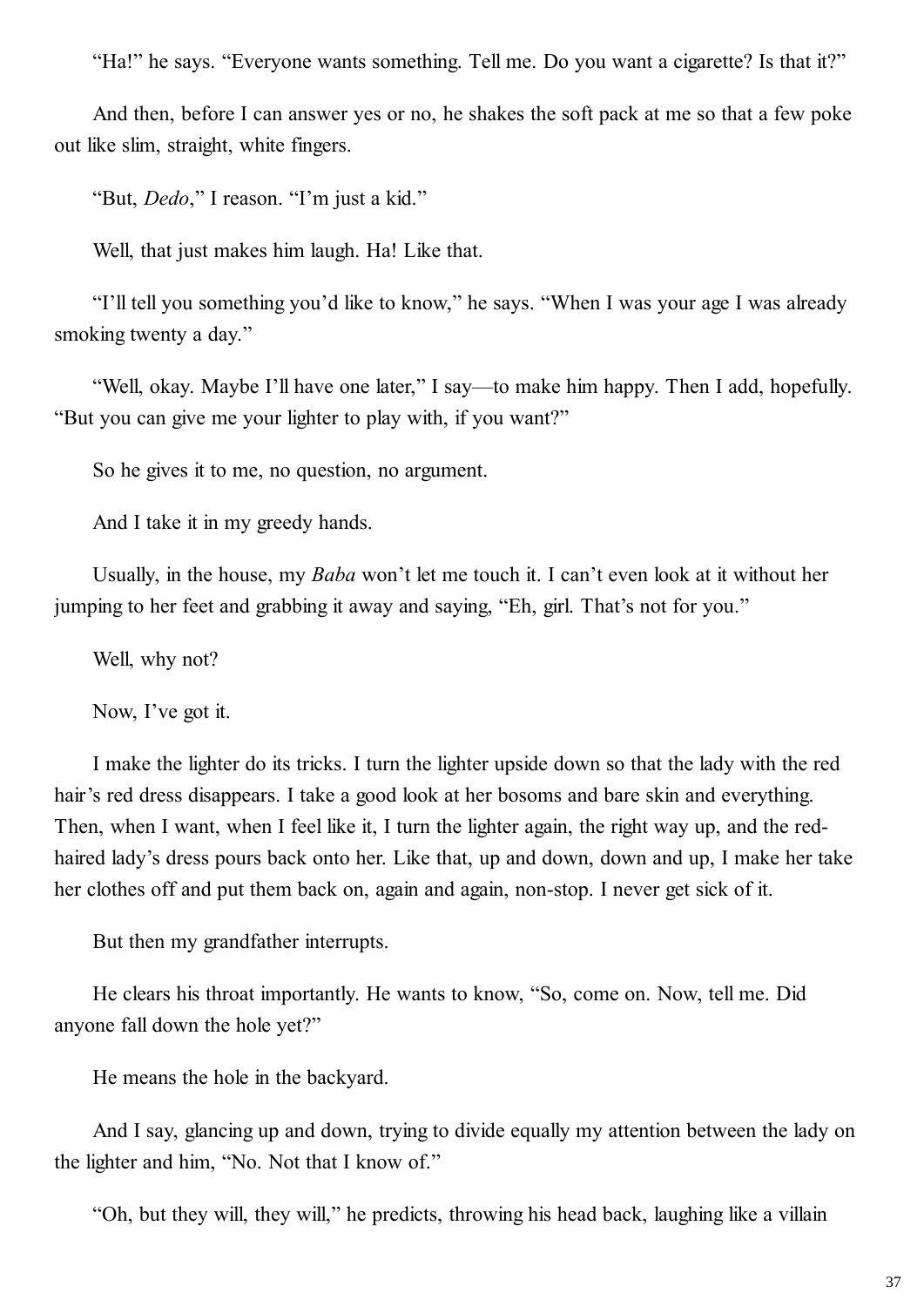"Ha!" he says. "Everyone wants something. Tell me. Do you want a cigarette? Is that it?"

And then, before I can answer yes or no, he shakes the soft pack at me so that a few poke out like slim, straight, white fingers.

"But, *Dedo*," I reason. "I'm just a kid."

Well, that just makes him laugh. Ha! Like that.

"I'll tell you something you'd like to know," he says. "When I was your age I was already smoking twenty a day."

"Well, okay. Maybe I'll have one later," I say—to make him happy. Then I add, hopefully. "But you can give me your lighter to play with, if you want?"

So he gives it to me, no question, no argument.

And I take it in my greedy hands.

Usually, in the house, my *Baba* won't let me touch it. I can't even look at it without her jumping to her feet and grabbing it away and saying, "Eh, girl. That's not for you."

Well, why not?

Now, I've got it.

I make the lighter do its tricks. I turn the lighter upside down so that the lady with the red hair's red dress disappears. I take a good look at her bosoms and bare skin and everything. Then, when I want, when I feel like it, I turn the lighter again, the right way up, and the red-haired lady's dress pours back onto her. Like that, up and down, down and up, I make her take her clothes off and put them back on, again and again, non-stop. I never get sick of it.

But then my grandfather interrupts.

He clears his throat importantly. He wants to know, "So, come on. Now, tell me. Did anyone fall down the hole yet?"

He means the hole in the backyard.

And I say, glancing up and down, trying to divide equally my attention between the lady on the lighter and him, "No. Not that I know of."

"Oh, but they will, they will," he predicts, throwing his head back, laughing like a villain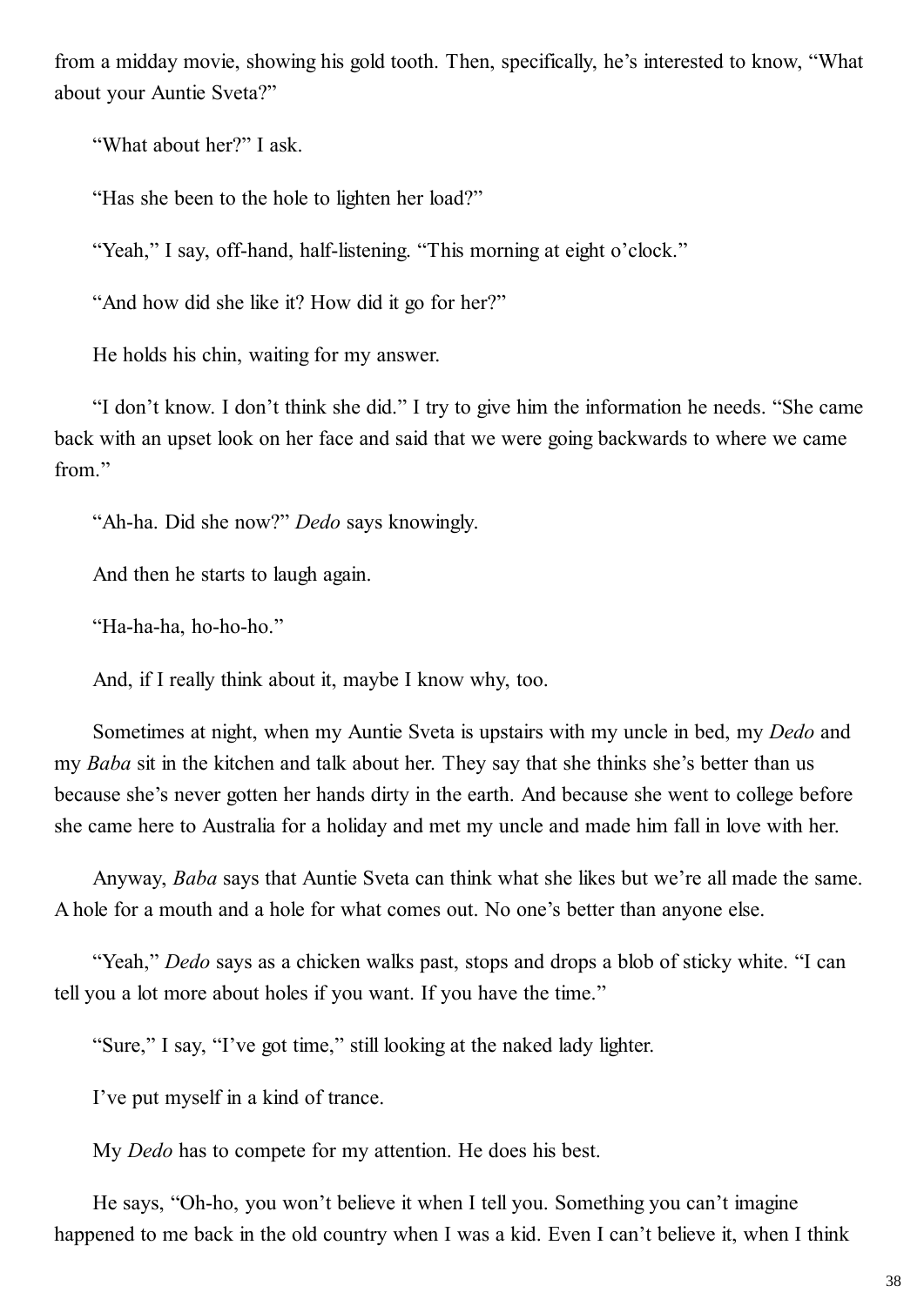from a midday movie, showing his gold tooth. Then, specifically, he's interested to know, "What about your Auntie Sveta?"

"What about her?" I ask.

"Has she been to the hole to lighten her load?"

"Yeah," I say, off-hand, half-listening. "This morning at eight o'clock."

"And how did she like it? How did it go for her?"

He holds his chin, waiting for my answer.

"I don't know. I don't think she did." I try to give him the information he needs. "She came back with an upset look on her face and said that we were going backwards to where we came from."

"Ah-ha. Did she now?" *Dedo* says knowingly.

And then he starts to laugh again.

"Ha-ha-ha, ho-ho-ho."

And, if I really think about it, maybe I know why, too.

Sometimes at night, when my Auntie Sveta is upstairs with my uncle in bed, my *Dedo* and my *Baba* sit in the kitchen and talk about her. They say that she thinks she's better than us because she's never gotten her hands dirty in the earth. And because she went to college before she came here to Australia for a holiday and met my uncle and made him fall in love with her.

Anyway, *Baba* says that Auntie Sveta can think what she likes but we're all made the same. A hole for a mouth and a hole for what comes out. No one's better than anyone else.

"Yeah," *Dedo* says as a chicken walks past, stops and drops a blob of sticky white. "I can tell you a lot more about holes if you want. If you have the time."

"Sure," I say, "I've got time," still looking at the naked lady lighter.

I've put myself in a kind of trance.

My *Dedo* has to compete for my attention. He does his best.

He says, "Oh-ho, you won't believe it when I tell you. Something you can't imagine happened to me back in the old country when I was a kid. Even I can't believe it, when I think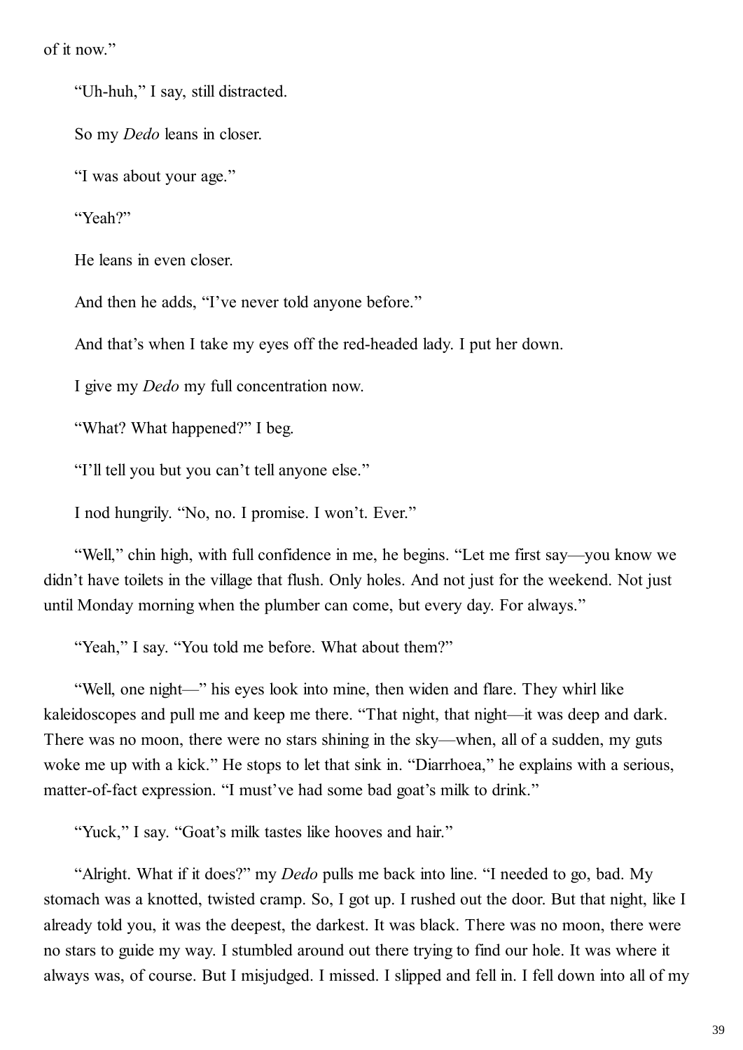of it now."

"Uh-huh," I say, still distracted.

So my *Dedo* leans in closer.

"I was about your age."

"Yeah?"

He leans in even closer.

And then he adds, "I've never told anyone before."

And that's when I take my eyes off the red-headed lady. I put her down.

I give my *Dedo* my full concentration now.

"What? What happened?" I beg.

"I'll tell you but you can't tell anyone else."

I nod hungrily. "No, no. I promise. I won't. Ever."

"Well," chin high, with full confidence in me, he begins. "Let me first say—you know we didn't have toilets in the village that flush. Only holes. And not just for the weekend. Not just until Monday morning when the plumber can come, but every day. For always."

"Yeah," I say. "You told me before. What about them?"

"Well, one night—" his eyes look into mine, then widen and flare. They whirl like kaleidoscopes and pull me and keep me there. "That night, that night—it was deep and dark. There was no moon, there were no stars shining in the sky—when, all of a sudden, my guts woke me up with a kick." He stops to let that sink in. "Diarrhoea," he explains with a serious, matter-of-fact expression. "I must've had some bad goat's milk to drink."

"Yuck," I say. "Goat's milk tastes like hooves and hair."

"Alright. What if it does?" my *Dedo* pulls me back into line. "I needed to go, bad. My stomach was a knotted, twisted cramp. So, I got up. I rushed out the door. But that night, like I already told you, it was the deepest, the darkest. It was black. There was no moon, there were no stars to guide my way. I stumbled around out there trying to find our hole. It was where it always was, of course. But I misjudged. I missed. I slipped and fell in. I fell down into all of my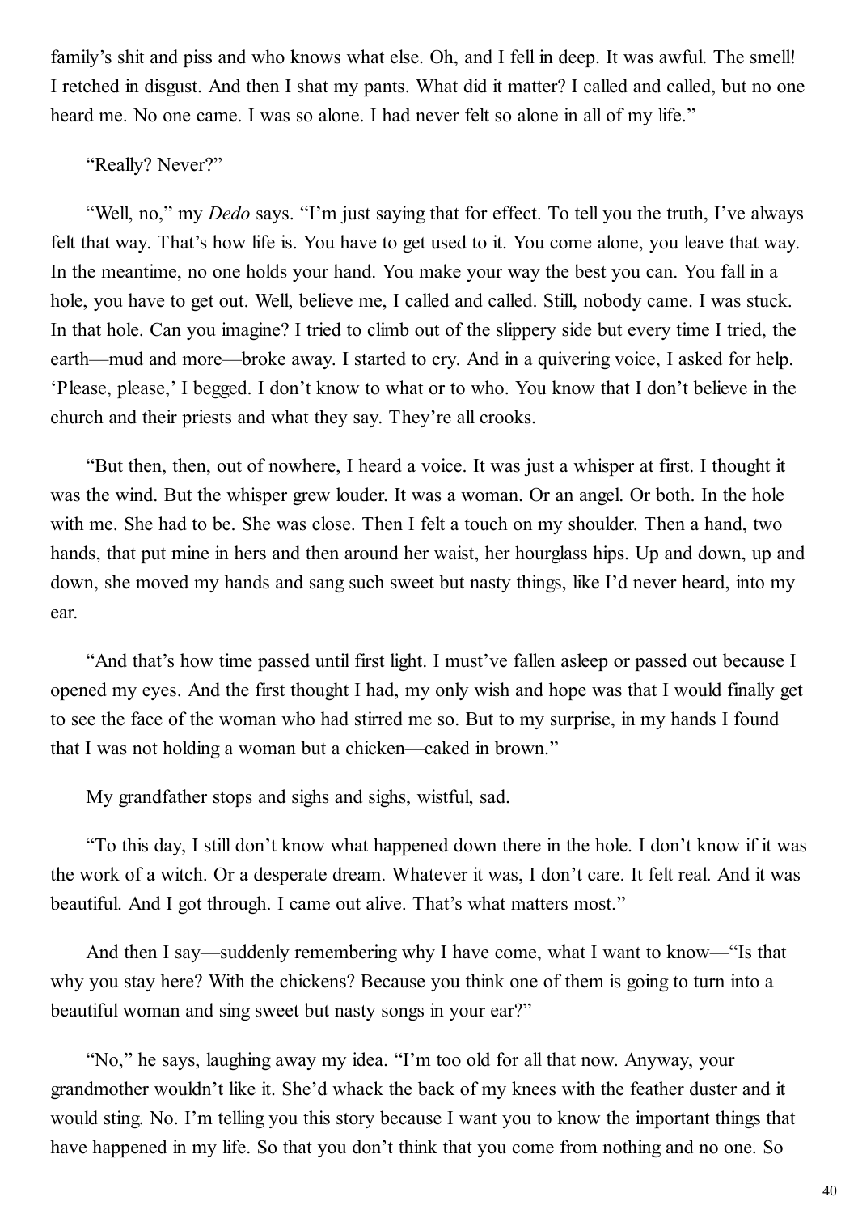family's shit and piss and who knows what else. Oh, and I fell in deep. It was awful. The smell! I retched in disgust. And then I shat my pants. What did it matter? I called and called, but no one heard me. No one came. I was so alone. I had never felt so alone in all of my life."

"Really? Never?"

"Well, no," my *Dedo* says. "I'm just saying that for effect. To tell you the truth, I've always felt that way. That's how life is. You have to get used to it. You come alone, you leave that way. In the meantime, no one holds your hand. You make your way the best you can. You fall in a hole, you have to get out. Well, believe me, I called and called. Still, nobody came. I was stuck. In that hole. Can you imagine? I tried to climb out of the slippery side but every time I tried, the earth—mud and more—broke away. I started to cry. And in a quivering voice, I asked for help. 'Please, please,' I begged. I don't know to what or to who. You know that I don't believe in the church and their priests and what they say. They're all crooks.

"But then, then, out of nowhere, I heard a voice. It was just a whisper at first. I thought it was the wind. But the whisper grew louder. It was a woman. Or an angel. Or both. In the hole with me. She had to be. She was close. Then I felt a touch on my shoulder. Then a hand, two hands, that put mine in hers and then around her waist, her hourglass hips. Up and down, up and down, she moved my hands and sang such sweet but nasty things, like I'd never heard, into my ear.

"And that's how time passed until first light. I must've fallen asleep or passed out because I opened my eyes. And the first thought I had, my only wish and hope was that I would finally get to see the face of the woman who had stirred me so. But to my surprise, in my hands I found that I was not holding a woman but a chicken—caked in brown."

My grandfather stops and sighs and sighs, wistful, sad.

"To this day, I still don't know what happened down there in the hole. I don't know if it was the work of a witch. Or a desperate dream. Whatever it was, I don't care. It felt real. And it was beautiful. And I got through. I came out alive. That's what matters most."

And then I say—suddenly remembering why I have come, what I want to know—"Is that why you stay here? With the chickens? Because you think one of them is going to turn into a beautiful woman and sing sweet but nasty songs in your ear?"

"No," he says, laughing away my idea. "I'm too old for all that now. Anyway, your grandmother wouldn't like it. She'd whack the back of my knees with the feather duster and it would sting. No. I'm telling you this story because I want you to know the important things that have happened in my life. So that you don't think that you come from nothing and no one. So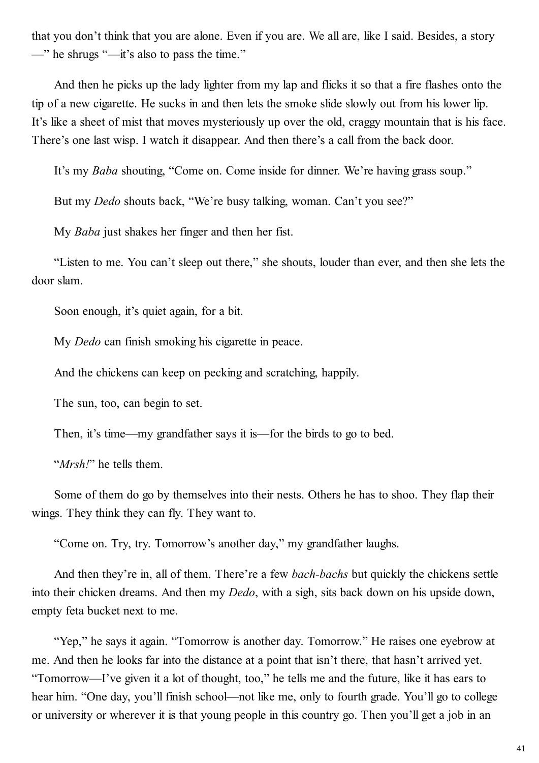that you don't think that you are alone. Even if you are. We all are, like I said. Besides, a story—" he shrugs "—it's also to pass the time."

And then he picks up the lady lighter from my lap and flicks it so that a fire flashes onto the tip of a new cigarette. He sucks in and then lets the smoke slide slowly out from his lower lip. It's like a sheet of mist that moves mysteriously up over the old, craggy mountain that is his face. There's one last wisp. I watch it disappear. And then there's a call from the back door.

It's my *Baba* shouting, "Come on. Come inside for dinner. We're having grass soup."

But my *Dedo* shouts back, "We're busy talking, woman. Can't you see?"

My *Baba* just shakes her finger and then her fist.

"Listen to me. You can't sleep out there," she shouts, louder than ever, and then she lets the door slam.

Soon enough, it's quiet again, for a bit.

My *Dedo* can finish smoking his cigarette in peace.

And the chickens can keep on pecking and scratching, happily.

The sun, too, can begin to set.

Then, it's time—my grandfather says it is—for the birds to go to bed.

"*Mrsh!*" he tells them.

Some of them do go by themselves into their nests. Others he has to shoo. They flap their wings. They think they can fly. They want to.

"Come on. Try, try. Tomorrow's another day," my grandfather laughs.

And then they're in, all of them. There're a few *bach-bachs* but quickly the chickens settle into their chicken dreams. And then my *Dedo*, with a sigh, sits back down on his upside down, empty feta bucket next to me.

"Yep," he says it again. "Tomorrow is another day. Tomorrow." He raises one eyebrow at me. And then he looks far into the distance at a point that isn't there, that hasn't arrived yet. "Tomorrow—I've given it a lot of thought, too," he tells me and the future, like it has ears to hear him. "One day, you'll finish school—not like me, only to fourth grade. You'll go to college or university or wherever it is that young people in this country go. Then you'll get a job in an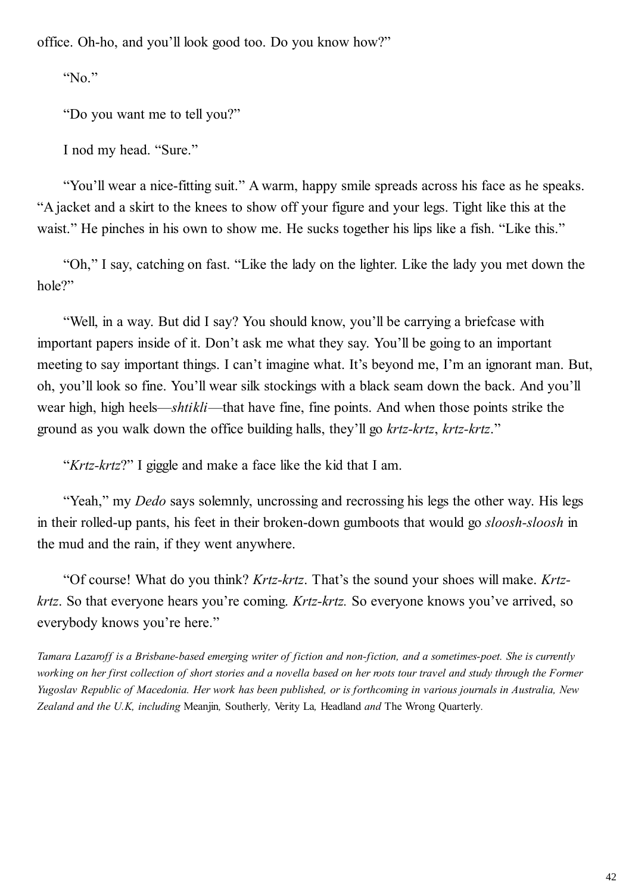office. Oh-ho, and you'll look good too. Do you know how?"

"No."

"Do you want me to tell you?"

I nod my head. "Sure."

"You'll wear a nice-fitting suit." A warm, happy smile spreads across his face as he speaks. "A jacket and a skirt to the knees to show off your figure and your legs. Tight like this at the waist." He pinches in his own to show me. He sucks together his lips like a fish. "Like this."

"Oh," I say, catching on fast. "Like the lady on the lighter. Like the lady you met down the hole?"

"Well, in a way. But did I say? You should know, you'll be carrying a briefcase with important papers inside of it. Don't ask me what they say. You'll be going to an important meeting to say important things. I can't imagine what. It's beyond me, I'm an ignorant man. But, oh, you'll look so fine. You'll wear silk stockings with a black seam down the back. And you'll wear high, high heels—*shtikli*—that have fine, fine points. And when those points strike the ground as you walk down the office building halls, they'll go *krtz-krtz*, *krtz-krtz*."

"*Krtz-krtz*?" I giggle and make a face like the kid that I am.

"Yeah," my *Dedo* says solemnly, uncrossing and recrossing his legs the other way. His legs in their rolled-up pants, his feet in their broken-down gumboots that would go *sloosh-sloosh* in the mud and the rain, if they went anywhere.

"Of course! What do you think? *Krtz-krtz*. That's the sound your shoes will make. *Krtz-krtz*. So that everyone hears you're coming. *Krtz-krtz.* So everyone knows you've arrived, so everybody knows you're here."

*Tamara Lazaroff is a Brisbane-based emerging writer of fiction and non-fiction, and a sometimes-poet. She is currently working on her first collection of short stories and a novella based on her roots tour travel and study through the Former Yugoslav Republic of Macedonia. Her work has been published, or is forthcoming in various journals in Australia, New Zealand and the U.K, including* Meanjin*,* Southerly*,* Verity La*,* Headland *and* The Wrong Quarterly*.*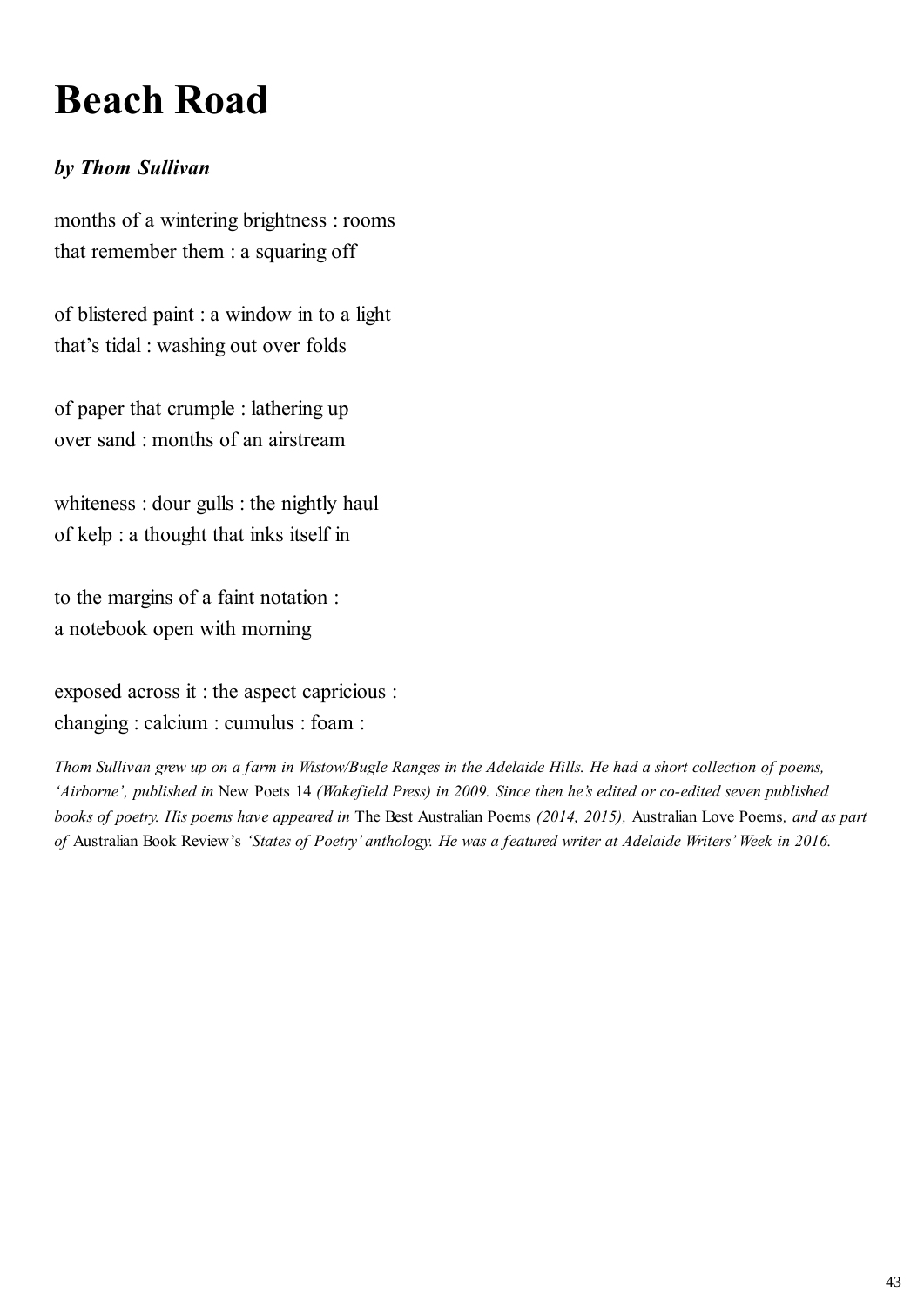# Beach Road

***by Thom Sullivan***

months of a wintering brightness : rooms  
that remember them : a squaring off

of blistered paint : a window in to a light  
that's tidal : washing out over folds

of paper that crumple : lathering up  
over sand : months of an airstream

whiteness : dour gulls : the nightly haul  
of kelp : a thought that inks itself in

to the margins of a faint notation :  
a notebook open with morning

exposed across it : the aspect capricious :  
changing : calcium : cumulus : foam :

*Thom Sullivan grew up on a farm in Wistow/Bugle Ranges in the Adelaide Hills. He had a short collection of poems, 'Airborne', published in* New Poets 14 *(Wakefield Press) in 2009. Since then he's edited or co-edited seven published books of poetry. His poems have appeared in* The Best Australian Poems *(2014, 2015),* Australian Love Poems*, and as part of* Australian Book Review's *'States of Poetry' anthology. He was a featured writer at Adelaide Writers' Week in 2016.*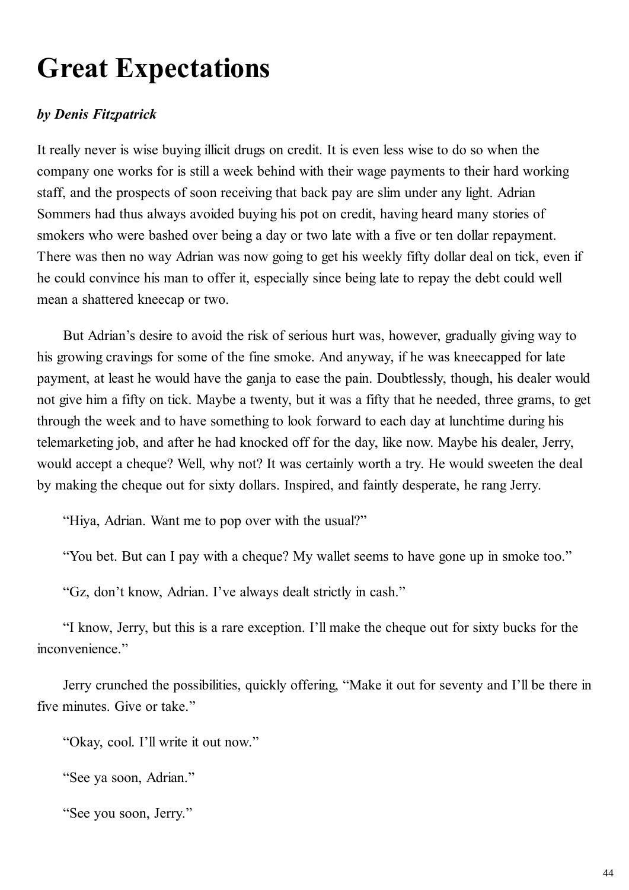# Great Expectations

***by Denis Fitzpatrick***

It really never is wise buying illicit drugs on credit. It is even less wise to do so when the company one works for is still a week behind with their wage payments to their hard working staff, and the prospects of soon receiving that back pay are slim under any light. Adrian Sommers had thus always avoided buying his pot on credit, having heard many stories of smokers who were bashed over being a day or two late with a five or ten dollar repayment. There was then no way Adrian was now going to get his weekly fifty dollar deal on tick, even if he could convince his man to offer it, especially since being late to repay the debt could well mean a shattered kneecap or two.

But Adrian's desire to avoid the risk of serious hurt was, however, gradually giving way to his growing cravings for some of the fine smoke. And anyway, if he was kneecapped for late payment, at least he would have the ganja to ease the pain. Doubtlessly, though, his dealer would not give him a fifty on tick. Maybe a twenty, but it was a fifty that he needed, three grams, to get through the week and to have something to look forward to each day at lunchtime during his telemarketing job, and after he had knocked off for the day, like now. Maybe his dealer, Jerry, would accept a cheque? Well, why not? It was certainly worth a try. He would sweeten the deal by making the cheque out for sixty dollars. Inspired, and faintly desperate, he rang Jerry.

"Hiya, Adrian. Want me to pop over with the usual?"

"You bet. But can I pay with a cheque? My wallet seems to have gone up in smoke too."

"Gz, don't know, Adrian. I've always dealt strictly in cash."

"I know, Jerry, but this is a rare exception. I'll make the cheque out for sixty bucks for the inconvenience."

Jerry crunched the possibilities, quickly offering, "Make it out for seventy and I'll be there in five minutes. Give or take."

"Okay, cool. I'll write it out now."

"See ya soon, Adrian."

"See you soon, Jerry."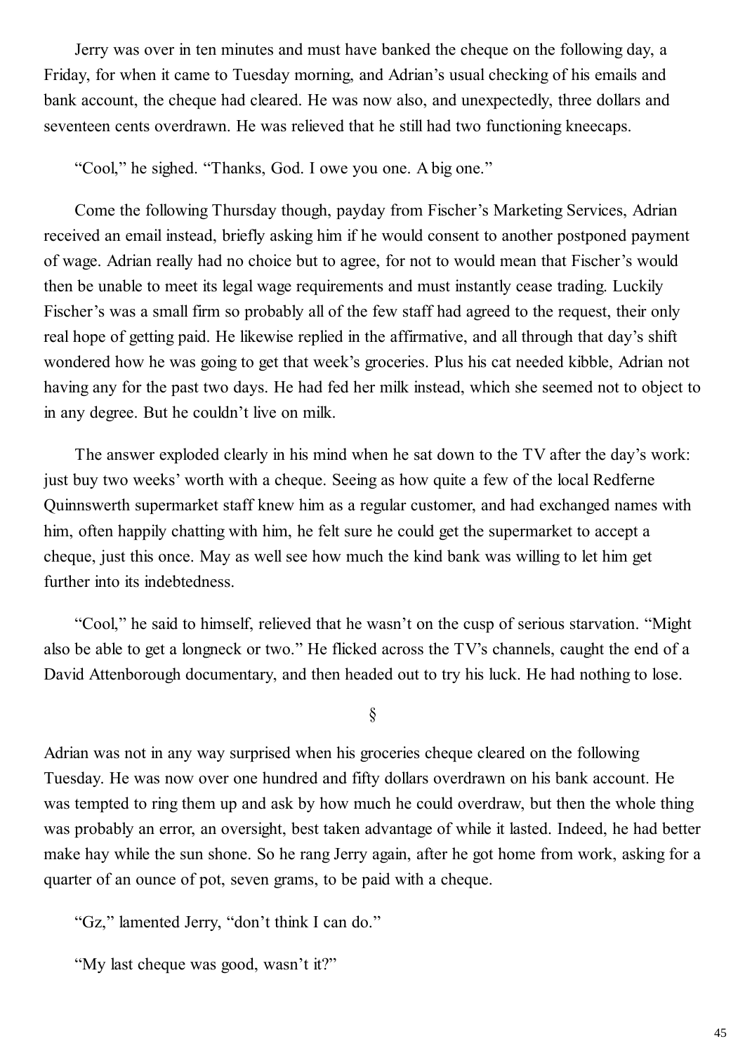Jerry was over in ten minutes and must have banked the cheque on the following day, a Friday, for when it came to Tuesday morning, and Adrian's usual checking of his emails and bank account, the cheque had cleared. He was now also, and unexpectedly, three dollars and seventeen cents overdrawn. He was relieved that he still had two functioning kneecaps.

"Cool," he sighed. "Thanks, God. I owe you one. A big one."

Come the following Thursday though, payday from Fischer's Marketing Services, Adrian received an email instead, briefly asking him if he would consent to another postponed payment of wage. Adrian really had no choice but to agree, for not to would mean that Fischer's would then be unable to meet its legal wage requirements and must instantly cease trading. Luckily Fischer's was a small firm so probably all of the few staff had agreed to the request, their only real hope of getting paid. He likewise replied in the affirmative, and all through that day's shift wondered how he was going to get that week's groceries. Plus his cat needed kibble, Adrian not having any for the past two days. He had fed her milk instead, which she seemed not to object to in any degree. But he couldn't live on milk.

The answer exploded clearly in his mind when he sat down to the TV after the day's work: just buy two weeks' worth with a cheque. Seeing as how quite a few of the local Redferne Quinnswerth supermarket staff knew him as a regular customer, and had exchanged names with him, often happily chatting with him, he felt sure he could get the supermarket to accept a cheque, just this once. May as well see how much the kind bank was willing to let him get further into its indebtedness.

"Cool," he said to himself, relieved that he wasn't on the cusp of serious starvation. "Might also be able to get a longneck or two." He flicked across the TV's channels, caught the end of a David Attenborough documentary, and then headed out to try his luck. He had nothing to lose.

§

Adrian was not in any way surprised when his groceries cheque cleared on the following Tuesday. He was now over one hundred and fifty dollars overdrawn on his bank account. He was tempted to ring them up and ask by how much he could overdraw, but then the whole thing was probably an error, an oversight, best taken advantage of while it lasted. Indeed, he had better make hay while the sun shone. So he rang Jerry again, after he got home from work, asking for a quarter of an ounce of pot, seven grams, to be paid with a cheque.

"Gz," lamented Jerry, "don't think I can do."

"My last cheque was good, wasn't it?"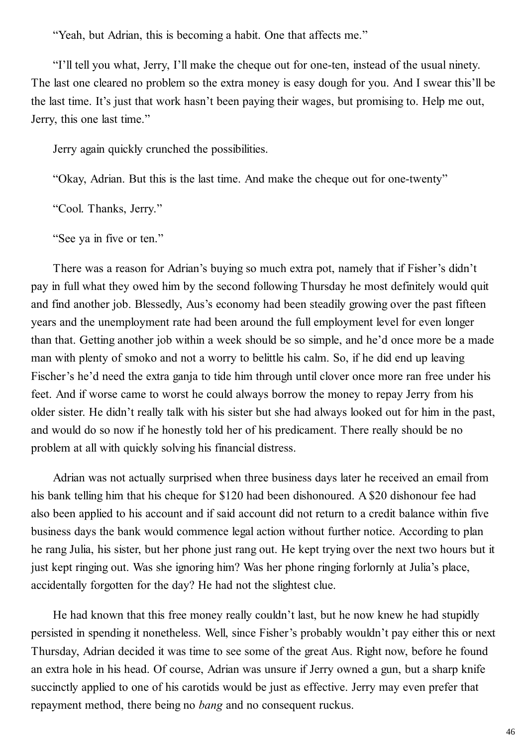"Yeah, but Adrian, this is becoming a habit. One that affects me."

"I'll tell you what, Jerry, I'll make the cheque out for one-ten, instead of the usual ninety. The last one cleared no problem so the extra money is easy dough for you. And I swear this'll be the last time. It's just that work hasn't been paying their wages, but promising to. Help me out, Jerry, this one last time."

Jerry again quickly crunched the possibilities.

"Okay, Adrian. But this is the last time. And make the cheque out for one-twenty"

"Cool. Thanks, Jerry."

"See ya in five or ten."

There was a reason for Adrian's buying so much extra pot, namely that if Fisher's didn't pay in full what they owed him by the second following Thursday he most definitely would quit and find another job. Blessedly, Aus's economy had been steadily growing over the past fifteen years and the unemployment rate had been around the full employment level for even longer than that. Getting another job within a week should be so simple, and he'd once more be a made man with plenty of smoko and not a worry to belittle his calm. So, if he did end up leaving Fischer's he'd need the extra ganja to tide him through until clover once more ran free under his feet. And if worse came to worst he could always borrow the money to repay Jerry from his older sister. He didn't really talk with his sister but she had always looked out for him in the past, and would do so now if he honestly told her of his predicament. There really should be no problem at all with quickly solving his financial distress.

Adrian was not actually surprised when three business days later he received an email from his bank telling him that his cheque for $120 had been dishonoured. A $20 dishonour fee had also been applied to his account and if said account did not return to a credit balance within five business days the bank would commence legal action without further notice. According to plan he rang Julia, his sister, but her phone just rang out. He kept trying over the next two hours but it just kept ringing out. Was she ignoring him? Was her phone ringing forlornly at Julia's place, accidentally forgotten for the day? He had not the slightest clue.

He had known that this free money really couldn't last, but he now knew he had stupidly persisted in spending it nonetheless. Well, since Fisher's probably wouldn't pay either this or next Thursday, Adrian decided it was time to see some of the great Aus. Right now, before he found an extra hole in his head. Of course, Adrian was unsure if Jerry owned a gun, but a sharp knife succinctly applied to one of his carotids would be just as effective. Jerry may even prefer that repayment method, there being no *bang* and no consequent ruckus.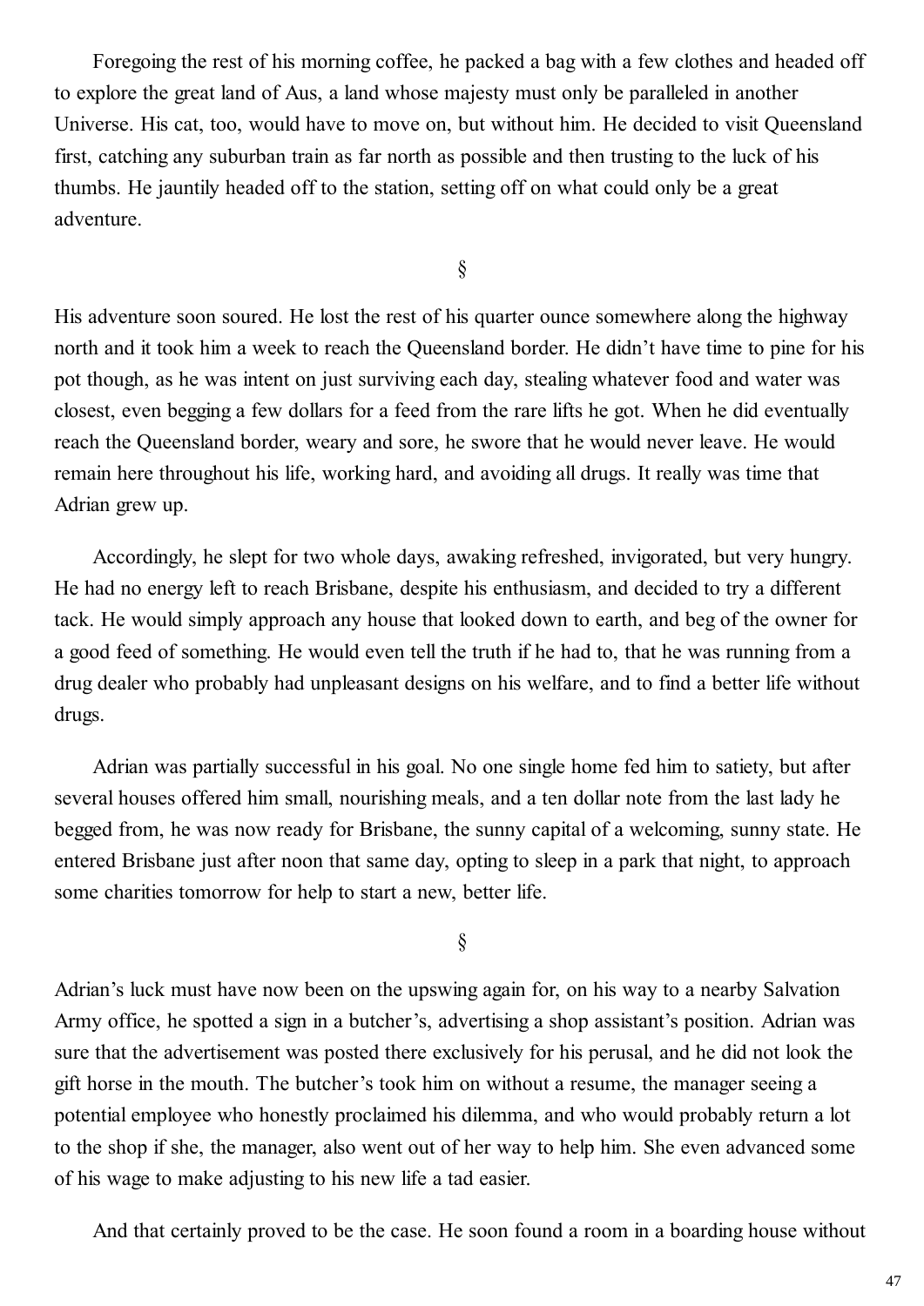Foregoing the rest of his morning coffee, he packed a bag with a few clothes and headed off to explore the great land of Aus, a land whose majesty must only be paralleled in another Universe. His cat, too, would have to move on, but without him. He decided to visit Queensland first, catching any suburban train as far north as possible and then trusting to the luck of his thumbs. He jauntily headed off to the station, setting off on what could only be a great adventure.

§

His adventure soon soured. He lost the rest of his quarter ounce somewhere along the highway north and it took him a week to reach the Queensland border. He didn't have time to pine for his pot though, as he was intent on just surviving each day, stealing whatever food and water was closest, even begging a few dollars for a feed from the rare lifts he got. When he did eventually reach the Queensland border, weary and sore, he swore that he would never leave. He would remain here throughout his life, working hard, and avoiding all drugs. It really was time that Adrian grew up.

Accordingly, he slept for two whole days, awaking refreshed, invigorated, but very hungry. He had no energy left to reach Brisbane, despite his enthusiasm, and decided to try a different tack. He would simply approach any house that looked down to earth, and beg of the owner for a good feed of something. He would even tell the truth if he had to, that he was running from a drug dealer who probably had unpleasant designs on his welfare, and to find a better life without drugs.

Adrian was partially successful in his goal. No one single home fed him to satiety, but after several houses offered him small, nourishing meals, and a ten dollar note from the last lady he begged from, he was now ready for Brisbane, the sunny capital of a welcoming, sunny state. He entered Brisbane just after noon that same day, opting to sleep in a park that night, to approach some charities tomorrow for help to start a new, better life.

§

Adrian's luck must have now been on the upswing again for, on his way to a nearby Salvation Army office, he spotted a sign in a butcher's, advertising a shop assistant's position. Adrian was sure that the advertisement was posted there exclusively for his perusal, and he did not look the gift horse in the mouth. The butcher's took him on without a resume, the manager seeing a potential employee who honestly proclaimed his dilemma, and who would probably return a lot to the shop if she, the manager, also went out of her way to help him. She even advanced some of his wage to make adjusting to his new life a tad easier.

And that certainly proved to be the case. He soon found a room in a boarding house without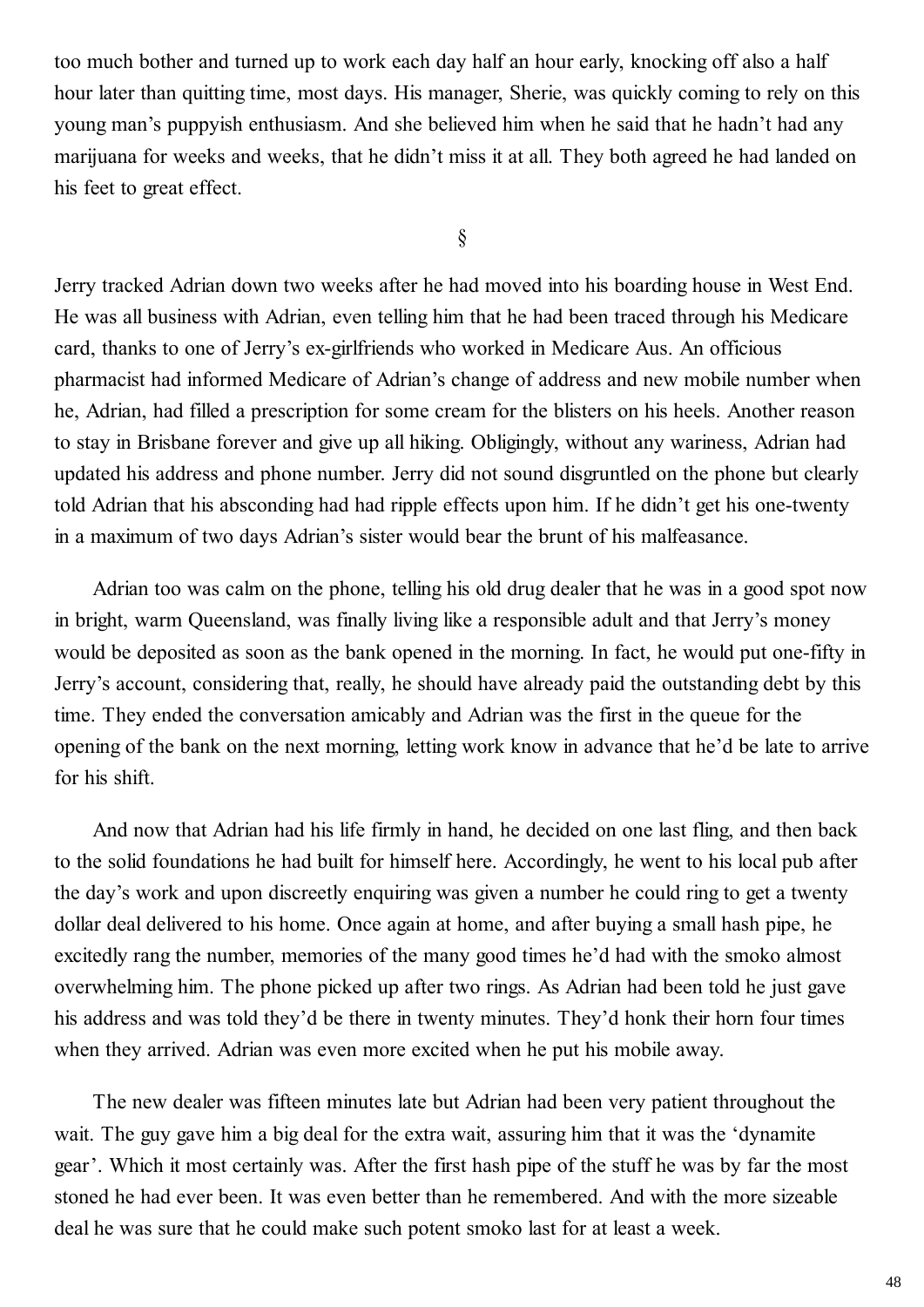too much bother and turned up to work each day half an hour early, knocking off also a half hour later than quitting time, most days. His manager, Sherie, was quickly coming to rely on this young man's puppyish enthusiasm. And she believed him when he said that he hadn't had any marijuana for weeks and weeks, that he didn't miss it at all. They both agreed he had landed on his feet to great effect.

§

Jerry tracked Adrian down two weeks after he had moved into his boarding house in West End. He was all business with Adrian, even telling him that he had been traced through his Medicare card, thanks to one of Jerry's ex-girlfriends who worked in Medicare Aus. An officious pharmacist had informed Medicare of Adrian's change of address and new mobile number when he, Adrian, had filled a prescription for some cream for the blisters on his heels. Another reason to stay in Brisbane forever and give up all hiking. Obligingly, without any wariness, Adrian had updated his address and phone number. Jerry did not sound disgruntled on the phone but clearly told Adrian that his absconding had had ripple effects upon him. If he didn't get his one-twenty in a maximum of two days Adrian's sister would bear the brunt of his malfeasance.

Adrian too was calm on the phone, telling his old drug dealer that he was in a good spot now in bright, warm Queensland, was finally living like a responsible adult and that Jerry's money would be deposited as soon as the bank opened in the morning. In fact, he would put one-fifty in Jerry's account, considering that, really, he should have already paid the outstanding debt by this time. They ended the conversation amicably and Adrian was the first in the queue for the opening of the bank on the next morning, letting work know in advance that he'd be late to arrive for his shift.

And now that Adrian had his life firmly in hand, he decided on one last fling, and then back to the solid foundations he had built for himself here. Accordingly, he went to his local pub after the day's work and upon discreetly enquiring was given a number he could ring to get a twenty dollar deal delivered to his home. Once again at home, and after buying a small hash pipe, he excitedly rang the number, memories of the many good times he'd had with the smoko almost overwhelming him. The phone picked up after two rings. As Adrian had been told he just gave his address and was told they'd be there in twenty minutes. They'd honk their horn four times when they arrived. Adrian was even more excited when he put his mobile away.

The new dealer was fifteen minutes late but Adrian had been very patient throughout the wait. The guy gave him a big deal for the extra wait, assuring him that it was the 'dynamite gear'. Which it most certainly was. After the first hash pipe of the stuff he was by far the most stoned he had ever been. It was even better than he remembered. And with the more sizeable deal he was sure that he could make such potent smoko last for at least a week.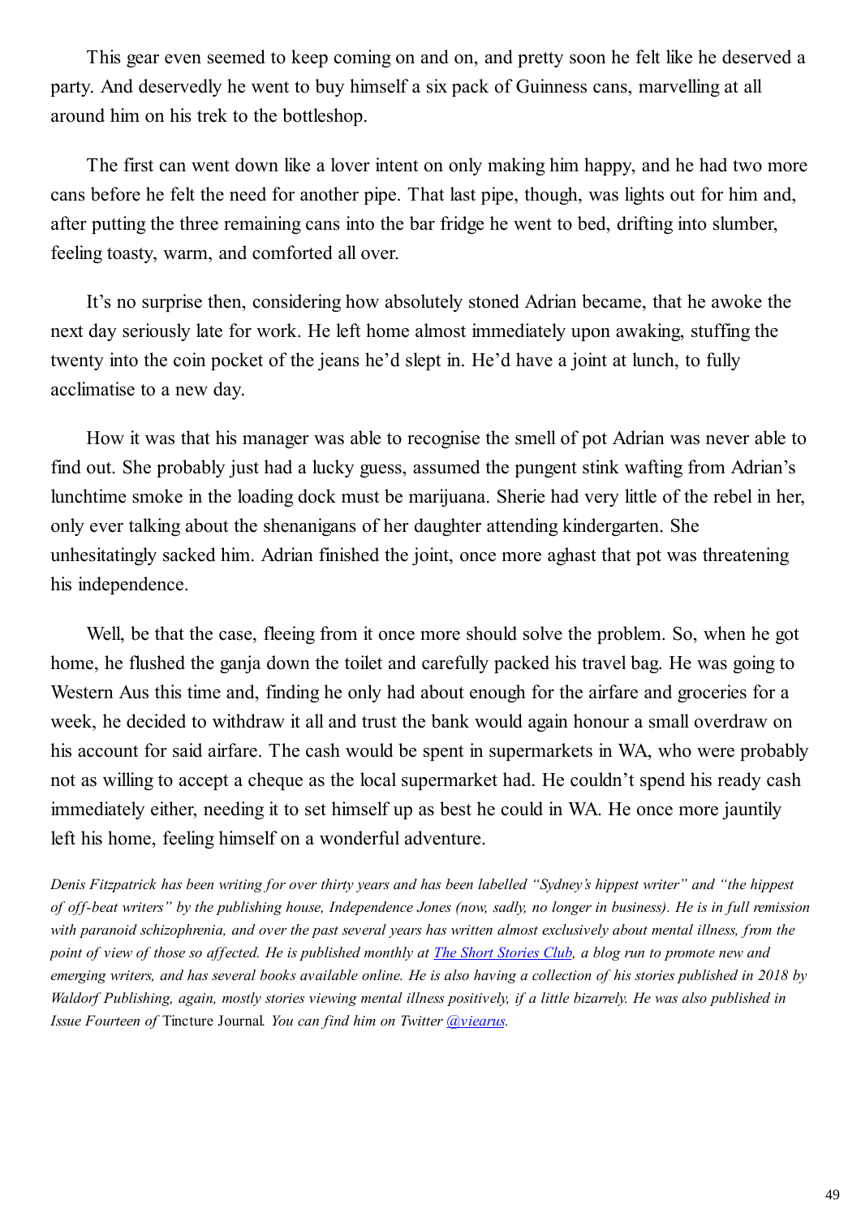This gear even seemed to keep coming on and on, and pretty soon he felt like he deserved a party. And deservedly he went to buy himself a six pack of Guinness cans, marvelling at all around him on his trek to the bottleshop.

The first can went down like a lover intent on only making him happy, and he had two more cans before he felt the need for another pipe. That last pipe, though, was lights out for him and, after putting the three remaining cans into the bar fridge he went to bed, drifting into slumber, feeling toasty, warm, and comforted all over.

It's no surprise then, considering how absolutely stoned Adrian became, that he awoke the next day seriously late for work. He left home almost immediately upon awaking, stuffing the twenty into the coin pocket of the jeans he'd slept in. He'd have a joint at lunch, to fully acclimatise to a new day.

How it was that his manager was able to recognise the smell of pot Adrian was never able to find out. She probably just had a lucky guess, assumed the pungent stink wafting from Adrian's lunchtime smoke in the loading dock must be marijuana. Sherie had very little of the rebel in her, only ever talking about the shenanigans of her daughter attending kindergarten. She unhesitatingly sacked him. Adrian finished the joint, once more aghast that pot was threatening his independence.

Well, be that the case, fleeing from it once more should solve the problem. So, when he got home, he flushed the ganja down the toilet and carefully packed his travel bag. He was going to Western Aus this time and, finding he only had about enough for the airfare and groceries for a week, he decided to withdraw it all and trust the bank would again honour a small overdraw on his account for said airfare. The cash would be spent in supermarkets in WA, who were probably not as willing to accept a cheque as the local supermarket had. He couldn't spend his ready cash immediately either, needing it to set himself up as best he could in WA. He once more jauntily left his home, feeling himself on a wonderful adventure.

*Denis Fitzpatrick has been writing for over thirty years and has been labelled "Sydney's hippest writer" and "the hippest of off-beat writers" by the publishing house, Independence Jones (now, sadly, no longer in business). He is in full remission with paranoid schizophrenia, and over the past several years has written almost exclusively about mental illness, from the point of view of those so affected. He is published monthly at The Short Stories Club, a blog run to promote new and emerging writers, and has several books available online. He is also having a collection of his stories published in 2018 by Waldorf Publishing, again, mostly stories viewing mental illness positively, if a little bizarrely. He was also published in Issue Fourteen of* Tincture Journal*. You can find him on Twitter @viearus.*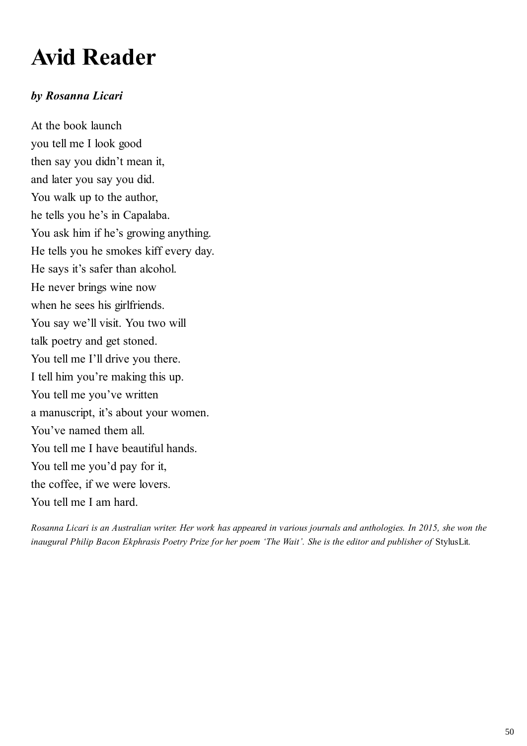# Avid Reader

***by Rosanna Licari***

At the book launch  
you tell me I look good  
then say you didn't mean it,  
and later you say you did.  
You walk up to the author,  
he tells you he's in Capalaba.  
You ask him if he's growing anything.  
He tells you he smokes kiff every day.  
He says it's safer than alcohol.  
He never brings wine now  
when he sees his girlfriends.  
You say we'll visit. You two will  
talk poetry and get stoned.  
You tell me I'll drive you there.  
I tell him you're making this up.  
You tell me you've written  
a manuscript, it's about your women.  
You've named them all.  
You tell me I have beautiful hands.  
You tell me you'd pay for it,  
the coffee, if we were lovers.  
You tell me I am hard.

*Rosanna Licari is an Australian writer. Her work has appeared in various journals and anthologies. In 2015, she won the inaugural Philip Bacon Ekphrasis Poetry Prize for her poem 'The Wait'. She is the editor and publisher of* StylusLit.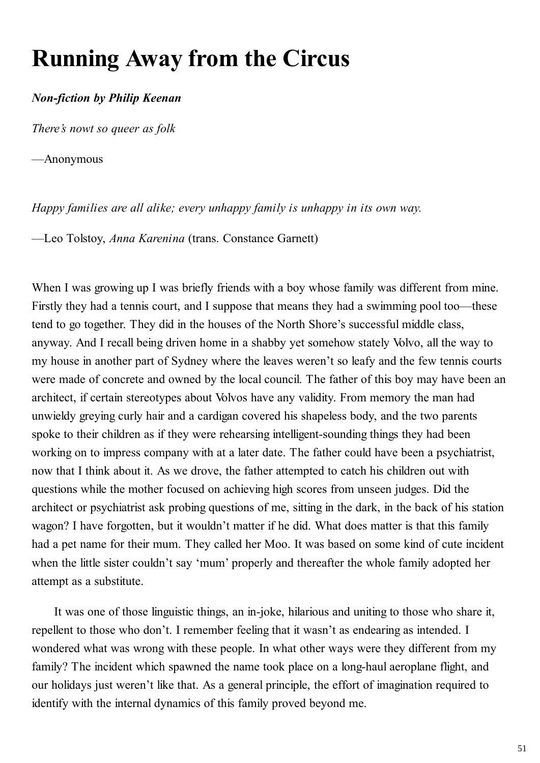# Running Away from the Circus

***Non-fiction by Philip Keenan***

*There's nowt so queer as folk*

—Anonymous

*Happy families are all alike; every unhappy family is unhappy in its own way.*

—Leo Tolstoy, *Anna Karenina* (trans. Constance Garnett)

When I was growing up I was briefly friends with a boy whose family was different from mine. Firstly they had a tennis court, and I suppose that means they had a swimming pool too—these tend to go together. They did in the houses of the North Shore's successful middle class, anyway. And I recall being driven home in a shabby yet somehow stately Volvo, all the way to my house in another part of Sydney where the leaves weren't so leafy and the few tennis courts were made of concrete and owned by the local council. The father of this boy may have been an architect, if certain stereotypes about Volvos have any validity. From memory the man had unwieldy greying curly hair and a cardigan covered his shapeless body, and the two parents spoke to their children as if they were rehearsing intelligent-sounding things they had been working on to impress company with at a later date. The father could have been a psychiatrist, now that I think about it. As we drove, the father attempted to catch his children out with questions while the mother focused on achieving high scores from unseen judges. Did the architect or psychiatrist ask probing questions of me, sitting in the dark, in the back of his station wagon? I have forgotten, but it wouldn't matter if he did. What does matter is that this family had a pet name for their mum. They called her Moo. It was based on some kind of cute incident when the little sister couldn't say 'mum' properly and thereafter the whole family adopted her attempt as a substitute.

It was one of those linguistic things, an in-joke, hilarious and uniting to those who share it, repellent to those who don't. I remember feeling that it wasn't as endearing as intended. I wondered what was wrong with these people. In what other ways were they different from my family? The incident which spawned the name took place on a long-haul aeroplane flight, and our holidays just weren't like that. As a general principle, the effort of imagination required to identify with the internal dynamics of this family proved beyond me.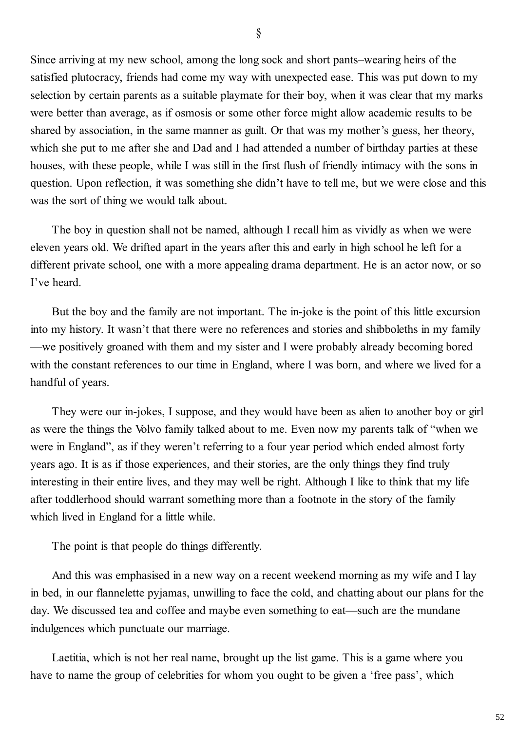§

Since arriving at my new school, among the long sock and short pants–wearing heirs of the satisfied plutocracy, friends had come my way with unexpected ease. This was put down to my selection by certain parents as a suitable playmate for their boy, when it was clear that my marks were better than average, as if osmosis or some other force might allow academic results to be shared by association, in the same manner as guilt. Or that was my mother's guess, her theory, which she put to me after she and Dad and I had attended a number of birthday parties at these houses, with these people, while I was still in the first flush of friendly intimacy with the sons in question. Upon reflection, it was something she didn't have to tell me, but we were close and this was the sort of thing we would talk about.

The boy in question shall not be named, although I recall him as vividly as when we were eleven years old. We drifted apart in the years after this and early in high school he left for a different private school, one with a more appealing drama department. He is an actor now, or so I've heard.

But the boy and the family are not important. The in-joke is the point of this little excursion into my history. It wasn't that there were no references and stories and shibboleths in my family—we positively groaned with them and my sister and I were probably already becoming bored with the constant references to our time in England, where I was born, and where we lived for a handful of years.

They were our in-jokes, I suppose, and they would have been as alien to another boy or girl as were the things the Volvo family talked about to me. Even now my parents talk of "when we were in England", as if they weren't referring to a four year period which ended almost forty years ago. It is as if those experiences, and their stories, are the only things they find truly interesting in their entire lives, and they may well be right. Although I like to think that my life after toddlerhood should warrant something more than a footnote in the story of the family which lived in England for a little while.

The point is that people do things differently.

And this was emphasised in a new way on a recent weekend morning as my wife and I lay in bed, in our flannelette pyjamas, unwilling to face the cold, and chatting about our plans for the day. We discussed tea and coffee and maybe even something to eat—such are the mundane indulgences which punctuate our marriage.

Laetitia, which is not her real name, brought up the list game. This is a game where you have to name the group of celebrities for whom you ought to be given a 'free pass', which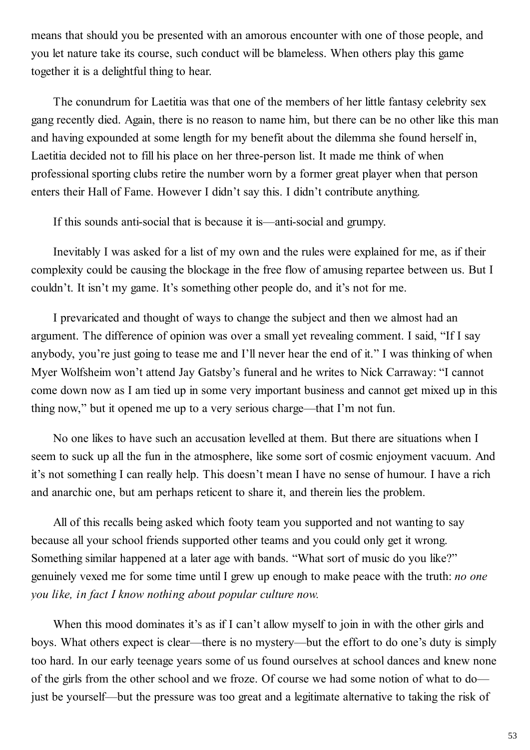means that should you be presented with an amorous encounter with one of those people, and you let nature take its course, such conduct will be blameless. When others play this game together it is a delightful thing to hear.

The conundrum for Laetitia was that one of the members of her little fantasy celebrity sex gang recently died. Again, there is no reason to name him, but there can be no other like this man and having expounded at some length for my benefit about the dilemma she found herself in, Laetitia decided not to fill his place on her three-person list. It made me think of when professional sporting clubs retire the number worn by a former great player when that person enters their Hall of Fame. However I didn't say this. I didn't contribute anything.

If this sounds anti-social that is because it is—anti-social and grumpy.

Inevitably I was asked for a list of my own and the rules were explained for me, as if their complexity could be causing the blockage in the free flow of amusing repartee between us. But I couldn't. It isn't my game. It's something other people do, and it's not for me.

I prevaricated and thought of ways to change the subject and then we almost had an argument. The difference of opinion was over a small yet revealing comment. I said, "If I say anybody, you're just going to tease me and I'll never hear the end of it." I was thinking of when Myer Wolfsheim won't attend Jay Gatsby's funeral and he writes to Nick Carraway: "I cannot come down now as I am tied up in some very important business and cannot get mixed up in this thing now," but it opened me up to a very serious charge—that I'm not fun.

No one likes to have such an accusation levelled at them. But there are situations when I seem to suck up all the fun in the atmosphere, like some sort of cosmic enjoyment vacuum. And it's not something I can really help. This doesn't mean I have no sense of humour. I have a rich and anarchic one, but am perhaps reticent to share it, and therein lies the problem.

All of this recalls being asked which footy team you supported and not wanting to say because all your school friends supported other teams and you could only get it wrong. Something similar happened at a later age with bands. "What sort of music do you like?" genuinely vexed me for some time until I grew up enough to make peace with the truth: *no one you like, in fact I know nothing about popular culture now.*

When this mood dominates it's as if I can't allow myself to join in with the other girls and boys. What others expect is clear—there is no mystery—but the effort to do one's duty is simply too hard. In our early teenage years some of us found ourselves at school dances and knew none of the girls from the other school and we froze. Of course we had some notion of what to do—just be yourself—but the pressure was too great and a legitimate alternative to taking the risk of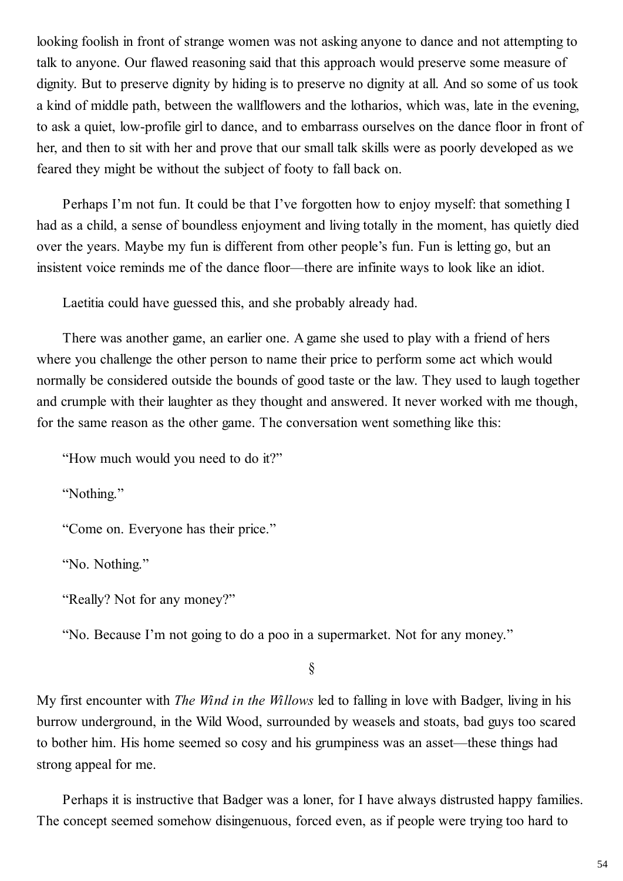looking foolish in front of strange women was not asking anyone to dance and not attempting to talk to anyone. Our flawed reasoning said that this approach would preserve some measure of dignity. But to preserve dignity by hiding is to preserve no dignity at all. And so some of us took a kind of middle path, between the wallflowers and the lotharios, which was, late in the evening, to ask a quiet, low-profile girl to dance, and to embarrass ourselves on the dance floor in front of her, and then to sit with her and prove that our small talk skills were as poorly developed as we feared they might be without the subject of footy to fall back on.

Perhaps I'm not fun. It could be that I've forgotten how to enjoy myself: that something I had as a child, a sense of boundless enjoyment and living totally in the moment, has quietly died over the years. Maybe my fun is different from other people's fun. Fun is letting go, but an insistent voice reminds me of the dance floor—there are infinite ways to look like an idiot.

Laetitia could have guessed this, and she probably already had.

There was another game, an earlier one. A game she used to play with a friend of hers where you challenge the other person to name their price to perform some act which would normally be considered outside the bounds of good taste or the law. They used to laugh together and crumple with their laughter as they thought and answered. It never worked with me though, for the same reason as the other game. The conversation went something like this:

"How much would you need to do it?"

"Nothing."

"Come on. Everyone has their price."

"No. Nothing."

"Really? Not for any money?"

"No. Because I'm not going to do a poo in a supermarket. Not for any money."

§

My first encounter with *The Wind in the Willows* led to falling in love with Badger, living in his burrow underground, in the Wild Wood, surrounded by weasels and stoats, bad guys too scared to bother him. His home seemed so cosy and his grumpiness was an asset—these things had strong appeal for me.

Perhaps it is instructive that Badger was a loner, for I have always distrusted happy families. The concept seemed somehow disingenuous, forced even, as if people were trying too hard to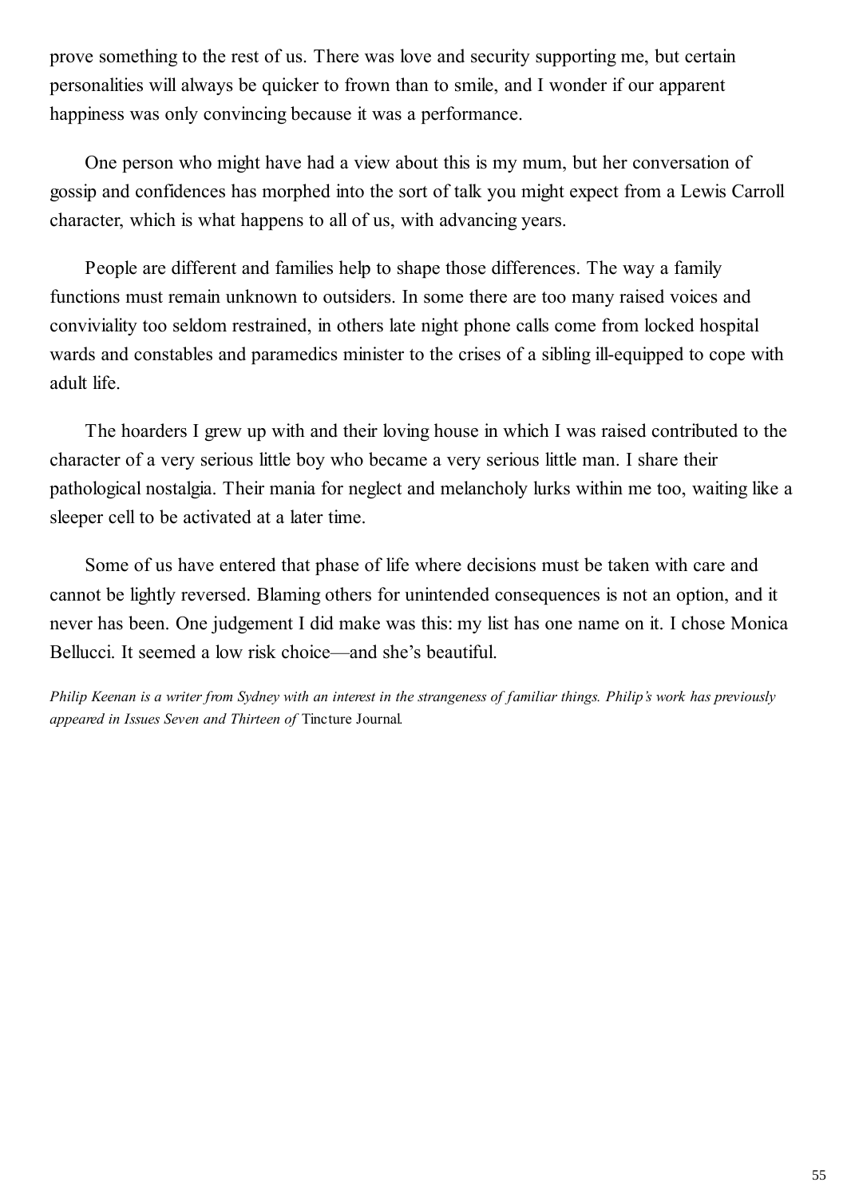prove something to the rest of us. There was love and security supporting me, but certain personalities will always be quicker to frown than to smile, and I wonder if our apparent happiness was only convincing because it was a performance.

One person who might have had a view about this is my mum, but her conversation of gossip and confidences has morphed into the sort of talk you might expect from a Lewis Carroll character, which is what happens to all of us, with advancing years.

People are different and families help to shape those differences. The way a family functions must remain unknown to outsiders. In some there are too many raised voices and conviviality too seldom restrained, in others late night phone calls come from locked hospital wards and constables and paramedics minister to the crises of a sibling ill-equipped to cope with adult life.

The hoarders I grew up with and their loving house in which I was raised contributed to the character of a very serious little boy who became a very serious little man. I share their pathological nostalgia. Their mania for neglect and melancholy lurks within me too, waiting like a sleeper cell to be activated at a later time.

Some of us have entered that phase of life where decisions must be taken with care and cannot be lightly reversed. Blaming others for unintended consequences is not an option, and it never has been. One judgement I did make was this: my list has one name on it. I chose Monica Bellucci. It seemed a low risk choice—and she's beautiful.

*Philip Keenan is a writer from Sydney with an interest in the strangeness of familiar things. Philip's work has previously appeared in Issues Seven and Thirteen of* Tincture Journal.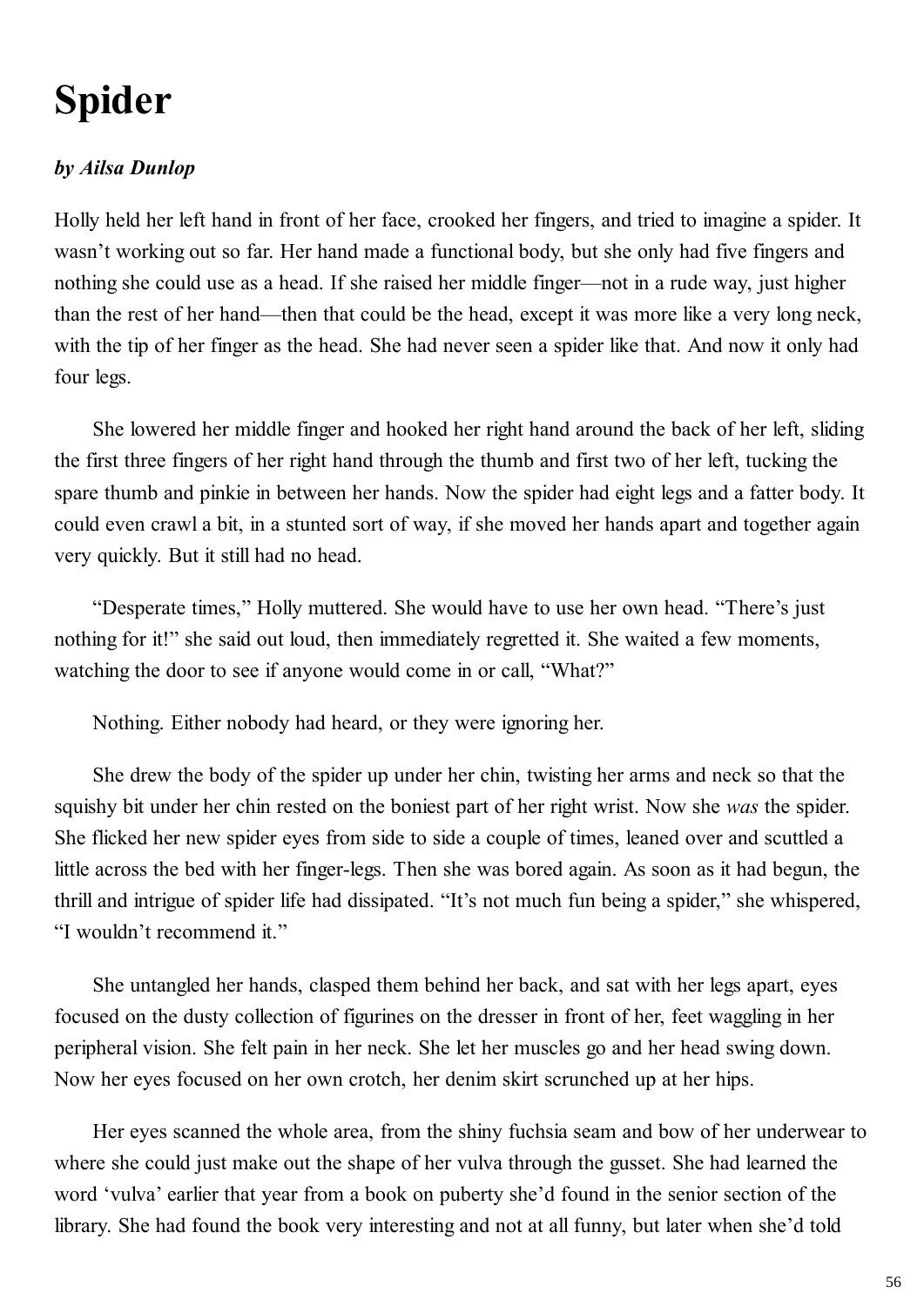# Spider

***by Ailsa Dunlop***

Holly held her left hand in front of her face, crooked her fingers, and tried to imagine a spider. It wasn't working out so far. Her hand made a functional body, but she only had five fingers and nothing she could use as a head. If she raised her middle finger—not in a rude way, just higher than the rest of her hand—then that could be the head, except it was more like a very long neck, with the tip of her finger as the head. She had never seen a spider like that. And now it only had four legs.

She lowered her middle finger and hooked her right hand around the back of her left, sliding the first three fingers of her right hand through the thumb and first two of her left, tucking the spare thumb and pinkie in between her hands. Now the spider had eight legs and a fatter body. It could even crawl a bit, in a stunted sort of way, if she moved her hands apart and together again very quickly. But it still had no head.

"Desperate times," Holly muttered. She would have to use her own head. "There's just nothing for it!" she said out loud, then immediately regretted it. She waited a few moments, watching the door to see if anyone would come in or call, "What?"

Nothing. Either nobody had heard, or they were ignoring her.

She drew the body of the spider up under her chin, twisting her arms and neck so that the squishy bit under her chin rested on the boniest part of her right wrist. Now she *was* the spider. She flicked her new spider eyes from side to side a couple of times, leaned over and scuttled a little across the bed with her finger-legs. Then she was bored again. As soon as it had begun, the thrill and intrigue of spider life had dissipated. "It's not much fun being a spider," she whispered, "I wouldn't recommend it."

She untangled her hands, clasped them behind her back, and sat with her legs apart, eyes focused on the dusty collection of figurines on the dresser in front of her, feet waggling in her peripheral vision. She felt pain in her neck. She let her muscles go and her head swing down. Now her eyes focused on her own crotch, her denim skirt scrunched up at her hips.

Her eyes scanned the whole area, from the shiny fuchsia seam and bow of her underwear to where she could just make out the shape of her vulva through the gusset. She had learned the word 'vulva' earlier that year from a book on puberty she'd found in the senior section of the library. She had found the book very interesting and not at all funny, but later when she'd told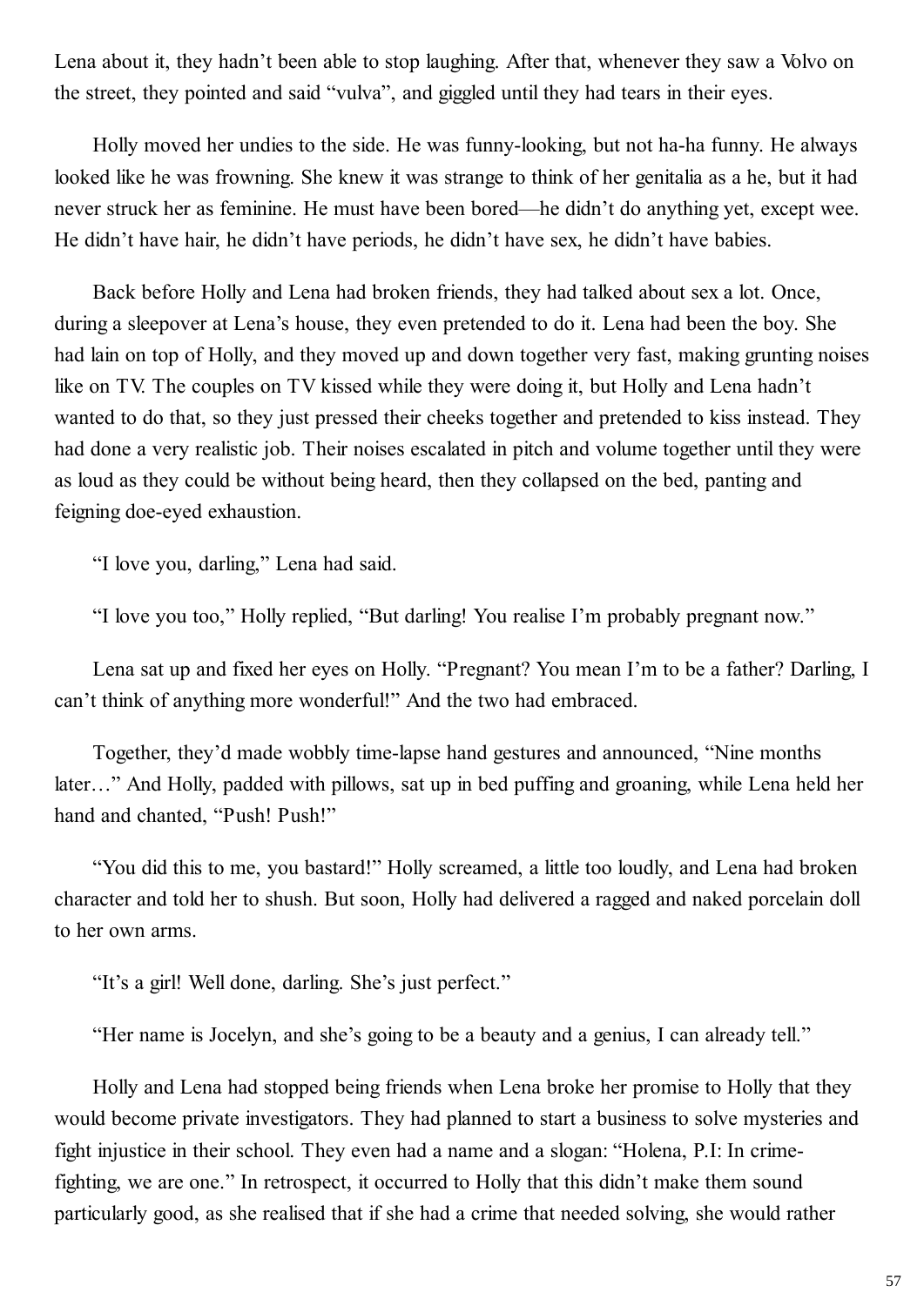Lena about it, they hadn't been able to stop laughing. After that, whenever they saw a Volvo on the street, they pointed and said "vulva", and giggled until they had tears in their eyes.

Holly moved her undies to the side. He was funny-looking, but not ha-ha funny. He always looked like he was frowning. She knew it was strange to think of her genitalia as a he, but it had never struck her as feminine. He must have been bored—he didn't do anything yet, except wee. He didn't have hair, he didn't have periods, he didn't have sex, he didn't have babies.

Back before Holly and Lena had broken friends, they had talked about sex a lot. Once, during a sleepover at Lena's house, they even pretended to do it. Lena had been the boy. She had lain on top of Holly, and they moved up and down together very fast, making grunting noises like on TV. The couples on TV kissed while they were doing it, but Holly and Lena hadn't wanted to do that, so they just pressed their cheeks together and pretended to kiss instead. They had done a very realistic job. Their noises escalated in pitch and volume together until they were as loud as they could be without being heard, then they collapsed on the bed, panting and feigning doe-eyed exhaustion.

"I love you, darling," Lena had said.

"I love you too," Holly replied, "But darling! You realise I'm probably pregnant now."

Lena sat up and fixed her eyes on Holly. "Pregnant? You mean I'm to be a father? Darling, I can't think of anything more wonderful!" And the two had embraced.

Together, they'd made wobbly time-lapse hand gestures and announced, "Nine months later…" And Holly, padded with pillows, sat up in bed puffing and groaning, while Lena held her hand and chanted, "Push! Push!"

"You did this to me, you bastard!" Holly screamed, a little too loudly, and Lena had broken character and told her to shush. But soon, Holly had delivered a ragged and naked porcelain doll to her own arms.

"It's a girl! Well done, darling. She's just perfect."

"Her name is Jocelyn, and she's going to be a beauty and a genius, I can already tell."

Holly and Lena had stopped being friends when Lena broke her promise to Holly that they would become private investigators. They had planned to start a business to solve mysteries and fight injustice in their school. They even had a name and a slogan: "Holena, P.I: In crime-fighting, we are one." In retrospect, it occurred to Holly that this didn't make them sound particularly good, as she realised that if she had a crime that needed solving, she would rather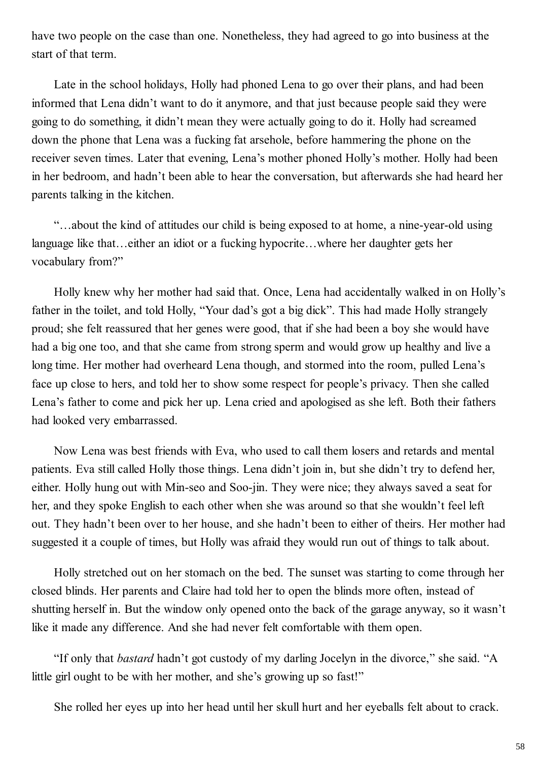have two people on the case than one. Nonetheless, they had agreed to go into business at the start of that term.

Late in the school holidays, Holly had phoned Lena to go over their plans, and had been informed that Lena didn't want to do it anymore, and that just because people said they were going to do something, it didn't mean they were actually going to do it. Holly had screamed down the phone that Lena was a fucking fat arsehole, before hammering the phone on the receiver seven times. Later that evening, Lena's mother phoned Holly's mother. Holly had been in her bedroom, and hadn't been able to hear the conversation, but afterwards she had heard her parents talking in the kitchen.

"…about the kind of attitudes our child is being exposed to at home, a nine-year-old using language like that…either an idiot or a fucking hypocrite…where her daughter gets her vocabulary from?"

Holly knew why her mother had said that. Once, Lena had accidentally walked in on Holly's father in the toilet, and told Holly, "Your dad's got a big dick". This had made Holly strangely proud; she felt reassured that her genes were good, that if she had been a boy she would have had a big one too, and that she came from strong sperm and would grow up healthy and live a long time. Her mother had overheard Lena though, and stormed into the room, pulled Lena's face up close to hers, and told her to show some respect for people's privacy. Then she called Lena's father to come and pick her up. Lena cried and apologised as she left. Both their fathers had looked very embarrassed.

Now Lena was best friends with Eva, who used to call them losers and retards and mental patients. Eva still called Holly those things. Lena didn't join in, but she didn't try to defend her, either. Holly hung out with Min-seo and Soo-jin. They were nice; they always saved a seat for her, and they spoke English to each other when she was around so that she wouldn't feel left out. They hadn't been over to her house, and she hadn't been to either of theirs. Her mother had suggested it a couple of times, but Holly was afraid they would run out of things to talk about.

Holly stretched out on her stomach on the bed. The sunset was starting to come through her closed blinds. Her parents and Claire had told her to open the blinds more often, instead of shutting herself in. But the window only opened onto the back of the garage anyway, so it wasn't like it made any difference. And she had never felt comfortable with them open.

"If only that *bastard* hadn't got custody of my darling Jocelyn in the divorce," she said. "A little girl ought to be with her mother, and she's growing up so fast!"

She rolled her eyes up into her head until her skull hurt and her eyeballs felt about to crack.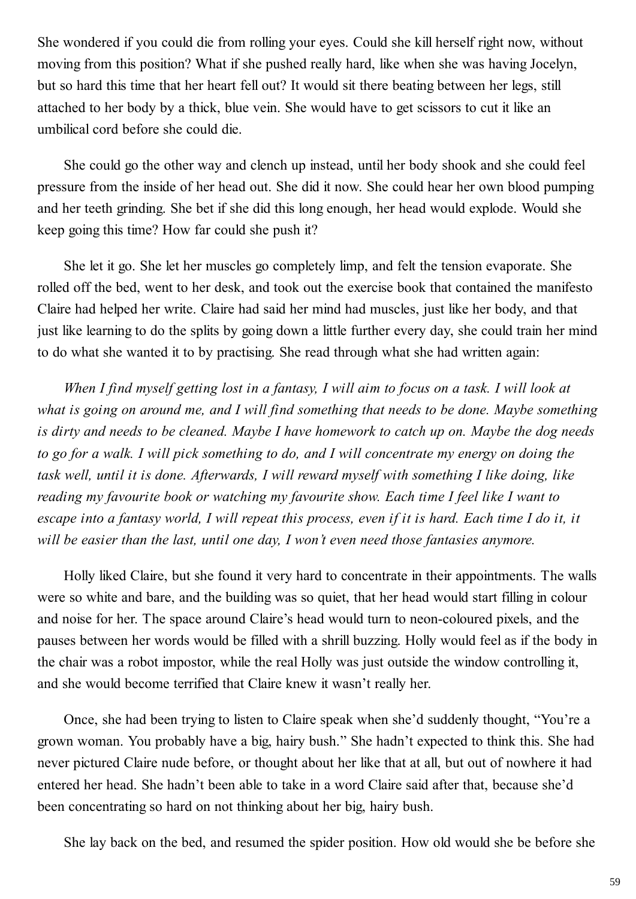She wondered if you could die from rolling your eyes. Could she kill herself right now, without moving from this position? What if she pushed really hard, like when she was having Jocelyn, but so hard this time that her heart fell out? It would sit there beating between her legs, still attached to her body by a thick, blue vein. She would have to get scissors to cut it like an umbilical cord before she could die.

She could go the other way and clench up instead, until her body shook and she could feel pressure from the inside of her head out. She did it now. She could hear her own blood pumping and her teeth grinding. She bet if she did this long enough, her head would explode. Would she keep going this time? How far could she push it?

She let it go. She let her muscles go completely limp, and felt the tension evaporate. She rolled off the bed, went to her desk, and took out the exercise book that contained the manifesto Claire had helped her write. Claire had said her mind had muscles, just like her body, and that just like learning to do the splits by going down a little further every day, she could train her mind to do what she wanted it to by practising. She read through what she had written again:

*When I find myself getting lost in a fantasy, I will aim to focus on a task. I will look at what is going on around me, and I will find something that needs to be done. Maybe something is dirty and needs to be cleaned. Maybe I have homework to catch up on. Maybe the dog needs to go for a walk. I will pick something to do, and I will concentrate my energy on doing the task well, until it is done. Afterwards, I will reward myself with something I like doing, like reading my favourite book or watching my favourite show. Each time I feel like I want to escape into a fantasy world, I will repeat this process, even if it is hard. Each time I do it, it will be easier than the last, until one day, I won't even need those fantasies anymore.*

Holly liked Claire, but she found it very hard to concentrate in their appointments. The walls were so white and bare, and the building was so quiet, that her head would start filling in colour and noise for her. The space around Claire's head would turn to neon-coloured pixels, and the pauses between her words would be filled with a shrill buzzing. Holly would feel as if the body in the chair was a robot impostor, while the real Holly was just outside the window controlling it, and she would become terrified that Claire knew it wasn't really her.

Once, she had been trying to listen to Claire speak when she'd suddenly thought, "You're a grown woman. You probably have a big, hairy bush." She hadn't expected to think this. She had never pictured Claire nude before, or thought about her like that at all, but out of nowhere it had entered her head. She hadn't been able to take in a word Claire said after that, because she'd been concentrating so hard on not thinking about her big, hairy bush.

She lay back on the bed, and resumed the spider position. How old would she be before she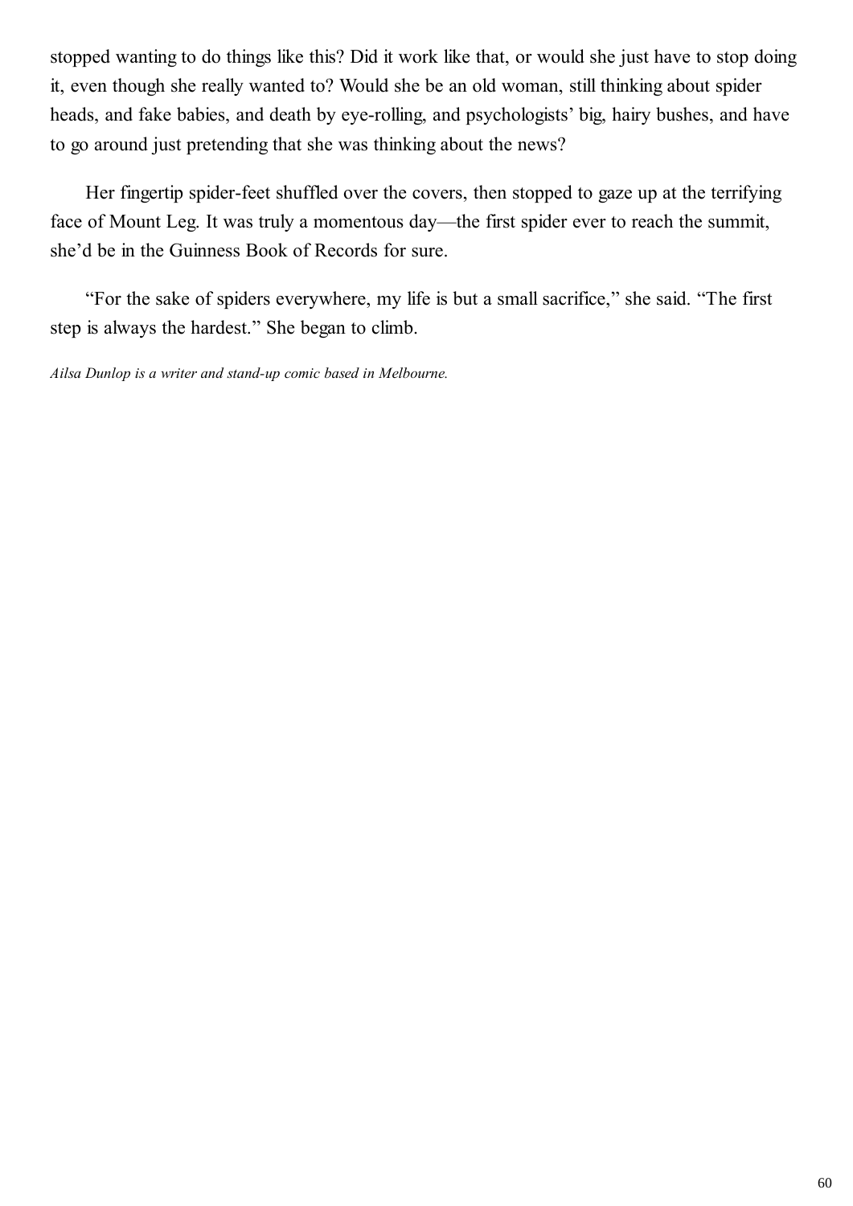stopped wanting to do things like this? Did it work like that, or would she just have to stop doing it, even though she really wanted to? Would she be an old woman, still thinking about spider heads, and fake babies, and death by eye-rolling, and psychologists' big, hairy bushes, and have to go around just pretending that she was thinking about the news?

Her fingertip spider-feet shuffled over the covers, then stopped to gaze up at the terrifying face of Mount Leg. It was truly a momentous day—the first spider ever to reach the summit, she'd be in the Guinness Book of Records for sure.

"For the sake of spiders everywhere, my life is but a small sacrifice," she said. "The first step is always the hardest." She began to climb.

*Ailsa Dunlop is a writer and stand-up comic based in Melbourne.*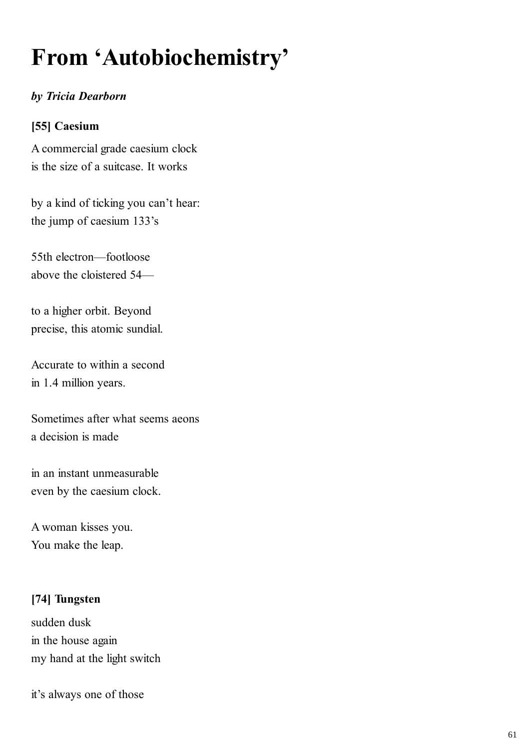# From 'Autobiochemistry'

***by Tricia Dearborn***

### [55] Caesium

A commercial grade caesium clock  
is the size of a suitcase. It works

by a kind of ticking you can't hear:  
the jump of caesium 133's

55th electron—footloose  
above the cloistered 54—

to a higher orbit. Beyond  
precise, this atomic sundial.

Accurate to within a second  
in 1.4 million years.

Sometimes after what seems aeons  
a decision is made

in an instant unmeasurable  
even by the caesium clock.

A woman kisses you.  
You make the leap.

### [74] Tungsten

sudden dusk  
in the house again  
my hand at the light switch

it's always one of those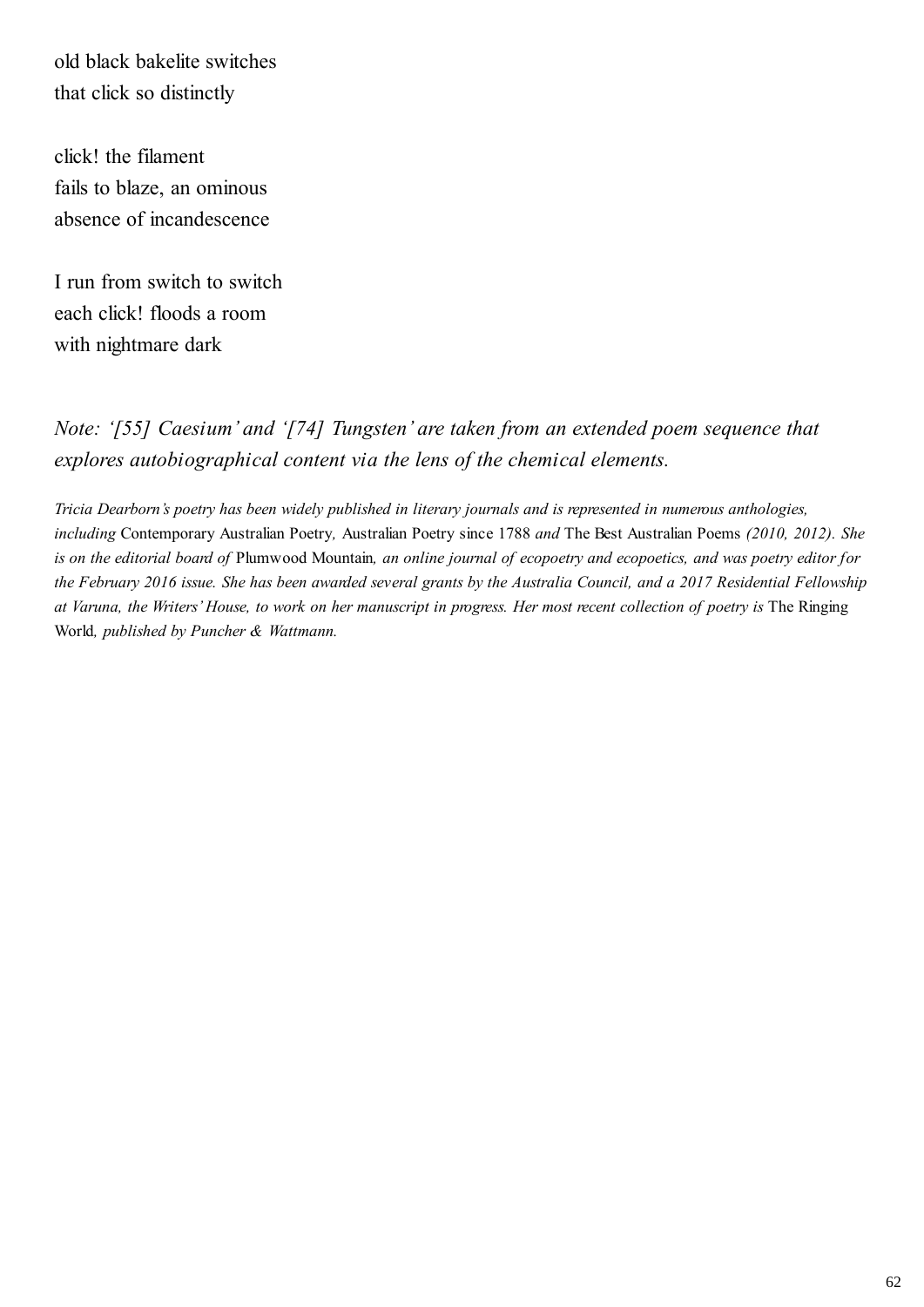old black bakelite switches  
that click so distinctly

click! the filament  
fails to blaze, an ominous  
absence of incandescence

I run from switch to switch  
each click! floods a room  
with nightmare dark

*Note: '[55] Caesium' and '[74] Tungsten' are taken from an extended poem sequence that explores autobiographical content via the lens of the chemical elements.*

*Tricia Dearborn's poetry has been widely published in literary journals and is represented in numerous anthologies, including* Contemporary Australian Poetry*,* Australian Poetry since 1788 *and* The Best Australian Poems *(2010, 2012). She is on the editorial board of* Plumwood Mountain*, an online journal of ecopoetry and ecopoetics, and was poetry editor for the February 2016 issue. She has been awarded several grants by the Australia Council, and a 2017 Residential Fellowship at Varuna, the Writers' House, to work on her manuscript in progress. Her most recent collection of poetry is* The Ringing World*, published by Puncher & Wattmann.*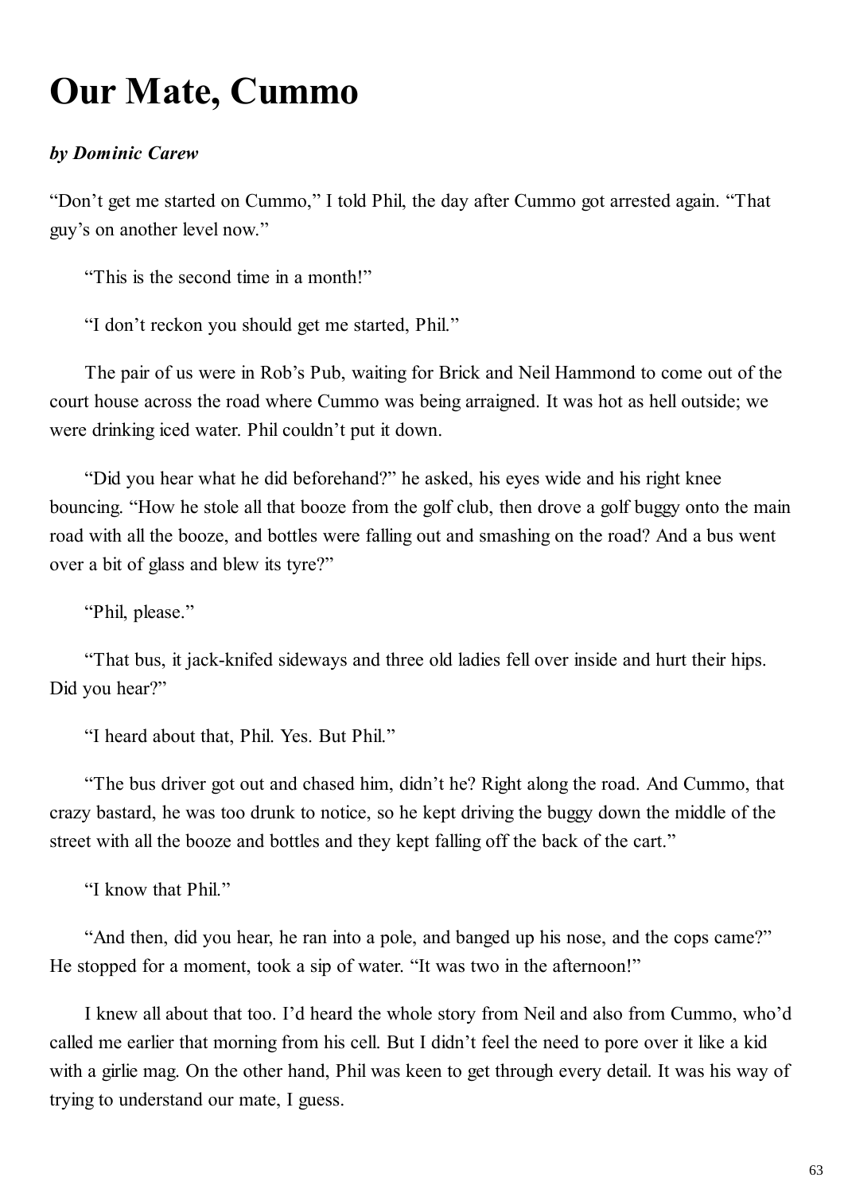# Our Mate, Cummo

***by Dominic Carew***

"Don't get me started on Cummo," I told Phil, the day after Cummo got arrested again. "That guy's on another level now."

"This is the second time in a month!"

"I don't reckon you should get me started, Phil."

The pair of us were in Rob's Pub, waiting for Brick and Neil Hammond to come out of the court house across the road where Cummo was being arraigned. It was hot as hell outside; we were drinking iced water. Phil couldn't put it down.

"Did you hear what he did beforehand?" he asked, his eyes wide and his right knee bouncing. "How he stole all that booze from the golf club, then drove a golf buggy onto the main road with all the booze, and bottles were falling out and smashing on the road? And a bus went over a bit of glass and blew its tyre?"

"Phil, please."

"That bus, it jack-knifed sideways and three old ladies fell over inside and hurt their hips. Did you hear?"

"I heard about that, Phil. Yes. But Phil."

"The bus driver got out and chased him, didn't he? Right along the road. And Cummo, that crazy bastard, he was too drunk to notice, so he kept driving the buggy down the middle of the street with all the booze and bottles and they kept falling off the back of the cart."

"I know that Phil."

"And then, did you hear, he ran into a pole, and banged up his nose, and the cops came?" He stopped for a moment, took a sip of water. "It was two in the afternoon!"

I knew all about that too. I'd heard the whole story from Neil and also from Cummo, who'd called me earlier that morning from his cell. But I didn't feel the need to pore over it like a kid with a girlie mag. On the other hand, Phil was keen to get through every detail. It was his way of trying to understand our mate, I guess.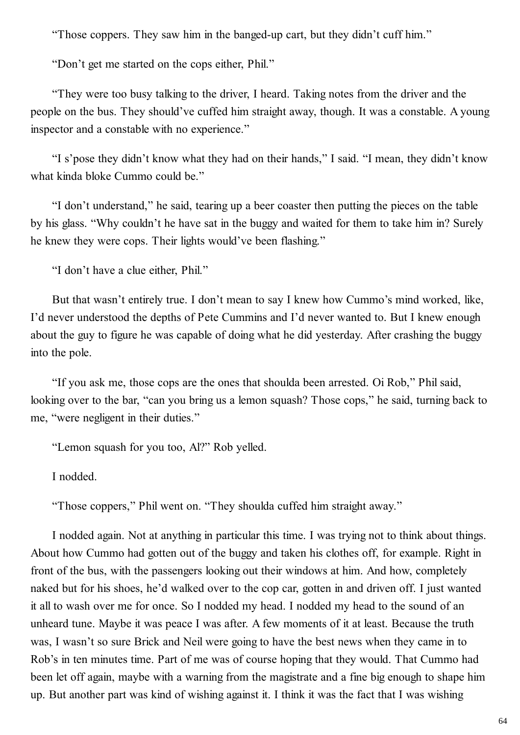"Those coppers. They saw him in the banged-up cart, but they didn't cuff him."

"Don't get me started on the cops either, Phil."

"They were too busy talking to the driver, I heard. Taking notes from the driver and the people on the bus. They should've cuffed him straight away, though. It was a constable. A young inspector and a constable with no experience."

"I s'pose they didn't know what they had on their hands," I said. "I mean, they didn't know what kinda bloke Cummo could be."

"I don't understand," he said, tearing up a beer coaster then putting the pieces on the table by his glass. "Why couldn't he have sat in the buggy and waited for them to take him in? Surely he knew they were cops. Their lights would've been flashing."

"I don't have a clue either, Phil."

But that wasn't entirely true. I don't mean to say I knew how Cummo's mind worked, like, I'd never understood the depths of Pete Cummins and I'd never wanted to. But I knew enough about the guy to figure he was capable of doing what he did yesterday. After crashing the buggy into the pole.

"If you ask me, those cops are the ones that shoulda been arrested. Oi Rob," Phil said, looking over to the bar, "can you bring us a lemon squash? Those cops," he said, turning back to me, "were negligent in their duties."

"Lemon squash for you too, Al?" Rob yelled.

I nodded.

"Those coppers," Phil went on. "They shoulda cuffed him straight away."

I nodded again. Not at anything in particular this time. I was trying not to think about things. About how Cummo had gotten out of the buggy and taken his clothes off, for example. Right in front of the bus, with the passengers looking out their windows at him. And how, completely naked but for his shoes, he'd walked over to the cop car, gotten in and driven off. I just wanted it all to wash over me for once. So I nodded my head. I nodded my head to the sound of an unheard tune. Maybe it was peace I was after. A few moments of it at least. Because the truth was, I wasn't so sure Brick and Neil were going to have the best news when they came in to Rob's in ten minutes time. Part of me was of course hoping that they would. That Cummo had been let off again, maybe with a warning from the magistrate and a fine big enough to shape him up. But another part was kind of wishing against it. I think it was the fact that I was wishing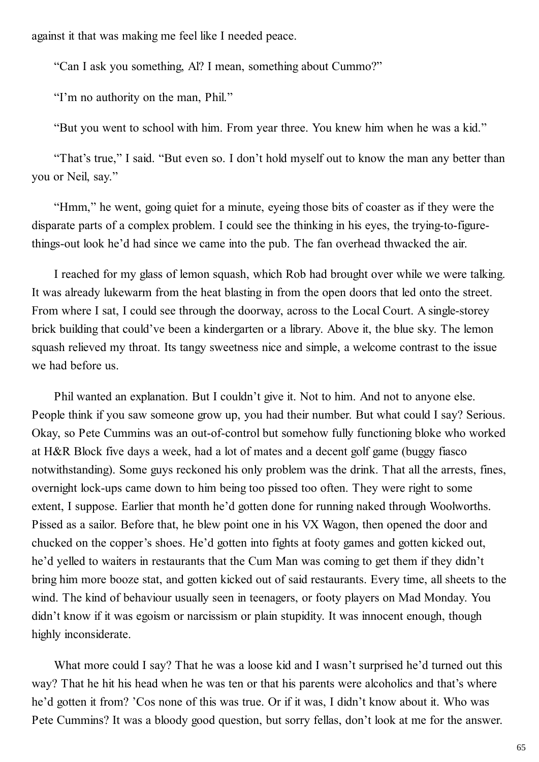against it that was making me feel like I needed peace.

"Can I ask you something, Al? I mean, something about Cummo?"

"I'm no authority on the man, Phil."

"But you went to school with him. From year three. You knew him when he was a kid."

"That's true," I said. "But even so. I don't hold myself out to know the man any better than you or Neil, say."

"Hmm," he went, going quiet for a minute, eyeing those bits of coaster as if they were the disparate parts of a complex problem. I could see the thinking in his eyes, the trying-to-figure-things-out look he'd had since we came into the pub. The fan overhead thwacked the air.

I reached for my glass of lemon squash, which Rob had brought over while we were talking. It was already lukewarm from the heat blasting in from the open doors that led onto the street. From where I sat, I could see through the doorway, across to the Local Court. A single-storey brick building that could've been a kindergarten or a library. Above it, the blue sky. The lemon squash relieved my throat. Its tangy sweetness nice and simple, a welcome contrast to the issue we had before us.

Phil wanted an explanation. But I couldn't give it. Not to him. And not to anyone else. People think if you saw someone grow up, you had their number. But what could I say? Serious. Okay, so Pete Cummins was an out-of-control but somehow fully functioning bloke who worked at H&R Block five days a week, had a lot of mates and a decent golf game (buggy fiasco notwithstanding). Some guys reckoned his only problem was the drink. That all the arrests, fines, overnight lock-ups came down to him being too pissed too often. They were right to some extent, I suppose. Earlier that month he'd gotten done for running naked through Woolworths. Pissed as a sailor. Before that, he blew point one in his VX Wagon, then opened the door and chucked on the copper's shoes. He'd gotten into fights at footy games and gotten kicked out, he'd yelled to waiters in restaurants that the Cum Man was coming to get them if they didn't bring him more booze stat, and gotten kicked out of said restaurants. Every time, all sheets to the wind. The kind of behaviour usually seen in teenagers, or footy players on Mad Monday. You didn't know if it was egoism or narcissism or plain stupidity. It was innocent enough, though highly inconsiderate.

What more could I say? That he was a loose kid and I wasn't surprised he'd turned out this way? That he hit his head when he was ten or that his parents were alcoholics and that's where he'd gotten it from? 'Cos none of this was true. Or if it was, I didn't know about it. Who was Pete Cummins? It was a bloody good question, but sorry fellas, don't look at me for the answer.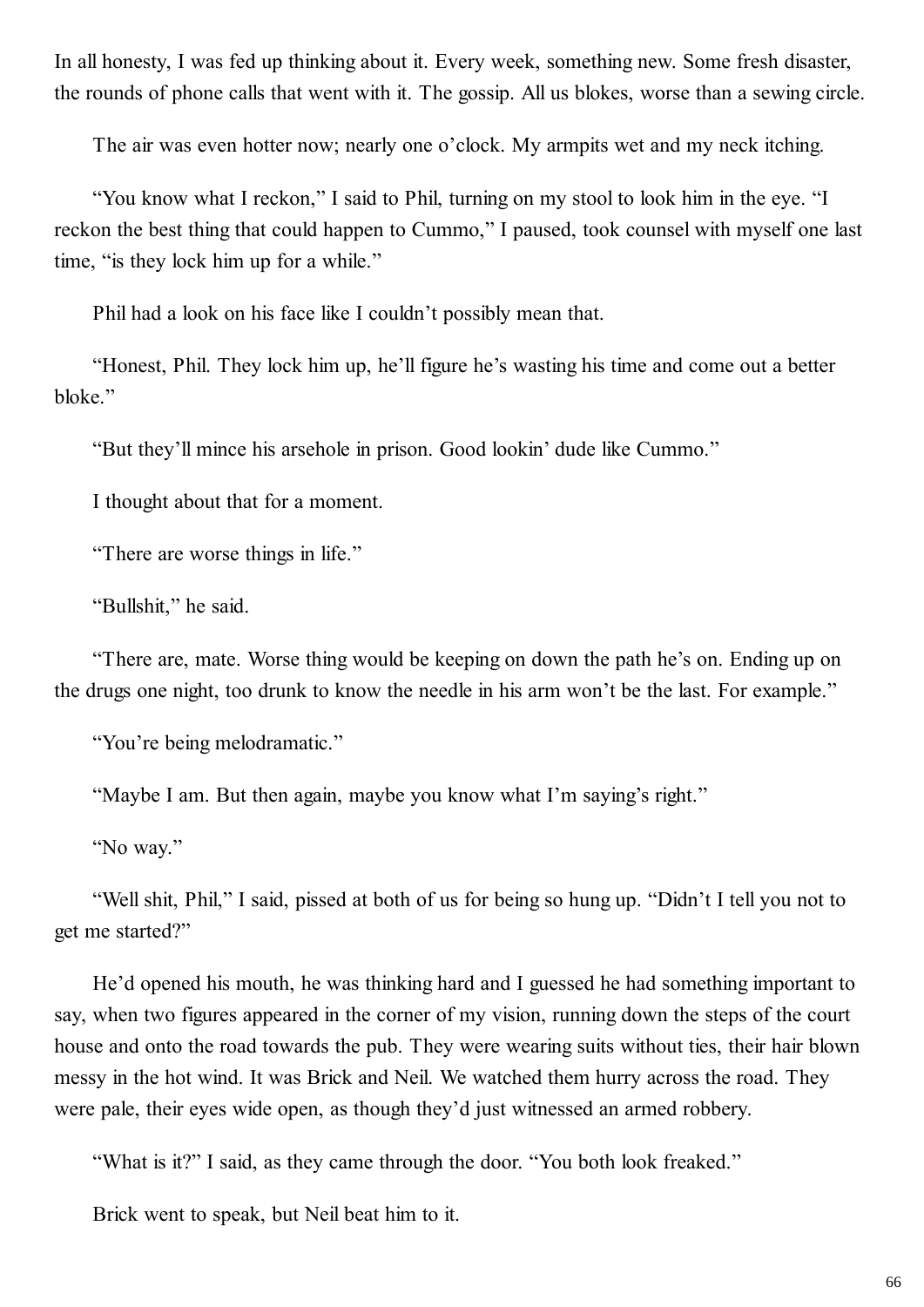In all honesty, I was fed up thinking about it. Every week, something new. Some fresh disaster, the rounds of phone calls that went with it. The gossip. All us blokes, worse than a sewing circle.

The air was even hotter now; nearly one o'clock. My armpits wet and my neck itching.

"You know what I reckon," I said to Phil, turning on my stool to look him in the eye. "I reckon the best thing that could happen to Cummo," I paused, took counsel with myself one last time, "is they lock him up for a while."

Phil had a look on his face like I couldn't possibly mean that.

"Honest, Phil. They lock him up, he'll figure he's wasting his time and come out a better bloke."

"But they'll mince his arsehole in prison. Good lookin' dude like Cummo."

I thought about that for a moment.

"There are worse things in life."

"Bullshit," he said.

"There are, mate. Worse thing would be keeping on down the path he's on. Ending up on the drugs one night, too drunk to know the needle in his arm won't be the last. For example."

"You're being melodramatic."

"Maybe I am. But then again, maybe you know what I'm saying's right."

"No way."

"Well shit, Phil," I said, pissed at both of us for being so hung up. "Didn't I tell you not to get me started?"

He'd opened his mouth, he was thinking hard and I guessed he had something important to say, when two figures appeared in the corner of my vision, running down the steps of the court house and onto the road towards the pub. They were wearing suits without ties, their hair blown messy in the hot wind. It was Brick and Neil. We watched them hurry across the road. They were pale, their eyes wide open, as though they'd just witnessed an armed robbery.

"What is it?" I said, as they came through the door. "You both look freaked."

Brick went to speak, but Neil beat him to it.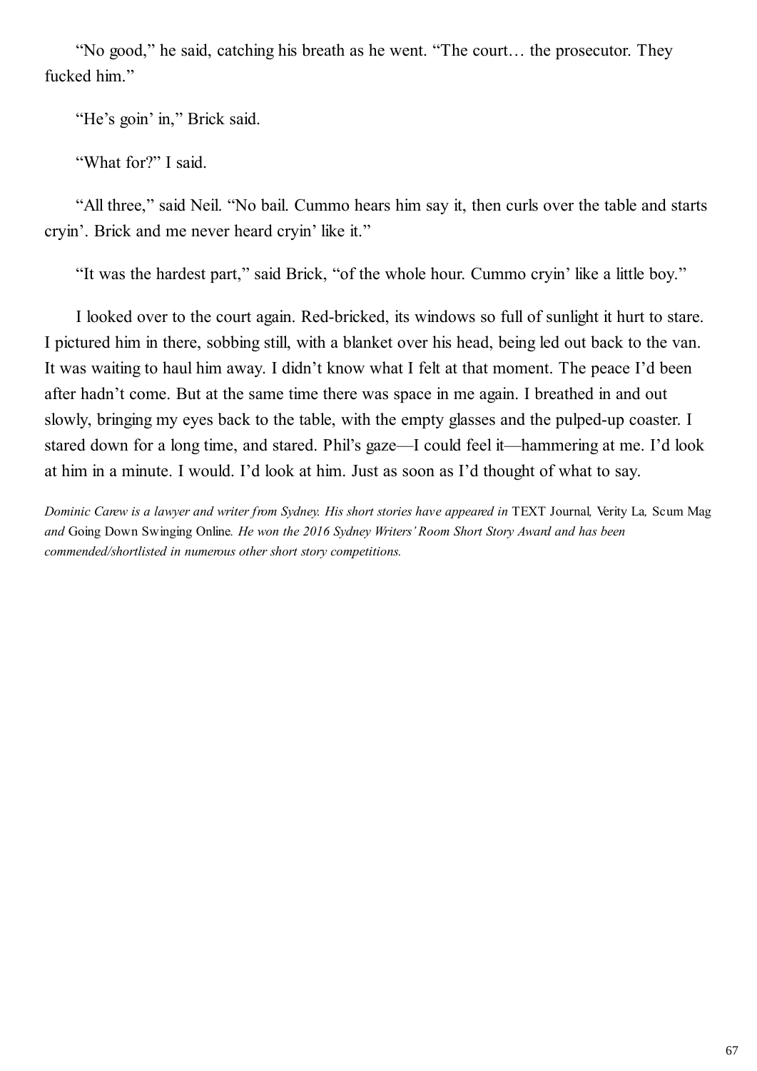"No good," he said, catching his breath as he went. "The court… the prosecutor. They fucked him."

"He's goin' in," Brick said.

"What for?" I said.

"All three," said Neil. "No bail. Cummo hears him say it, then curls over the table and starts cryin'. Brick and me never heard cryin' like it."

"It was the hardest part," said Brick, "of the whole hour. Cummo cryin' like a little boy."

I looked over to the court again. Red-bricked, its windows so full of sunlight it hurt to stare. I pictured him in there, sobbing still, with a blanket over his head, being led out back to the van. It was waiting to haul him away. I didn't know what I felt at that moment. The peace I'd been after hadn't come. But at the same time there was space in me again. I breathed in and out slowly, bringing my eyes back to the table, with the empty glasses and the pulped-up coaster. I stared down for a long time, and stared. Phil's gaze—I could feel it—hammering at me. I'd look at him in a minute. I would. I'd look at him. Just as soon as I'd thought of what to say.

*Dominic Carew is a lawyer and writer from Sydney. His short stories have appeared in* TEXT Journal*,* Verity La*,* Scum Mag *and* Going Down Swinging Online*. He won the 2016 Sydney Writers' Room Short Story Award and has been commended/shortlisted in numerous other short story competitions.*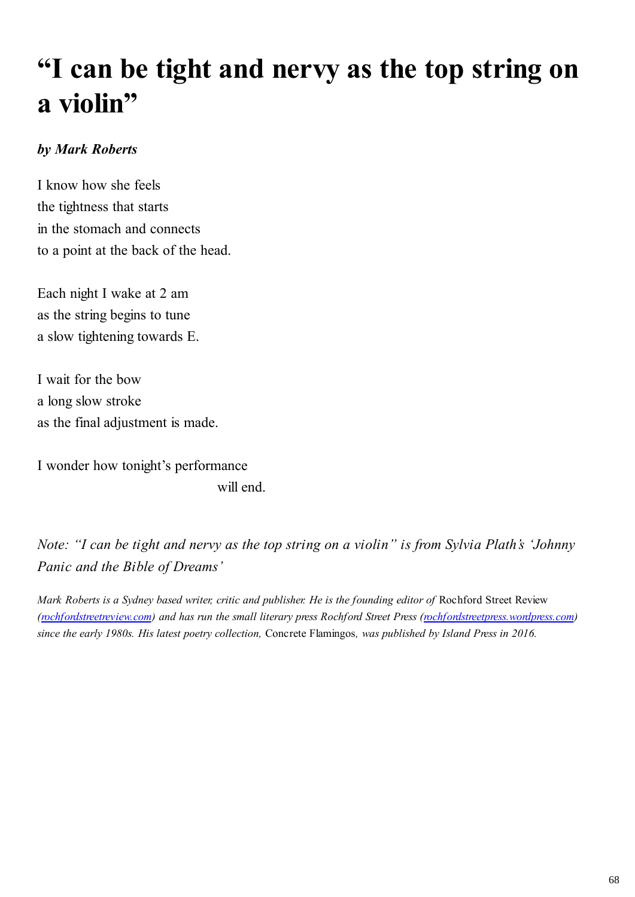# “I can be tight and nervy as the top string on a violin”

***by Mark Roberts***

I know how she feels  
the tightness that starts  
in the stomach and connects  
to a point at the back of the head.

Each night I wake at 2 am  
as the string begins to tune  
a slow tightening towards E.

I wait for the bow  
a long slow stroke  
as the final adjustment is made.

I wonder how tonight’s performance  
                                        will end.

*Note: “I can be tight and nervy as the top string on a violin” is from Sylvia Plath’s ‘Johnny Panic and the Bible of Dreams’*

*Mark Roberts is a Sydney based writer, critic and publisher. He is the founding editor of* Rochford Street Review *(rochfordstreetreview.com) and has run the small literary press Rochford Street Press (rochfordstreetpress.wordpress.com) since the early 1980s. His latest poetry collection,* Concrete Flamingos*, was published by Island Press in 2016.*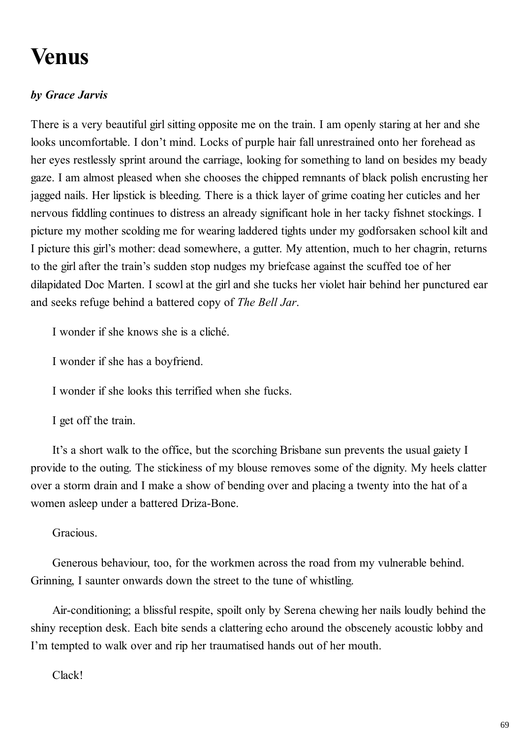# Venus

***by Grace Jarvis***

There is a very beautiful girl sitting opposite me on the train. I am openly staring at her and she looks uncomfortable. I don't mind. Locks of purple hair fall unrestrained onto her forehead as her eyes restlessly sprint around the carriage, looking for something to land on besides my beady gaze. I am almost pleased when she chooses the chipped remnants of black polish encrusting her jagged nails. Her lipstick is bleeding. There is a thick layer of grime coating her cuticles and her nervous fiddling continues to distress an already significant hole in her tacky fishnet stockings. I picture my mother scolding me for wearing laddered tights under my godforsaken school kilt and I picture this girl's mother: dead somewhere, a gutter. My attention, much to her chagrin, returns to the girl after the train's sudden stop nudges my briefcase against the scuffed toe of her dilapidated Doc Marten. I scowl at the girl and she tucks her violet hair behind her punctured ear and seeks refuge behind a battered copy of *The Bell Jar*.

I wonder if she knows she is a cliché.

I wonder if she has a boyfriend.

I wonder if she looks this terrified when she fucks.

I get off the train.

It's a short walk to the office, but the scorching Brisbane sun prevents the usual gaiety I provide to the outing. The stickiness of my blouse removes some of the dignity. My heels clatter over a storm drain and I make a show of bending over and placing a twenty into the hat of a women asleep under a battered Driza-Bone.

Gracious.

Generous behaviour, too, for the workmen across the road from my vulnerable behind. Grinning, I saunter onwards down the street to the tune of whistling.

Air-conditioning; a blissful respite, spoilt only by Serena chewing her nails loudly behind the shiny reception desk. Each bite sends a clattering echo around the obscenely acoustic lobby and I'm tempted to walk over and rip her traumatised hands out of her mouth.

Clack!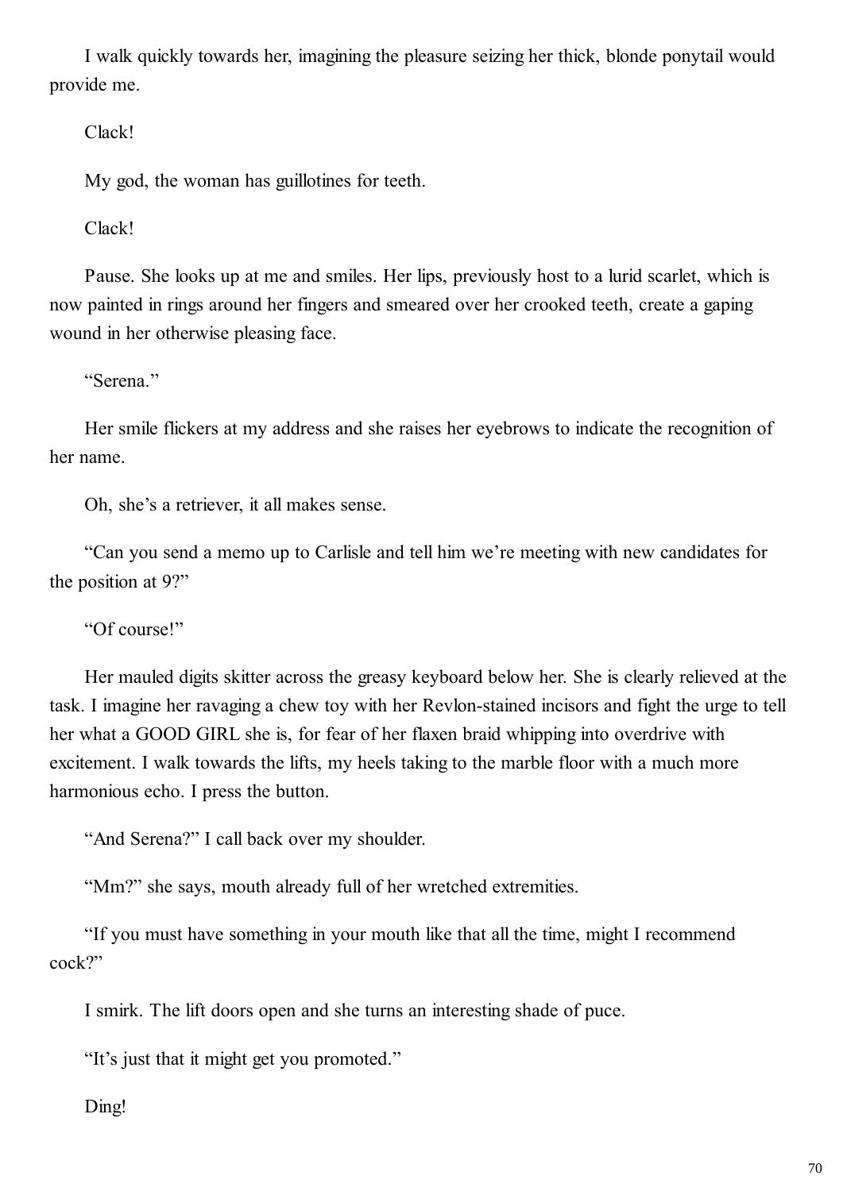I walk quickly towards her, imagining the pleasure seizing her thick, blonde ponytail would provide me.

Clack!

My god, the woman has guillotines for teeth.

Clack!

Pause. She looks up at me and smiles. Her lips, previously host to a lurid scarlet, which is now painted in rings around her fingers and smeared over her crooked teeth, create a gaping wound in her otherwise pleasing face.

"Serena."

Her smile flickers at my address and she raises her eyebrows to indicate the recognition of her name.

Oh, she's a retriever, it all makes sense.

"Can you send a memo up to Carlisle and tell him we're meeting with new candidates for the position at 9?"

"Of course!"

Her mauled digits skitter across the greasy keyboard below her. She is clearly relieved at the task. I imagine her ravaging a chew toy with her Revlon-stained incisors and fight the urge to tell her what a GOOD GIRL she is, for fear of her flaxen braid whipping into overdrive with excitement. I walk towards the lifts, my heels taking to the marble floor with a much more harmonious echo. I press the button.

"And Serena?" I call back over my shoulder.

"Mm?" she says, mouth already full of her wretched extremities.

"If you must have something in your mouth like that all the time, might I recommend cock?"

I smirk. The lift doors open and she turns an interesting shade of puce.

"It's just that it might get you promoted."

Ding!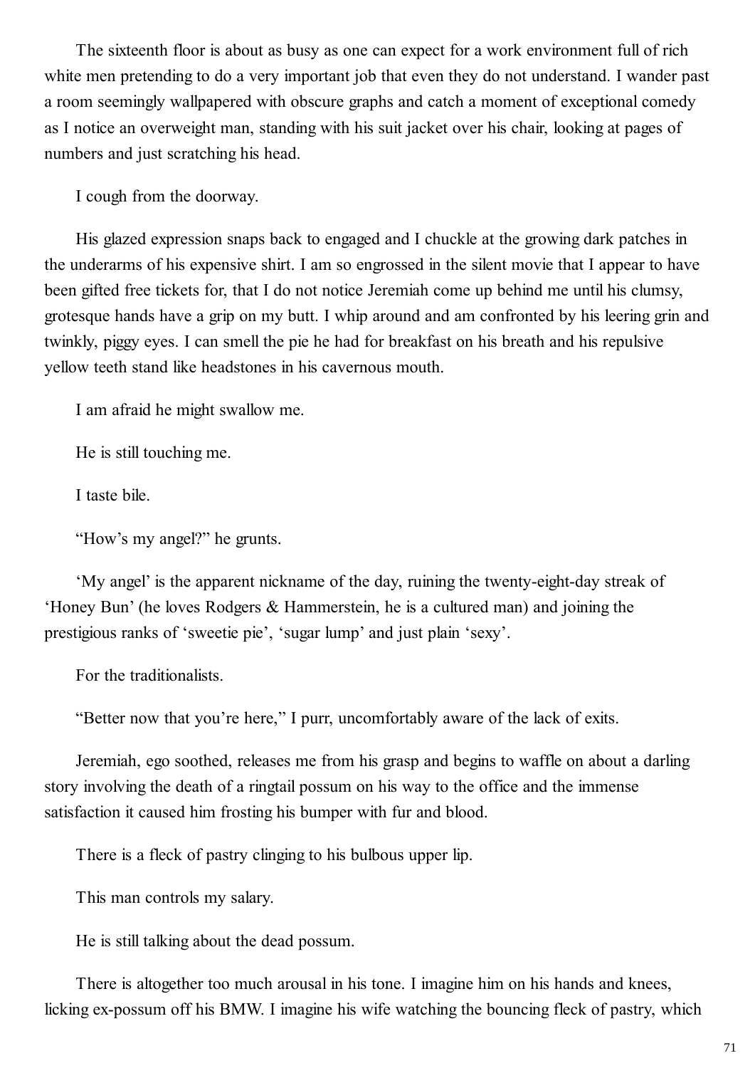The sixteenth floor is about as busy as one can expect for a work environment full of rich white men pretending to do a very important job that even they do not understand. I wander past a room seemingly wallpapered with obscure graphs and catch a moment of exceptional comedy as I notice an overweight man, standing with his suit jacket over his chair, looking at pages of numbers and just scratching his head.

I cough from the doorway.

His glazed expression snaps back to engaged and I chuckle at the growing dark patches in the underarms of his expensive shirt. I am so engrossed in the silent movie that I appear to have been gifted free tickets for, that I do not notice Jeremiah come up behind me until his clumsy, grotesque hands have a grip on my butt. I whip around and am confronted by his leering grin and twinkly, piggy eyes. I can smell the pie he had for breakfast on his breath and his repulsive yellow teeth stand like headstones in his cavernous mouth.

I am afraid he might swallow me.

He is still touching me.

I taste bile.

"How's my angel?" he grunts.

'My angel' is the apparent nickname of the day, ruining the twenty-eight-day streak of 'Honey Bun' (he loves Rodgers & Hammerstein, he is a cultured man) and joining the prestigious ranks of 'sweetie pie', 'sugar lump' and just plain 'sexy'.

For the traditionalists.

"Better now that you're here," I purr, uncomfortably aware of the lack of exits.

Jeremiah, ego soothed, releases me from his grasp and begins to waffle on about a darling story involving the death of a ringtail possum on his way to the office and the immense satisfaction it caused him frosting his bumper with fur and blood.

There is a fleck of pastry clinging to his bulbous upper lip.

This man controls my salary.

He is still talking about the dead possum.

There is altogether too much arousal in his tone. I imagine him on his hands and knees, licking ex-possum off his BMW. I imagine his wife watching the bouncing fleck of pastry, which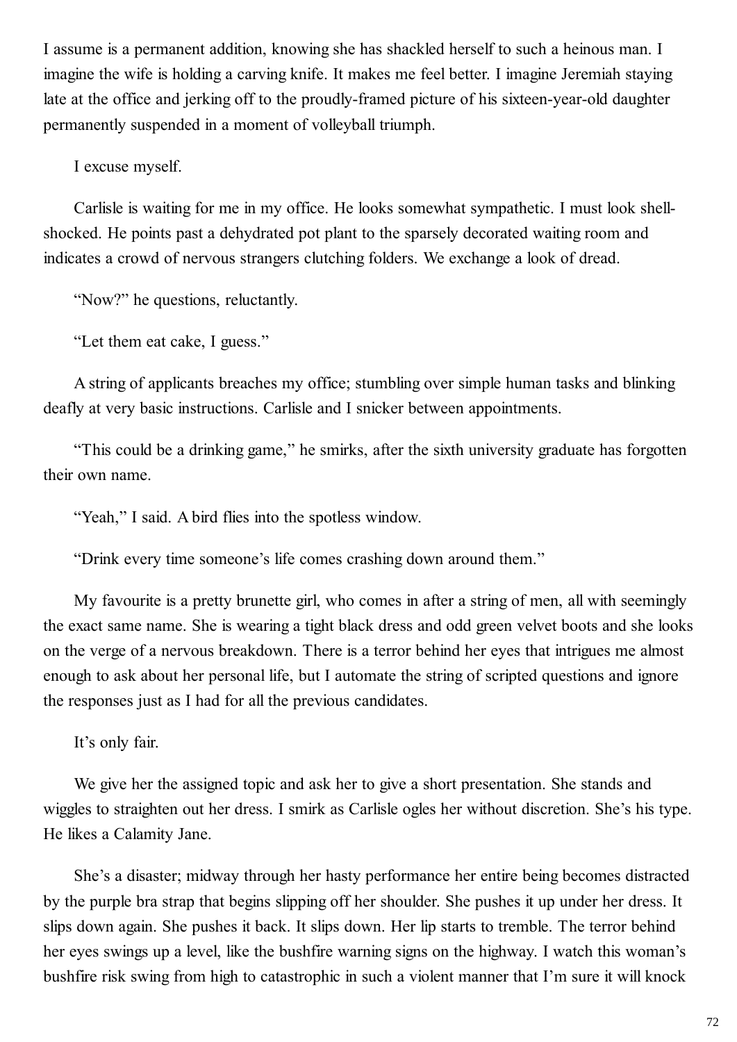I assume is a permanent addition, knowing she has shackled herself to such a heinous man. I imagine the wife is holding a carving knife. It makes me feel better. I imagine Jeremiah staying late at the office and jerking off to the proudly-framed picture of his sixteen-year-old daughter permanently suspended in a moment of volleyball triumph.

I excuse myself.

Carlisle is waiting for me in my office. He looks somewhat sympathetic. I must look shell-shocked. He points past a dehydrated pot plant to the sparsely decorated waiting room and indicates a crowd of nervous strangers clutching folders. We exchange a look of dread.

"Now?" he questions, reluctantly.

"Let them eat cake, I guess."

A string of applicants breaches my office; stumbling over simple human tasks and blinking deafly at very basic instructions. Carlisle and I snicker between appointments.

"This could be a drinking game," he smirks, after the sixth university graduate has forgotten their own name.

"Yeah," I said. A bird flies into the spotless window.

"Drink every time someone's life comes crashing down around them."

My favourite is a pretty brunette girl, who comes in after a string of men, all with seemingly the exact same name. She is wearing a tight black dress and odd green velvet boots and she looks on the verge of a nervous breakdown. There is a terror behind her eyes that intrigues me almost enough to ask about her personal life, but I automate the string of scripted questions and ignore the responses just as I had for all the previous candidates.

It's only fair.

We give her the assigned topic and ask her to give a short presentation. She stands and wiggles to straighten out her dress. I smirk as Carlisle ogles her without discretion. She's his type. He likes a Calamity Jane.

She's a disaster; midway through her hasty performance her entire being becomes distracted by the purple bra strap that begins slipping off her shoulder. She pushes it up under her dress. It slips down again. She pushes it back. It slips down. Her lip starts to tremble. The terror behind her eyes swings up a level, like the bushfire warning signs on the highway. I watch this woman's bushfire risk swing from high to catastrophic in such a violent manner that I'm sure it will knock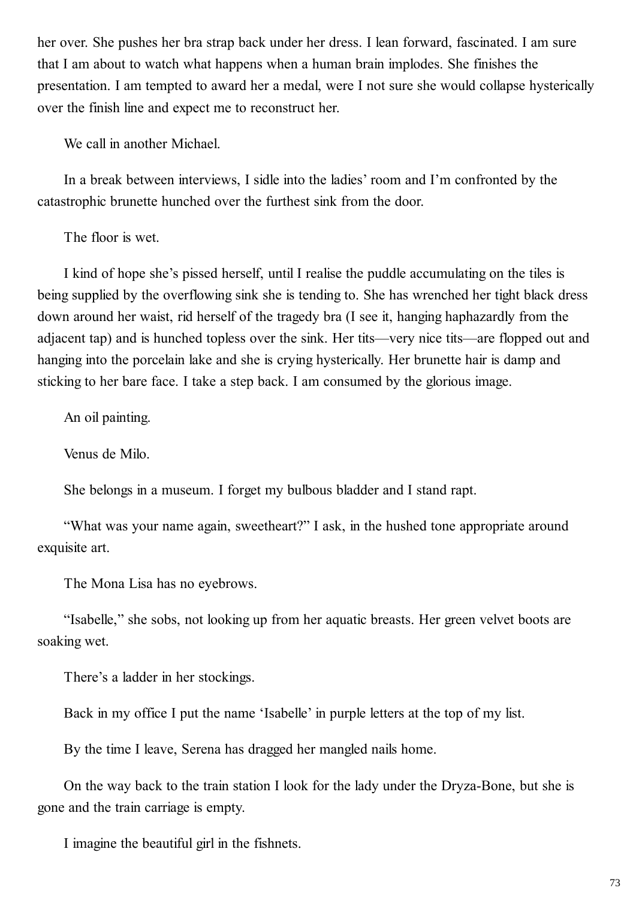her over. She pushes her bra strap back under her dress. I lean forward, fascinated. I am sure that I am about to watch what happens when a human brain implodes. She finishes the presentation. I am tempted to award her a medal, were I not sure she would collapse hysterically over the finish line and expect me to reconstruct her.

We call in another Michael.

In a break between interviews, I sidle into the ladies' room and I'm confronted by the catastrophic brunette hunched over the furthest sink from the door.

The floor is wet.

I kind of hope she's pissed herself, until I realise the puddle accumulating on the tiles is being supplied by the overflowing sink she is tending to. She has wrenched her tight black dress down around her waist, rid herself of the tragedy bra (I see it, hanging haphazardly from the adjacent tap) and is hunched topless over the sink. Her tits—very nice tits—are flopped out and hanging into the porcelain lake and she is crying hysterically. Her brunette hair is damp and sticking to her bare face. I take a step back. I am consumed by the glorious image.

An oil painting.

Venus de Milo.

She belongs in a museum. I forget my bulbous bladder and I stand rapt.

"What was your name again, sweetheart?" I ask, in the hushed tone appropriate around exquisite art.

The Mona Lisa has no eyebrows.

"Isabelle," she sobs, not looking up from her aquatic breasts. Her green velvet boots are soaking wet.

There's a ladder in her stockings.

Back in my office I put the name 'Isabelle' in purple letters at the top of my list.

By the time I leave, Serena has dragged her mangled nails home.

On the way back to the train station I look for the lady under the Dryza-Bone, but she is gone and the train carriage is empty.

I imagine the beautiful girl in the fishnets.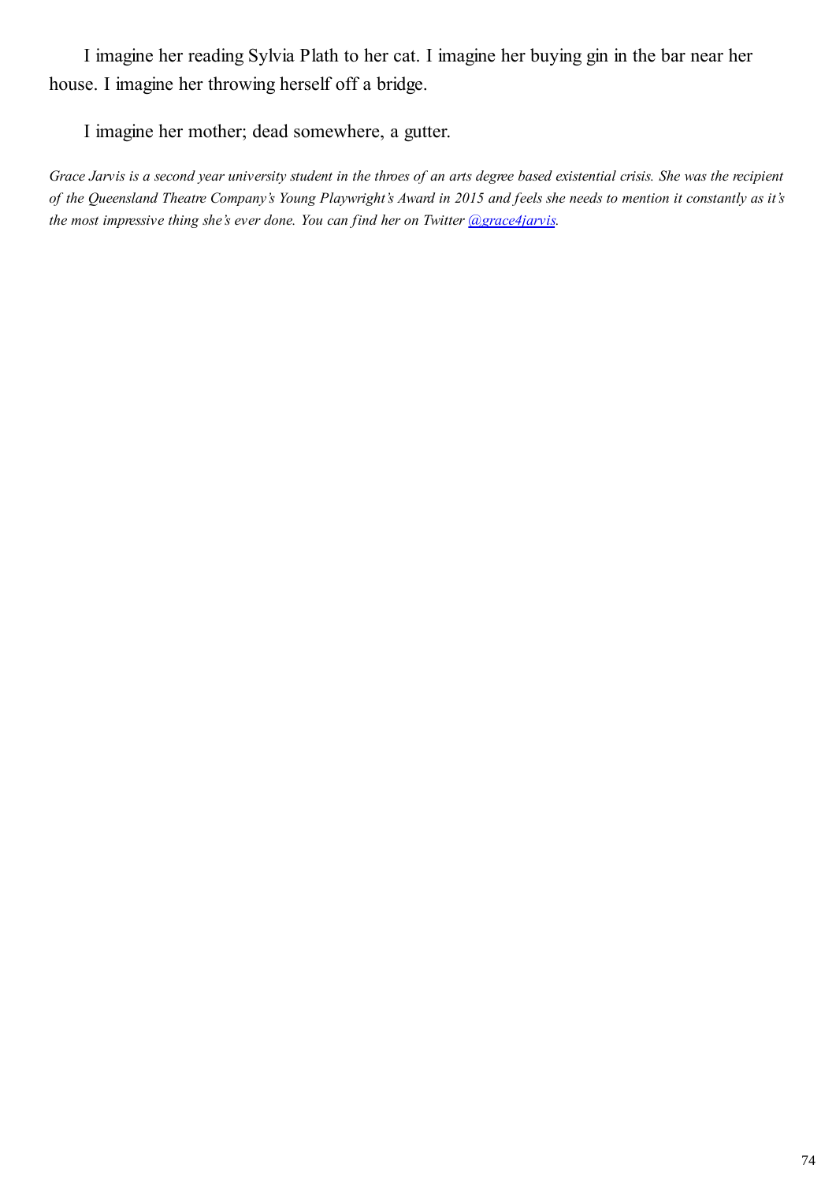I imagine her reading Sylvia Plath to her cat. I imagine her buying gin in the bar near her house. I imagine her throwing herself off a bridge.

I imagine her mother; dead somewhere, a gutter.

*Grace Jarvis is a second year university student in the throes of an arts degree based existential crisis. She was the recipient of the Queensland Theatre Company's Young Playwright's Award in 2015 and feels she needs to mention it constantly as it's the most impressive thing she's ever done. You can find her on Twitter [@grace4jarvis](https://twitter.com/grace4jarvis).*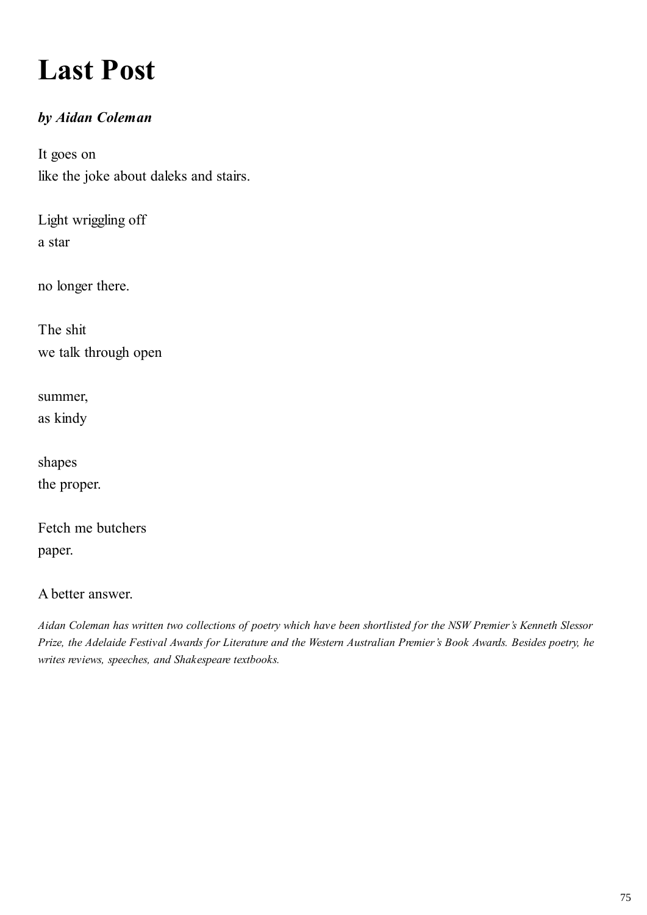# Last Post

***by Aidan Coleman***

It goes on  
like the joke about daleks and stairs.

Light wriggling off  
a star

no longer there.

The shit  
we talk through open

summer,  
as kindy

shapes  
the proper.

Fetch me butchers  
paper.

A better answer.

*Aidan Coleman has written two collections of poetry which have been shortlisted for the NSW Premier's Kenneth Slessor Prize, the Adelaide Festival Awards for Literature and the Western Australian Premier's Book Awards. Besides poetry, he writes reviews, speeches, and Shakespeare textbooks.*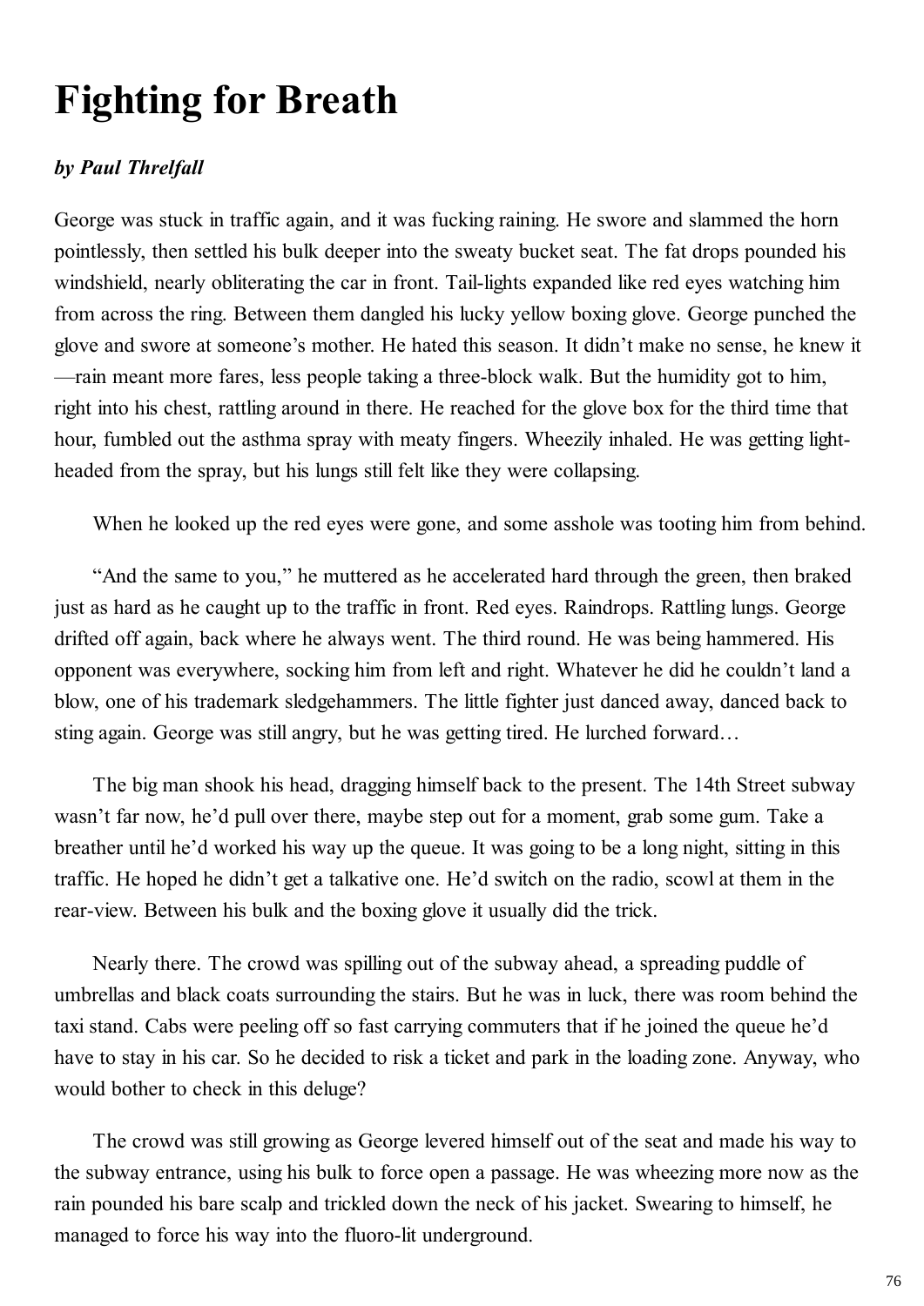# Fighting for Breath

***by Paul Threlfall***

George was stuck in traffic again, and it was fucking raining. He swore and slammed the horn pointlessly, then settled his bulk deeper into the sweaty bucket seat. The fat drops pounded his windshield, nearly obliterating the car in front. Tail-lights expanded like red eyes watching him from across the ring. Between them dangled his lucky yellow boxing glove. George punched the glove and swore at someone's mother. He hated this season. It didn't make no sense, he knew it—rain meant more fares, less people taking a three-block walk. But the humidity got to him, right into his chest, rattling around in there. He reached for the glove box for the third time that hour, fumbled out the asthma spray with meaty fingers. Wheezily inhaled. He was getting light-headed from the spray, but his lungs still felt like they were collapsing.

When he looked up the red eyes were gone, and some asshole was tooting him from behind.

"And the same to you," he muttered as he accelerated hard through the green, then braked just as hard as he caught up to the traffic in front. Red eyes. Raindrops. Rattling lungs. George drifted off again, back where he always went. The third round. He was being hammered. His opponent was everywhere, socking him from left and right. Whatever he did he couldn't land a blow, one of his trademark sledgehammers. The little fighter just danced away, danced back to sting again. George was still angry, but he was getting tired. He lurched forward…

The big man shook his head, dragging himself back to the present. The 14th Street subway wasn't far now, he'd pull over there, maybe step out for a moment, grab some gum. Take a breather until he'd worked his way up the queue. It was going to be a long night, sitting in this traffic. He hoped he didn't get a talkative one. He'd switch on the radio, scowl at them in the rear-view. Between his bulk and the boxing glove it usually did the trick.

Nearly there. The crowd was spilling out of the subway ahead, a spreading puddle of umbrellas and black coats surrounding the stairs. But he was in luck, there was room behind the taxi stand. Cabs were peeling off so fast carrying commuters that if he joined the queue he'd have to stay in his car. So he decided to risk a ticket and park in the loading zone. Anyway, who would bother to check in this deluge?

The crowd was still growing as George levered himself out of the seat and made his way to the subway entrance, using his bulk to force open a passage. He was wheezing more now as the rain pounded his bare scalp and trickled down the neck of his jacket. Swearing to himself, he managed to force his way into the fluoro-lit underground.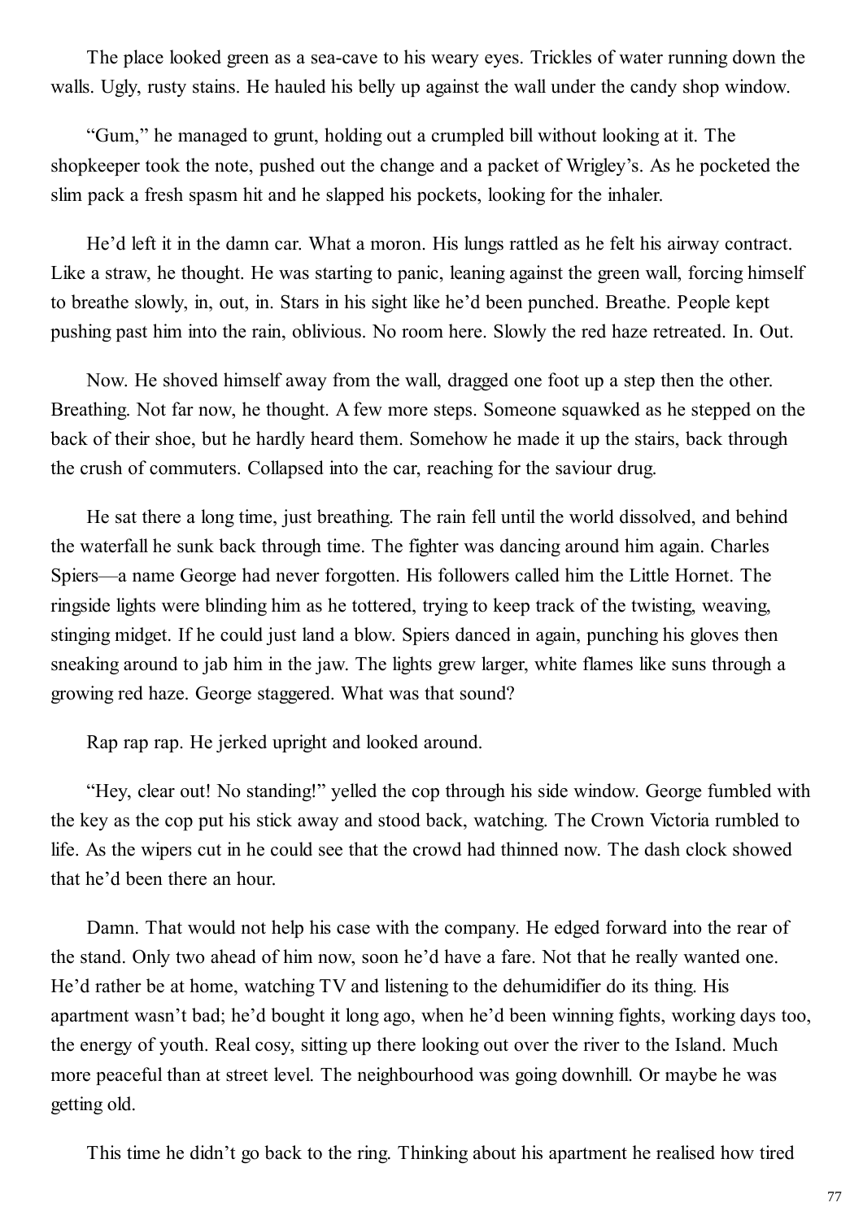The place looked green as a sea-cave to his weary eyes. Trickles of water running down the walls. Ugly, rusty stains. He hauled his belly up against the wall under the candy shop window.

"Gum," he managed to grunt, holding out a crumpled bill without looking at it. The shopkeeper took the note, pushed out the change and a packet of Wrigley's. As he pocketed the slim pack a fresh spasm hit and he slapped his pockets, looking for the inhaler.

He'd left it in the damn car. What a moron. His lungs rattled as he felt his airway contract. Like a straw, he thought. He was starting to panic, leaning against the green wall, forcing himself to breathe slowly, in, out, in. Stars in his sight like he'd been punched. Breathe. People kept pushing past him into the rain, oblivious. No room here. Slowly the red haze retreated. In. Out.

Now. He shoved himself away from the wall, dragged one foot up a step then the other. Breathing. Not far now, he thought. A few more steps. Someone squawked as he stepped on the back of their shoe, but he hardly heard them. Somehow he made it up the stairs, back through the crush of commuters. Collapsed into the car, reaching for the saviour drug.

He sat there a long time, just breathing. The rain fell until the world dissolved, and behind the waterfall he sunk back through time. The fighter was dancing around him again. Charles Spiers—a name George had never forgotten. His followers called him the Little Hornet. The ringside lights were blinding him as he tottered, trying to keep track of the twisting, weaving, stinging midget. If he could just land a blow. Spiers danced in again, punching his gloves then sneaking around to jab him in the jaw. The lights grew larger, white flames like suns through a growing red haze. George staggered. What was that sound?

Rap rap rap. He jerked upright and looked around.

"Hey, clear out! No standing!" yelled the cop through his side window. George fumbled with the key as the cop put his stick away and stood back, watching. The Crown Victoria rumbled to life. As the wipers cut in he could see that the crowd had thinned now. The dash clock showed that he'd been there an hour.

Damn. That would not help his case with the company. He edged forward into the rear of the stand. Only two ahead of him now, soon he'd have a fare. Not that he really wanted one. He'd rather be at home, watching TV and listening to the dehumidifier do its thing. His apartment wasn't bad; he'd bought it long ago, when he'd been winning fights, working days too, the energy of youth. Real cosy, sitting up there looking out over the river to the Island. Much more peaceful than at street level. The neighbourhood was going downhill. Or maybe he was getting old.

This time he didn't go back to the ring. Thinking about his apartment he realised how tired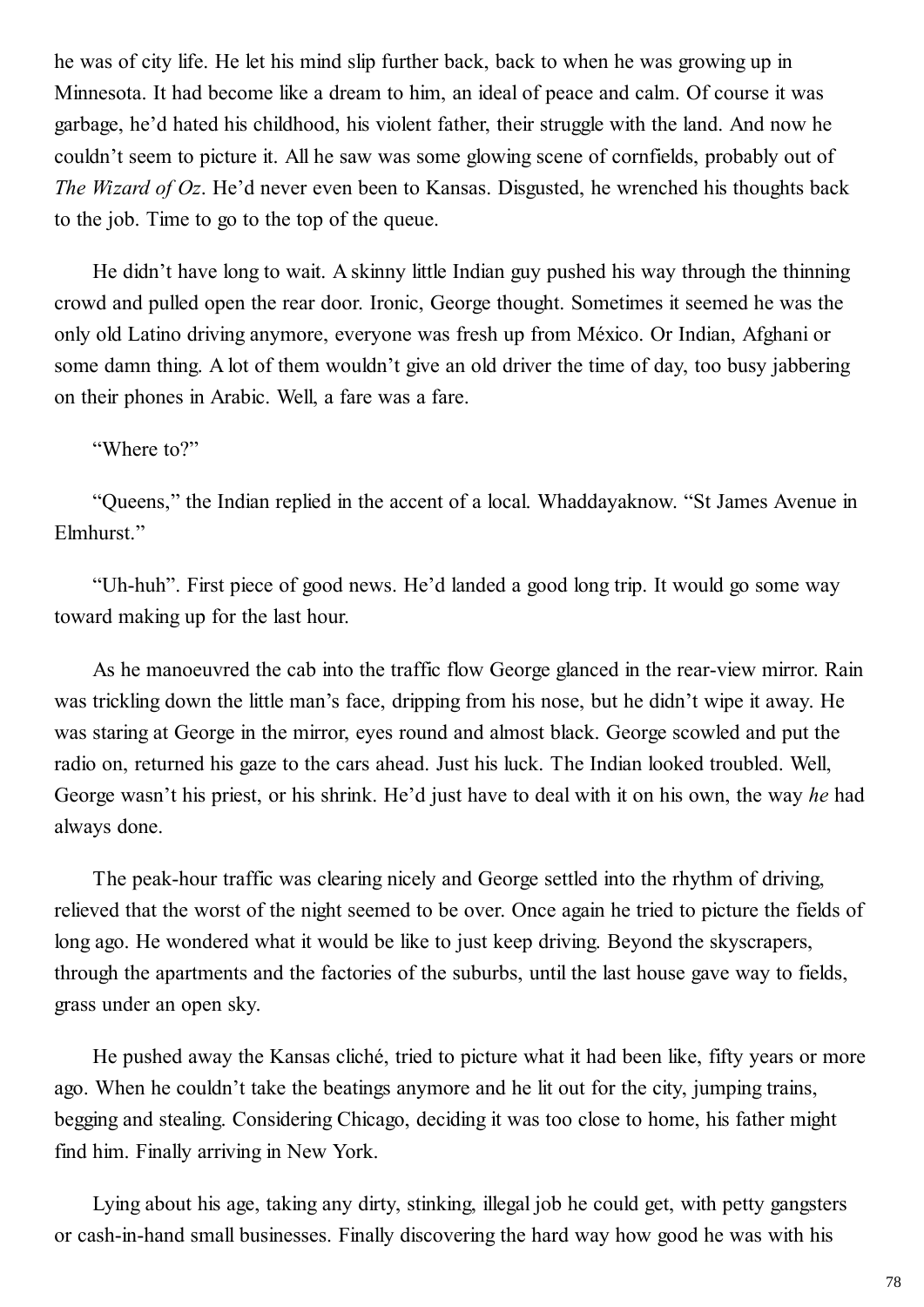he was of city life. He let his mind slip further back, back to when he was growing up in Minnesota. It had become like a dream to him, an ideal of peace and calm. Of course it was garbage, he'd hated his childhood, his violent father, their struggle with the land. And now he couldn't seem to picture it. All he saw was some glowing scene of cornfields, probably out of *The Wizard of Oz*. He'd never even been to Kansas. Disgusted, he wrenched his thoughts back to the job. Time to go to the top of the queue.

He didn't have long to wait. A skinny little Indian guy pushed his way through the thinning crowd and pulled open the rear door. Ironic, George thought. Sometimes it seemed he was the only old Latino driving anymore, everyone was fresh up from México. Or Indian, Afghani or some damn thing. A lot of them wouldn't give an old driver the time of day, too busy jabbering on their phones in Arabic. Well, a fare was a fare.

"Where to?"

"Queens," the Indian replied in the accent of a local. Whaddayaknow. "St James Avenue in Elmhurst."

"Uh-huh". First piece of good news. He'd landed a good long trip. It would go some way toward making up for the last hour.

As he manoeuvred the cab into the traffic flow George glanced in the rear-view mirror. Rain was trickling down the little man's face, dripping from his nose, but he didn't wipe it away. He was staring at George in the mirror, eyes round and almost black. George scowled and put the radio on, returned his gaze to the cars ahead. Just his luck. The Indian looked troubled. Well, George wasn't his priest, or his shrink. He'd just have to deal with it on his own, the way *he* had always done.

The peak-hour traffic was clearing nicely and George settled into the rhythm of driving, relieved that the worst of the night seemed to be over. Once again he tried to picture the fields of long ago. He wondered what it would be like to just keep driving. Beyond the skyscrapers, through the apartments and the factories of the suburbs, until the last house gave way to fields, grass under an open sky.

He pushed away the Kansas cliché, tried to picture what it had been like, fifty years or more ago. When he couldn't take the beatings anymore and he lit out for the city, jumping trains, begging and stealing. Considering Chicago, deciding it was too close to home, his father might find him. Finally arriving in New York.

Lying about his age, taking any dirty, stinking, illegal job he could get, with petty gangsters or cash-in-hand small businesses. Finally discovering the hard way how good he was with his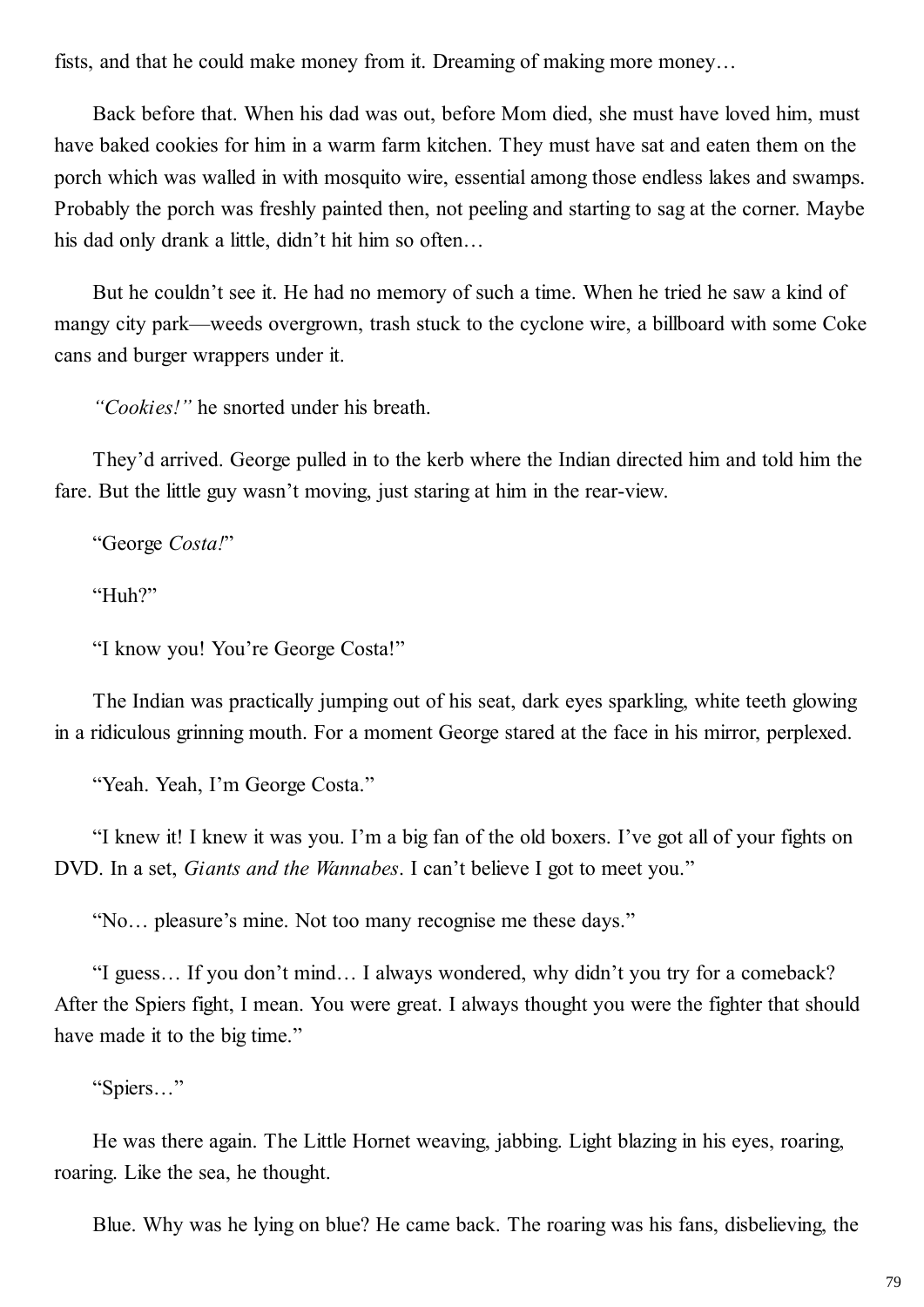fists, and that he could make money from it. Dreaming of making more money…

Back before that. When his dad was out, before Mom died, she must have loved him, must have baked cookies for him in a warm farm kitchen. They must have sat and eaten them on the porch which was walled in with mosquito wire, essential among those endless lakes and swamps. Probably the porch was freshly painted then, not peeling and starting to sag at the corner. Maybe his dad only drank a little, didn't hit him so often…

But he couldn't see it. He had no memory of such a time. When he tried he saw a kind of mangy city park—weeds overgrown, trash stuck to the cyclone wire, a billboard with some Coke cans and burger wrappers under it.

*"Cookies!"* he snorted under his breath.

They'd arrived. George pulled in to the kerb where the Indian directed him and told him the fare. But the little guy wasn't moving, just staring at him in the rear-view.

"George *Costa!*"

"Huh?"

"I know you! You're George Costa!"

The Indian was practically jumping out of his seat, dark eyes sparkling, white teeth glowing in a ridiculous grinning mouth. For a moment George stared at the face in his mirror, perplexed.

"Yeah. Yeah, I'm George Costa."

"I knew it! I knew it was you. I'm a big fan of the old boxers. I've got all of your fights on DVD. In a set, *Giants and the Wannabes*. I can't believe I got to meet you."

"No… pleasure's mine. Not too many recognise me these days."

"I guess… If you don't mind… I always wondered, why didn't you try for a comeback? After the Spiers fight, I mean. You were great. I always thought you were the fighter that should have made it to the big time."

"Spiers…"

He was there again. The Little Hornet weaving, jabbing. Light blazing in his eyes, roaring, roaring. Like the sea, he thought.

Blue. Why was he lying on blue? He came back. The roaring was his fans, disbelieving, the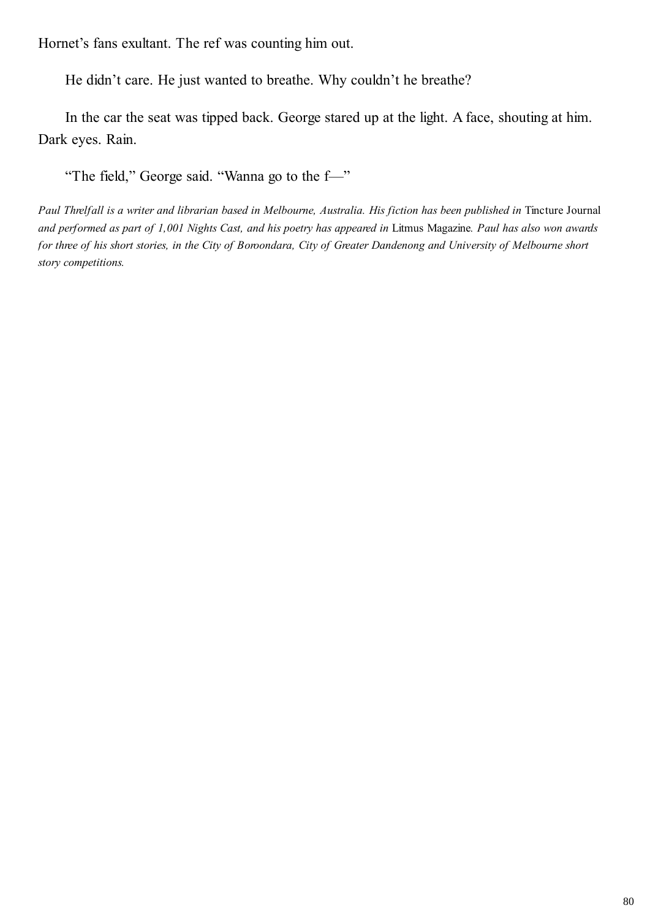Hornet's fans exultant. The ref was counting him out.

He didn't care. He just wanted to breathe. Why couldn't he breathe?

In the car the seat was tipped back. George stared up at the light. A face, shouting at him. Dark eyes. Rain.

"The field," George said. "Wanna go to the f—"

*Paul Threlfall is a writer and librarian based in Melbourne, Australia. His fiction has been published in* Tincture Journal *and performed as part of 1,001 Nights Cast, and his poetry has appeared in* Litmus Magazine*. Paul has also won awards for three of his short stories, in the City of Boroondara, City of Greater Dandenong and University of Melbourne short story competitions.*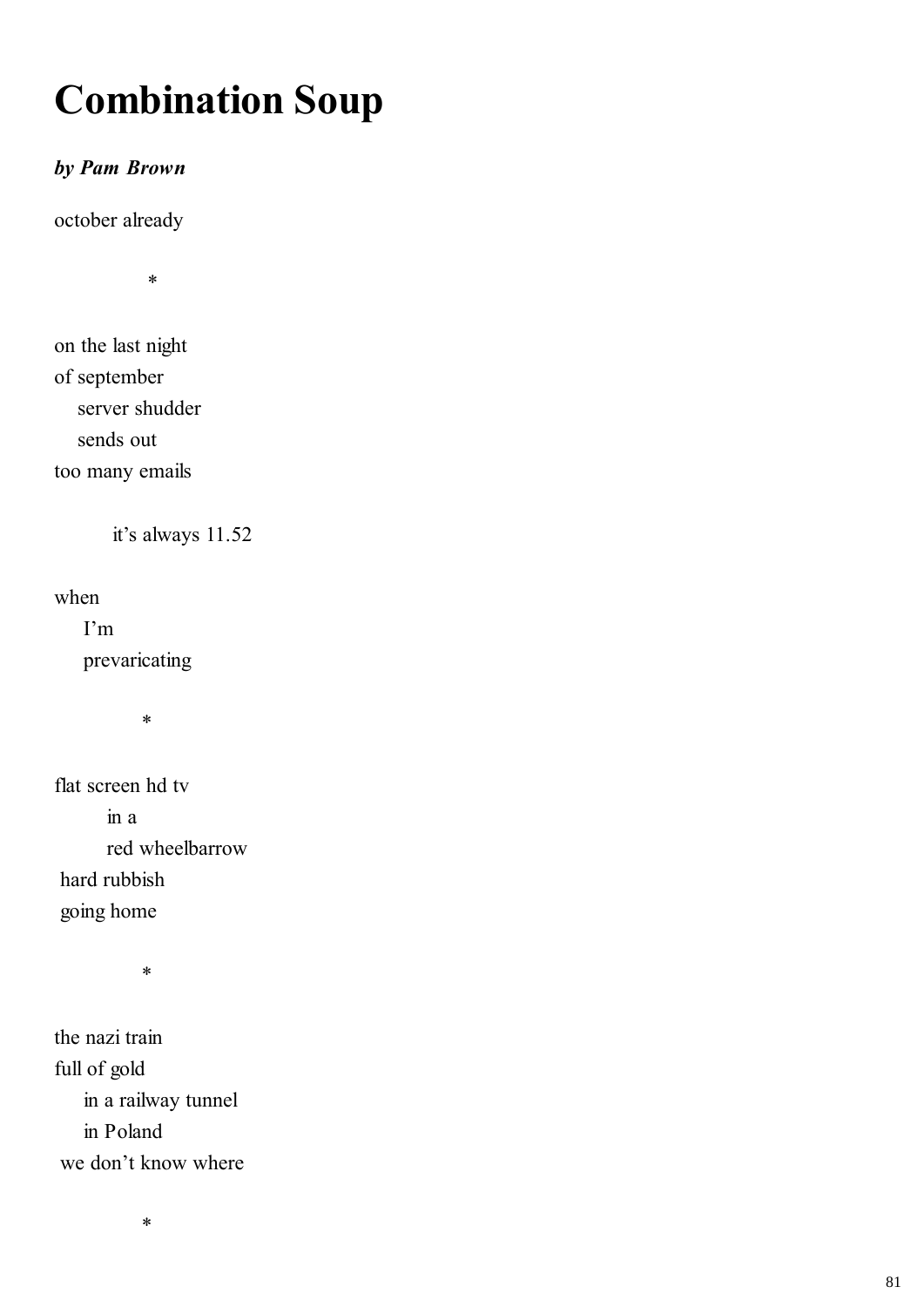# Combination Soup

***by Pam Brown***

october already

\*

on the last night  
of september  
&nbsp;&nbsp;&nbsp;&nbsp;server shudder  
&nbsp;&nbsp;&nbsp;&nbsp;sends out  
too many emails

&nbsp;&nbsp;&nbsp;&nbsp;&nbsp;&nbsp;&nbsp;&nbsp;it's always 11.52

when  
&nbsp;&nbsp;&nbsp;&nbsp;I'm  
&nbsp;&nbsp;&nbsp;&nbsp;prevaricating

\*

flat screen hd tv  
&nbsp;&nbsp;&nbsp;&nbsp;&nbsp;&nbsp;&nbsp;&nbsp;in a  
&nbsp;&nbsp;&nbsp;&nbsp;&nbsp;&nbsp;&nbsp;&nbsp;red wheelbarrow  
&nbsp;hard rubbish  
&nbsp;going home

\*

the nazi train  
full of gold  
&nbsp;&nbsp;&nbsp;&nbsp;in a railway tunnel  
&nbsp;&nbsp;&nbsp;&nbsp;in Poland  
&nbsp;we don't know where

\*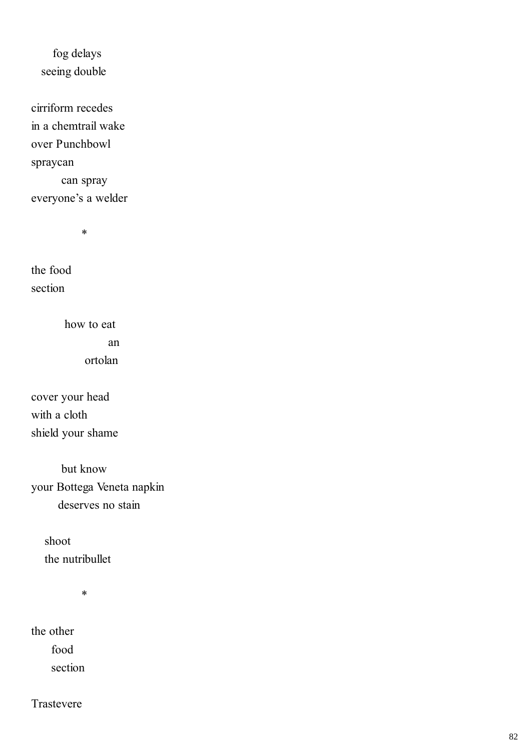fog delays  
seeing double

cirriform recedes  
in a chemtrail wake  
over Punchbowl  
spraycan  
can spray  
everyone's a welder

*

the food  
section

how to eat  
an  
ortolan

cover your head  
with a cloth  
shield your shame

but know  
your Bottega Veneta napkin  
deserves no stain

shoot  
the nutribullet

*

the other  
food  
section

Trastevere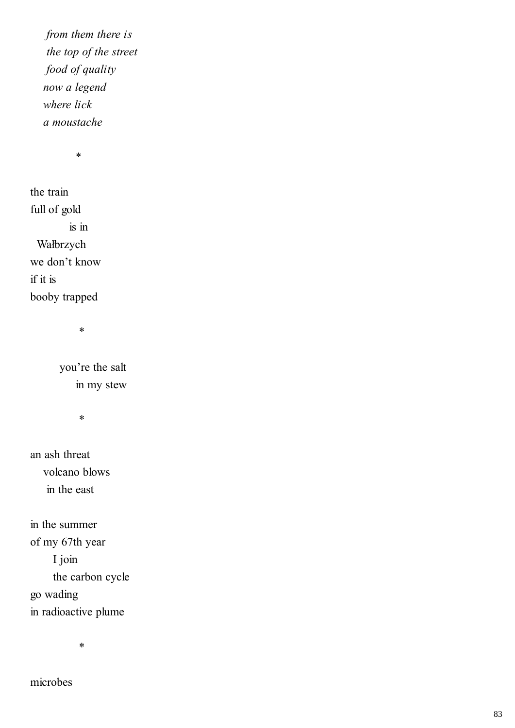*from them there is*
*the top of the street*
*food of quality*
*now a legend*
*where lick*
*a moustache*

*

the train
full of gold
is in
Wałbrzych
we don't know
if it is
booby trapped

*

you're the salt
in my stew

*

an ash threat
volcano blows
in the east

in the summer
of my 67th year
I join
the carbon cycle
go wading
in radioactive plume

*

microbes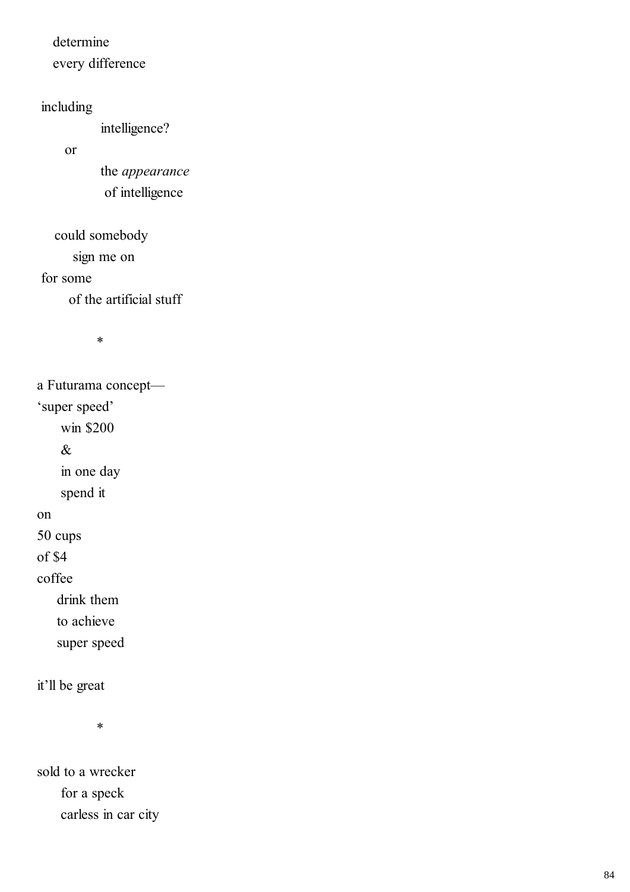determine
every difference

including
intelligence?
or
the *appearance*
of intelligence

could somebody
sign me on
for some
of the artificial stuff

*

a Futurama concept—
'super speed'
win $200
&
in one day
spend it
on
50 cups
of $4
coffee
drink them
to achieve
super speed

it'll be great

*

sold to a wrecker
for a speck
carless in car city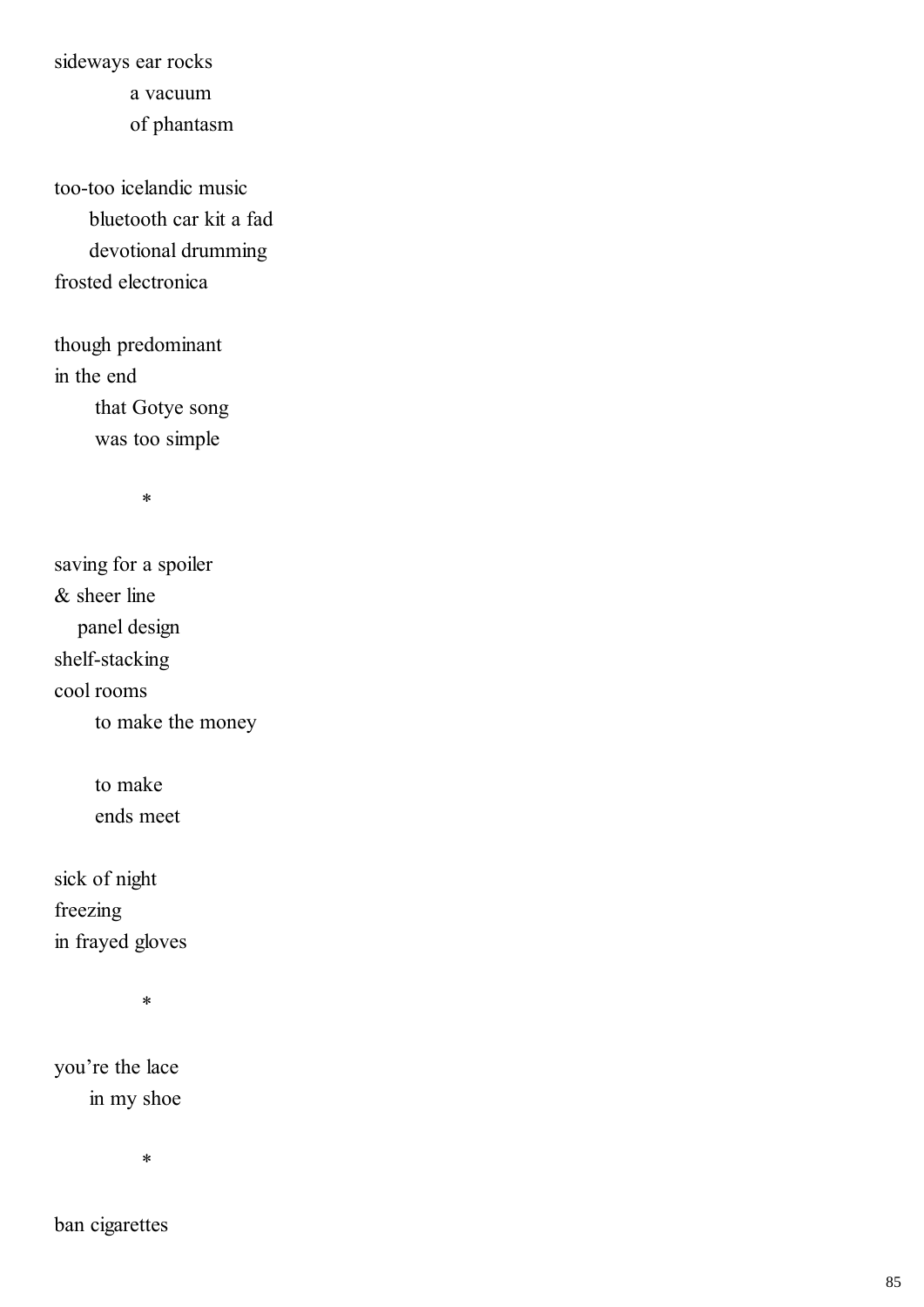sideways ear rocks  
            a vacuum  
            of phantasm

too-too icelandic music  
      bluetooth car kit a fad  
      devotional drumming  
frosted electronica

though predominant  
in the end  
       that Gotye song  
       was too simple

*

saving for a spoiler  
& sheer line  
    panel design  
shelf-stacking  
cool rooms  
       to make the money

       to make  
       ends meet

sick of night  
freezing  
in frayed gloves

*

you're the lace  
      in my shoe

*

ban cigarettes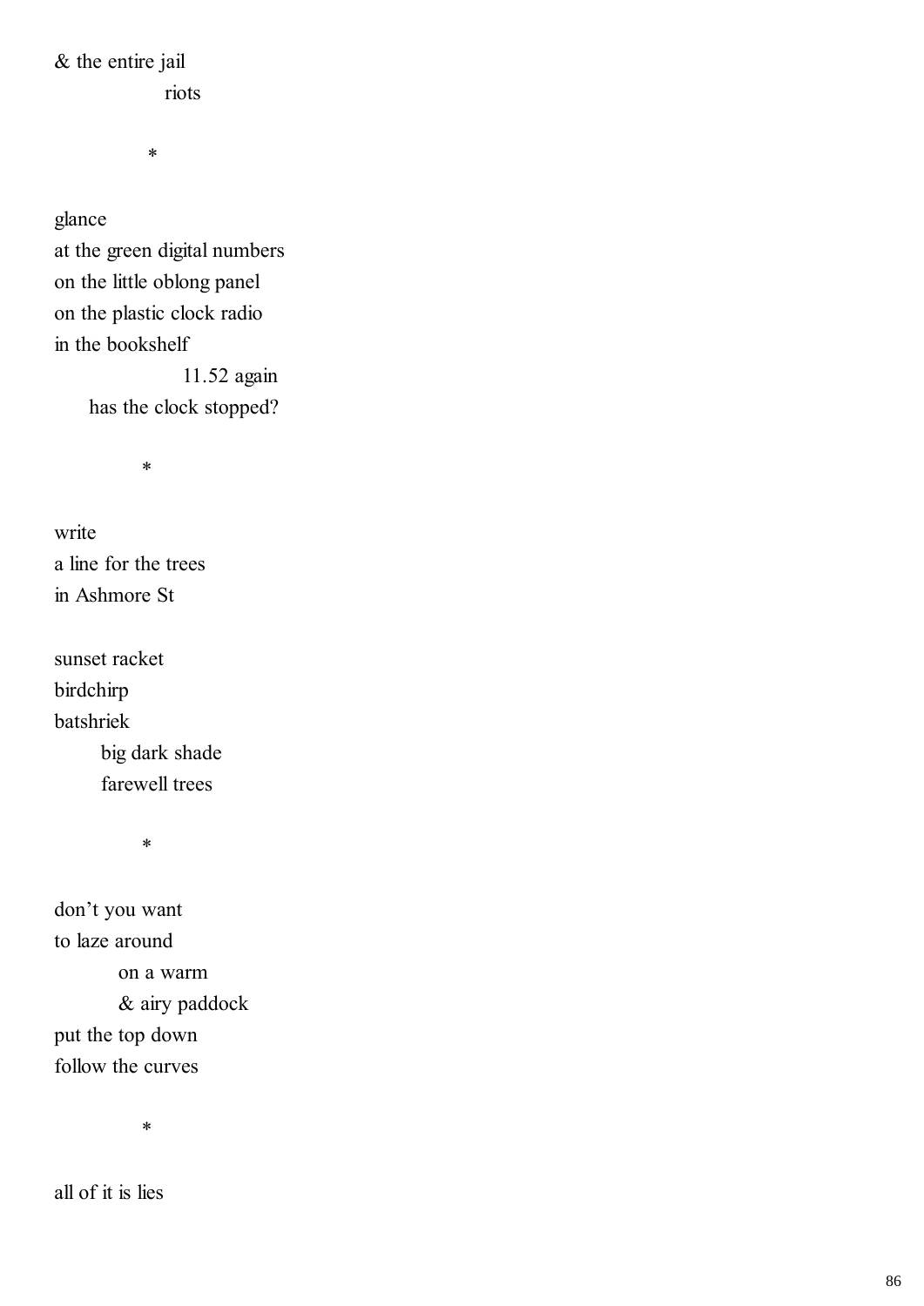& the entire jail
                    riots

*

glance
at the green digital numbers
on the little oblong panel
on the plastic clock radio
in the bookshelf
                    11.52 again
      has the clock stopped?

*

write
a line for the trees
in Ashmore St

sunset racket
birdchirp
batshriek
        big dark shade
        farewell trees

*

don't you want
to laze around
            on a warm
            & airy paddock
put the top down
follow the curves

*

all of it is lies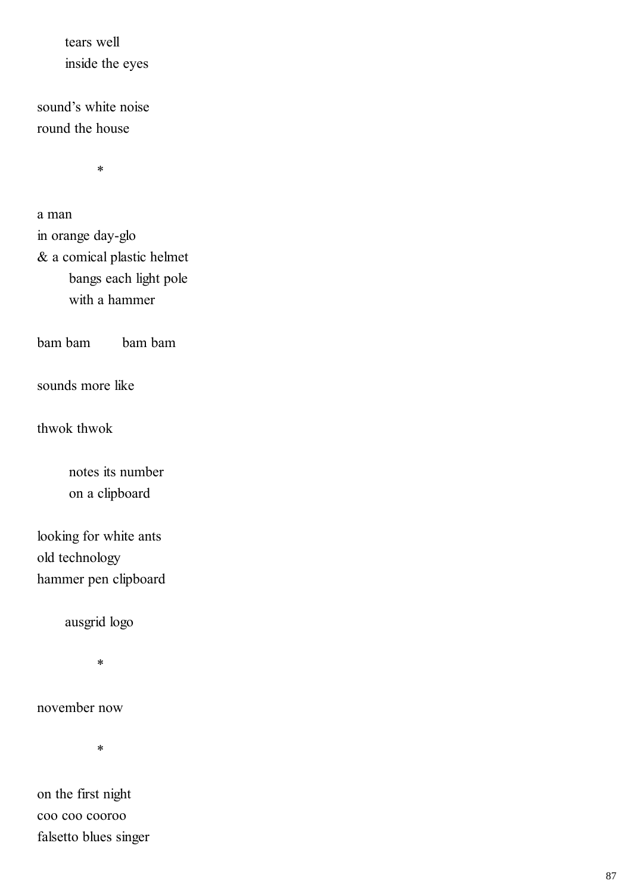tears well
inside the eyes

sound’s white noise
round the house

*

a man
in orange day-glo
& a comical plastic helmet
bangs each light pole
with a hammer

bam bam        bam bam

sounds more like

thwok thwok

notes its number
on a clipboard

looking for white ants
old technology
hammer pen clipboard

ausgrid logo

*

november now

*

on the first night
coo coo cooroo
falsetto blues singer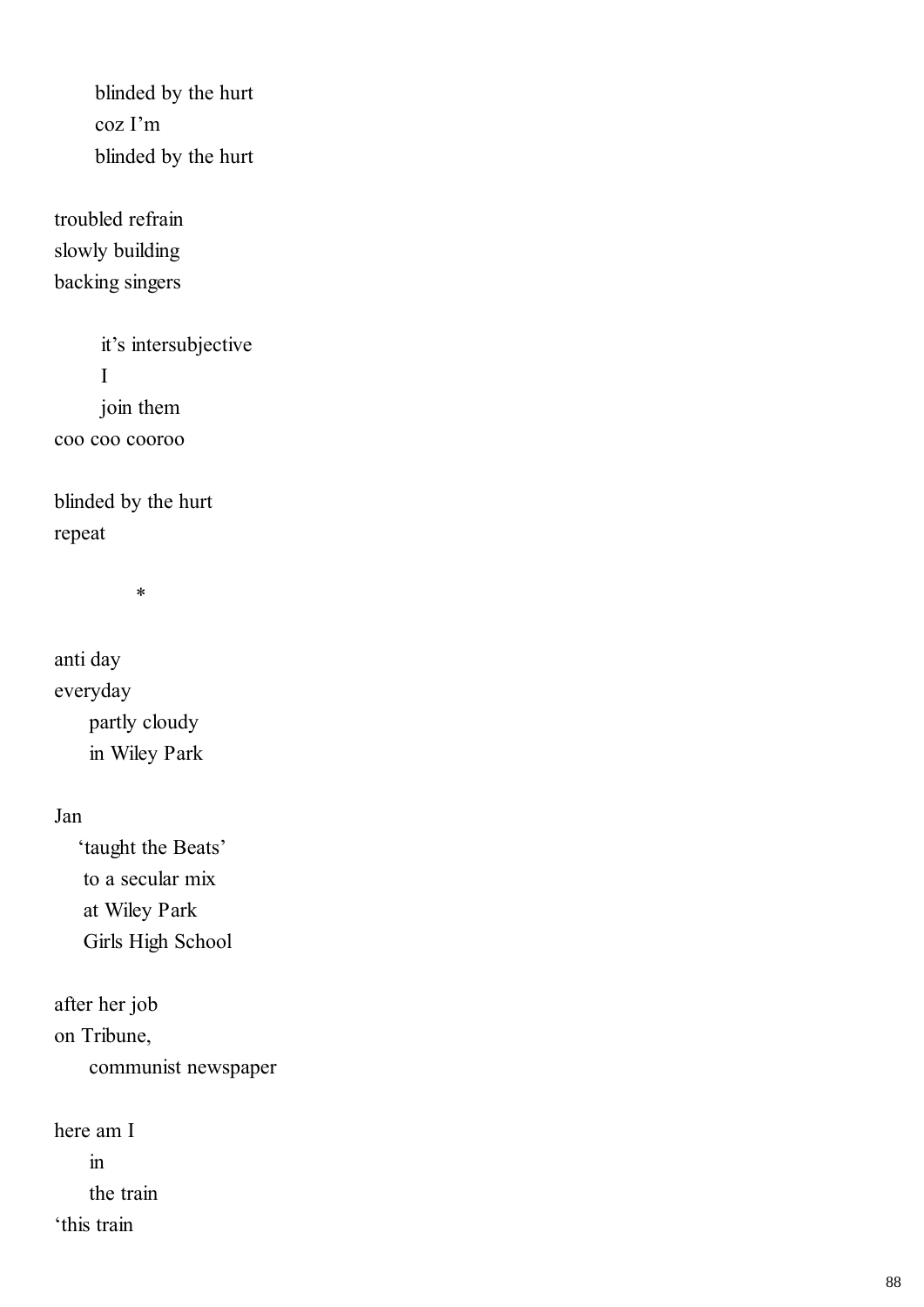blinded by the hurt
coz I'm
blinded by the hurt

troubled refrain
slowly building
backing singers

it's intersubjective
I
join them
coo coo cooroo

blinded by the hurt
repeat

*

anti day
everyday
partly cloudy
in Wiley Park

Jan
'taught the Beats'
to a secular mix
at Wiley Park
Girls High School

after her job
on Tribune,
communist newspaper

here am I
in
the train
'this train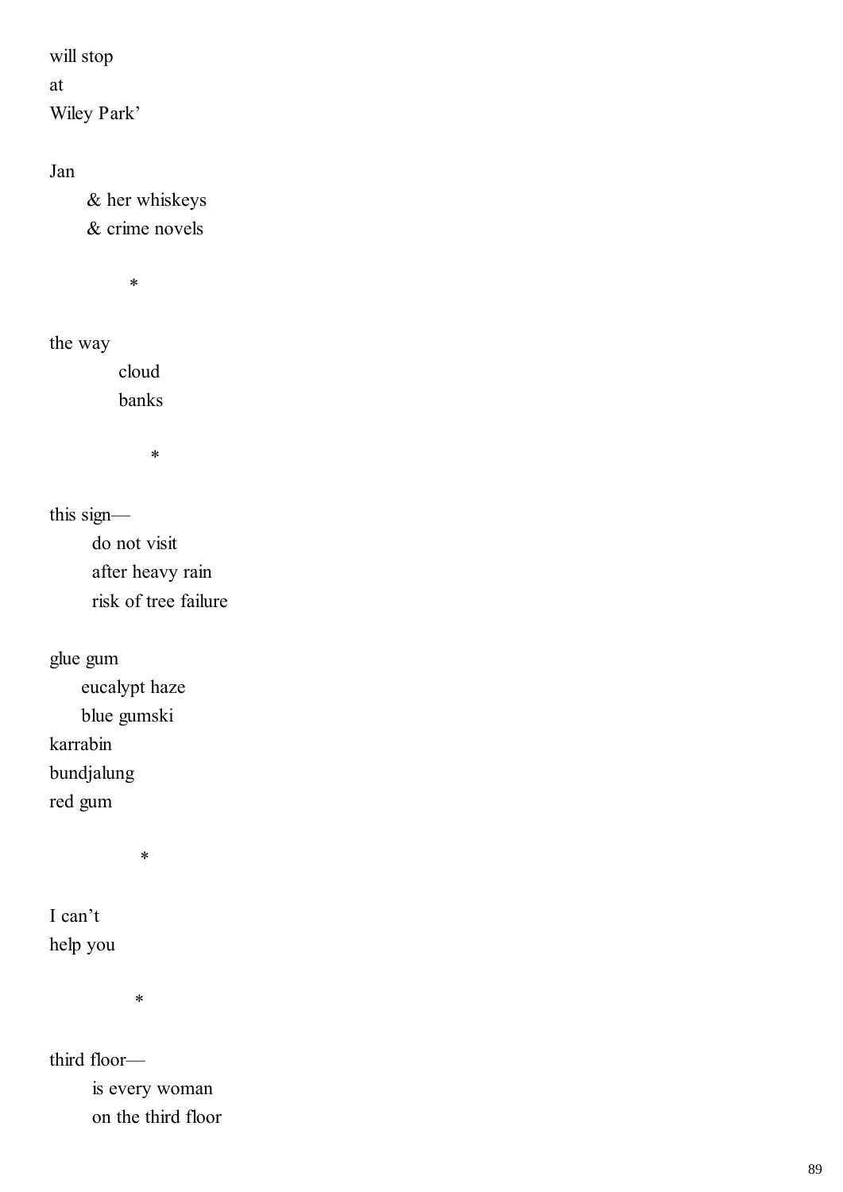will stop  
at  
Wiley Park'

Jan  
&nbsp;&nbsp;&nbsp;&nbsp;& her whiskeys  
&nbsp;&nbsp;&nbsp;&nbsp;& crime novels

*

the way  
&nbsp;&nbsp;&nbsp;&nbsp;&nbsp;&nbsp;&nbsp;&nbsp;cloud  
&nbsp;&nbsp;&nbsp;&nbsp;&nbsp;&nbsp;&nbsp;&nbsp;banks

*

this sign—  
&nbsp;&nbsp;&nbsp;&nbsp;&nbsp;do not visit  
&nbsp;&nbsp;&nbsp;&nbsp;&nbsp;after heavy rain  
&nbsp;&nbsp;&nbsp;&nbsp;&nbsp;risk of tree failure

glue gum  
&nbsp;&nbsp;&nbsp;&nbsp;eucalypt haze  
&nbsp;&nbsp;&nbsp;&nbsp;blue gumski  
karrabin  
bundjalung  
red gum

*

I can't  
help you

*

third floor—  
&nbsp;&nbsp;&nbsp;&nbsp;&nbsp;is every woman  
&nbsp;&nbsp;&nbsp;&nbsp;&nbsp;on the third floor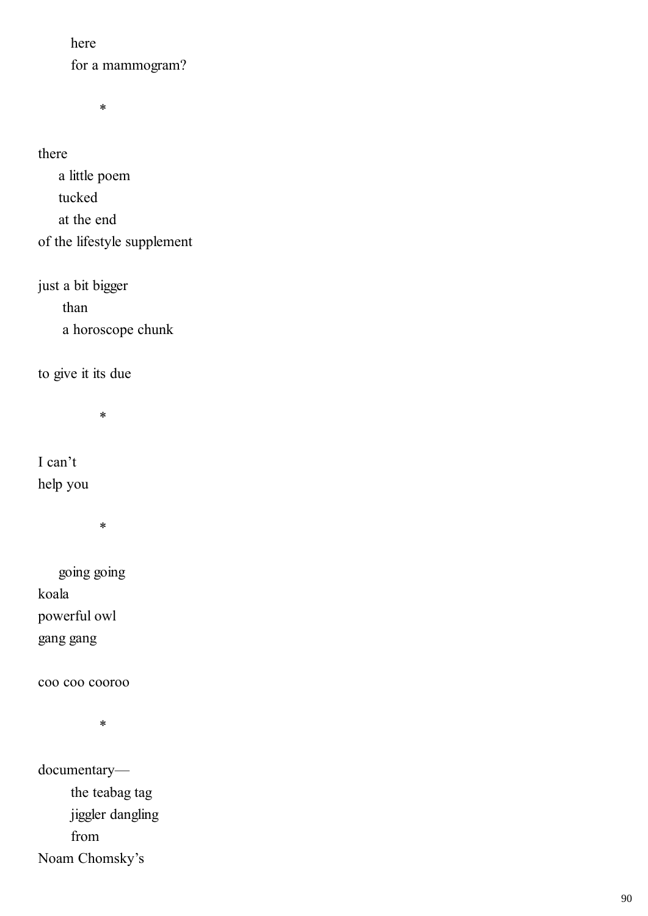here
for a mammogram?

*

there
a little poem
tucked
at the end
of the lifestyle supplement

just a bit bigger
than
a horoscope chunk

to give it its due

*

I can't
help you

*

going going
koala
powerful owl
gang gang

coo coo cooroo

*

documentary—
the teabag tag
jiggler dangling
from
Noam Chomsky's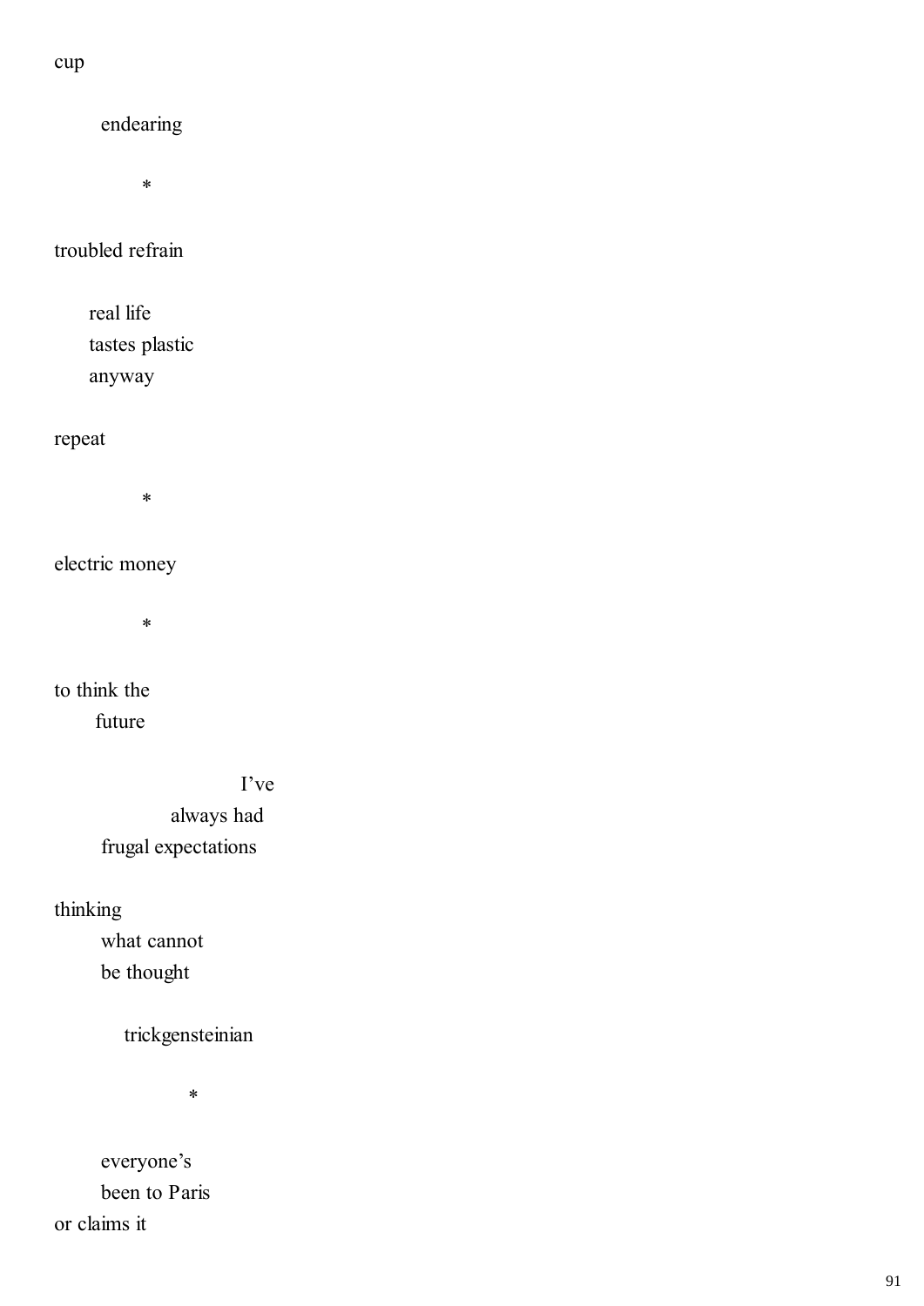cup

endearing

*

troubled refrain

real life
tastes plastic
anyway

repeat

*

electric money

*

to think the
future

I’ve
always had
frugal expectations

thinking
what cannot
be thought

trickgensteinian

*

everyone’s
been to Paris
or claims it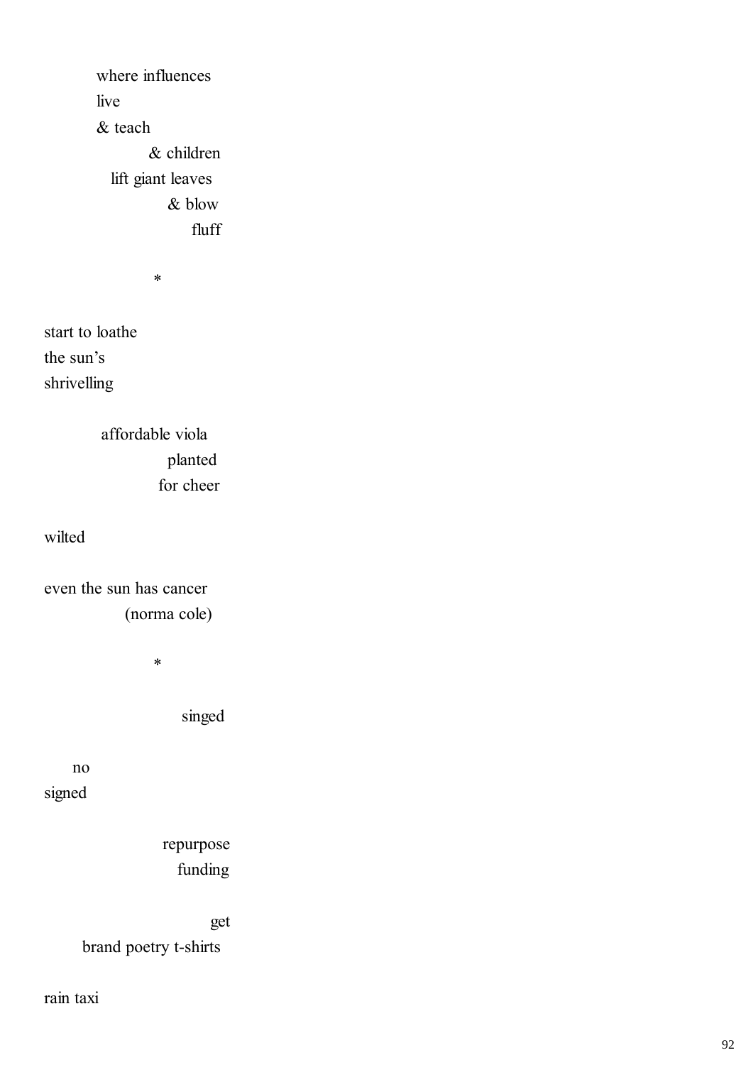where influences
live
& teach
& children
lift giant leaves
& blow
fluff

*

start to loathe
the sun's
shrivelling

affordable viola
planted
for cheer

wilted

even the sun has cancer
(norma cole)

*

singed

no
signed

repurpose
funding

get
brand poetry t-shirts

rain taxi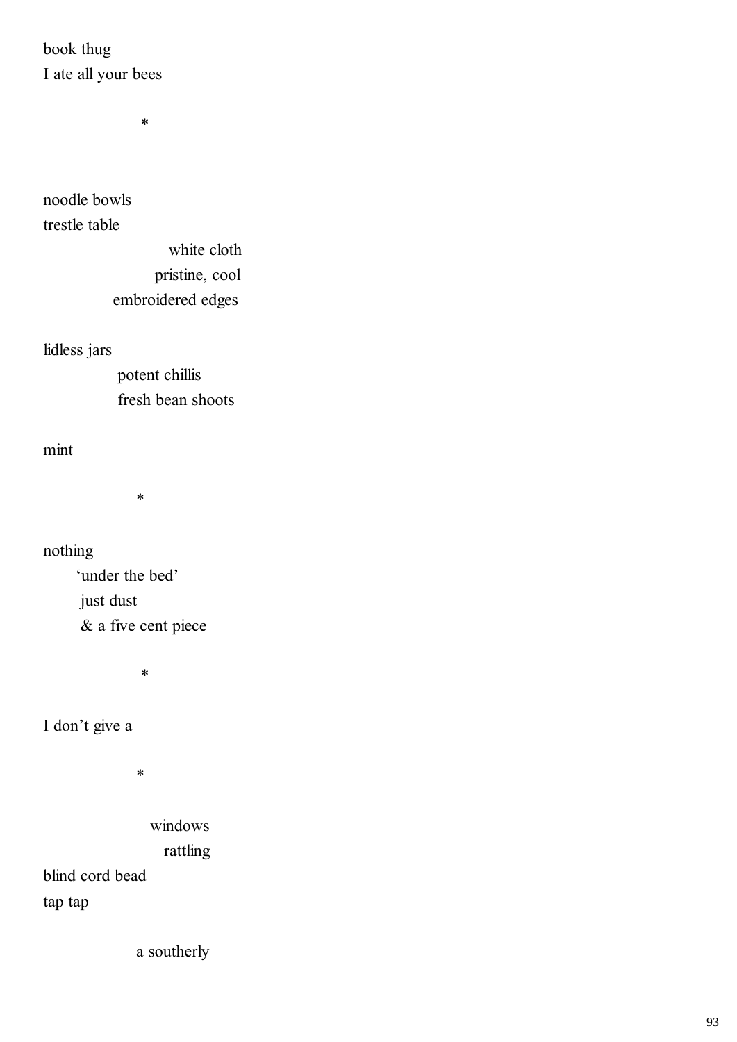book thug  
I ate all your bees

*

noodle bowls  
trestle table  
white cloth  
pristine, cool  
embroidered edges

lidless jars  
potent chillis  
fresh bean shoots

mint

*

nothing  
‘under the bed’  
just dust  
& a five cent piece

*

I don’t give a

*

windows  
rattling  
blind cord bead  
tap tap

a southerly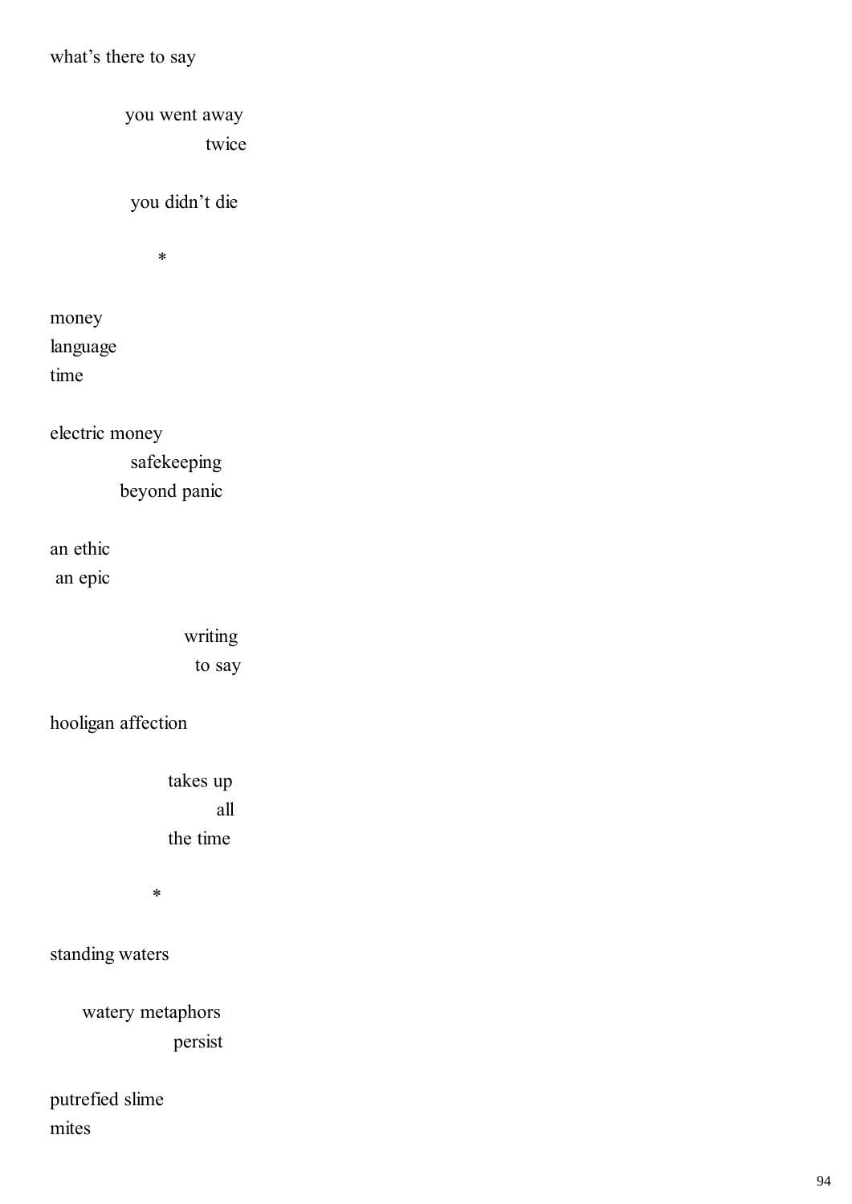what's there to say

you went away
twice

you didn't die

*

money
language
time

electric money
safekeeping
beyond panic

an ethic
an epic

writing
to say

hooligan affection

takes up
all
the time

*

standing waters

watery metaphors
persist

putrefied slime
mites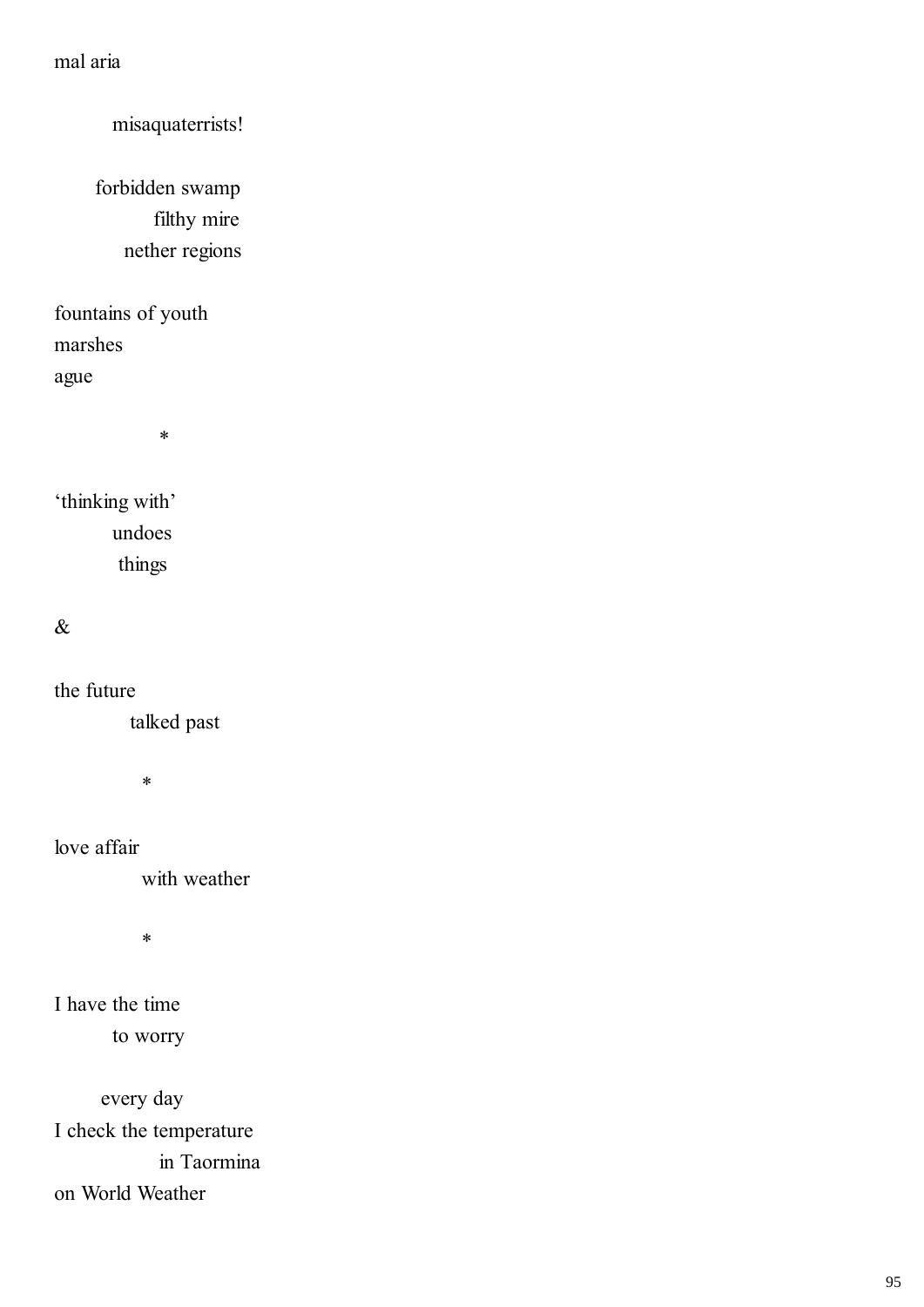mal aria

misaquaterrists!

forbidden swamp
filthy mire
nether regions

fountains of youth
marshes
ague

*

'thinking with'
undoes
things

&

the future
talked past

*

love affair
with weather

*

I have the time
to worry

every day
I check the temperature
in Taormina
on World Weather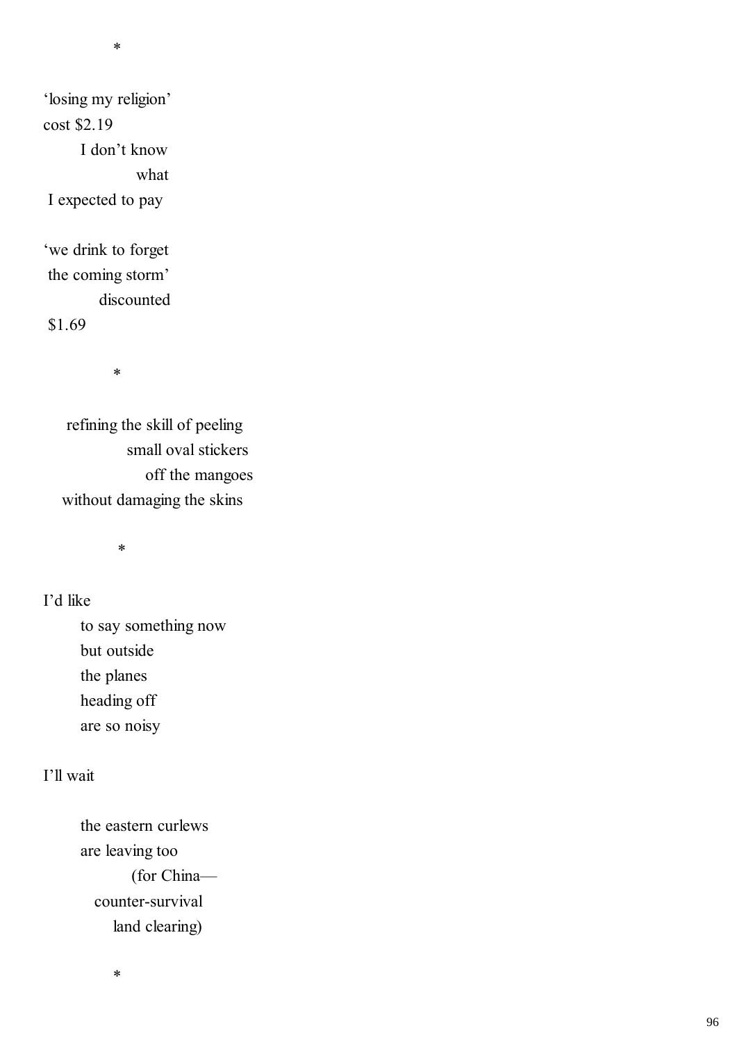*

'losing my religion'
cost $2.19
I don't know
what
I expected to pay

'we drink to forget
the coming storm'
discounted
$1.69

*

refining the skill of peeling
small oval stickers
off the mangoes
without damaging the skins

*

I'd like
to say something now
but outside
the planes
heading off
are so noisy

I'll wait

the eastern curlews
are leaving too
(for China—
counter-survival
land clearing)

*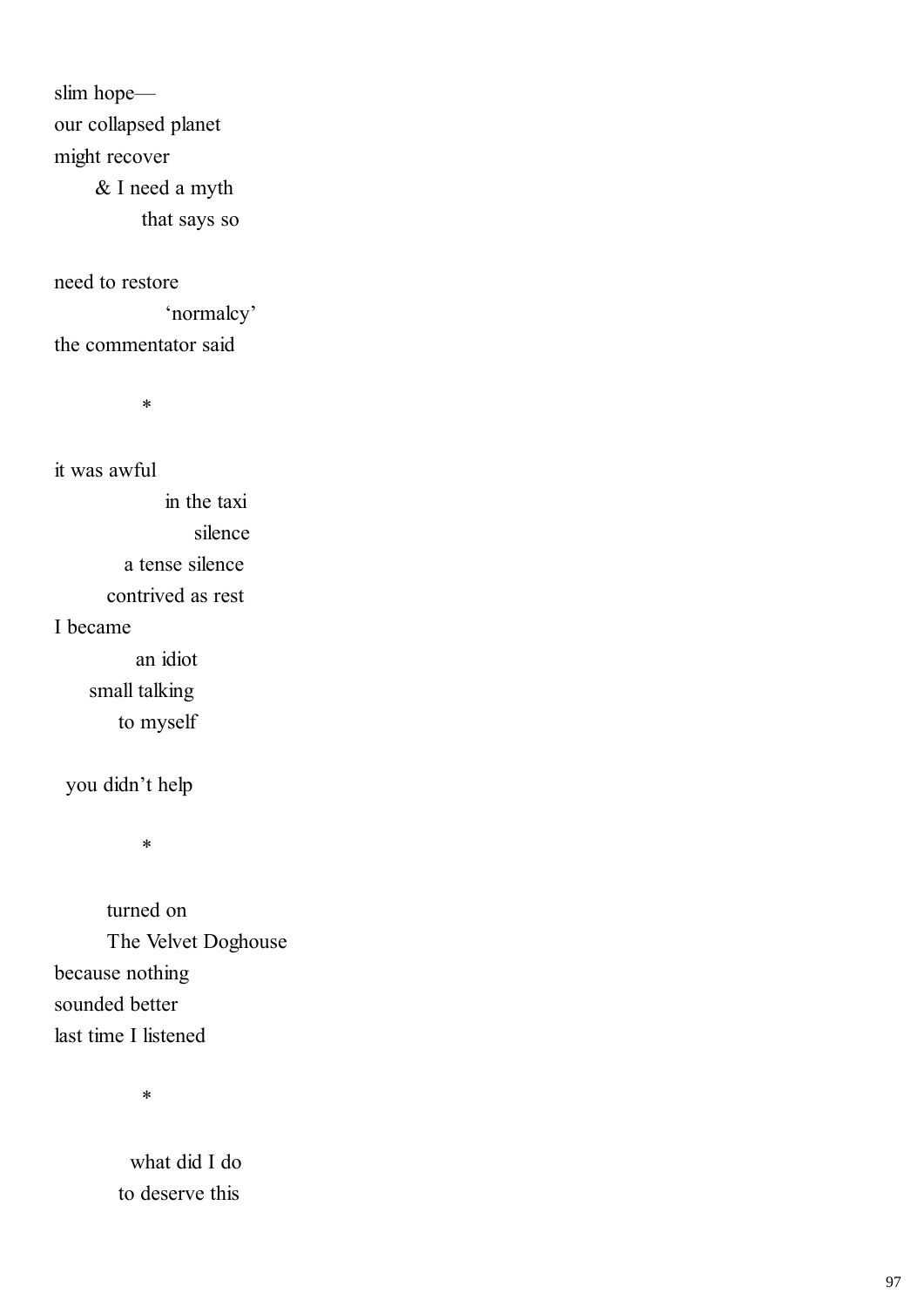slim hope—
our collapsed planet
might recover
&nbsp;&nbsp;&nbsp;&nbsp;&nbsp;&nbsp;& I need a myth
&nbsp;&nbsp;&nbsp;&nbsp;&nbsp;&nbsp;&nbsp;&nbsp;&nbsp;&nbsp;&nbsp;&nbsp;that says so

need to restore
&nbsp;&nbsp;&nbsp;&nbsp;&nbsp;&nbsp;&nbsp;&nbsp;&nbsp;&nbsp;&nbsp;&nbsp;&nbsp;&nbsp;&nbsp;&nbsp;'normalcy'
the commentator said

&nbsp;&nbsp;&nbsp;&nbsp;&nbsp;&nbsp;&nbsp;&nbsp;&nbsp;&nbsp;&nbsp;&nbsp;*

it was awful
&nbsp;&nbsp;&nbsp;&nbsp;&nbsp;&nbsp;&nbsp;&nbsp;&nbsp;&nbsp;&nbsp;&nbsp;&nbsp;&nbsp;&nbsp;&nbsp;in the taxi
&nbsp;&nbsp;&nbsp;&nbsp;&nbsp;&nbsp;&nbsp;&nbsp;&nbsp;&nbsp;&nbsp;&nbsp;&nbsp;&nbsp;&nbsp;&nbsp;&nbsp;&nbsp;&nbsp;&nbsp;silence
&nbsp;&nbsp;&nbsp;&nbsp;&nbsp;&nbsp;&nbsp;&nbsp;&nbsp;&nbsp;a tense silence
&nbsp;&nbsp;&nbsp;&nbsp;&nbsp;&nbsp;&nbsp;&nbsp;contrived as rest
I became
&nbsp;&nbsp;&nbsp;&nbsp;&nbsp;&nbsp;&nbsp;&nbsp;&nbsp;&nbsp;&nbsp;an idiot
&nbsp;&nbsp;&nbsp;&nbsp;&nbsp;small talking
&nbsp;&nbsp;&nbsp;&nbsp;&nbsp;&nbsp;&nbsp;&nbsp;&nbsp;to myself

&nbsp;you didn't help

&nbsp;&nbsp;&nbsp;&nbsp;&nbsp;&nbsp;&nbsp;&nbsp;&nbsp;&nbsp;&nbsp;&nbsp;*

&nbsp;&nbsp;&nbsp;&nbsp;&nbsp;&nbsp;&nbsp;&nbsp;turned on
&nbsp;&nbsp;&nbsp;&nbsp;&nbsp;&nbsp;&nbsp;&nbsp;The Velvet Doghouse
because nothing
sounded better
last time I listened

&nbsp;&nbsp;&nbsp;&nbsp;&nbsp;&nbsp;&nbsp;&nbsp;&nbsp;&nbsp;&nbsp;&nbsp;*

&nbsp;&nbsp;&nbsp;&nbsp;&nbsp;&nbsp;&nbsp;&nbsp;&nbsp;&nbsp;&nbsp;what did I do
&nbsp;&nbsp;&nbsp;&nbsp;&nbsp;&nbsp;&nbsp;&nbsp;&nbsp;to deserve this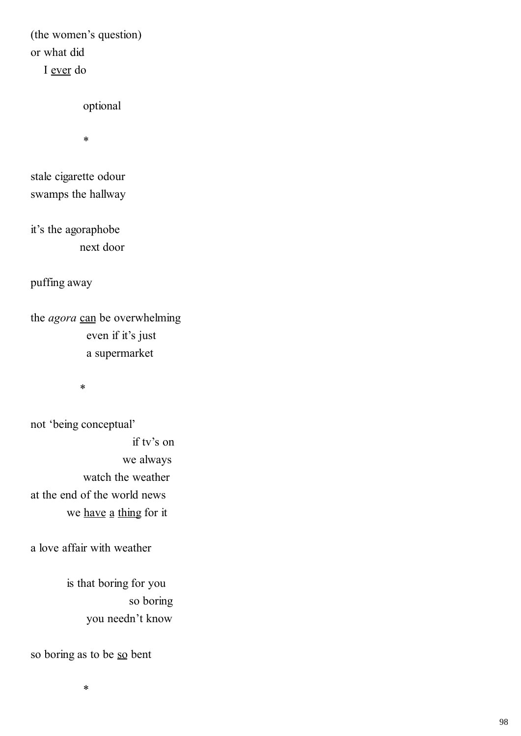(the women's question)
or what did
I <u>ever</u> do

optional

*

stale cigarette odour
swamps the hallway

it's the agoraphobe
next door

puffing away

the *agora* <u>can</u> be overwhelming
even if it's just
a supermarket

*

not 'being conceptual'
if tv's on
we always
watch the weather
at the end of the world news
we <u>have</u> <u>a</u> <u>thing</u> for it

a love affair with weather

is that boring for you
so boring
you needn't know

so boring as to be <u>so</u> bent

*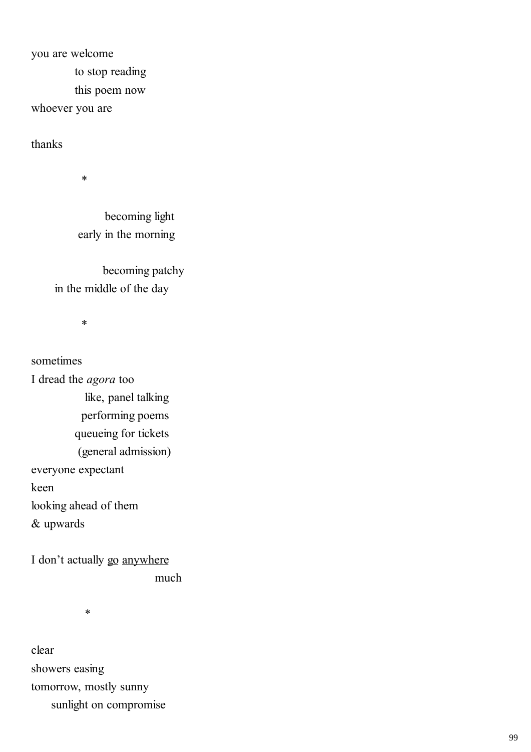you are welcome  
    to stop reading  
    this poem now  
whoever you are

thanks

*

becoming light  
early in the morning

becoming patchy  
in the middle of the day

*

sometimes  
I dread the *agora* too  
    like, panel talking  
    performing poems  
    queueing for tickets  
    (general admission)  
everyone expectant  
keen  
looking ahead of them  
& upwards

I don't actually <u>go</u> <u>anywhere</u>  
    much

*

clear  
showers easing  
tomorrow, mostly sunny  
    sunlight on compromise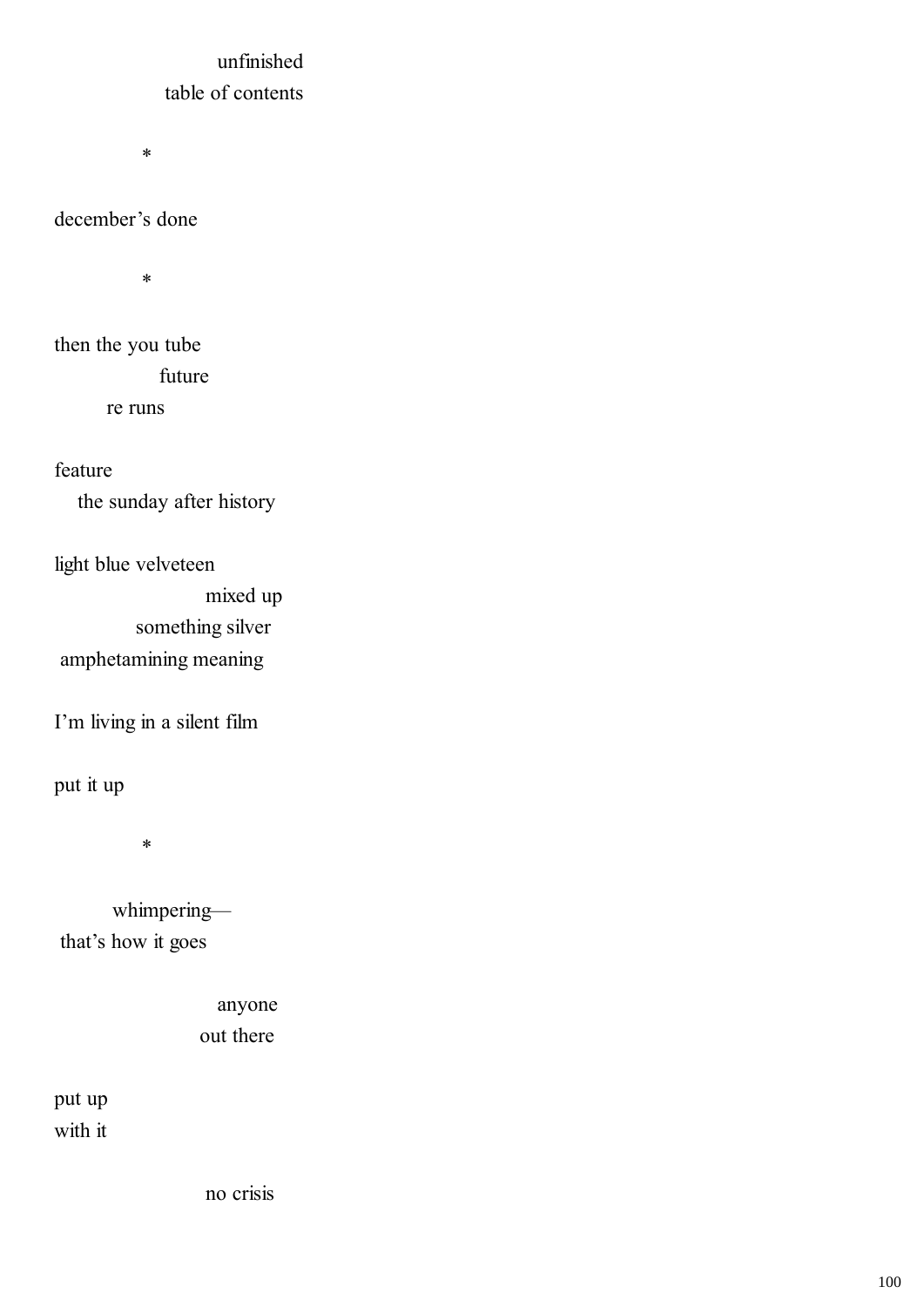unfinished
table of contents

*

december's done

*

then the you tube
future
re runs

feature
the sunday after history

light blue velveteen
mixed up
something silver
amphetamining meaning

I'm living in a silent film

put it up

*

whimpering—
that's how it goes

anyone
out there

put up
with it

no crisis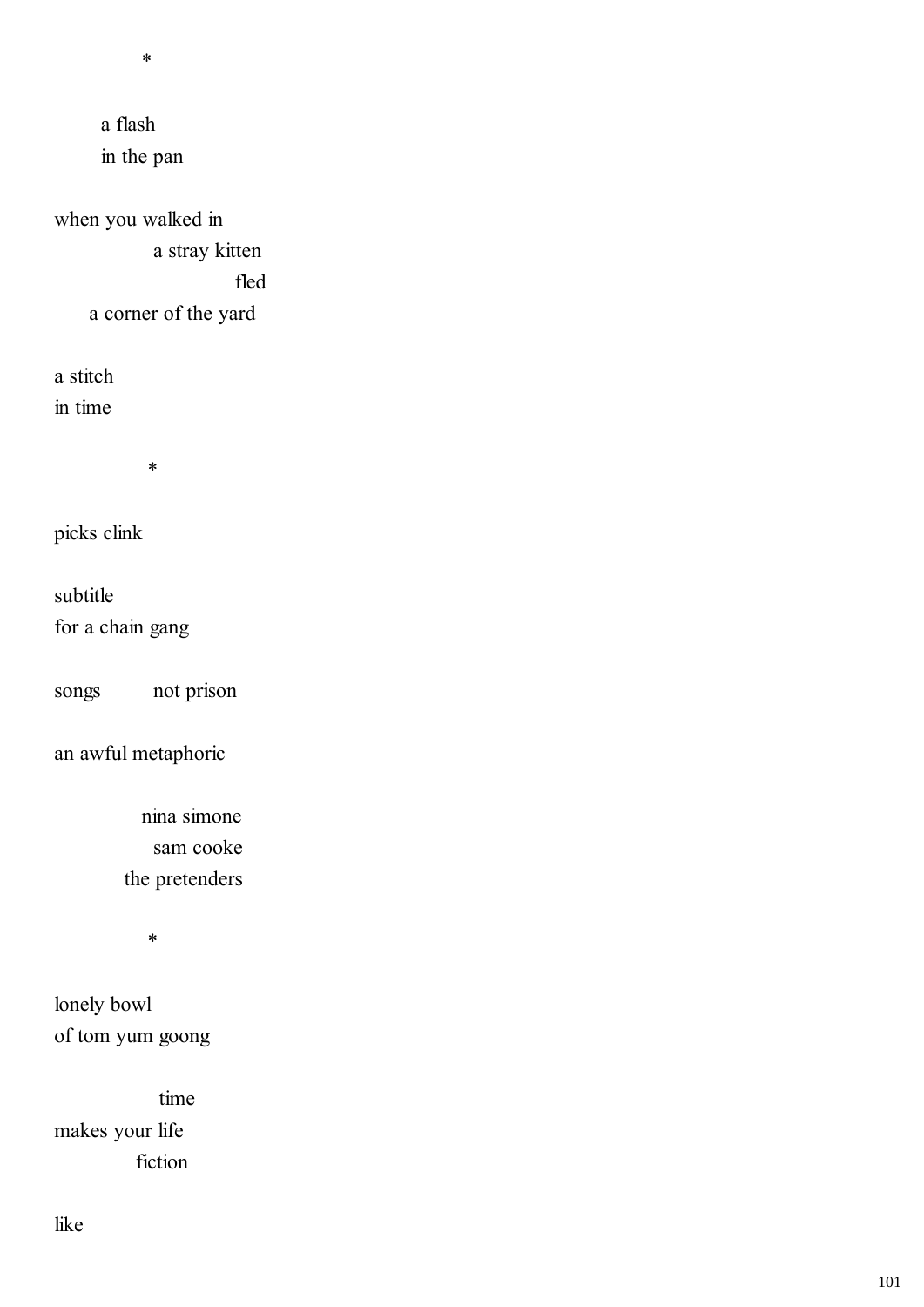*

a flash
in the pan

when you walked in
a stray kitten
fled
a corner of the yard

a stitch
in time

*

picks clink

subtitle
for a chain gang

songs     not prison

an awful metaphoric

nina simone
sam cooke
the pretenders

*

lonely bowl
of tom yum goong

time
makes your life
fiction

like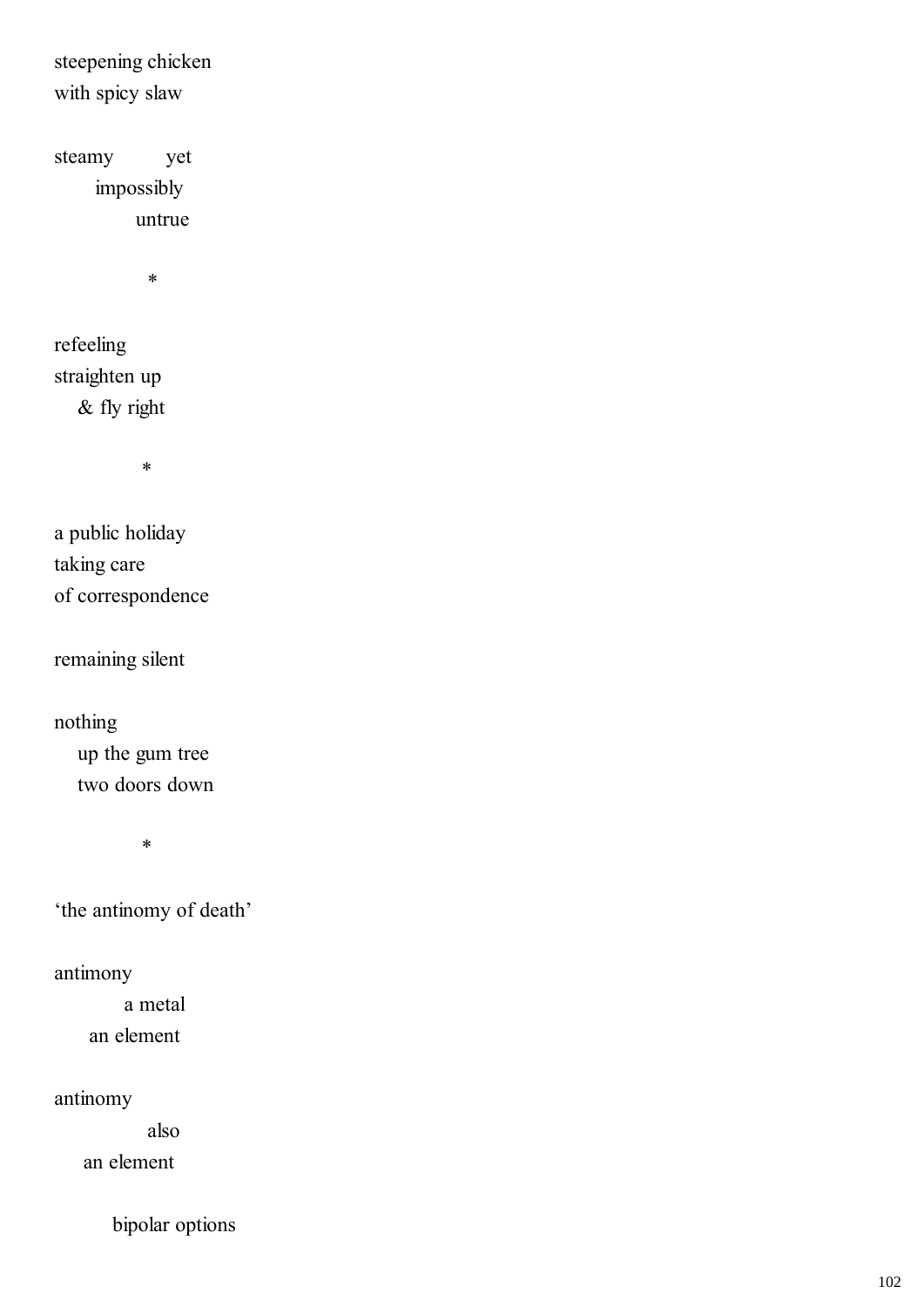steepening chicken
with spicy slaw

steamy          yet
        impossibly
                untrue

*

refeeling
straighten up
    & fly right

*

a public holiday
taking care
of correspondence

remaining silent

nothing
    up the gum tree
    two doors down

*

'the antinomy of death'

antimony
            a metal
      an element

antinomy
                also
     an element

          bipolar options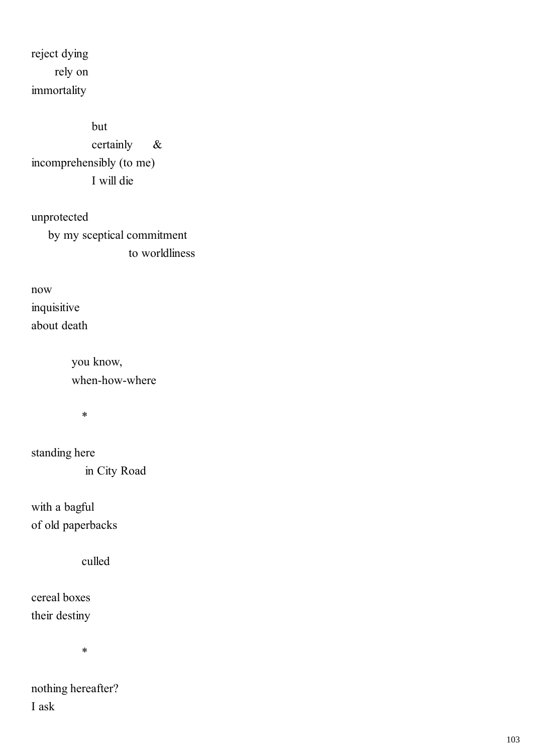reject dying
&nbsp;&nbsp;&nbsp;&nbsp;&nbsp;&nbsp;rely on
immortality

&nbsp;&nbsp;&nbsp;&nbsp;&nbsp;&nbsp;&nbsp;&nbsp;&nbsp;&nbsp;&nbsp;&nbsp;&nbsp;&nbsp;&nbsp;&nbsp;but
&nbsp;&nbsp;&nbsp;&nbsp;&nbsp;&nbsp;&nbsp;&nbsp;&nbsp;&nbsp;&nbsp;&nbsp;&nbsp;&nbsp;&nbsp;&nbsp;certainly &nbsp;&nbsp;&nbsp;&nbsp;&
incomprehensibly (to me)
&nbsp;&nbsp;&nbsp;&nbsp;&nbsp;&nbsp;&nbsp;&nbsp;&nbsp;&nbsp;&nbsp;&nbsp;&nbsp;&nbsp;&nbsp;&nbsp;I will die

unprotected
&nbsp;&nbsp;&nbsp;&nbsp;&nbsp;by my sceptical commitment
&nbsp;&nbsp;&nbsp;&nbsp;&nbsp;&nbsp;&nbsp;&nbsp;&nbsp;&nbsp;&nbsp;&nbsp;&nbsp;&nbsp;&nbsp;&nbsp;&nbsp;&nbsp;&nbsp;&nbsp;&nbsp;&nbsp;&nbsp;&nbsp;&nbsp;&nbsp;to worldliness

now
inquisitive
about death

&nbsp;&nbsp;&nbsp;&nbsp;&nbsp;&nbsp;&nbsp;&nbsp;&nbsp;&nbsp;&nbsp;you know,
&nbsp;&nbsp;&nbsp;&nbsp;&nbsp;&nbsp;&nbsp;&nbsp;&nbsp;&nbsp;&nbsp;when-how-where

&nbsp;&nbsp;&nbsp;&nbsp;&nbsp;&nbsp;&nbsp;&nbsp;&nbsp;&nbsp;&nbsp;&nbsp;&nbsp;&nbsp;*

standing here
&nbsp;&nbsp;&nbsp;&nbsp;&nbsp;&nbsp;&nbsp;&nbsp;&nbsp;&nbsp;&nbsp;&nbsp;&nbsp;&nbsp;in City Road

with a bagful
of old paperbacks

&nbsp;&nbsp;&nbsp;&nbsp;&nbsp;&nbsp;&nbsp;&nbsp;&nbsp;&nbsp;&nbsp;&nbsp;&nbsp;culled

cereal boxes
their destiny

&nbsp;&nbsp;&nbsp;&nbsp;&nbsp;&nbsp;&nbsp;&nbsp;&nbsp;&nbsp;&nbsp;&nbsp;&nbsp;*

nothing hereafter?
I ask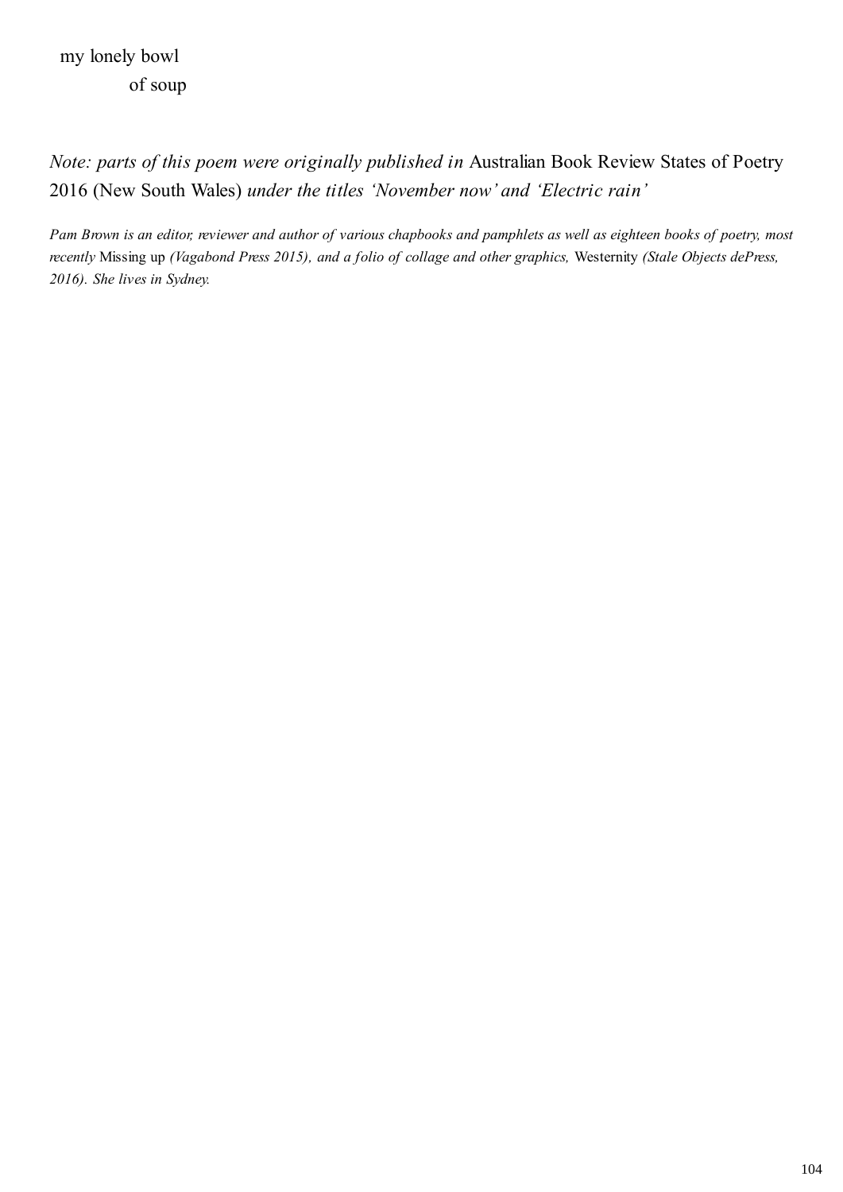my lonely bowl
              of soup

*Note: parts of this poem were originally published in* Australian Book Review States of Poetry 2016 (New South Wales) *under the titles 'November now' and 'Electric rain'*

*Pam Brown is an editor, reviewer and author of various chapbooks and pamphlets as well as eighteen books of poetry, most recently* Missing up *(Vagabond Press 2015), and a folio of collage and other graphics,* Westernity *(Stale Objects dePress, 2016). She lives in Sydney.*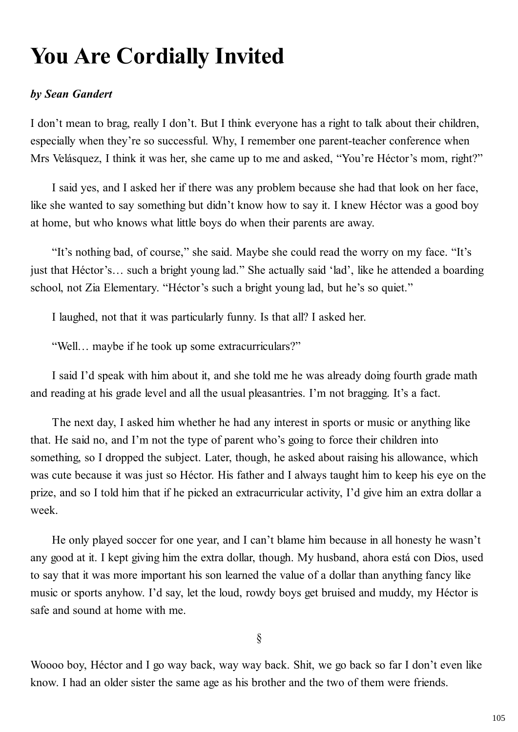# You Are Cordially Invited

***by Sean Gandert***

I don't mean to brag, really I don't. But I think everyone has a right to talk about their children, especially when they're so successful. Why, I remember one parent-teacher conference when Mrs Velásquez, I think it was her, she came up to me and asked, "You're Héctor's mom, right?"

I said yes, and I asked her if there was any problem because she had that look on her face, like she wanted to say something but didn't know how to say it. I knew Héctor was a good boy at home, but who knows what little boys do when their parents are away.

"It's nothing bad, of course," she said. Maybe she could read the worry on my face. "It's just that Héctor's… such a bright young lad." She actually said 'lad', like he attended a boarding school, not Zia Elementary. "Héctor's such a bright young lad, but he's so quiet."

I laughed, not that it was particularly funny. Is that all? I asked her.

"Well… maybe if he took up some extracurriculars?"

I said I'd speak with him about it, and she told me he was already doing fourth grade math and reading at his grade level and all the usual pleasantries. I'm not bragging. It's a fact.

The next day, I asked him whether he had any interest in sports or music or anything like that. He said no, and I'm not the type of parent who's going to force their children into something, so I dropped the subject. Later, though, he asked about raising his allowance, which was cute because it was just so Héctor. His father and I always taught him to keep his eye on the prize, and so I told him that if he picked an extracurricular activity, I'd give him an extra dollar a week.

He only played soccer for one year, and I can't blame him because in all honesty he wasn't any good at it. I kept giving him the extra dollar, though. My husband, ahora está con Dios, used to say that it was more important his son learned the value of a dollar than anything fancy like music or sports anyhow. I'd say, let the loud, rowdy boys get bruised and muddy, my Héctor is safe and sound at home with me.

§

Woooo boy, Héctor and I go way back, way way back. Shit, we go back so far I don't even like know. I had an older sister the same age as his brother and the two of them were friends.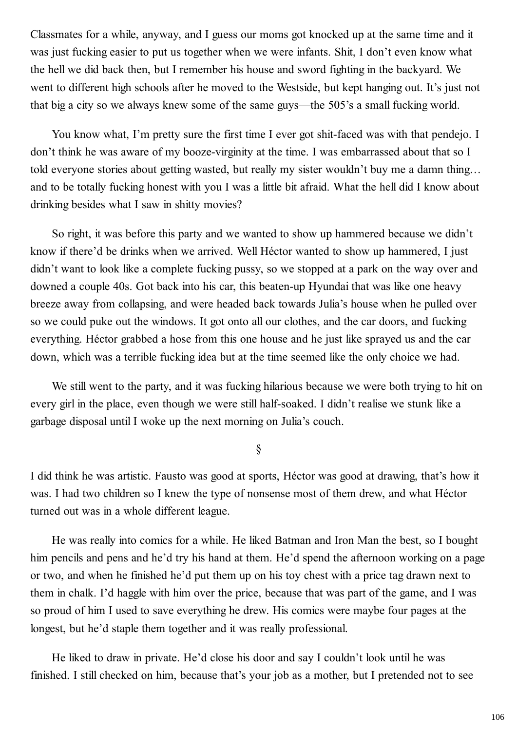Classmates for a while, anyway, and I guess our moms got knocked up at the same time and it was just fucking easier to put us together when we were infants. Shit, I don't even know what the hell we did back then, but I remember his house and sword fighting in the backyard. We went to different high schools after he moved to the Westside, but kept hanging out. It's just not that big a city so we always knew some of the same guys—the 505's a small fucking world.

You know what, I'm pretty sure the first time I ever got shit-faced was with that pendejo. I don't think he was aware of my booze-virginity at the time. I was embarrassed about that so I told everyone stories about getting wasted, but really my sister wouldn't buy me a damn thing… and to be totally fucking honest with you I was a little bit afraid. What the hell did I know about drinking besides what I saw in shitty movies?

So right, it was before this party and we wanted to show up hammered because we didn't know if there'd be drinks when we arrived. Well Héctor wanted to show up hammered, I just didn't want to look like a complete fucking pussy, so we stopped at a park on the way over and downed a couple 40s. Got back into his car, this beaten-up Hyundai that was like one heavy breeze away from collapsing, and were headed back towards Julia's house when he pulled over so we could puke out the windows. It got onto all our clothes, and the car doors, and fucking everything. Héctor grabbed a hose from this one house and he just like sprayed us and the car down, which was a terrible fucking idea but at the time seemed like the only choice we had.

We still went to the party, and it was fucking hilarious because we were both trying to hit on every girl in the place, even though we were still half-soaked. I didn't realise we stunk like a garbage disposal until I woke up the next morning on Julia's couch.

§

I did think he was artistic. Fausto was good at sports, Héctor was good at drawing, that's how it was. I had two children so I knew the type of nonsense most of them drew, and what Héctor turned out was in a whole different league.

He was really into comics for a while. He liked Batman and Iron Man the best, so I bought him pencils and pens and he'd try his hand at them. He'd spend the afternoon working on a page or two, and when he finished he'd put them up on his toy chest with a price tag drawn next to them in chalk. I'd haggle with him over the price, because that was part of the game, and I was so proud of him I used to save everything he drew. His comics were maybe four pages at the longest, but he'd staple them together and it was really professional.

He liked to draw in private. He'd close his door and say I couldn't look until he was finished. I still checked on him, because that's your job as a mother, but I pretended not to see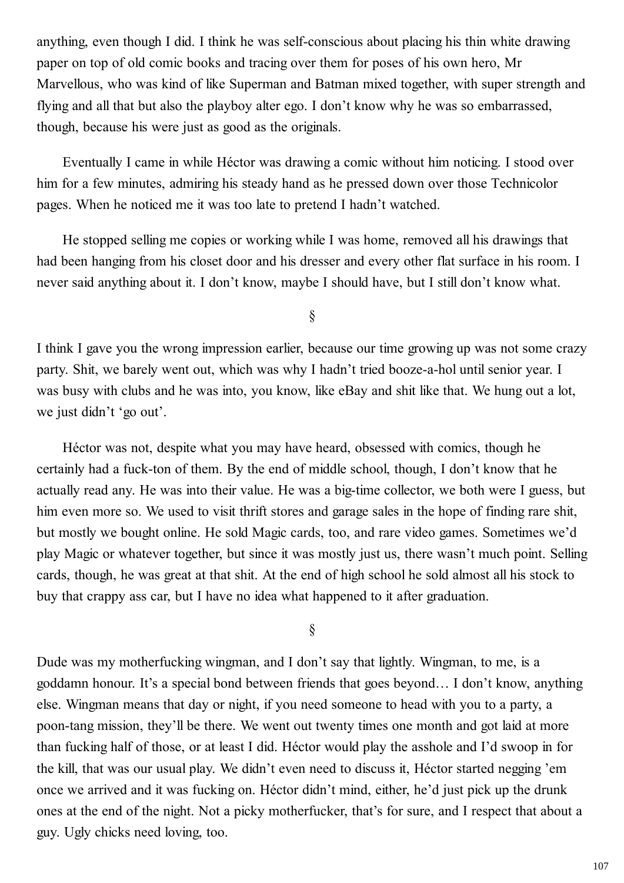anything, even though I did. I think he was self-conscious about placing his thin white drawing paper on top of old comic books and tracing over them for poses of his own hero, Mr Marvellous, who was kind of like Superman and Batman mixed together, with super strength and flying and all that but also the playboy alter ego. I don't know why he was so embarrassed, though, because his were just as good as the originals.

Eventually I came in while Héctor was drawing a comic without him noticing. I stood over him for a few minutes, admiring his steady hand as he pressed down over those Technicolor pages. When he noticed me it was too late to pretend I hadn't watched.

He stopped selling me copies or working while I was home, removed all his drawings that had been hanging from his closet door and his dresser and every other flat surface in his room. I never said anything about it. I don't know, maybe I should have, but I still don't know what.

§

I think I gave you the wrong impression earlier, because our time growing up was not some crazy party. Shit, we barely went out, which was why I hadn't tried booze-a-hol until senior year. I was busy with clubs and he was into, you know, like eBay and shit like that. We hung out a lot, we just didn't 'go out'.

Héctor was not, despite what you may have heard, obsessed with comics, though he certainly had a fuck-ton of them. By the end of middle school, though, I don't know that he actually read any. He was into their value. He was a big-time collector, we both were I guess, but him even more so. We used to visit thrift stores and garage sales in the hope of finding rare shit, but mostly we bought online. He sold Magic cards, too, and rare video games. Sometimes we'd play Magic or whatever together, but since it was mostly just us, there wasn't much point. Selling cards, though, he was great at that shit. At the end of high school he sold almost all his stock to buy that crappy ass car, but I have no idea what happened to it after graduation.

§

Dude was my motherfucking wingman, and I don't say that lightly. Wingman, to me, is a goddamn honour. It's a special bond between friends that goes beyond… I don't know, anything else. Wingman means that day or night, if you need someone to head with you to a party, a poon-tang mission, they'll be there. We went out twenty times one month and got laid at more than fucking half of those, or at least I did. Héctor would play the asshole and I'd swoop in for the kill, that was our usual play. We didn't even need to discuss it, Héctor started negging 'em once we arrived and it was fucking on. Héctor didn't mind, either, he'd just pick up the drunk ones at the end of the night. Not a picky motherfucker, that's for sure, and I respect that about a guy. Ugly chicks need loving, too.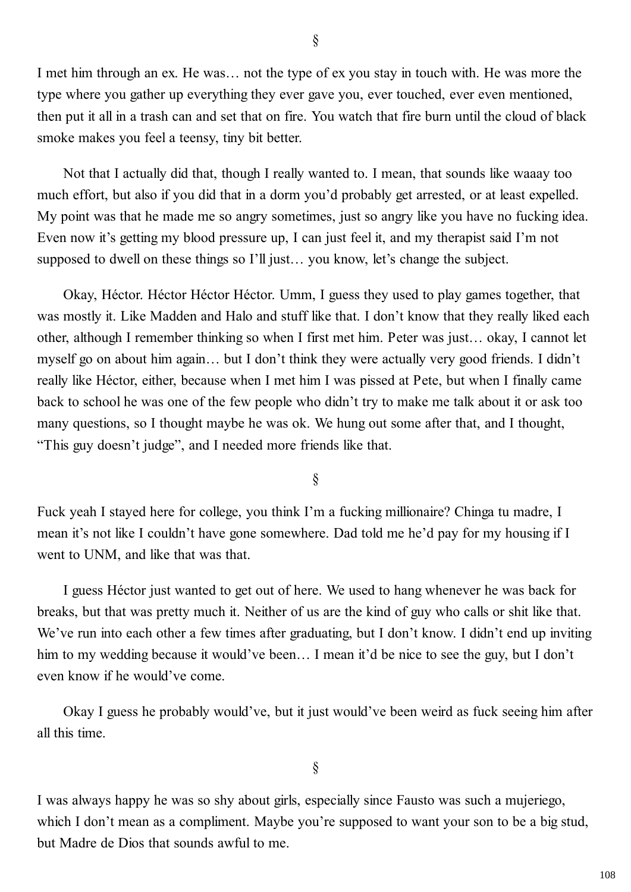§

I met him through an ex. He was… not the type of ex you stay in touch with. He was more the type where you gather up everything they ever gave you, ever touched, ever even mentioned, then put it all in a trash can and set that on fire. You watch that fire burn until the cloud of black smoke makes you feel a teensy, tiny bit better.

Not that I actually did that, though I really wanted to. I mean, that sounds like waaay too much effort, but also if you did that in a dorm you'd probably get arrested, or at least expelled. My point was that he made me so angry sometimes, just so angry like you have no fucking idea. Even now it's getting my blood pressure up, I can just feel it, and my therapist said I'm not supposed to dwell on these things so I'll just… you know, let's change the subject.

Okay, Héctor. Héctor Héctor Héctor. Umm, I guess they used to play games together, that was mostly it. Like Madden and Halo and stuff like that. I don't know that they really liked each other, although I remember thinking so when I first met him. Peter was just… okay, I cannot let myself go on about him again… but I don't think they were actually very good friends. I didn't really like Héctor, either, because when I met him I was pissed at Pete, but when I finally came back to school he was one of the few people who didn't try to make me talk about it or ask too many questions, so I thought maybe he was ok. We hung out some after that, and I thought, "This guy doesn't judge", and I needed more friends like that.

§

Fuck yeah I stayed here for college, you think I'm a fucking millionaire? Chinga tu madre, I mean it's not like I couldn't have gone somewhere. Dad told me he'd pay for my housing if I went to UNM, and like that was that.

I guess Héctor just wanted to get out of here. We used to hang whenever he was back for breaks, but that was pretty much it. Neither of us are the kind of guy who calls or shit like that. We've run into each other a few times after graduating, but I don't know. I didn't end up inviting him to my wedding because it would've been… I mean it'd be nice to see the guy, but I don't even know if he would've come.

Okay I guess he probably would've, but it just would've been weird as fuck seeing him after all this time.

§

I was always happy he was so shy about girls, especially since Fausto was such a mujeriego, which I don't mean as a compliment. Maybe you're supposed to want your son to be a big stud, but Madre de Dios that sounds awful to me.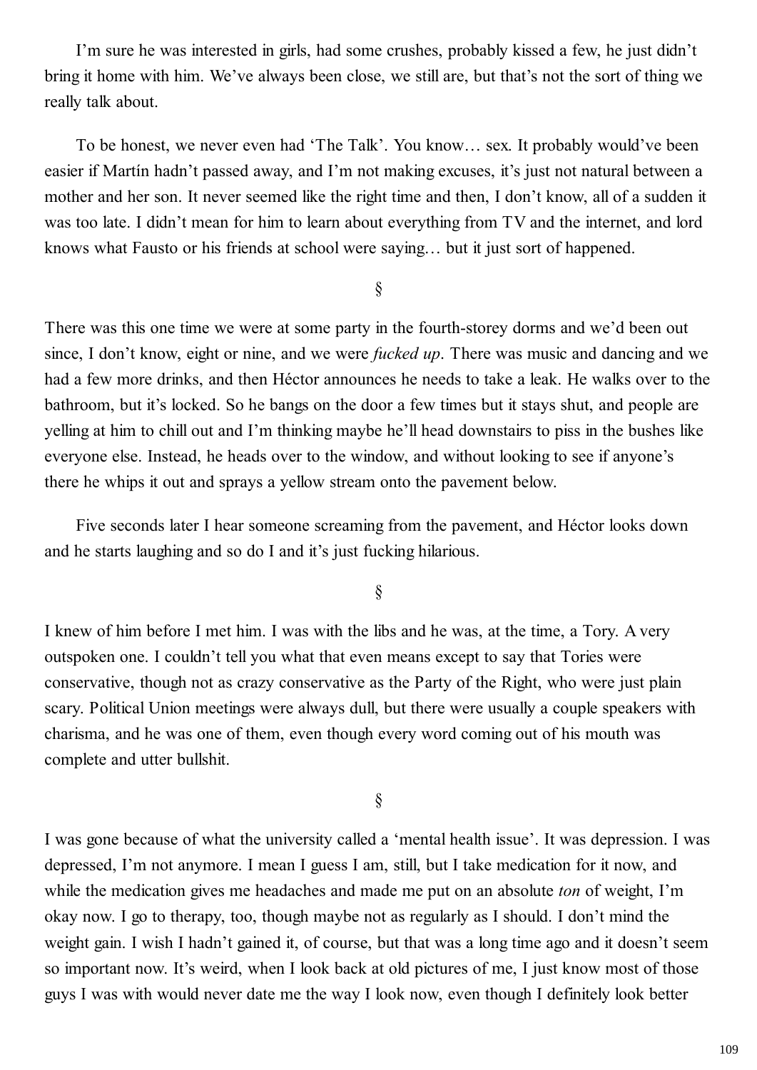I'm sure he was interested in girls, had some crushes, probably kissed a few, he just didn't bring it home with him. We've always been close, we still are, but that's not the sort of thing we really talk about.

To be honest, we never even had 'The Talk'. You know… sex. It probably would've been easier if Martín hadn't passed away, and I'm not making excuses, it's just not natural between a mother and her son. It never seemed like the right time and then, I don't know, all of a sudden it was too late. I didn't mean for him to learn about everything from TV and the internet, and lord knows what Fausto or his friends at school were saying… but it just sort of happened.

§

There was this one time we were at some party in the fourth-storey dorms and we'd been out since, I don't know, eight or nine, and we were *fucked up*. There was music and dancing and we had a few more drinks, and then Héctor announces he needs to take a leak. He walks over to the bathroom, but it's locked. So he bangs on the door a few times but it stays shut, and people are yelling at him to chill out and I'm thinking maybe he'll head downstairs to piss in the bushes like everyone else. Instead, he heads over to the window, and without looking to see if anyone's there he whips it out and sprays a yellow stream onto the pavement below.

Five seconds later I hear someone screaming from the pavement, and Héctor looks down and he starts laughing and so do I and it's just fucking hilarious.

§

I knew of him before I met him. I was with the libs and he was, at the time, a Tory. A very outspoken one. I couldn't tell you what that even means except to say that Tories were conservative, though not as crazy conservative as the Party of the Right, who were just plain scary. Political Union meetings were always dull, but there were usually a couple speakers with charisma, and he was one of them, even though every word coming out of his mouth was complete and utter bullshit.

§

I was gone because of what the university called a 'mental health issue'. It was depression. I was depressed, I'm not anymore. I mean I guess I am, still, but I take medication for it now, and while the medication gives me headaches and made me put on an absolute *ton* of weight, I'm okay now. I go to therapy, too, though maybe not as regularly as I should. I don't mind the weight gain. I wish I hadn't gained it, of course, but that was a long time ago and it doesn't seem so important now. It's weird, when I look back at old pictures of me, I just know most of those guys I was with would never date me the way I look now, even though I definitely look better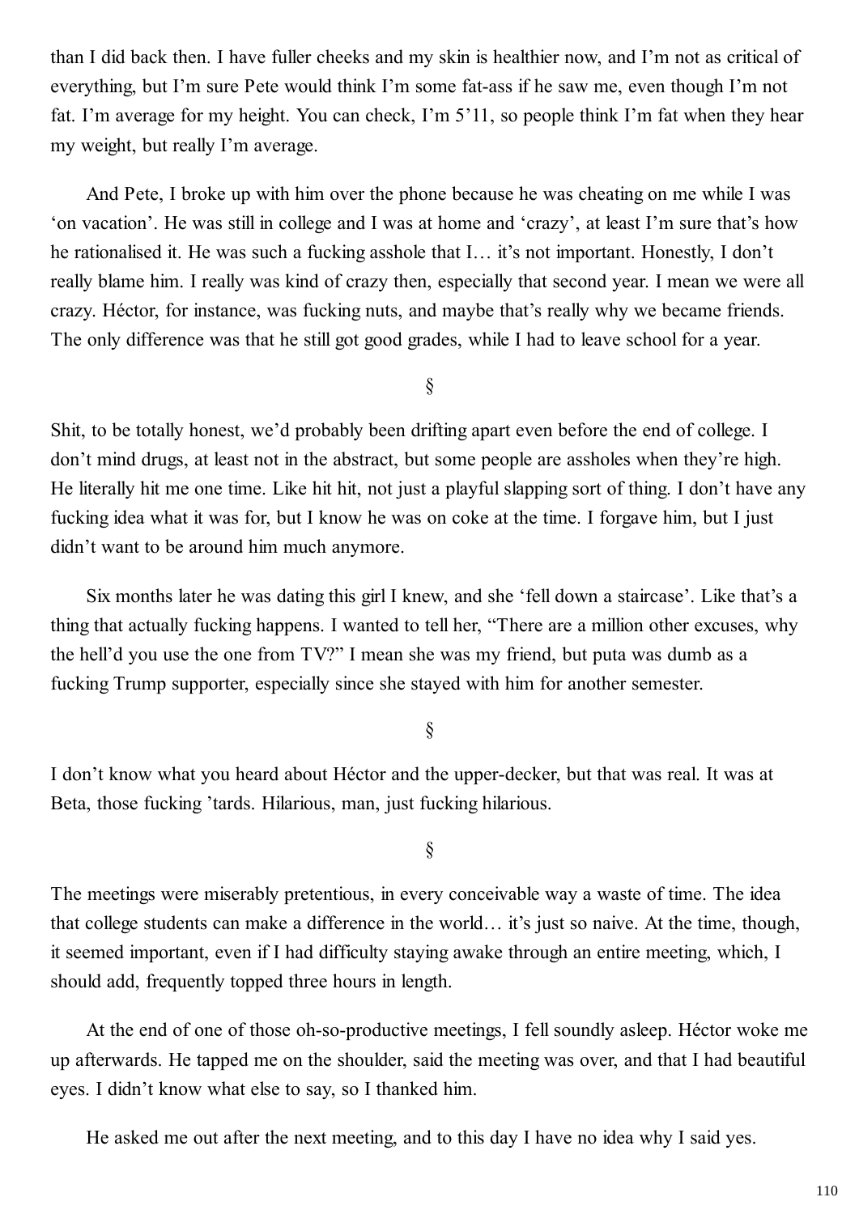than I did back then. I have fuller cheeks and my skin is healthier now, and I'm not as critical of everything, but I'm sure Pete would think I'm some fat-ass if he saw me, even though I'm not fat. I'm average for my height. You can check, I'm 5'11, so people think I'm fat when they hear my weight, but really I'm average.

And Pete, I broke up with him over the phone because he was cheating on me while I was 'on vacation'. He was still in college and I was at home and 'crazy', at least I'm sure that's how he rationalised it. He was such a fucking asshole that I… it's not important. Honestly, I don't really blame him. I really was kind of crazy then, especially that second year. I mean we were all crazy. Héctor, for instance, was fucking nuts, and maybe that's really why we became friends. The only difference was that he still got good grades, while I had to leave school for a year.

§

Shit, to be totally honest, we'd probably been drifting apart even before the end of college. I don't mind drugs, at least not in the abstract, but some people are assholes when they're high. He literally hit me one time. Like hit hit, not just a playful slapping sort of thing. I don't have any fucking idea what it was for, but I know he was on coke at the time. I forgave him, but I just didn't want to be around him much anymore.

Six months later he was dating this girl I knew, and she 'fell down a staircase'. Like that's a thing that actually fucking happens. I wanted to tell her, "There are a million other excuses, why the hell'd you use the one from TV?" I mean she was my friend, but puta was dumb as a fucking Trump supporter, especially since she stayed with him for another semester.

§

I don't know what you heard about Héctor and the upper-decker, but that was real. It was at Beta, those fucking 'tards. Hilarious, man, just fucking hilarious.

§

The meetings were miserably pretentious, in every conceivable way a waste of time. The idea that college students can make a difference in the world… it's just so naive. At the time, though, it seemed important, even if I had difficulty staying awake through an entire meeting, which, I should add, frequently topped three hours in length.

At the end of one of those oh-so-productive meetings, I fell soundly asleep. Héctor woke me up afterwards. He tapped me on the shoulder, said the meeting was over, and that I had beautiful eyes. I didn't know what else to say, so I thanked him.

He asked me out after the next meeting, and to this day I have no idea why I said yes.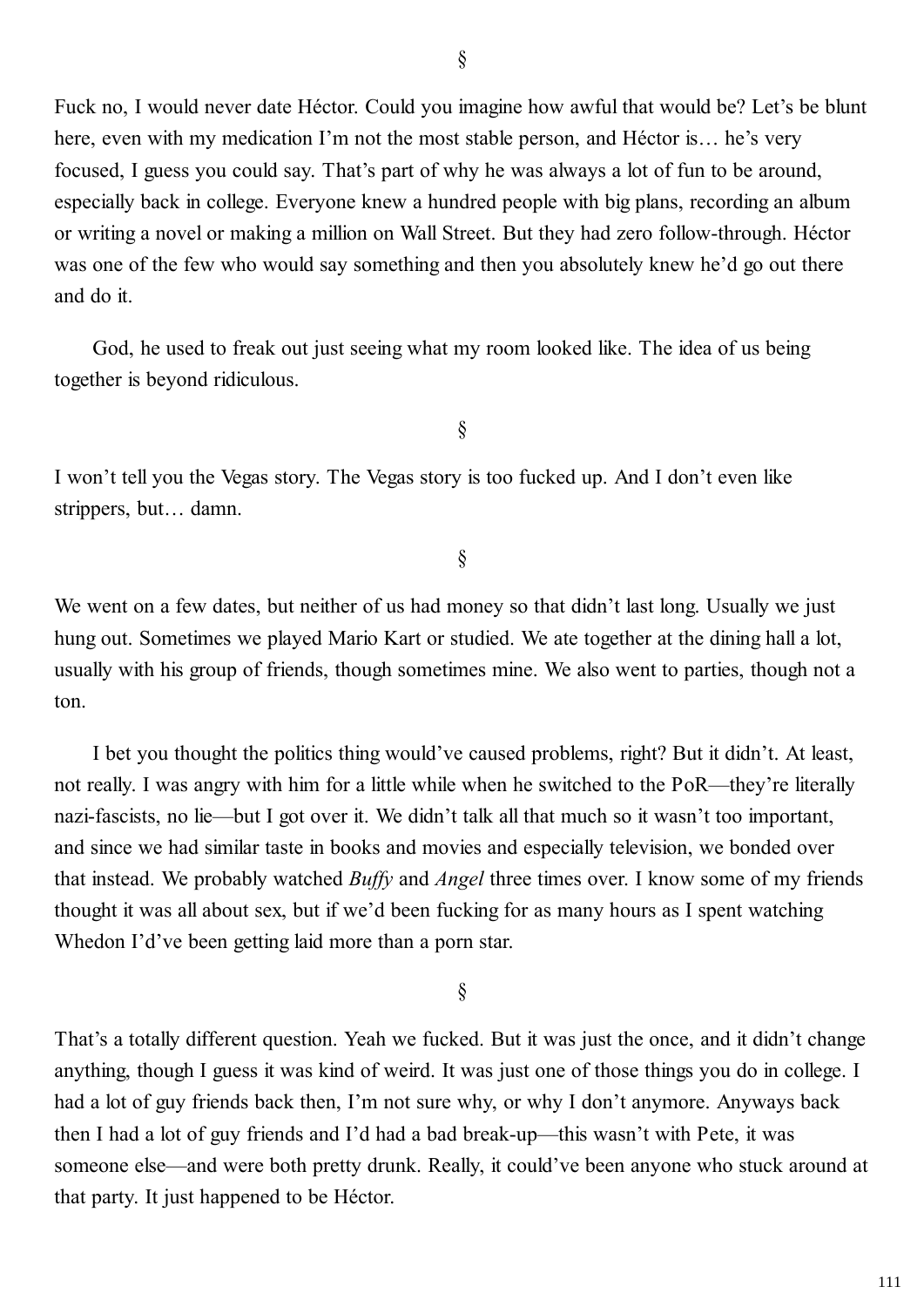§

Fuck no, I would never date Héctor. Could you imagine how awful that would be? Let's be blunt here, even with my medication I'm not the most stable person, and Héctor is… he's very focused, I guess you could say. That's part of why he was always a lot of fun to be around, especially back in college. Everyone knew a hundred people with big plans, recording an album or writing a novel or making a million on Wall Street. But they had zero follow-through. Héctor was one of the few who would say something and then you absolutely knew he'd go out there and do it.

God, he used to freak out just seeing what my room looked like. The idea of us being together is beyond ridiculous.

§

I won't tell you the Vegas story. The Vegas story is too fucked up. And I don't even like strippers, but… damn.

§

We went on a few dates, but neither of us had money so that didn't last long. Usually we just hung out. Sometimes we played Mario Kart or studied. We ate together at the dining hall a lot, usually with his group of friends, though sometimes mine. We also went to parties, though not a ton.

I bet you thought the politics thing would've caused problems, right? But it didn't. At least, not really. I was angry with him for a little while when he switched to the PoR—they're literally nazi-fascists, no lie—but I got over it. We didn't talk all that much so it wasn't too important, and since we had similar taste in books and movies and especially television, we bonded over that instead. We probably watched *Buffy* and *Angel* three times over. I know some of my friends thought it was all about sex, but if we'd been fucking for as many hours as I spent watching Whedon I'd've been getting laid more than a porn star.

§

That's a totally different question. Yeah we fucked. But it was just the once, and it didn't change anything, though I guess it was kind of weird. It was just one of those things you do in college. I had a lot of guy friends back then, I'm not sure why, or why I don't anymore. Anyways back then I had a lot of guy friends and I'd had a bad break-up—this wasn't with Pete, it was someone else—and were both pretty drunk. Really, it could've been anyone who stuck around at that party. It just happened to be Héctor.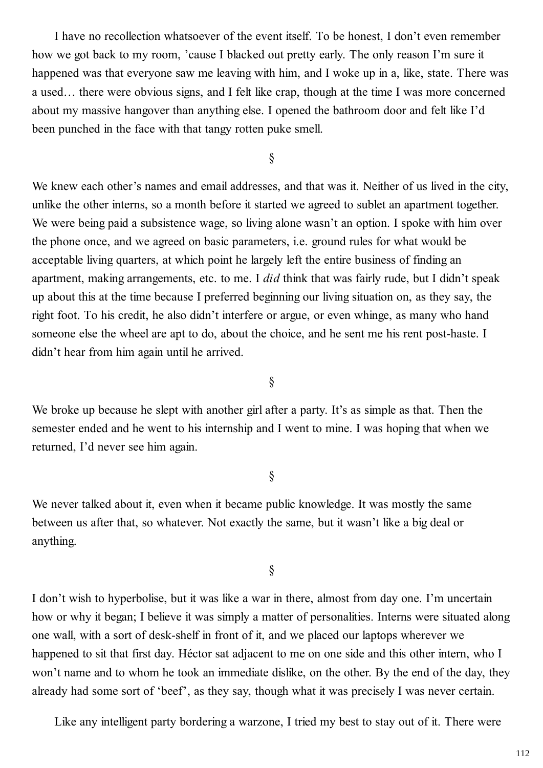I have no recollection whatsoever of the event itself. To be honest, I don't even remember how we got back to my room, 'cause I blacked out pretty early. The only reason I'm sure it happened was that everyone saw me leaving with him, and I woke up in a, like, state. There was a used… there were obvious signs, and I felt like crap, though at the time I was more concerned about my massive hangover than anything else. I opened the bathroom door and felt like I'd been punched in the face with that tangy rotten puke smell.

§

We knew each other's names and email addresses, and that was it. Neither of us lived in the city, unlike the other interns, so a month before it started we agreed to sublet an apartment together. We were being paid a subsistence wage, so living alone wasn't an option. I spoke with him over the phone once, and we agreed on basic parameters, i.e. ground rules for what would be acceptable living quarters, at which point he largely left the entire business of finding an apartment, making arrangements, etc. to me. I *did* think that was fairly rude, but I didn't speak up about this at the time because I preferred beginning our living situation on, as they say, the right foot. To his credit, he also didn't interfere or argue, or even whinge, as many who hand someone else the wheel are apt to do, about the choice, and he sent me his rent post-haste. I didn't hear from him again until he arrived.

§

We broke up because he slept with another girl after a party. It's as simple as that. Then the semester ended and he went to his internship and I went to mine. I was hoping that when we returned, I'd never see him again.

§

We never talked about it, even when it became public knowledge. It was mostly the same between us after that, so whatever. Not exactly the same, but it wasn't like a big deal or anything.

§

I don't wish to hyperbolise, but it was like a war in there, almost from day one. I'm uncertain how or why it began; I believe it was simply a matter of personalities. Interns were situated along one wall, with a sort of desk-shelf in front of it, and we placed our laptops wherever we happened to sit that first day. Héctor sat adjacent to me on one side and this other intern, who I won't name and to whom he took an immediate dislike, on the other. By the end of the day, they already had some sort of 'beef', as they say, though what it was precisely I was never certain.

Like any intelligent party bordering a warzone, I tried my best to stay out of it. There were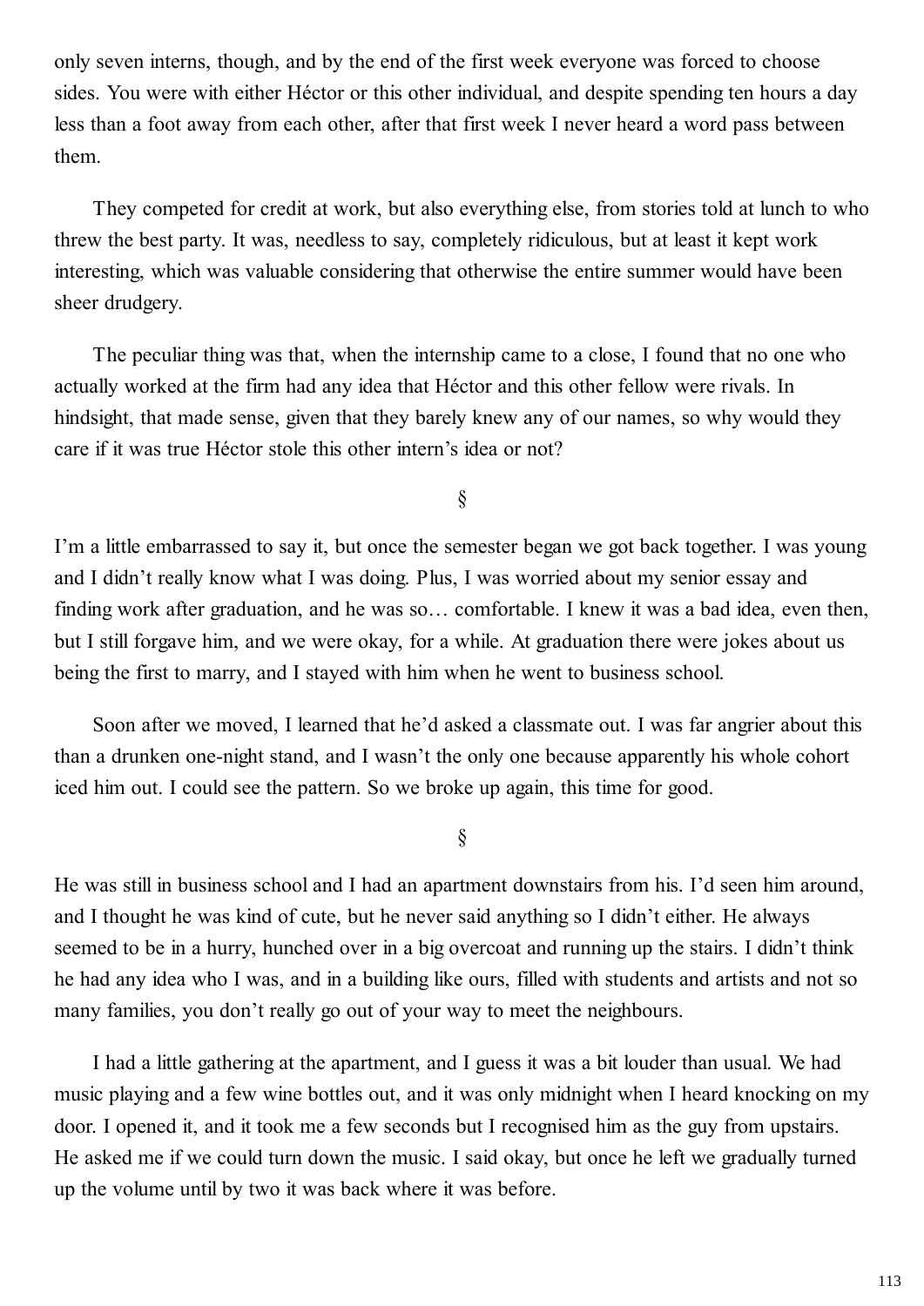only seven interns, though, and by the end of the first week everyone was forced to choose sides. You were with either Héctor or this other individual, and despite spending ten hours a day less than a foot away from each other, after that first week I never heard a word pass between them.

They competed for credit at work, but also everything else, from stories told at lunch to who threw the best party. It was, needless to say, completely ridiculous, but at least it kept work interesting, which was valuable considering that otherwise the entire summer would have been sheer drudgery.

The peculiar thing was that, when the internship came to a close, I found that no one who actually worked at the firm had any idea that Héctor and this other fellow were rivals. In hindsight, that made sense, given that they barely knew any of our names, so why would they care if it was true Héctor stole this other intern's idea or not?

§

I'm a little embarrassed to say it, but once the semester began we got back together. I was young and I didn't really know what I was doing. Plus, I was worried about my senior essay and finding work after graduation, and he was so… comfortable. I knew it was a bad idea, even then, but I still forgave him, and we were okay, for a while. At graduation there were jokes about us being the first to marry, and I stayed with him when he went to business school.

Soon after we moved, I learned that he'd asked a classmate out. I was far angrier about this than a drunken one-night stand, and I wasn't the only one because apparently his whole cohort iced him out. I could see the pattern. So we broke up again, this time for good.

§

He was still in business school and I had an apartment downstairs from his. I'd seen him around, and I thought he was kind of cute, but he never said anything so I didn't either. He always seemed to be in a hurry, hunched over in a big overcoat and running up the stairs. I didn't think he had any idea who I was, and in a building like ours, filled with students and artists and not so many families, you don't really go out of your way to meet the neighbours.

I had a little gathering at the apartment, and I guess it was a bit louder than usual. We had music playing and a few wine bottles out, and it was only midnight when I heard knocking on my door. I opened it, and it took me a few seconds but I recognised him as the guy from upstairs. He asked me if we could turn down the music. I said okay, but once he left we gradually turned up the volume until by two it was back where it was before.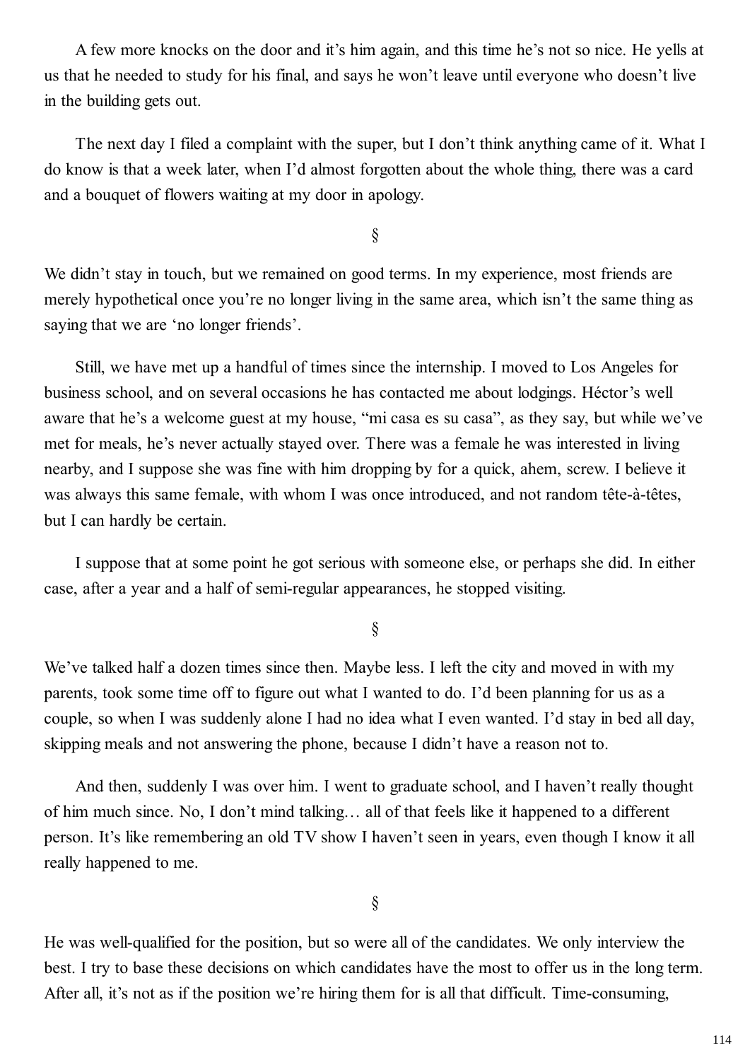A few more knocks on the door and it's him again, and this time he's not so nice. He yells at us that he needed to study for his final, and says he won't leave until everyone who doesn't live in the building gets out.

The next day I filed a complaint with the super, but I don't think anything came of it. What I do know is that a week later, when I'd almost forgotten about the whole thing, there was a card and a bouquet of flowers waiting at my door in apology.

§

We didn't stay in touch, but we remained on good terms. In my experience, most friends are merely hypothetical once you're no longer living in the same area, which isn't the same thing as saying that we are 'no longer friends'.

Still, we have met up a handful of times since the internship. I moved to Los Angeles for business school, and on several occasions he has contacted me about lodgings. Héctor's well aware that he's a welcome guest at my house, "mi casa es su casa", as they say, but while we've met for meals, he's never actually stayed over. There was a female he was interested in living nearby, and I suppose she was fine with him dropping by for a quick, ahem, screw. I believe it was always this same female, with whom I was once introduced, and not random tête-à-têtes, but I can hardly be certain.

I suppose that at some point he got serious with someone else, or perhaps she did. In either case, after a year and a half of semi-regular appearances, he stopped visiting.

§

We've talked half a dozen times since then. Maybe less. I left the city and moved in with my parents, took some time off to figure out what I wanted to do. I'd been planning for us as a couple, so when I was suddenly alone I had no idea what I even wanted. I'd stay in bed all day, skipping meals and not answering the phone, because I didn't have a reason not to.

And then, suddenly I was over him. I went to graduate school, and I haven't really thought of him much since. No, I don't mind talking… all of that feels like it happened to a different person. It's like remembering an old TV show I haven't seen in years, even though I know it all really happened to me.

§

He was well-qualified for the position, but so were all of the candidates. We only interview the best. I try to base these decisions on which candidates have the most to offer us in the long term. After all, it's not as if the position we're hiring them for is all that difficult. Time-consuming,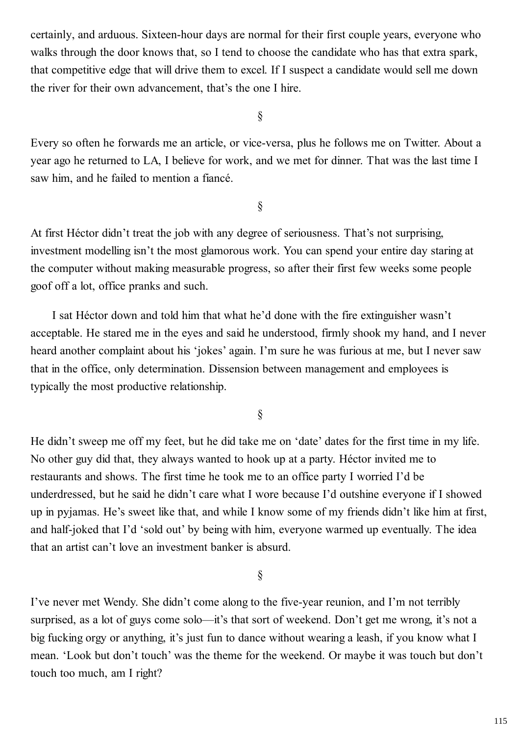certainly, and arduous. Sixteen-hour days are normal for their first couple years, everyone who walks through the door knows that, so I tend to choose the candidate who has that extra spark, that competitive edge that will drive them to excel. If I suspect a candidate would sell me down the river for their own advancement, that's the one I hire.

§

Every so often he forwards me an article, or vice-versa, plus he follows me on Twitter. About a year ago he returned to LA, I believe for work, and we met for dinner. That was the last time I saw him, and he failed to mention a fiancé.

§

At first Héctor didn't treat the job with any degree of seriousness. That's not surprising, investment modelling isn't the most glamorous work. You can spend your entire day staring at the computer without making measurable progress, so after their first few weeks some people goof off a lot, office pranks and such.

I sat Héctor down and told him that what he'd done with the fire extinguisher wasn't acceptable. He stared me in the eyes and said he understood, firmly shook my hand, and I never heard another complaint about his 'jokes' again. I'm sure he was furious at me, but I never saw that in the office, only determination. Dissension between management and employees is typically the most productive relationship.

§

He didn't sweep me off my feet, but he did take me on 'date' dates for the first time in my life. No other guy did that, they always wanted to hook up at a party. Héctor invited me to restaurants and shows. The first time he took me to an office party I worried I'd be underdressed, but he said he didn't care what I wore because I'd outshine everyone if I showed up in pyjamas. He's sweet like that, and while I know some of my friends didn't like him at first, and half-joked that I'd 'sold out' by being with him, everyone warmed up eventually. The idea that an artist can't love an investment banker is absurd.

§

I've never met Wendy. She didn't come along to the five-year reunion, and I'm not terribly surprised, as a lot of guys come solo—it's that sort of weekend. Don't get me wrong, it's not a big fucking orgy or anything, it's just fun to dance without wearing a leash, if you know what I mean. 'Look but don't touch' was the theme for the weekend. Or maybe it was touch but don't touch too much, am I right?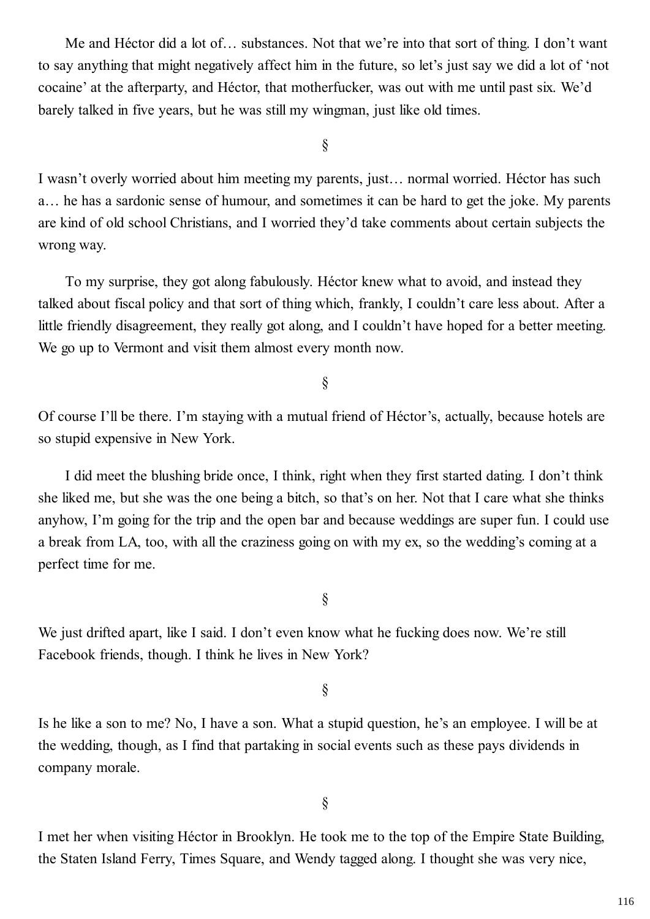Me and Héctor did a lot of… substances. Not that we're into that sort of thing. I don't want to say anything that might negatively affect him in the future, so let's just say we did a lot of 'not cocaine' at the afterparty, and Héctor, that motherfucker, was out with me until past six. We'd barely talked in five years, but he was still my wingman, just like old times.

§

I wasn't overly worried about him meeting my parents, just… normal worried. Héctor has such a… he has a sardonic sense of humour, and sometimes it can be hard to get the joke. My parents are kind of old school Christians, and I worried they'd take comments about certain subjects the wrong way.

To my surprise, they got along fabulously. Héctor knew what to avoid, and instead they talked about fiscal policy and that sort of thing which, frankly, I couldn't care less about. After a little friendly disagreement, they really got along, and I couldn't have hoped for a better meeting. We go up to Vermont and visit them almost every month now.

§

Of course I'll be there. I'm staying with a mutual friend of Héctor's, actually, because hotels are so stupid expensive in New York.

I did meet the blushing bride once, I think, right when they first started dating. I don't think she liked me, but she was the one being a bitch, so that's on her. Not that I care what she thinks anyhow, I'm going for the trip and the open bar and because weddings are super fun. I could use a break from LA, too, with all the craziness going on with my ex, so the wedding's coming at a perfect time for me.

§

We just drifted apart, like I said. I don't even know what he fucking does now. We're still Facebook friends, though. I think he lives in New York?

§

Is he like a son to me? No, I have a son. What a stupid question, he's an employee. I will be at the wedding, though, as I find that partaking in social events such as these pays dividends in company morale.

§

I met her when visiting Héctor in Brooklyn. He took me to the top of the Empire State Building, the Staten Island Ferry, Times Square, and Wendy tagged along. I thought she was very nice,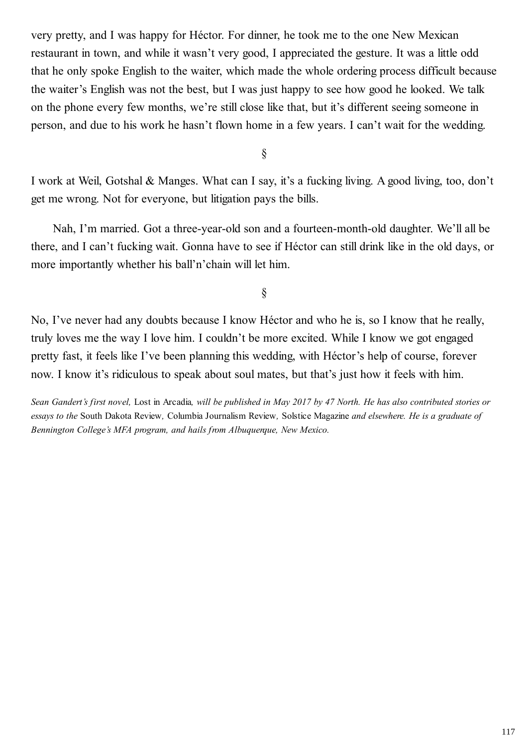very pretty, and I was happy for Héctor. For dinner, he took me to the one New Mexican restaurant in town, and while it wasn't very good, I appreciated the gesture. It was a little odd that he only spoke English to the waiter, which made the whole ordering process difficult because the waiter's English was not the best, but I was just happy to see how good he looked. We talk on the phone every few months, we're still close like that, but it's different seeing someone in person, and due to his work he hasn't flown home in a few years. I can't wait for the wedding.

§

I work at Weil, Gotshal & Manges. What can I say, it's a fucking living. A good living, too, don't get me wrong. Not for everyone, but litigation pays the bills.

Nah, I'm married. Got a three-year-old son and a fourteen-month-old daughter. We'll all be there, and I can't fucking wait. Gonna have to see if Héctor can still drink like in the old days, or more importantly whether his ball'n'chain will let him.

§

No, I've never had any doubts because I know Héctor and who he is, so I know that he really, truly loves me the way I love him. I couldn't be more excited. While I know we got engaged pretty fast, it feels like I've been planning this wedding, with Héctor's help of course, forever now. I know it's ridiculous to speak about soul mates, but that's just how it feels with him.

*Sean Gandert's first novel,* Lost in Arcadia*, will be published in May 2017 by 47 North. He has also contributed stories or essays to the* South Dakota Review*,* Columbia Journalism Review*,* Solstice Magazine *and elsewhere. He is a graduate of Bennington College's MFA program, and hails from Albuquerque, New Mexico.*